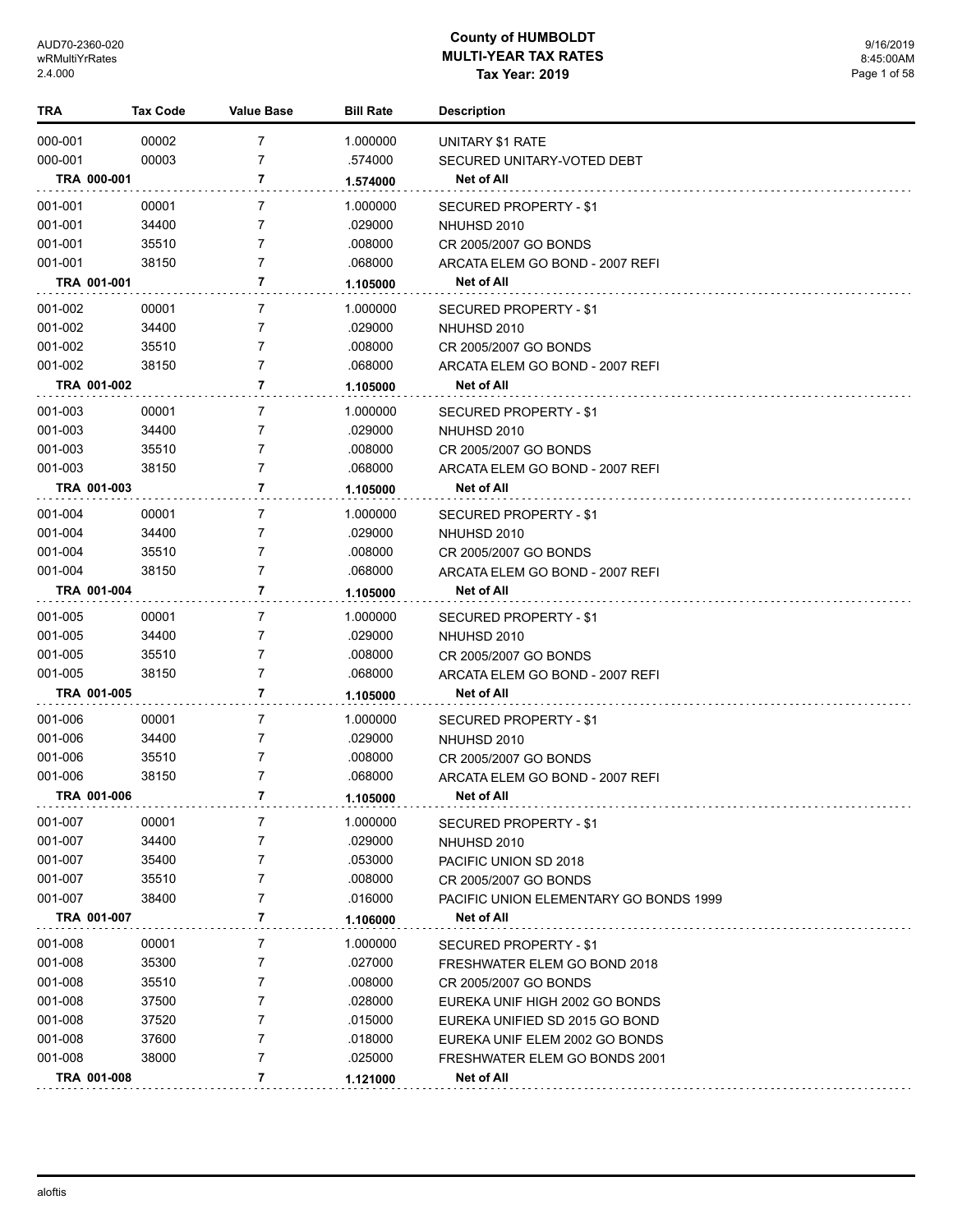# County of HUMBOLDT
## MULTI-YEAR TAX RATES
### Tax Year: 2019

AUD70-2360-020
wRMultiYrRates
2.4.000

9/16/2019
8:45:00AM

| TRA | Tax Code | Value Base | Bill Rate | Description |
|---|---|---|---|---|
| 000-001 | 00002 | 7 | 1.000000 | UNITARY $1 RATE |
| 000-001 | 00003 | 7 | .574000 | SECURED UNITARY-VOTED DEBT |
| **TRA 000-001** | | **7** | **1.574000** | **Net of All** |
| 001-001 | 00001 | 7 | 1.000000 | SECURED PROPERTY - $1 |
| 001-001 | 34400 | 7 | .029000 | NHUHSD 2010 |
| 001-001 | 35510 | 7 | .008000 | CR 2005/2007 GO BONDS |
| 001-001 | 38150 | 7 | .068000 | ARCATA ELEM GO BOND - 2007 REFI |
| **TRA 001-001** | | **7** | **1.105000** | **Net of All** |
| 001-002 | 00001 | 7 | 1.000000 | SECURED PROPERTY - $1 |
| 001-002 | 34400 | 7 | .029000 | NHUHSD 2010 |
| 001-002 | 35510 | 7 | .008000 | CR 2005/2007 GO BONDS |
| 001-002 | 38150 | 7 | .068000 | ARCATA ELEM GO BOND - 2007 REFI |
| **TRA 001-002** | | **7** | **1.105000** | **Net of All** |
| 001-003 | 00001 | 7 | 1.000000 | SECURED PROPERTY - $1 |
| 001-003 | 34400 | 7 | .029000 | NHUHSD 2010 |
| 001-003 | 35510 | 7 | .008000 | CR 2005/2007 GO BONDS |
| 001-003 | 38150 | 7 | .068000 | ARCATA ELEM GO BOND - 2007 REFI |
| **TRA 001-003** | | **7** | **1.105000** | **Net of All** |
| 001-004 | 00001 | 7 | 1.000000 | SECURED PROPERTY - $1 |
| 001-004 | 34400 | 7 | .029000 | NHUHSD 2010 |
| 001-004 | 35510 | 7 | .008000 | CR 2005/2007 GO BONDS |
| 001-004 | 38150 | 7 | .068000 | ARCATA ELEM GO BOND - 2007 REFI |
| **TRA 001-004** | | **7** | **1.105000** | **Net of All** |
| 001-005 | 00001 | 7 | 1.000000 | SECURED PROPERTY - $1 |
| 001-005 | 34400 | 7 | .029000 | NHUHSD 2010 |
| 001-005 | 35510 | 7 | .008000 | CR 2005/2007 GO BONDS |
| 001-005 | 38150 | 7 | .068000 | ARCATA ELEM GO BOND - 2007 REFI |
| **TRA 001-005** | | **7** | **1.105000** | **Net of All** |
| 001-006 | 00001 | 7 | 1.000000 | SECURED PROPERTY - $1 |
| 001-006 | 34400 | 7 | .029000 | NHUHSD 2010 |
| 001-006 | 35510 | 7 | .008000 | CR 2005/2007 GO BONDS |
| 001-006 | 38150 | 7 | .068000 | ARCATA ELEM GO BOND - 2007 REFI |
| **TRA 001-006** | | **7** | **1.105000** | **Net of All** |
| 001-007 | 00001 | 7 | 1.000000 | SECURED PROPERTY - $1 |
| 001-007 | 34400 | 7 | .029000 | NHUHSD 2010 |
| 001-007 | 35400 | 7 | .053000 | PACIFIC UNION SD 2018 |
| 001-007 | 35510 | 7 | .008000 | CR 2005/2007 GO BONDS |
| 001-007 | 38400 | 7 | .016000 | PACIFIC UNION ELEMENTARY GO BONDS 1999 |
| **TRA 001-007** | | **7** | **1.106000** | **Net of All** |
| 001-008 | 00001 | 7 | 1.000000 | SECURED PROPERTY - $1 |
| 001-008 | 35300 | 7 | .027000 | FRESHWATER ELEM GO BOND 2018 |
| 001-008 | 35510 | 7 | .008000 | CR 2005/2007 GO BONDS |
| 001-008 | 37500 | 7 | .028000 | EUREKA UNIF HIGH 2002 GO BONDS |
| 001-008 | 37520 | 7 | .015000 | EUREKA UNIFIED SD 2015 GO BOND |
| 001-008 | 37600 | 7 | .018000 | EUREKA UNIF ELEM 2002 GO BONDS |
| 001-008 | 38000 | 7 | .025000 | FRESHWATER ELEM GO BONDS 2001 |
| **TRA 001-008** | | **7** | **1.121000** | **Net of All** |

aloftis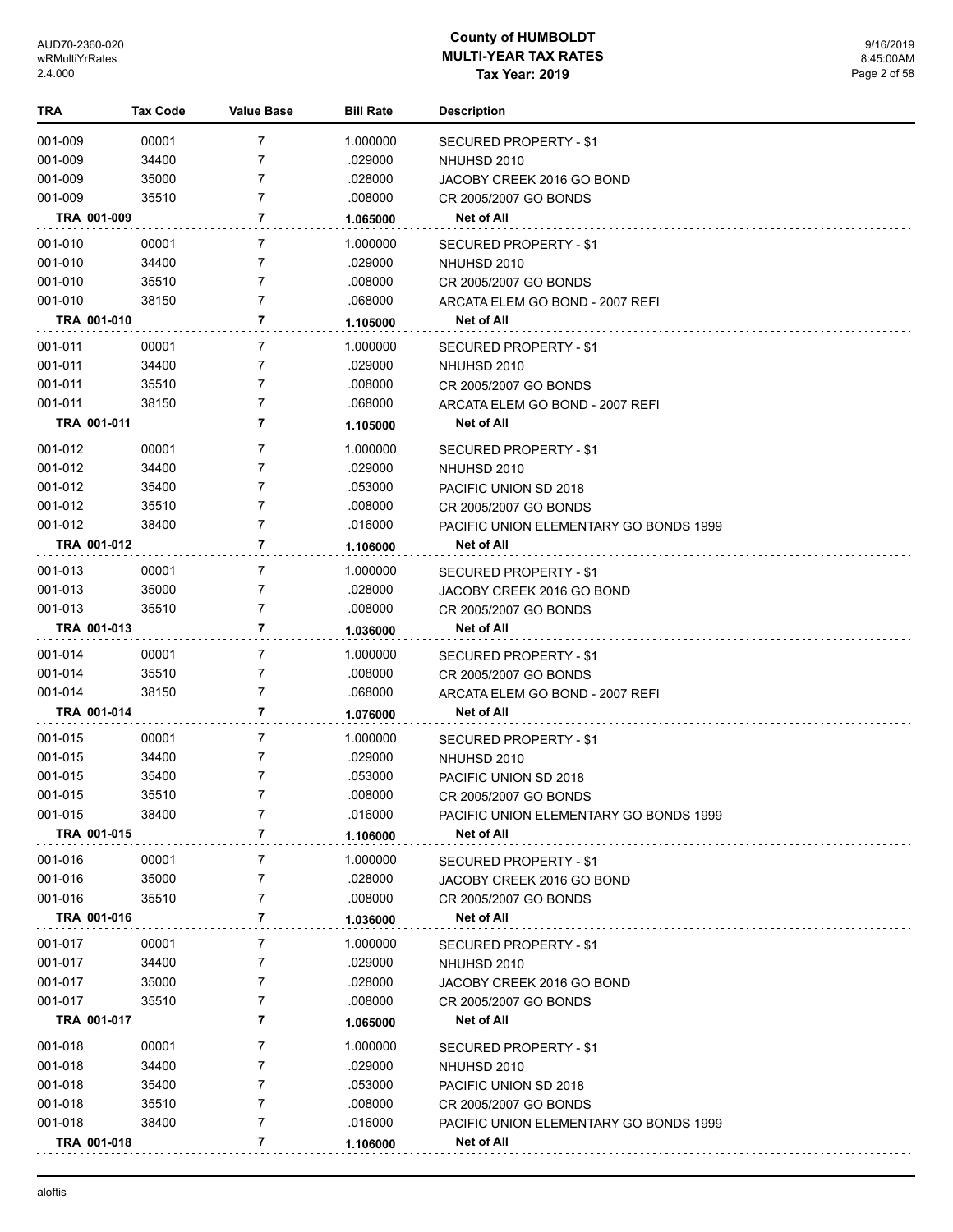# County of HUMBOLDT
## MULTI-YEAR TAX RATES
### Tax Year: 2019

| TRA | Tax Code | Value Base | Bill Rate | Description |
|---|---|---|---|---|
| 001-009 | 00001 | 7 | 1.000000 | SECURED PROPERTY - $1 |
| 001-009 | 34400 | 7 | .029000 | NHUHSD 2010 |
| 001-009 | 35000 | 7 | .028000 | JACOBY CREEK 2016 GO BOND |
| 001-009 | 35510 | 7 | .008000 | CR 2005/2007 GO BONDS |
| **TRA 001-009** | | **7** | **1.065000** | **Net of All** |
| 001-010 | 00001 | 7 | 1.000000 | SECURED PROPERTY - $1 |
| 001-010 | 34400 | 7 | .029000 | NHUHSD 2010 |
| 001-010 | 35510 | 7 | .008000 | CR 2005/2007 GO BONDS |
| 001-010 | 38150 | 7 | .068000 | ARCATA ELEM GO BOND - 2007 REFI |
| **TRA 001-010** | | **7** | **1.105000** | **Net of All** |
| 001-011 | 00001 | 7 | 1.000000 | SECURED PROPERTY - $1 |
| 001-011 | 34400 | 7 | .029000 | NHUHSD 2010 |
| 001-011 | 35510 | 7 | .008000 | CR 2005/2007 GO BONDS |
| 001-011 | 38150 | 7 | .068000 | ARCATA ELEM GO BOND - 2007 REFI |
| **TRA 001-011** | | **7** | **1.105000** | **Net of All** |
| 001-012 | 00001 | 7 | 1.000000 | SECURED PROPERTY - $1 |
| 001-012 | 34400 | 7 | .029000 | NHUHSD 2010 |
| 001-012 | 35400 | 7 | .053000 | PACIFIC UNION SD 2018 |
| 001-012 | 35510 | 7 | .008000 | CR 2005/2007 GO BONDS |
| 001-012 | 38400 | 7 | .016000 | PACIFIC UNION ELEMENTARY GO BONDS 1999 |
| **TRA 001-012** | | **7** | **1.106000** | **Net of All** |
| 001-013 | 00001 | 7 | 1.000000 | SECURED PROPERTY - $1 |
| 001-013 | 35000 | 7 | .028000 | JACOBY CREEK 2016 GO BOND |
| 001-013 | 35510 | 7 | .008000 | CR 2005/2007 GO BONDS |
| **TRA 001-013** | | **7** | **1.036000** | **Net of All** |
| 001-014 | 00001 | 7 | 1.000000 | SECURED PROPERTY - $1 |
| 001-014 | 35510 | 7 | .008000 | CR 2005/2007 GO BONDS |
| 001-014 | 38150 | 7 | .068000 | ARCATA ELEM GO BOND - 2007 REFI |
| **TRA 001-014** | | **7** | **1.076000** | **Net of All** |
| 001-015 | 00001 | 7 | 1.000000 | SECURED PROPERTY - $1 |
| 001-015 | 34400 | 7 | .029000 | NHUHSD 2010 |
| 001-015 | 35400 | 7 | .053000 | PACIFIC UNION SD 2018 |
| 001-015 | 35510 | 7 | .008000 | CR 2005/2007 GO BONDS |
| 001-015 | 38400 | 7 | .016000 | PACIFIC UNION ELEMENTARY GO BONDS 1999 |
| **TRA 001-015** | | **7** | **1.106000** | **Net of All** |
| 001-016 | 00001 | 7 | 1.000000 | SECURED PROPERTY - $1 |
| 001-016 | 35000 | 7 | .028000 | JACOBY CREEK 2016 GO BOND |
| 001-016 | 35510 | 7 | .008000 | CR 2005/2007 GO BONDS |
| **TRA 001-016** | | **7** | **1.036000** | **Net of All** |
| 001-017 | 00001 | 7 | 1.000000 | SECURED PROPERTY - $1 |
| 001-017 | 34400 | 7 | .029000 | NHUHSD 2010 |
| 001-017 | 35000 | 7 | .028000 | JACOBY CREEK 2016 GO BOND |
| 001-017 | 35510 | 7 | .008000 | CR 2005/2007 GO BONDS |
| **TRA 001-017** | | **7** | **1.065000** | **Net of All** |
| 001-018 | 00001 | 7 | 1.000000 | SECURED PROPERTY - $1 |
| 001-018 | 34400 | 7 | .029000 | NHUHSD 2010 |
| 001-018 | 35400 | 7 | .053000 | PACIFIC UNION SD 2018 |
| 001-018 | 35510 | 7 | .008000 | CR 2005/2007 GO BONDS |
| 001-018 | 38400 | 7 | .016000 | PACIFIC UNION ELEMENTARY GO BONDS 1999 |
| **TRA 001-018** | | **7** | **1.106000** | **Net of All** |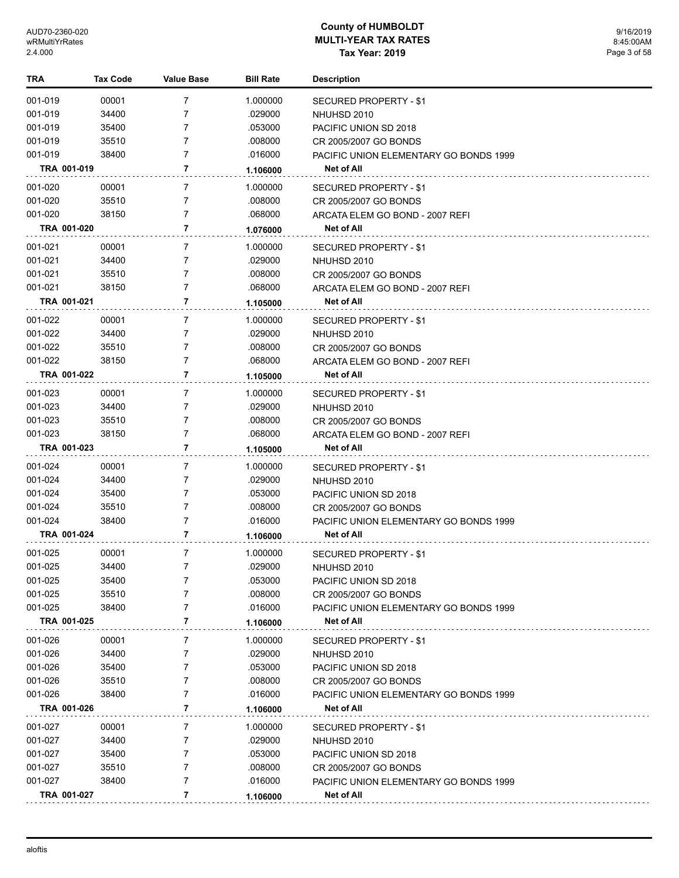| TRA | Tax Code | Value Base | Bill Rate | Description |
|---|---|---|---|---|
| 001-019 | 00001 | 7 | 1.000000 | SECURED PROPERTY - $1 |
| 001-019 | 34400 | 7 | .029000 | NHUHSD 2010 |
| 001-019 | 35400 | 7 | .053000 | PACIFIC UNION SD 2018 |
| 001-019 | 35510 | 7 | .008000 | CR 2005/2007 GO BONDS |
| 001-019 | 38400 | 7 | .016000 | PACIFIC UNION ELEMENTARY GO BONDS 1999 |
| **TRA 001-019** | | **7** | **1.106000** | **Net of All** |
| 001-020 | 00001 | 7 | 1.000000 | SECURED PROPERTY - $1 |
| 001-020 | 35510 | 7 | .008000 | CR 2005/2007 GO BONDS |
| 001-020 | 38150 | 7 | .068000 | ARCATA ELEM GO BOND - 2007 REFI |
| **TRA 001-020** | | **7** | **1.076000** | **Net of All** |
| 001-021 | 00001 | 7 | 1.000000 | SECURED PROPERTY - $1 |
| 001-021 | 34400 | 7 | .029000 | NHUHSD 2010 |
| 001-021 | 35510 | 7 | .008000 | CR 2005/2007 GO BONDS |
| 001-021 | 38150 | 7 | .068000 | ARCATA ELEM GO BOND - 2007 REFI |
| **TRA 001-021** | | **7** | **1.105000** | **Net of All** |
| 001-022 | 00001 | 7 | 1.000000 | SECURED PROPERTY - $1 |
| 001-022 | 34400 | 7 | .029000 | NHUHSD 2010 |
| 001-022 | 35510 | 7 | .008000 | CR 2005/2007 GO BONDS |
| 001-022 | 38150 | 7 | .068000 | ARCATA ELEM GO BOND - 2007 REFI |
| **TRA 001-022** | | **7** | **1.105000** | **Net of All** |
| 001-023 | 00001 | 7 | 1.000000 | SECURED PROPERTY - $1 |
| 001-023 | 34400 | 7 | .029000 | NHUHSD 2010 |
| 001-023 | 35510 | 7 | .008000 | CR 2005/2007 GO BONDS |
| 001-023 | 38150 | 7 | .068000 | ARCATA ELEM GO BOND - 2007 REFI |
| **TRA 001-023** | | **7** | **1.105000** | **Net of All** |
| 001-024 | 00001 | 7 | 1.000000 | SECURED PROPERTY - $1 |
| 001-024 | 34400 | 7 | .029000 | NHUHSD 2010 |
| 001-024 | 35400 | 7 | .053000 | PACIFIC UNION SD 2018 |
| 001-024 | 35510 | 7 | .008000 | CR 2005/2007 GO BONDS |
| 001-024 | 38400 | 7 | .016000 | PACIFIC UNION ELEMENTARY GO BONDS 1999 |
| **TRA 001-024** | | **7** | **1.106000** | **Net of All** |
| 001-025 | 00001 | 7 | 1.000000 | SECURED PROPERTY - $1 |
| 001-025 | 34400 | 7 | .029000 | NHUHSD 2010 |
| 001-025 | 35400 | 7 | .053000 | PACIFIC UNION SD 2018 |
| 001-025 | 35510 | 7 | .008000 | CR 2005/2007 GO BONDS |
| 001-025 | 38400 | 7 | .016000 | PACIFIC UNION ELEMENTARY GO BONDS 1999 |
| **TRA 001-025** | | **7** | **1.106000** | **Net of All** |
| 001-026 | 00001 | 7 | 1.000000 | SECURED PROPERTY - $1 |
| 001-026 | 34400 | 7 | .029000 | NHUHSD 2010 |
| 001-026 | 35400 | 7 | .053000 | PACIFIC UNION SD 2018 |
| 001-026 | 35510 | 7 | .008000 | CR 2005/2007 GO BONDS |
| 001-026 | 38400 | 7 | .016000 | PACIFIC UNION ELEMENTARY GO BONDS 1999 |
| **TRA 001-026** | | **7** | **1.106000** | **Net of All** |
| 001-027 | 00001 | 7 | 1.000000 | SECURED PROPERTY - $1 |
| 001-027 | 34400 | 7 | .029000 | NHUHSD 2010 |
| 001-027 | 35400 | 7 | .053000 | PACIFIC UNION SD 2018 |
| 001-027 | 35510 | 7 | .008000 | CR 2005/2007 GO BONDS |
| 001-027 | 38400 | 7 | .016000 | PACIFIC UNION ELEMENTARY GO BONDS 1999 |
| **TRA 001-027** | | **7** | **1.106000** | **Net of All** |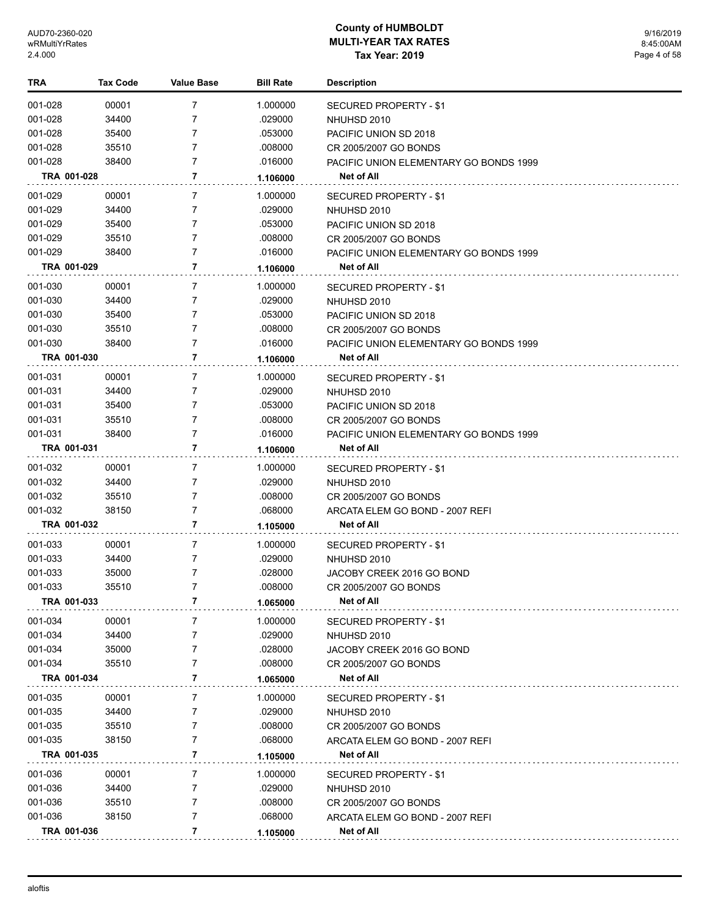# County of HUMBOLDT
# MULTI-YEAR TAX RATES
# Tax Year: 2019

| TRA | Tax Code | Value Base | Bill Rate | Description |
|---|---|---|---|---|
| 001-028 | 00001 | 7 | 1.000000 | SECURED PROPERTY - $1 |
| 001-028 | 34400 | 7 | .029000 | NHUHSD 2010 |
| 001-028 | 35400 | 7 | .053000 | PACIFIC UNION SD 2018 |
| 001-028 | 35510 | 7 | .008000 | CR 2005/2007 GO BONDS |
| 001-028 | 38400 | 7 | .016000 | PACIFIC UNION ELEMENTARY GO BONDS 1999 |
| **TRA 001-028** | | **7** | **1.106000** | **Net of All** |
| 001-029 | 00001 | 7 | 1.000000 | SECURED PROPERTY - $1 |
| 001-029 | 34400 | 7 | .029000 | NHUHSD 2010 |
| 001-029 | 35400 | 7 | .053000 | PACIFIC UNION SD 2018 |
| 001-029 | 35510 | 7 | .008000 | CR 2005/2007 GO BONDS |
| 001-029 | 38400 | 7 | .016000 | PACIFIC UNION ELEMENTARY GO BONDS 1999 |
| **TRA 001-029** | | **7** | **1.106000** | **Net of All** |
| 001-030 | 00001 | 7 | 1.000000 | SECURED PROPERTY - $1 |
| 001-030 | 34400 | 7 | .029000 | NHUHSD 2010 |
| 001-030 | 35400 | 7 | .053000 | PACIFIC UNION SD 2018 |
| 001-030 | 35510 | 7 | .008000 | CR 2005/2007 GO BONDS |
| 001-030 | 38400 | 7 | .016000 | PACIFIC UNION ELEMENTARY GO BONDS 1999 |
| **TRA 001-030** | | **7** | **1.106000** | **Net of All** |
| 001-031 | 00001 | 7 | 1.000000 | SECURED PROPERTY - $1 |
| 001-031 | 34400 | 7 | .029000 | NHUHSD 2010 |
| 001-031 | 35400 | 7 | .053000 | PACIFIC UNION SD 2018 |
| 001-031 | 35510 | 7 | .008000 | CR 2005/2007 GO BONDS |
| 001-031 | 38400 | 7 | .016000 | PACIFIC UNION ELEMENTARY GO BONDS 1999 |
| **TRA 001-031** | | **7** | **1.106000** | **Net of All** |
| 001-032 | 00001 | 7 | 1.000000 | SECURED PROPERTY - $1 |
| 001-032 | 34400 | 7 | .029000 | NHUHSD 2010 |
| 001-032 | 35510 | 7 | .008000 | CR 2005/2007 GO BONDS |
| 001-032 | 38150 | 7 | .068000 | ARCATA ELEM GO BOND - 2007 REFI |
| **TRA 001-032** | | **7** | **1.105000** | **Net of All** |
| 001-033 | 00001 | 7 | 1.000000 | SECURED PROPERTY - $1 |
| 001-033 | 34400 | 7 | .029000 | NHUHSD 2010 |
| 001-033 | 35000 | 7 | .028000 | JACOBY CREEK 2016 GO BOND |
| 001-033 | 35510 | 7 | .008000 | CR 2005/2007 GO BONDS |
| **TRA 001-033** | | **7** | **1.065000** | **Net of All** |
| 001-034 | 00001 | 7 | 1.000000 | SECURED PROPERTY - $1 |
| 001-034 | 34400 | 7 | .029000 | NHUHSD 2010 |
| 001-034 | 35000 | 7 | .028000 | JACOBY CREEK 2016 GO BOND |
| 001-034 | 35510 | 7 | .008000 | CR 2005/2007 GO BONDS |
| **TRA 001-034** | | **7** | **1.065000** | **Net of All** |
| 001-035 | 00001 | 7 | 1.000000 | SECURED PROPERTY - $1 |
| 001-035 | 34400 | 7 | .029000 | NHUHSD 2010 |
| 001-035 | 35510 | 7 | .008000 | CR 2005/2007 GO BONDS |
| 001-035 | 38150 | 7 | .068000 | ARCATA ELEM GO BOND - 2007 REFI |
| **TRA 001-035** | | **7** | **1.105000** | **Net of All** |
| 001-036 | 00001 | 7 | 1.000000 | SECURED PROPERTY - $1 |
| 001-036 | 34400 | 7 | .029000 | NHUHSD 2010 |
| 001-036 | 35510 | 7 | .008000 | CR 2005/2007 GO BONDS |
| 001-036 | 38150 | 7 | .068000 | ARCATA ELEM GO BOND - 2007 REFI |
| **TRA 001-036** | | **7** | **1.105000** | **Net of All** |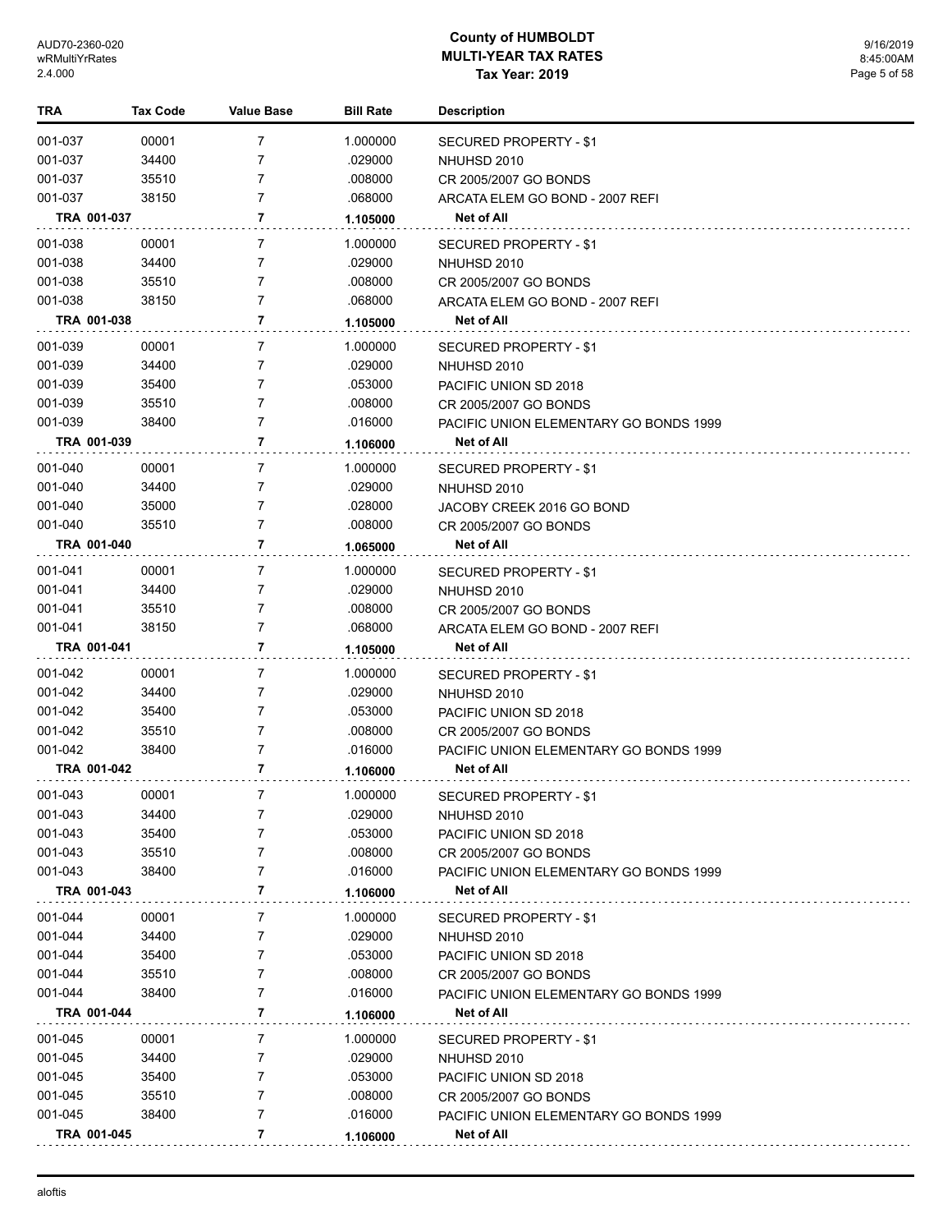# County of HUMBOLDT
## MULTI-YEAR TAX RATES
### Tax Year: 2019

| TRA | Tax Code | Value Base | Bill Rate | Description |
|---|---|---|---|---|
| 001-037 | 00001 | 7 | 1.000000 | SECURED PROPERTY - $1 |
| 001-037 | 34400 | 7 | .029000 | NHUHSD 2010 |
| 001-037 | 35510 | 7 | .008000 | CR 2005/2007 GO BONDS |
| 001-037 | 38150 | 7 | .068000 | ARCATA ELEM GO BOND - 2007 REFI |
| **TRA 001-037** | | **7** | **1.105000** | **Net of All** |
| 001-038 | 00001 | 7 | 1.000000 | SECURED PROPERTY - $1 |
| 001-038 | 34400 | 7 | .029000 | NHUHSD 2010 |
| 001-038 | 35510 | 7 | .008000 | CR 2005/2007 GO BONDS |
| 001-038 | 38150 | 7 | .068000 | ARCATA ELEM GO BOND - 2007 REFI |
| **TRA 001-038** | | **7** | **1.105000** | **Net of All** |
| 001-039 | 00001 | 7 | 1.000000 | SECURED PROPERTY - $1 |
| 001-039 | 34400 | 7 | .029000 | NHUHSD 2010 |
| 001-039 | 35400 | 7 | .053000 | PACIFIC UNION SD 2018 |
| 001-039 | 35510 | 7 | .008000 | CR 2005/2007 GO BONDS |
| 001-039 | 38400 | 7 | .016000 | PACIFIC UNION ELEMENTARY GO BONDS 1999 |
| **TRA 001-039** | | **7** | **1.106000** | **Net of All** |
| 001-040 | 00001 | 7 | 1.000000 | SECURED PROPERTY - $1 |
| 001-040 | 34400 | 7 | .029000 | NHUHSD 2010 |
| 001-040 | 35000 | 7 | .028000 | JACOBY CREEK 2016 GO BOND |
| 001-040 | 35510 | 7 | .008000 | CR 2005/2007 GO BONDS |
| **TRA 001-040** | | **7** | **1.065000** | **Net of All** |
| 001-041 | 00001 | 7 | 1.000000 | SECURED PROPERTY - $1 |
| 001-041 | 34400 | 7 | .029000 | NHUHSD 2010 |
| 001-041 | 35510 | 7 | .008000 | CR 2005/2007 GO BONDS |
| 001-041 | 38150 | 7 | .068000 | ARCATA ELEM GO BOND - 2007 REFI |
| **TRA 001-041** | | **7** | **1.105000** | **Net of All** |
| 001-042 | 00001 | 7 | 1.000000 | SECURED PROPERTY - $1 |
| 001-042 | 34400 | 7 | .029000 | NHUHSD 2010 |
| 001-042 | 35400 | 7 | .053000 | PACIFIC UNION SD 2018 |
| 001-042 | 35510 | 7 | .008000 | CR 2005/2007 GO BONDS |
| 001-042 | 38400 | 7 | .016000 | PACIFIC UNION ELEMENTARY GO BONDS 1999 |
| **TRA 001-042** | | **7** | **1.106000** | **Net of All** |
| 001-043 | 00001 | 7 | 1.000000 | SECURED PROPERTY - $1 |
| 001-043 | 34400 | 7 | .029000 | NHUHSD 2010 |
| 001-043 | 35400 | 7 | .053000 | PACIFIC UNION SD 2018 |
| 001-043 | 35510 | 7 | .008000 | CR 2005/2007 GO BONDS |
| 001-043 | 38400 | 7 | .016000 | PACIFIC UNION ELEMENTARY GO BONDS 1999 |
| **TRA 001-043** | | **7** | **1.106000** | **Net of All** |
| 001-044 | 00001 | 7 | 1.000000 | SECURED PROPERTY - $1 |
| 001-044 | 34400 | 7 | .029000 | NHUHSD 2010 |
| 001-044 | 35400 | 7 | .053000 | PACIFIC UNION SD 2018 |
| 001-044 | 35510 | 7 | .008000 | CR 2005/2007 GO BONDS |
| 001-044 | 38400 | 7 | .016000 | PACIFIC UNION ELEMENTARY GO BONDS 1999 |
| **TRA 001-044** | | **7** | **1.106000** | **Net of All** |
| 001-045 | 00001 | 7 | 1.000000 | SECURED PROPERTY - $1 |
| 001-045 | 34400 | 7 | .029000 | NHUHSD 2010 |
| 001-045 | 35400 | 7 | .053000 | PACIFIC UNION SD 2018 |
| 001-045 | 35510 | 7 | .008000 | CR 2005/2007 GO BONDS |
| 001-045 | 38400 | 7 | .016000 | PACIFIC UNION ELEMENTARY GO BONDS 1999 |
| **TRA 001-045** | | **7** | **1.106000** | **Net of All** |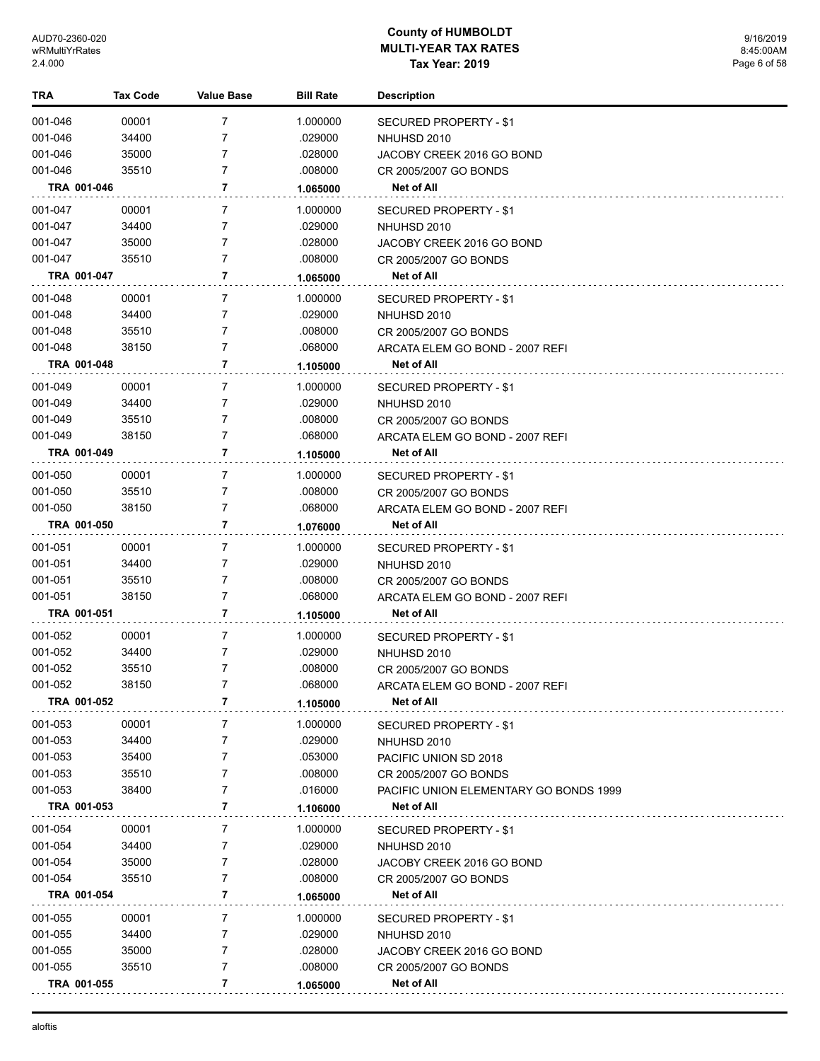# County of HUMBOLDT
## MULTI-YEAR TAX RATES
### Tax Year: 2019

| TRA | Tax Code | Value Base | Bill Rate | Description |
|---|---|---|---|---|
| 001-046 | 00001 | 7 | 1.000000 | SECURED PROPERTY - $1 |
| 001-046 | 34400 | 7 | .029000 | NHUHSD 2010 |
| 001-046 | 35000 | 7 | .028000 | JACOBY CREEK 2016 GO BOND |
| 001-046 | 35510 | 7 | .008000 | CR 2005/2007 GO BONDS |
| **TRA 001-046** | | **7** | **1.065000** | **Net of All** |
| 001-047 | 00001 | 7 | 1.000000 | SECURED PROPERTY - $1 |
| 001-047 | 34400 | 7 | .029000 | NHUHSD 2010 |
| 001-047 | 35000 | 7 | .028000 | JACOBY CREEK 2016 GO BOND |
| 001-047 | 35510 | 7 | .008000 | CR 2005/2007 GO BONDS |
| **TRA 001-047** | | **7** | **1.065000** | **Net of All** |
| 001-048 | 00001 | 7 | 1.000000 | SECURED PROPERTY - $1 |
| 001-048 | 34400 | 7 | .029000 | NHUHSD 2010 |
| 001-048 | 35510 | 7 | .008000 | CR 2005/2007 GO BONDS |
| 001-048 | 38150 | 7 | .068000 | ARCATA ELEM GO BOND - 2007 REFI |
| **TRA 001-048** | | **7** | **1.105000** | **Net of All** |
| 001-049 | 00001 | 7 | 1.000000 | SECURED PROPERTY - $1 |
| 001-049 | 34400 | 7 | .029000 | NHUHSD 2010 |
| 001-049 | 35510 | 7 | .008000 | CR 2005/2007 GO BONDS |
| 001-049 | 38150 | 7 | .068000 | ARCATA ELEM GO BOND - 2007 REFI |
| **TRA 001-049** | | **7** | **1.105000** | **Net of All** |
| 001-050 | 00001 | 7 | 1.000000 | SECURED PROPERTY - $1 |
| 001-050 | 35510 | 7 | .008000 | CR 2005/2007 GO BONDS |
| 001-050 | 38150 | 7 | .068000 | ARCATA ELEM GO BOND - 2007 REFI |
| **TRA 001-050** | | **7** | **1.076000** | **Net of All** |
| 001-051 | 00001 | 7 | 1.000000 | SECURED PROPERTY - $1 |
| 001-051 | 34400 | 7 | .029000 | NHUHSD 2010 |
| 001-051 | 35510 | 7 | .008000 | CR 2005/2007 GO BONDS |
| 001-051 | 38150 | 7 | .068000 | ARCATA ELEM GO BOND - 2007 REFI |
| **TRA 001-051** | | **7** | **1.105000** | **Net of All** |
| 001-052 | 00001 | 7 | 1.000000 | SECURED PROPERTY - $1 |
| 001-052 | 34400 | 7 | .029000 | NHUHSD 2010 |
| 001-052 | 35510 | 7 | .008000 | CR 2005/2007 GO BONDS |
| 001-052 | 38150 | 7 | .068000 | ARCATA ELEM GO BOND - 2007 REFI |
| **TRA 001-052** | | **7** | **1.105000** | **Net of All** |
| 001-053 | 00001 | 7 | 1.000000 | SECURED PROPERTY - $1 |
| 001-053 | 34400 | 7 | .029000 | NHUHSD 2010 |
| 001-053 | 35400 | 7 | .053000 | PACIFIC UNION SD 2018 |
| 001-053 | 35510 | 7 | .008000 | CR 2005/2007 GO BONDS |
| 001-053 | 38400 | 7 | .016000 | PACIFIC UNION ELEMENTARY GO BONDS 1999 |
| **TRA 001-053** | | **7** | **1.106000** | **Net of All** |
| 001-054 | 00001 | 7 | 1.000000 | SECURED PROPERTY - $1 |
| 001-054 | 34400 | 7 | .029000 | NHUHSD 2010 |
| 001-054 | 35000 | 7 | .028000 | JACOBY CREEK 2016 GO BOND |
| 001-054 | 35510 | 7 | .008000 | CR 2005/2007 GO BONDS |
| **TRA 001-054** | | **7** | **1.065000** | **Net of All** |
| 001-055 | 00001 | 7 | 1.000000 | SECURED PROPERTY - $1 |
| 001-055 | 34400 | 7 | .029000 | NHUHSD 2010 |
| 001-055 | 35000 | 7 | .028000 | JACOBY CREEK 2016 GO BOND |
| 001-055 | 35510 | 7 | .008000 | CR 2005/2007 GO BONDS |
| **TRA 001-055** | | **7** | **1.065000** | **Net of All** |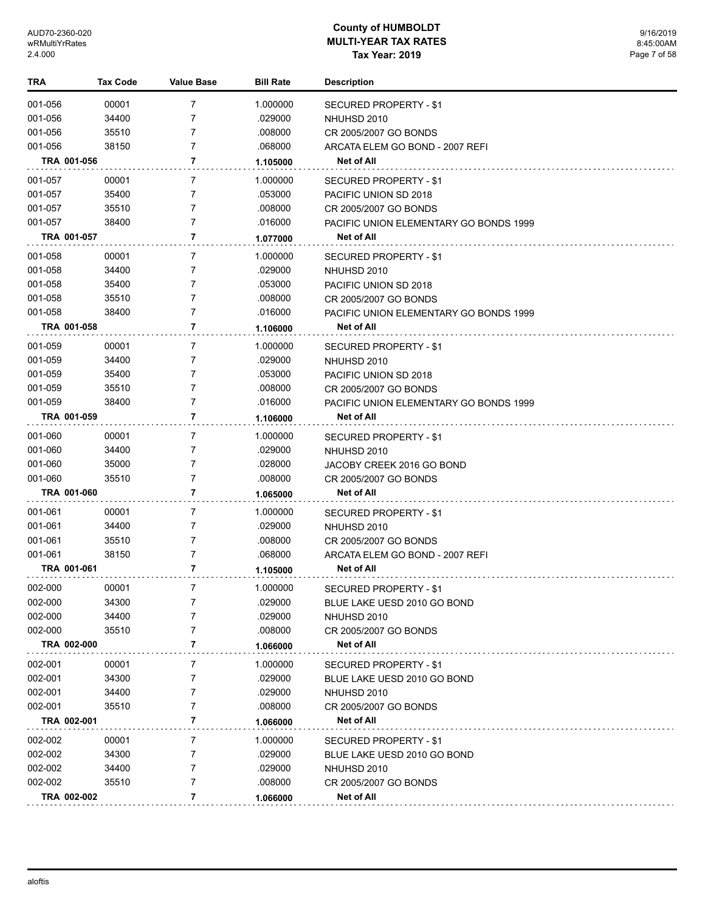# County of HUMBOLDT
## MULTI-YEAR TAX RATES
### Tax Year: 2019

| TRA | Tax Code | Value Base | Bill Rate | Description |
|---|---|---|---|---|
| 001-056 | 00001 | 7 | 1.000000 | SECURED PROPERTY - $1 |
| 001-056 | 34400 | 7 | .029000 | NHUHSD 2010 |
| 001-056 | 35510 | 7 | .008000 | CR 2005/2007 GO BONDS |
| 001-056 | 38150 | 7 | .068000 | ARCATA ELEM GO BOND - 2007 REFI |
| **TRA 001-056** | | **7** | **1.105000** | **Net of All** |
| 001-057 | 00001 | 7 | 1.000000 | SECURED PROPERTY - $1 |
| 001-057 | 35400 | 7 | .053000 | PACIFIC UNION SD 2018 |
| 001-057 | 35510 | 7 | .008000 | CR 2005/2007 GO BONDS |
| 001-057 | 38400 | 7 | .016000 | PACIFIC UNION ELEMENTARY GO BONDS 1999 |
| **TRA 001-057** | | **7** | **1.077000** | **Net of All** |
| 001-058 | 00001 | 7 | 1.000000 | SECURED PROPERTY - $1 |
| 001-058 | 34400 | 7 | .029000 | NHUHSD 2010 |
| 001-058 | 35400 | 7 | .053000 | PACIFIC UNION SD 2018 |
| 001-058 | 35510 | 7 | .008000 | CR 2005/2007 GO BONDS |
| 001-058 | 38400 | 7 | .016000 | PACIFIC UNION ELEMENTARY GO BONDS 1999 |
| **TRA 001-058** | | **7** | **1.106000** | **Net of All** |
| 001-059 | 00001 | 7 | 1.000000 | SECURED PROPERTY - $1 |
| 001-059 | 34400 | 7 | .029000 | NHUHSD 2010 |
| 001-059 | 35400 | 7 | .053000 | PACIFIC UNION SD 2018 |
| 001-059 | 35510 | 7 | .008000 | CR 2005/2007 GO BONDS |
| 001-059 | 38400 | 7 | .016000 | PACIFIC UNION ELEMENTARY GO BONDS 1999 |
| **TRA 001-059** | | **7** | **1.106000** | **Net of All** |
| 001-060 | 00001 | 7 | 1.000000 | SECURED PROPERTY - $1 |
| 001-060 | 34400 | 7 | .029000 | NHUHSD 2010 |
| 001-060 | 35000 | 7 | .028000 | JACOBY CREEK 2016 GO BOND |
| 001-060 | 35510 | 7 | .008000 | CR 2005/2007 GO BONDS |
| **TRA 001-060** | | **7** | **1.065000** | **Net of All** |
| 001-061 | 00001 | 7 | 1.000000 | SECURED PROPERTY - $1 |
| 001-061 | 34400 | 7 | .029000 | NHUHSD 2010 |
| 001-061 | 35510 | 7 | .008000 | CR 2005/2007 GO BONDS |
| 001-061 | 38150 | 7 | .068000 | ARCATA ELEM GO BOND - 2007 REFI |
| **TRA 001-061** | | **7** | **1.105000** | **Net of All** |
| 002-000 | 00001 | 7 | 1.000000 | SECURED PROPERTY - $1 |
| 002-000 | 34300 | 7 | .029000 | BLUE LAKE UESD 2010 GO BOND |
| 002-000 | 34400 | 7 | .029000 | NHUHSD 2010 |
| 002-000 | 35510 | 7 | .008000 | CR 2005/2007 GO BONDS |
| **TRA 002-000** | | **7** | **1.066000** | **Net of All** |
| 002-001 | 00001 | 7 | 1.000000 | SECURED PROPERTY - $1 |
| 002-001 | 34300 | 7 | .029000 | BLUE LAKE UESD 2010 GO BOND |
| 002-001 | 34400 | 7 | .029000 | NHUHSD 2010 |
| 002-001 | 35510 | 7 | .008000 | CR 2005/2007 GO BONDS |
| **TRA 002-001** | | **7** | **1.066000** | **Net of All** |
| 002-002 | 00001 | 7 | 1.000000 | SECURED PROPERTY - $1 |
| 002-002 | 34300 | 7 | .029000 | BLUE LAKE UESD 2010 GO BOND |
| 002-002 | 34400 | 7 | .029000 | NHUHSD 2010 |
| 002-002 | 35510 | 7 | .008000 | CR 2005/2007 GO BONDS |
| **TRA 002-002** | | **7** | **1.066000** | **Net of All** |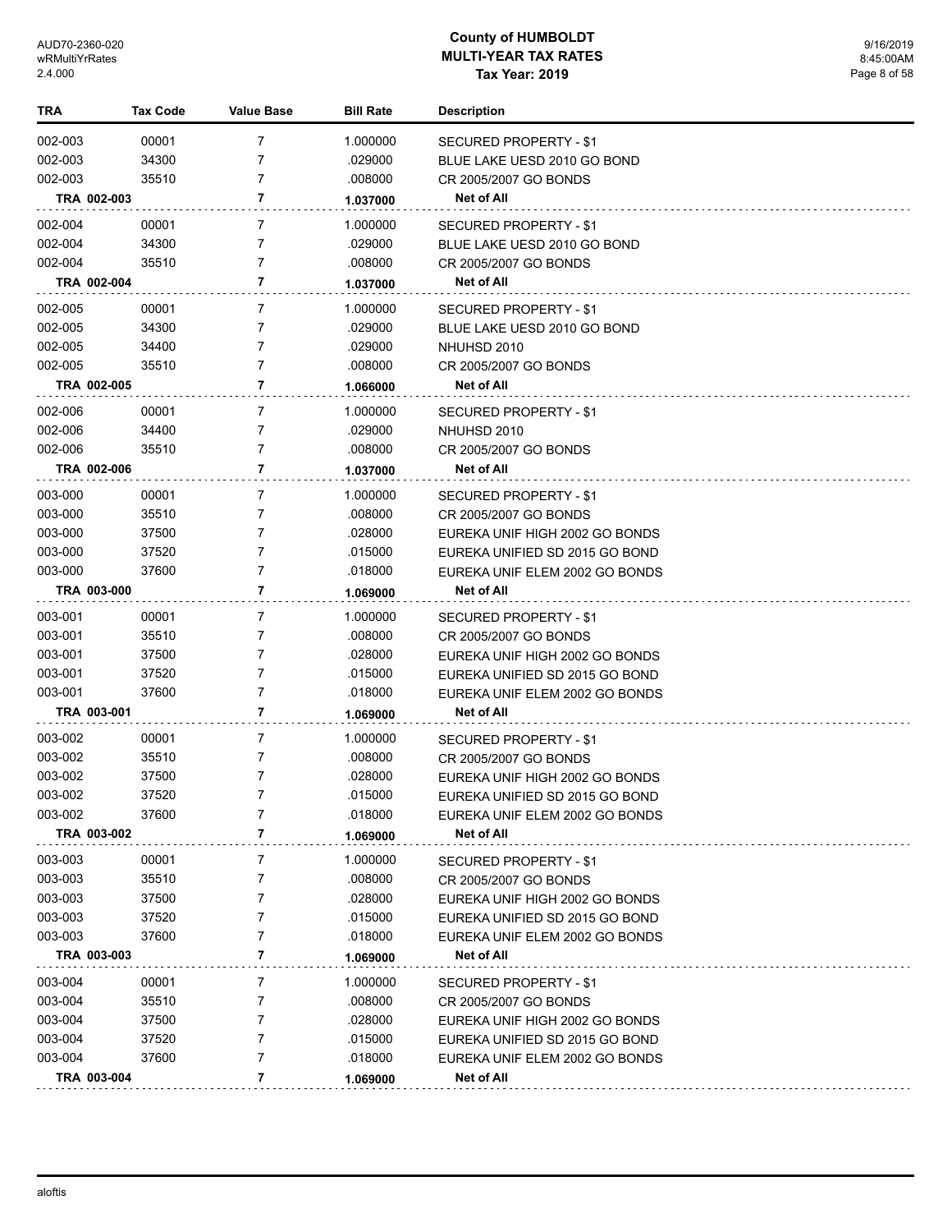| TRA | Tax Code | Value Base | Bill Rate | Description |
|---|---|---|---|---|
| 002-003 | 00001 | 7 | 1.000000 | SECURED PROPERTY - $1 |
| 002-003 | 34300 | 7 | .029000 | BLUE LAKE UESD 2010 GO BOND |
| 002-003 | 35510 | 7 | .008000 | CR 2005/2007 GO BONDS |
| **TRA 002-003** | | **7** | **1.037000** | **Net of All** |
| 002-004 | 00001 | 7 | 1.000000 | SECURED PROPERTY - $1 |
| 002-004 | 34300 | 7 | .029000 | BLUE LAKE UESD 2010 GO BOND |
| 002-004 | 35510 | 7 | .008000 | CR 2005/2007 GO BONDS |
| **TRA 002-004** | | **7** | **1.037000** | **Net of All** |
| 002-005 | 00001 | 7 | 1.000000 | SECURED PROPERTY - $1 |
| 002-005 | 34300 | 7 | .029000 | BLUE LAKE UESD 2010 GO BOND |
| 002-005 | 34400 | 7 | .029000 | NHUHSD 2010 |
| 002-005 | 35510 | 7 | .008000 | CR 2005/2007 GO BONDS |
| **TRA 002-005** | | **7** | **1.066000** | **Net of All** |
| 002-006 | 00001 | 7 | 1.000000 | SECURED PROPERTY - $1 |
| 002-006 | 34400 | 7 | .029000 | NHUHSD 2010 |
| 002-006 | 35510 | 7 | .008000 | CR 2005/2007 GO BONDS |
| **TRA 002-006** | | **7** | **1.037000** | **Net of All** |
| 003-000 | 00001 | 7 | 1.000000 | SECURED PROPERTY - $1 |
| 003-000 | 35510 | 7 | .008000 | CR 2005/2007 GO BONDS |
| 003-000 | 37500 | 7 | .028000 | EUREKA UNIF HIGH 2002 GO BONDS |
| 003-000 | 37520 | 7 | .015000 | EUREKA UNIFIED SD 2015 GO BOND |
| 003-000 | 37600 | 7 | .018000 | EUREKA UNIF ELEM 2002 GO BONDS |
| **TRA 003-000** | | **7** | **1.069000** | **Net of All** |
| 003-001 | 00001 | 7 | 1.000000 | SECURED PROPERTY - $1 |
| 003-001 | 35510 | 7 | .008000 | CR 2005/2007 GO BONDS |
| 003-001 | 37500 | 7 | .028000 | EUREKA UNIF HIGH 2002 GO BONDS |
| 003-001 | 37520 | 7 | .015000 | EUREKA UNIFIED SD 2015 GO BOND |
| 003-001 | 37600 | 7 | .018000 | EUREKA UNIF ELEM 2002 GO BONDS |
| **TRA 003-001** | | **7** | **1.069000** | **Net of All** |
| 003-002 | 00001 | 7 | 1.000000 | SECURED PROPERTY - $1 |
| 003-002 | 35510 | 7 | .008000 | CR 2005/2007 GO BONDS |
| 003-002 | 37500 | 7 | .028000 | EUREKA UNIF HIGH 2002 GO BONDS |
| 003-002 | 37520 | 7 | .015000 | EUREKA UNIFIED SD 2015 GO BOND |
| 003-002 | 37600 | 7 | .018000 | EUREKA UNIF ELEM 2002 GO BONDS |
| **TRA 003-002** | | **7** | **1.069000** | **Net of All** |
| 003-003 | 00001 | 7 | 1.000000 | SECURED PROPERTY - $1 |
| 003-003 | 35510 | 7 | .008000 | CR 2005/2007 GO BONDS |
| 003-003 | 37500 | 7 | .028000 | EUREKA UNIF HIGH 2002 GO BONDS |
| 003-003 | 37520 | 7 | .015000 | EUREKA UNIFIED SD 2015 GO BOND |
| 003-003 | 37600 | 7 | .018000 | EUREKA UNIF ELEM 2002 GO BONDS |
| **TRA 003-003** | | **7** | **1.069000** | **Net of All** |
| 003-004 | 00001 | 7 | 1.000000 | SECURED PROPERTY - $1 |
| 003-004 | 35510 | 7 | .008000 | CR 2005/2007 GO BONDS |
| 003-004 | 37500 | 7 | .028000 | EUREKA UNIF HIGH 2002 GO BONDS |
| 003-004 | 37520 | 7 | .015000 | EUREKA UNIFIED SD 2015 GO BOND |
| 003-004 | 37600 | 7 | .018000 | EUREKA UNIF ELEM 2002 GO BONDS |
| **TRA 003-004** | | **7** | **1.069000** | **Net of All** |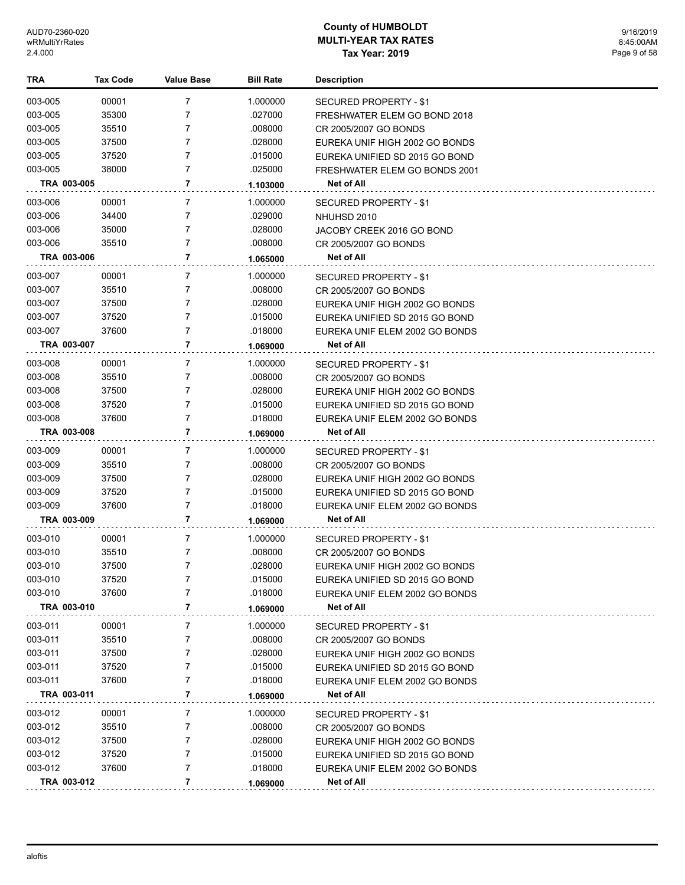# County of HUMBOLDT
# MULTI-YEAR TAX RATES
# Tax Year: 2019

| TRA | Tax Code | Value Base | Bill Rate | Description |
|---|---|---|---|---|
| 003-005 | 00001 | 7 | 1.000000 | SECURED PROPERTY - $1 |
| 003-005 | 35300 | 7 | .027000 | FRESHWATER ELEM GO BOND 2018 |
| 003-005 | 35510 | 7 | .008000 | CR 2005/2007 GO BONDS |
| 003-005 | 37500 | 7 | .028000 | EUREKA UNIF HIGH 2002 GO BONDS |
| 003-005 | 37520 | 7 | .015000 | EUREKA UNIFIED SD 2015 GO BOND |
| 003-005 | 38000 | 7 | .025000 | FRESHWATER ELEM GO BONDS 2001 |
| **TRA 003-005** | | **7** | **1.103000** | **Net of All** |
| 003-006 | 00001 | 7 | 1.000000 | SECURED PROPERTY - $1 |
| 003-006 | 34400 | 7 | .029000 | NHUHSD 2010 |
| 003-006 | 35000 | 7 | .028000 | JACOBY CREEK 2016 GO BOND |
| 003-006 | 35510 | 7 | .008000 | CR 2005/2007 GO BONDS |
| **TRA 003-006** | | **7** | **1.065000** | **Net of All** |
| 003-007 | 00001 | 7 | 1.000000 | SECURED PROPERTY - $1 |
| 003-007 | 35510 | 7 | .008000 | CR 2005/2007 GO BONDS |
| 003-007 | 37500 | 7 | .028000 | EUREKA UNIF HIGH 2002 GO BONDS |
| 003-007 | 37520 | 7 | .015000 | EUREKA UNIFIED SD 2015 GO BOND |
| 003-007 | 37600 | 7 | .018000 | EUREKA UNIF ELEM 2002 GO BONDS |
| **TRA 003-007** | | **7** | **1.069000** | **Net of All** |
| 003-008 | 00001 | 7 | 1.000000 | SECURED PROPERTY - $1 |
| 003-008 | 35510 | 7 | .008000 | CR 2005/2007 GO BONDS |
| 003-008 | 37500 | 7 | .028000 | EUREKA UNIF HIGH 2002 GO BONDS |
| 003-008 | 37520 | 7 | .015000 | EUREKA UNIFIED SD 2015 GO BOND |
| 003-008 | 37600 | 7 | .018000 | EUREKA UNIF ELEM 2002 GO BONDS |
| **TRA 003-008** | | **7** | **1.069000** | **Net of All** |
| 003-009 | 00001 | 7 | 1.000000 | SECURED PROPERTY - $1 |
| 003-009 | 35510 | 7 | .008000 | CR 2005/2007 GO BONDS |
| 003-009 | 37500 | 7 | .028000 | EUREKA UNIF HIGH 2002 GO BONDS |
| 003-009 | 37520 | 7 | .015000 | EUREKA UNIFIED SD 2015 GO BOND |
| 003-009 | 37600 | 7 | .018000 | EUREKA UNIF ELEM 2002 GO BONDS |
| **TRA 003-009** | | **7** | **1.069000** | **Net of All** |
| 003-010 | 00001 | 7 | 1.000000 | SECURED PROPERTY - $1 |
| 003-010 | 35510 | 7 | .008000 | CR 2005/2007 GO BONDS |
| 003-010 | 37500 | 7 | .028000 | EUREKA UNIF HIGH 2002 GO BONDS |
| 003-010 | 37520 | 7 | .015000 | EUREKA UNIFIED SD 2015 GO BOND |
| 003-010 | 37600 | 7 | .018000 | EUREKA UNIF ELEM 2002 GO BONDS |
| **TRA 003-010** | | **7** | **1.069000** | **Net of All** |
| 003-011 | 00001 | 7 | 1.000000 | SECURED PROPERTY - $1 |
| 003-011 | 35510 | 7 | .008000 | CR 2005/2007 GO BONDS |
| 003-011 | 37500 | 7 | .028000 | EUREKA UNIF HIGH 2002 GO BONDS |
| 003-011 | 37520 | 7 | .015000 | EUREKA UNIFIED SD 2015 GO BOND |
| 003-011 | 37600 | 7 | .018000 | EUREKA UNIF ELEM 2002 GO BONDS |
| **TRA 003-011** | | **7** | **1.069000** | **Net of All** |
| 003-012 | 00001 | 7 | 1.000000 | SECURED PROPERTY - $1 |
| 003-012 | 35510 | 7 | .008000 | CR 2005/2007 GO BONDS |
| 003-012 | 37500 | 7 | .028000 | EUREKA UNIF HIGH 2002 GO BONDS |
| 003-012 | 37520 | 7 | .015000 | EUREKA UNIFIED SD 2015 GO BOND |
| 003-012 | 37600 | 7 | .018000 | EUREKA UNIF ELEM 2002 GO BONDS |
| **TRA 003-012** | | **7** | **1.069000** | **Net of All** |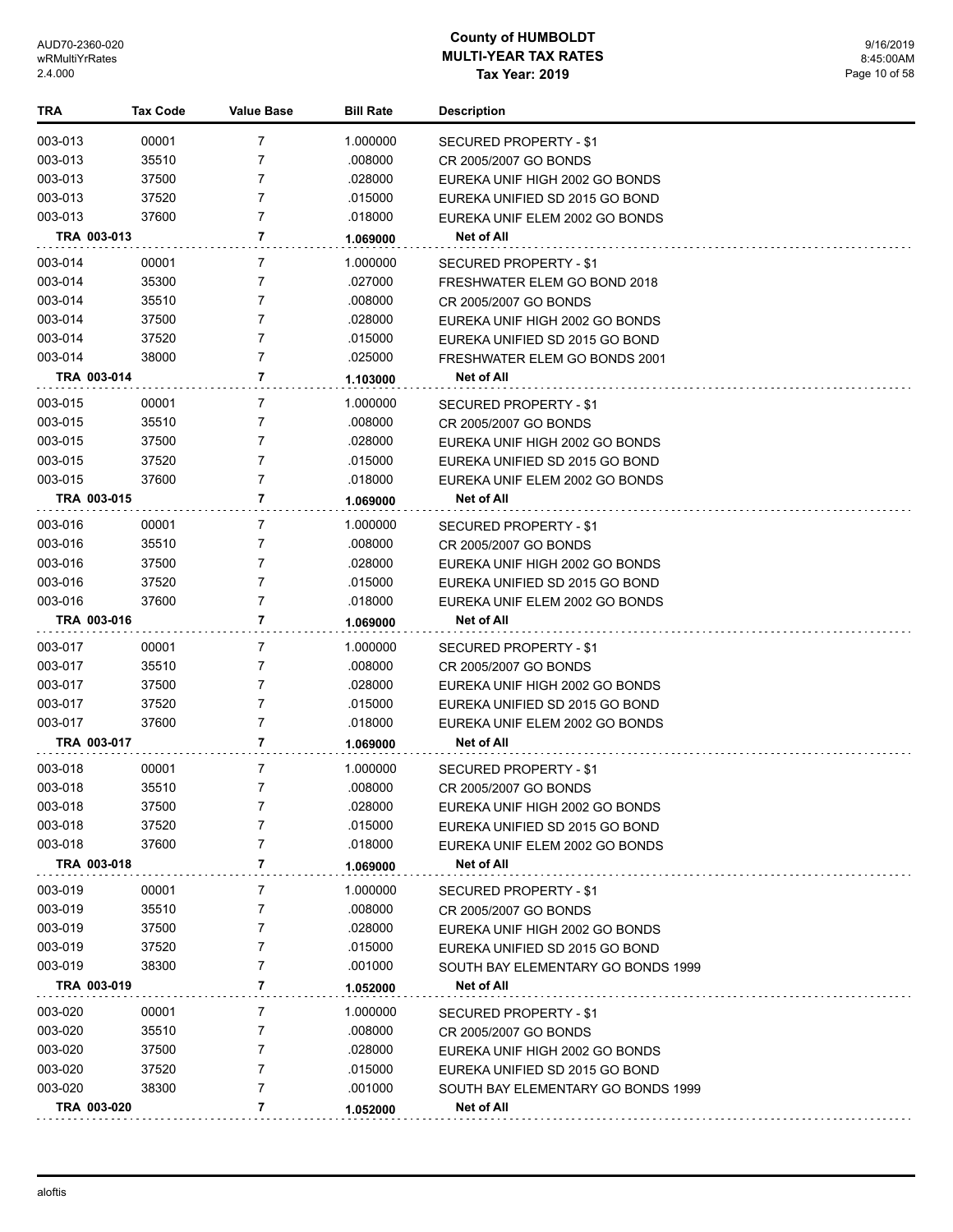# County of HUMBOLDT
## MULTI-YEAR TAX RATES
### Tax Year: 2019

| TRA | Tax Code | Value Base | Bill Rate | Description |
|---|---|---|---|---|
| 003-013 | 00001 | 7 | 1.000000 | SECURED PROPERTY - $1 |
| 003-013 | 35510 | 7 | .008000 | CR 2005/2007 GO BONDS |
| 003-013 | 37500 | 7 | .028000 | EUREKA UNIF HIGH 2002 GO BONDS |
| 003-013 | 37520 | 7 | .015000 | EUREKA UNIFIED SD 2015 GO BOND |
| 003-013 | 37600 | 7 | .018000 | EUREKA UNIF ELEM 2002 GO BONDS |
| **TRA 003-013** | | **7** | **1.069000** | **Net of All** |
| 003-014 | 00001 | 7 | 1.000000 | SECURED PROPERTY - $1 |
| 003-014 | 35300 | 7 | .027000 | FRESHWATER ELEM GO BOND 2018 |
| 003-014 | 35510 | 7 | .008000 | CR 2005/2007 GO BONDS |
| 003-014 | 37500 | 7 | .028000 | EUREKA UNIF HIGH 2002 GO BONDS |
| 003-014 | 37520 | 7 | .015000 | EUREKA UNIFIED SD 2015 GO BOND |
| 003-014 | 38000 | 7 | .025000 | FRESHWATER ELEM GO BONDS 2001 |
| **TRA 003-014** | | **7** | **1.103000** | **Net of All** |
| 003-015 | 00001 | 7 | 1.000000 | SECURED PROPERTY - $1 |
| 003-015 | 35510 | 7 | .008000 | CR 2005/2007 GO BONDS |
| 003-015 | 37500 | 7 | .028000 | EUREKA UNIF HIGH 2002 GO BONDS |
| 003-015 | 37520 | 7 | .015000 | EUREKA UNIFIED SD 2015 GO BOND |
| 003-015 | 37600 | 7 | .018000 | EUREKA UNIF ELEM 2002 GO BONDS |
| **TRA 003-015** | | **7** | **1.069000** | **Net of All** |
| 003-016 | 00001 | 7 | 1.000000 | SECURED PROPERTY - $1 |
| 003-016 | 35510 | 7 | .008000 | CR 2005/2007 GO BONDS |
| 003-016 | 37500 | 7 | .028000 | EUREKA UNIF HIGH 2002 GO BONDS |
| 003-016 | 37520 | 7 | .015000 | EUREKA UNIFIED SD 2015 GO BOND |
| 003-016 | 37600 | 7 | .018000 | EUREKA UNIF ELEM 2002 GO BONDS |
| **TRA 003-016** | | **7** | **1.069000** | **Net of All** |
| 003-017 | 00001 | 7 | 1.000000 | SECURED PROPERTY - $1 |
| 003-017 | 35510 | 7 | .008000 | CR 2005/2007 GO BONDS |
| 003-017 | 37500 | 7 | .028000 | EUREKA UNIF HIGH 2002 GO BONDS |
| 003-017 | 37520 | 7 | .015000 | EUREKA UNIFIED SD 2015 GO BOND |
| 003-017 | 37600 | 7 | .018000 | EUREKA UNIF ELEM 2002 GO BONDS |
| **TRA 003-017** | | **7** | **1.069000** | **Net of All** |
| 003-018 | 00001 | 7 | 1.000000 | SECURED PROPERTY - $1 |
| 003-018 | 35510 | 7 | .008000 | CR 2005/2007 GO BONDS |
| 003-018 | 37500 | 7 | .028000 | EUREKA UNIF HIGH 2002 GO BONDS |
| 003-018 | 37520 | 7 | .015000 | EUREKA UNIFIED SD 2015 GO BOND |
| 003-018 | 37600 | 7 | .018000 | EUREKA UNIF ELEM 2002 GO BONDS |
| **TRA 003-018** | | **7** | **1.069000** | **Net of All** |
| 003-019 | 00001 | 7 | 1.000000 | SECURED PROPERTY - $1 |
| 003-019 | 35510 | 7 | .008000 | CR 2005/2007 GO BONDS |
| 003-019 | 37500 | 7 | .028000 | EUREKA UNIF HIGH 2002 GO BONDS |
| 003-019 | 37520 | 7 | .015000 | EUREKA UNIFIED SD 2015 GO BOND |
| 003-019 | 38300 | 7 | .001000 | SOUTH BAY ELEMENTARY GO BONDS 1999 |
| **TRA 003-019** | | **7** | **1.052000** | **Net of All** |
| 003-020 | 00001 | 7 | 1.000000 | SECURED PROPERTY - $1 |
| 003-020 | 35510 | 7 | .008000 | CR 2005/2007 GO BONDS |
| 003-020 | 37500 | 7 | .028000 | EUREKA UNIF HIGH 2002 GO BONDS |
| 003-020 | 37520 | 7 | .015000 | EUREKA UNIFIED SD 2015 GO BOND |
| 003-020 | 38300 | 7 | .001000 | SOUTH BAY ELEMENTARY GO BONDS 1999 |
| **TRA 003-020** | | **7** | **1.052000** | **Net of All** |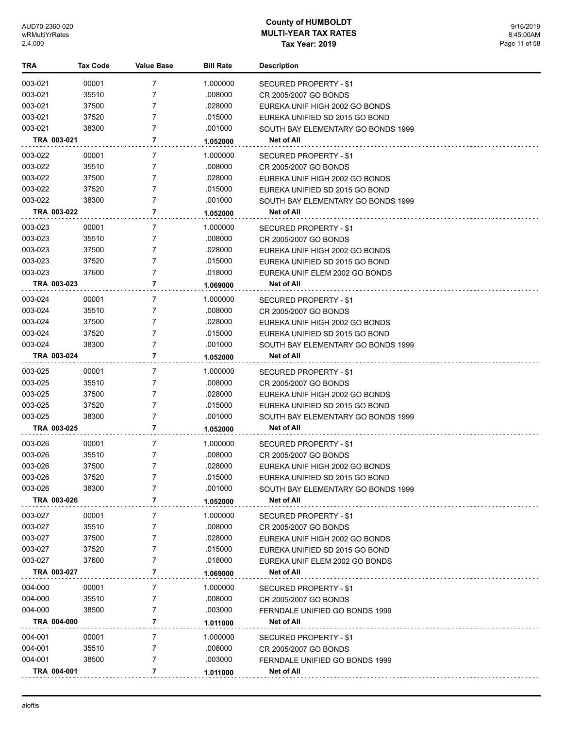# County of HUMBOLDT
## MULTI-YEAR TAX RATES
### Tax Year: 2019

| TRA | Tax Code | Value Base | Bill Rate | Description |
|---|---|---|---|---|
| 003-021 | 00001 | 7 | 1.000000 | SECURED PROPERTY - $1 |
| 003-021 | 35510 | 7 | .008000 | CR 2005/2007 GO BONDS |
| 003-021 | 37500 | 7 | .028000 | EUREKA UNIF HIGH 2002 GO BONDS |
| 003-021 | 37520 | 7 | .015000 | EUREKA UNIFIED SD 2015 GO BOND |
| 003-021 | 38300 | 7 | .001000 | SOUTH BAY ELEMENTARY GO BONDS 1999 |
| **TRA 003-021** | | **7** | **1.052000** | **Net of All** |
| 003-022 | 00001 | 7 | 1.000000 | SECURED PROPERTY - $1 |
| 003-022 | 35510 | 7 | .008000 | CR 2005/2007 GO BONDS |
| 003-022 | 37500 | 7 | .028000 | EUREKA UNIF HIGH 2002 GO BONDS |
| 003-022 | 37520 | 7 | .015000 | EUREKA UNIFIED SD 2015 GO BOND |
| 003-022 | 38300 | 7 | .001000 | SOUTH BAY ELEMENTARY GO BONDS 1999 |
| **TRA 003-022** | | **7** | **1.052000** | **Net of All** |
| 003-023 | 00001 | 7 | 1.000000 | SECURED PROPERTY - $1 |
| 003-023 | 35510 | 7 | .008000 | CR 2005/2007 GO BONDS |
| 003-023 | 37500 | 7 | .028000 | EUREKA UNIF HIGH 2002 GO BONDS |
| 003-023 | 37520 | 7 | .015000 | EUREKA UNIFIED SD 2015 GO BOND |
| 003-023 | 37600 | 7 | .018000 | EUREKA UNIF ELEM 2002 GO BONDS |
| **TRA 003-023** | | **7** | **1.069000** | **Net of All** |
| 003-024 | 00001 | 7 | 1.000000 | SECURED PROPERTY - $1 |
| 003-024 | 35510 | 7 | .008000 | CR 2005/2007 GO BONDS |
| 003-024 | 37500 | 7 | .028000 | EUREKA UNIF HIGH 2002 GO BONDS |
| 003-024 | 37520 | 7 | .015000 | EUREKA UNIFIED SD 2015 GO BOND |
| 003-024 | 38300 | 7 | .001000 | SOUTH BAY ELEMENTARY GO BONDS 1999 |
| **TRA 003-024** | | **7** | **1.052000** | **Net of All** |
| 003-025 | 00001 | 7 | 1.000000 | SECURED PROPERTY - $1 |
| 003-025 | 35510 | 7 | .008000 | CR 2005/2007 GO BONDS |
| 003-025 | 37500 | 7 | .028000 | EUREKA UNIF HIGH 2002 GO BONDS |
| 003-025 | 37520 | 7 | .015000 | EUREKA UNIFIED SD 2015 GO BOND |
| 003-025 | 38300 | 7 | .001000 | SOUTH BAY ELEMENTARY GO BONDS 1999 |
| **TRA 003-025** | | **7** | **1.052000** | **Net of All** |
| 003-026 | 00001 | 7 | 1.000000 | SECURED PROPERTY - $1 |
| 003-026 | 35510 | 7 | .008000 | CR 2005/2007 GO BONDS |
| 003-026 | 37500 | 7 | .028000 | EUREKA UNIF HIGH 2002 GO BONDS |
| 003-026 | 37520 | 7 | .015000 | EUREKA UNIFIED SD 2015 GO BOND |
| 003-026 | 38300 | 7 | .001000 | SOUTH BAY ELEMENTARY GO BONDS 1999 |
| **TRA 003-026** | | **7** | **1.052000** | **Net of All** |
| 003-027 | 00001 | 7 | 1.000000 | SECURED PROPERTY - $1 |
| 003-027 | 35510 | 7 | .008000 | CR 2005/2007 GO BONDS |
| 003-027 | 37500 | 7 | .028000 | EUREKA UNIF HIGH 2002 GO BONDS |
| 003-027 | 37520 | 7 | .015000 | EUREKA UNIFIED SD 2015 GO BOND |
| 003-027 | 37600 | 7 | .018000 | EUREKA UNIF ELEM 2002 GO BONDS |
| **TRA 003-027** | | **7** | **1.069000** | **Net of All** |
| 004-000 | 00001 | 7 | 1.000000 | SECURED PROPERTY - $1 |
| 004-000 | 35510 | 7 | .008000 | CR 2005/2007 GO BONDS |
| 004-000 | 38500 | 7 | .003000 | FERNDALE UNIFIED GO BONDS 1999 |
| **TRA 004-000** | | **7** | **1.011000** | **Net of All** |
| 004-001 | 00001 | 7 | 1.000000 | SECURED PROPERTY - $1 |
| 004-001 | 35510 | 7 | .008000 | CR 2005/2007 GO BONDS |
| 004-001 | 38500 | 7 | .003000 | FERNDALE UNIFIED GO BONDS 1999 |
| **TRA 004-001** | | **7** | **1.011000** | **Net of All** |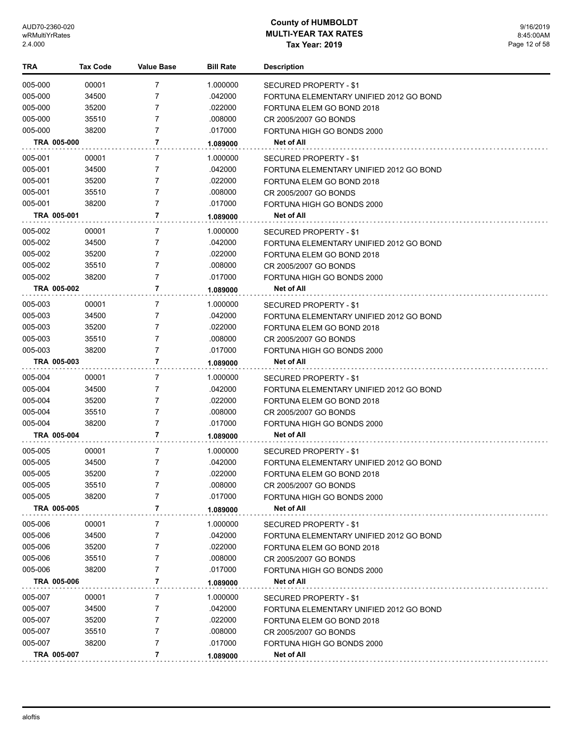# County of HUMBOLDT
## MULTI-YEAR TAX RATES
### Tax Year: 2019

| TRA | Tax Code | Value Base | Bill Rate | Description |
|---|---|---|---|---|
| 005-000 | 00001 | 7 | 1.000000 | SECURED PROPERTY - $1 |
| 005-000 | 34500 | 7 | .042000 | FORTUNA ELEMENTARY UNIFIED 2012 GO BOND |
| 005-000 | 35200 | 7 | .022000 | FORTUNA ELEM GO BOND 2018 |
| 005-000 | 35510 | 7 | .008000 | CR 2005/2007 GO BONDS |
| 005-000 | 38200 | 7 | .017000 | FORTUNA HIGH GO BONDS 2000 |
| **TRA 005-000** | | **7** | **1.089000** | **Net of All** |
| 005-001 | 00001 | 7 | 1.000000 | SECURED PROPERTY - $1 |
| 005-001 | 34500 | 7 | .042000 | FORTUNA ELEMENTARY UNIFIED 2012 GO BOND |
| 005-001 | 35200 | 7 | .022000 | FORTUNA ELEM GO BOND 2018 |
| 005-001 | 35510 | 7 | .008000 | CR 2005/2007 GO BONDS |
| 005-001 | 38200 | 7 | .017000 | FORTUNA HIGH GO BONDS 2000 |
| **TRA 005-001** | | **7** | **1.089000** | **Net of All** |
| 005-002 | 00001 | 7 | 1.000000 | SECURED PROPERTY - $1 |
| 005-002 | 34500 | 7 | .042000 | FORTUNA ELEMENTARY UNIFIED 2012 GO BOND |
| 005-002 | 35200 | 7 | .022000 | FORTUNA ELEM GO BOND 2018 |
| 005-002 | 35510 | 7 | .008000 | CR 2005/2007 GO BONDS |
| 005-002 | 38200 | 7 | .017000 | FORTUNA HIGH GO BONDS 2000 |
| **TRA 005-002** | | **7** | **1.089000** | **Net of All** |
| 005-003 | 00001 | 7 | 1.000000 | SECURED PROPERTY - $1 |
| 005-003 | 34500 | 7 | .042000 | FORTUNA ELEMENTARY UNIFIED 2012 GO BOND |
| 005-003 | 35200 | 7 | .022000 | FORTUNA ELEM GO BOND 2018 |
| 005-003 | 35510 | 7 | .008000 | CR 2005/2007 GO BONDS |
| 005-003 | 38200 | 7 | .017000 | FORTUNA HIGH GO BONDS 2000 |
| **TRA 005-003** | | **7** | **1.089000** | **Net of All** |
| 005-004 | 00001 | 7 | 1.000000 | SECURED PROPERTY - $1 |
| 005-004 | 34500 | 7 | .042000 | FORTUNA ELEMENTARY UNIFIED 2012 GO BOND |
| 005-004 | 35200 | 7 | .022000 | FORTUNA ELEM GO BOND 2018 |
| 005-004 | 35510 | 7 | .008000 | CR 2005/2007 GO BONDS |
| 005-004 | 38200 | 7 | .017000 | FORTUNA HIGH GO BONDS 2000 |
| **TRA 005-004** | | **7** | **1.089000** | **Net of All** |
| 005-005 | 00001 | 7 | 1.000000 | SECURED PROPERTY - $1 |
| 005-005 | 34500 | 7 | .042000 | FORTUNA ELEMENTARY UNIFIED 2012 GO BOND |
| 005-005 | 35200 | 7 | .022000 | FORTUNA ELEM GO BOND 2018 |
| 005-005 | 35510 | 7 | .008000 | CR 2005/2007 GO BONDS |
| 005-005 | 38200 | 7 | .017000 | FORTUNA HIGH GO BONDS 2000 |
| **TRA 005-005** | | **7** | **1.089000** | **Net of All** |
| 005-006 | 00001 | 7 | 1.000000 | SECURED PROPERTY - $1 |
| 005-006 | 34500 | 7 | .042000 | FORTUNA ELEMENTARY UNIFIED 2012 GO BOND |
| 005-006 | 35200 | 7 | .022000 | FORTUNA ELEM GO BOND 2018 |
| 005-006 | 35510 | 7 | .008000 | CR 2005/2007 GO BONDS |
| 005-006 | 38200 | 7 | .017000 | FORTUNA HIGH GO BONDS 2000 |
| **TRA 005-006** | | **7** | **1.089000** | **Net of All** |
| 005-007 | 00001 | 7 | 1.000000 | SECURED PROPERTY - $1 |
| 005-007 | 34500 | 7 | .042000 | FORTUNA ELEMENTARY UNIFIED 2012 GO BOND |
| 005-007 | 35200 | 7 | .022000 | FORTUNA ELEM GO BOND 2018 |
| 005-007 | 35510 | 7 | .008000 | CR 2005/2007 GO BONDS |
| 005-007 | 38200 | 7 | .017000 | FORTUNA HIGH GO BONDS 2000 |
| **TRA 005-007** | | **7** | **1.089000** | **Net of All** |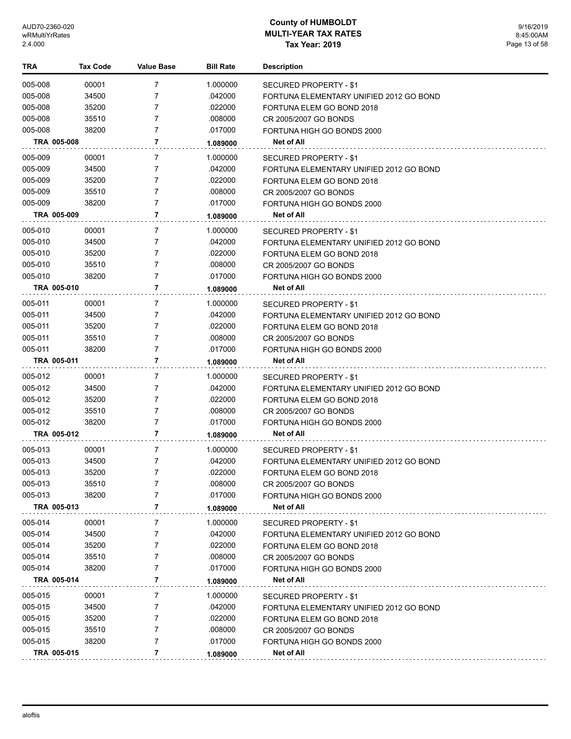# County of HUMBOLDT
## MULTI-YEAR TAX RATES
### Tax Year: 2019

| TRA | Tax Code | Value Base | Bill Rate | Description |
|---|---|---|---|---|
| 005-008 | 00001 | 7 | 1.000000 | SECURED PROPERTY - $1 |
| 005-008 | 34500 | 7 | .042000 | FORTUNA ELEMENTARY UNIFIED 2012 GO BOND |
| 005-008 | 35200 | 7 | .022000 | FORTUNA ELEM GO BOND 2018 |
| 005-008 | 35510 | 7 | .008000 | CR 2005/2007 GO BONDS |
| 005-008 | 38200 | 7 | .017000 | FORTUNA HIGH GO BONDS 2000 |
| **TRA 005-008** | | **7** | **1.089000** | **Net of All** |
| 005-009 | 00001 | 7 | 1.000000 | SECURED PROPERTY - $1 |
| 005-009 | 34500 | 7 | .042000 | FORTUNA ELEMENTARY UNIFIED 2012 GO BOND |
| 005-009 | 35200 | 7 | .022000 | FORTUNA ELEM GO BOND 2018 |
| 005-009 | 35510 | 7 | .008000 | CR 2005/2007 GO BONDS |
| 005-009 | 38200 | 7 | .017000 | FORTUNA HIGH GO BONDS 2000 |
| **TRA 005-009** | | **7** | **1.089000** | **Net of All** |
| 005-010 | 00001 | 7 | 1.000000 | SECURED PROPERTY - $1 |
| 005-010 | 34500 | 7 | .042000 | FORTUNA ELEMENTARY UNIFIED 2012 GO BOND |
| 005-010 | 35200 | 7 | .022000 | FORTUNA ELEM GO BOND 2018 |
| 005-010 | 35510 | 7 | .008000 | CR 2005/2007 GO BONDS |
| 005-010 | 38200 | 7 | .017000 | FORTUNA HIGH GO BONDS 2000 |
| **TRA 005-010** | | **7** | **1.089000** | **Net of All** |
| 005-011 | 00001 | 7 | 1.000000 | SECURED PROPERTY - $1 |
| 005-011 | 34500 | 7 | .042000 | FORTUNA ELEMENTARY UNIFIED 2012 GO BOND |
| 005-011 | 35200 | 7 | .022000 | FORTUNA ELEM GO BOND 2018 |
| 005-011 | 35510 | 7 | .008000 | CR 2005/2007 GO BONDS |
| 005-011 | 38200 | 7 | .017000 | FORTUNA HIGH GO BONDS 2000 |
| **TRA 005-011** | | **7** | **1.089000** | **Net of All** |
| 005-012 | 00001 | 7 | 1.000000 | SECURED PROPERTY - $1 |
| 005-012 | 34500 | 7 | .042000 | FORTUNA ELEMENTARY UNIFIED 2012 GO BOND |
| 005-012 | 35200 | 7 | .022000 | FORTUNA ELEM GO BOND 2018 |
| 005-012 | 35510 | 7 | .008000 | CR 2005/2007 GO BONDS |
| 005-012 | 38200 | 7 | .017000 | FORTUNA HIGH GO BONDS 2000 |
| **TRA 005-012** | | **7** | **1.089000** | **Net of All** |
| 005-013 | 00001 | 7 | 1.000000 | SECURED PROPERTY - $1 |
| 005-013 | 34500 | 7 | .042000 | FORTUNA ELEMENTARY UNIFIED 2012 GO BOND |
| 005-013 | 35200 | 7 | .022000 | FORTUNA ELEM GO BOND 2018 |
| 005-013 | 35510 | 7 | .008000 | CR 2005/2007 GO BONDS |
| 005-013 | 38200 | 7 | .017000 | FORTUNA HIGH GO BONDS 2000 |
| **TRA 005-013** | | **7** | **1.089000** | **Net of All** |
| 005-014 | 00001 | 7 | 1.000000 | SECURED PROPERTY - $1 |
| 005-014 | 34500 | 7 | .042000 | FORTUNA ELEMENTARY UNIFIED 2012 GO BOND |
| 005-014 | 35200 | 7 | .022000 | FORTUNA ELEM GO BOND 2018 |
| 005-014 | 35510 | 7 | .008000 | CR 2005/2007 GO BONDS |
| 005-014 | 38200 | 7 | .017000 | FORTUNA HIGH GO BONDS 2000 |
| **TRA 005-014** | | **7** | **1.089000** | **Net of All** |
| 005-015 | 00001 | 7 | 1.000000 | SECURED PROPERTY - $1 |
| 005-015 | 34500 | 7 | .042000 | FORTUNA ELEMENTARY UNIFIED 2012 GO BOND |
| 005-015 | 35200 | 7 | .022000 | FORTUNA ELEM GO BOND 2018 |
| 005-015 | 35510 | 7 | .008000 | CR 2005/2007 GO BONDS |
| 005-015 | 38200 | 7 | .017000 | FORTUNA HIGH GO BONDS 2000 |
| **TRA 005-015** | | **7** | **1.089000** | **Net of All** |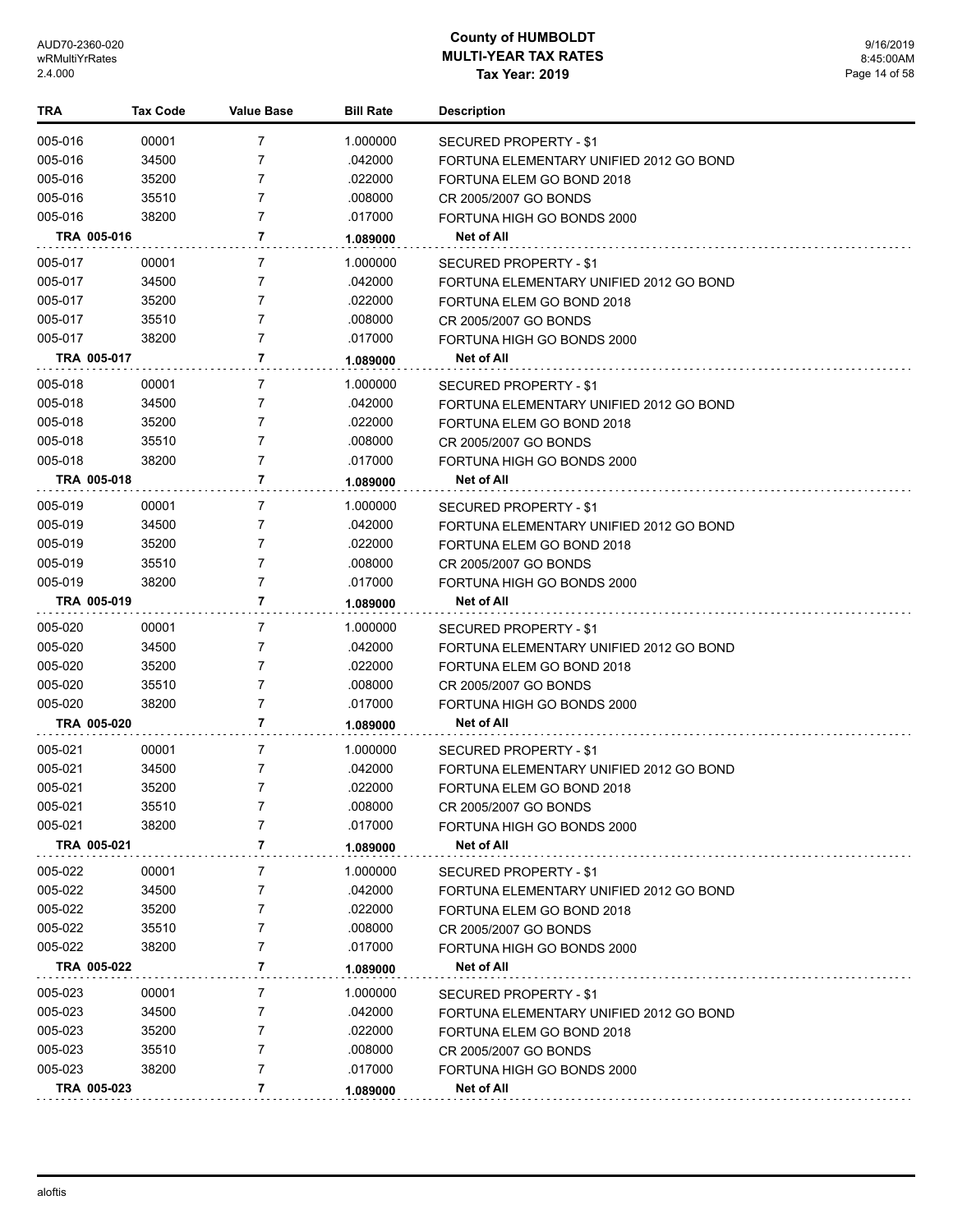# County of HUMBOLDT
## MULTI-YEAR TAX RATES
### Tax Year: 2019

| TRA | Tax Code | Value Base | Bill Rate | Description |
|---|---|---|---|---|
| 005-016 | 00001 | 7 | 1.000000 | SECURED PROPERTY - $1 |
| 005-016 | 34500 | 7 | .042000 | FORTUNA ELEMENTARY UNIFIED 2012 GO BOND |
| 005-016 | 35200 | 7 | .022000 | FORTUNA ELEM GO BOND 2018 |
| 005-016 | 35510 | 7 | .008000 | CR 2005/2007 GO BONDS |
| 005-016 | 38200 | 7 | .017000 | FORTUNA HIGH GO BONDS 2000 |
| **TRA 005-016** | | **7** | **1.089000** | **Net of All** |
| 005-017 | 00001 | 7 | 1.000000 | SECURED PROPERTY - $1 |
| 005-017 | 34500 | 7 | .042000 | FORTUNA ELEMENTARY UNIFIED 2012 GO BOND |
| 005-017 | 35200 | 7 | .022000 | FORTUNA ELEM GO BOND 2018 |
| 005-017 | 35510 | 7 | .008000 | CR 2005/2007 GO BONDS |
| 005-017 | 38200 | 7 | .017000 | FORTUNA HIGH GO BONDS 2000 |
| **TRA 005-017** | | **7** | **1.089000** | **Net of All** |
| 005-018 | 00001 | 7 | 1.000000 | SECURED PROPERTY - $1 |
| 005-018 | 34500 | 7 | .042000 | FORTUNA ELEMENTARY UNIFIED 2012 GO BOND |
| 005-018 | 35200 | 7 | .022000 | FORTUNA ELEM GO BOND 2018 |
| 005-018 | 35510 | 7 | .008000 | CR 2005/2007 GO BONDS |
| 005-018 | 38200 | 7 | .017000 | FORTUNA HIGH GO BONDS 2000 |
| **TRA 005-018** | | **7** | **1.089000** | **Net of All** |
| 005-019 | 00001 | 7 | 1.000000 | SECURED PROPERTY - $1 |
| 005-019 | 34500 | 7 | .042000 | FORTUNA ELEMENTARY UNIFIED 2012 GO BOND |
| 005-019 | 35200 | 7 | .022000 | FORTUNA ELEM GO BOND 2018 |
| 005-019 | 35510 | 7 | .008000 | CR 2005/2007 GO BONDS |
| 005-019 | 38200 | 7 | .017000 | FORTUNA HIGH GO BONDS 2000 |
| **TRA 005-019** | | **7** | **1.089000** | **Net of All** |
| 005-020 | 00001 | 7 | 1.000000 | SECURED PROPERTY - $1 |
| 005-020 | 34500 | 7 | .042000 | FORTUNA ELEMENTARY UNIFIED 2012 GO BOND |
| 005-020 | 35200 | 7 | .022000 | FORTUNA ELEM GO BOND 2018 |
| 005-020 | 35510 | 7 | .008000 | CR 2005/2007 GO BONDS |
| 005-020 | 38200 | 7 | .017000 | FORTUNA HIGH GO BONDS 2000 |
| **TRA 005-020** | | **7** | **1.089000** | **Net of All** |
| 005-021 | 00001 | 7 | 1.000000 | SECURED PROPERTY - $1 |
| 005-021 | 34500 | 7 | .042000 | FORTUNA ELEMENTARY UNIFIED 2012 GO BOND |
| 005-021 | 35200 | 7 | .022000 | FORTUNA ELEM GO BOND 2018 |
| 005-021 | 35510 | 7 | .008000 | CR 2005/2007 GO BONDS |
| 005-021 | 38200 | 7 | .017000 | FORTUNA HIGH GO BONDS 2000 |
| **TRA 005-021** | | **7** | **1.089000** | **Net of All** |
| 005-022 | 00001 | 7 | 1.000000 | SECURED PROPERTY - $1 |
| 005-022 | 34500 | 7 | .042000 | FORTUNA ELEMENTARY UNIFIED 2012 GO BOND |
| 005-022 | 35200 | 7 | .022000 | FORTUNA ELEM GO BOND 2018 |
| 005-022 | 35510 | 7 | .008000 | CR 2005/2007 GO BONDS |
| 005-022 | 38200 | 7 | .017000 | FORTUNA HIGH GO BONDS 2000 |
| **TRA 005-022** | | **7** | **1.089000** | **Net of All** |
| 005-023 | 00001 | 7 | 1.000000 | SECURED PROPERTY - $1 |
| 005-023 | 34500 | 7 | .042000 | FORTUNA ELEMENTARY UNIFIED 2012 GO BOND |
| 005-023 | 35200 | 7 | .022000 | FORTUNA ELEM GO BOND 2018 |
| 005-023 | 35510 | 7 | .008000 | CR 2005/2007 GO BONDS |
| 005-023 | 38200 | 7 | .017000 | FORTUNA HIGH GO BONDS 2000 |
| **TRA 005-023** | | **7** | **1.089000** | **Net of All** |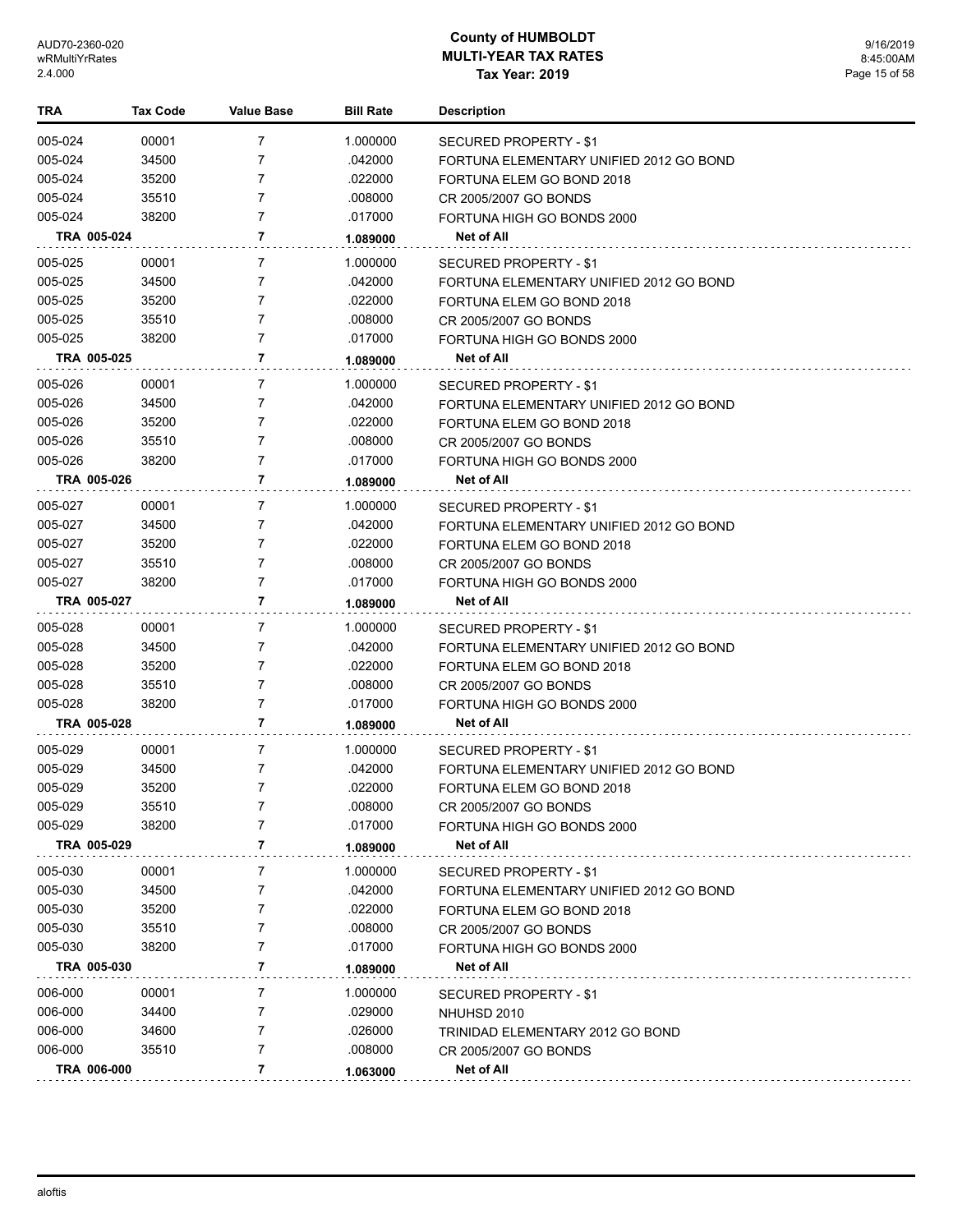# County of HUMBOLDT
## MULTI-YEAR TAX RATES
### Tax Year: 2019

| TRA | Tax Code | Value Base | Bill Rate | Description |
|---|---|---|---|---|
| 005-024 | 00001 | 7 | 1.000000 | SECURED PROPERTY - $1 |
| 005-024 | 34500 | 7 | .042000 | FORTUNA ELEMENTARY UNIFIED 2012 GO BOND |
| 005-024 | 35200 | 7 | .022000 | FORTUNA ELEM GO BOND 2018 |
| 005-024 | 35510 | 7 | .008000 | CR 2005/2007 GO BONDS |
| 005-024 | 38200 | 7 | .017000 | FORTUNA HIGH GO BONDS 2000 |
| **TRA 005-024** | | **7** | **1.089000** | **Net of All** |
| 005-025 | 00001 | 7 | 1.000000 | SECURED PROPERTY - $1 |
| 005-025 | 34500 | 7 | .042000 | FORTUNA ELEMENTARY UNIFIED 2012 GO BOND |
| 005-025 | 35200 | 7 | .022000 | FORTUNA ELEM GO BOND 2018 |
| 005-025 | 35510 | 7 | .008000 | CR 2005/2007 GO BONDS |
| 005-025 | 38200 | 7 | .017000 | FORTUNA HIGH GO BONDS 2000 |
| **TRA 005-025** | | **7** | **1.089000** | **Net of All** |
| 005-026 | 00001 | 7 | 1.000000 | SECURED PROPERTY - $1 |
| 005-026 | 34500 | 7 | .042000 | FORTUNA ELEMENTARY UNIFIED 2012 GO BOND |
| 005-026 | 35200 | 7 | .022000 | FORTUNA ELEM GO BOND 2018 |
| 005-026 | 35510 | 7 | .008000 | CR 2005/2007 GO BONDS |
| 005-026 | 38200 | 7 | .017000 | FORTUNA HIGH GO BONDS 2000 |
| **TRA 005-026** | | **7** | **1.089000** | **Net of All** |
| 005-027 | 00001 | 7 | 1.000000 | SECURED PROPERTY - $1 |
| 005-027 | 34500 | 7 | .042000 | FORTUNA ELEMENTARY UNIFIED 2012 GO BOND |
| 005-027 | 35200 | 7 | .022000 | FORTUNA ELEM GO BOND 2018 |
| 005-027 | 35510 | 7 | .008000 | CR 2005/2007 GO BONDS |
| 005-027 | 38200 | 7 | .017000 | FORTUNA HIGH GO BONDS 2000 |
| **TRA 005-027** | | **7** | **1.089000** | **Net of All** |
| 005-028 | 00001 | 7 | 1.000000 | SECURED PROPERTY - $1 |
| 005-028 | 34500 | 7 | .042000 | FORTUNA ELEMENTARY UNIFIED 2012 GO BOND |
| 005-028 | 35200 | 7 | .022000 | FORTUNA ELEM GO BOND 2018 |
| 005-028 | 35510 | 7 | .008000 | CR 2005/2007 GO BONDS |
| 005-028 | 38200 | 7 | .017000 | FORTUNA HIGH GO BONDS 2000 |
| **TRA 005-028** | | **7** | **1.089000** | **Net of All** |
| 005-029 | 00001 | 7 | 1.000000 | SECURED PROPERTY - $1 |
| 005-029 | 34500 | 7 | .042000 | FORTUNA ELEMENTARY UNIFIED 2012 GO BOND |
| 005-029 | 35200 | 7 | .022000 | FORTUNA ELEM GO BOND 2018 |
| 005-029 | 35510 | 7 | .008000 | CR 2005/2007 GO BONDS |
| 005-029 | 38200 | 7 | .017000 | FORTUNA HIGH GO BONDS 2000 |
| **TRA 005-029** | | **7** | **1.089000** | **Net of All** |
| 005-030 | 00001 | 7 | 1.000000 | SECURED PROPERTY - $1 |
| 005-030 | 34500 | 7 | .042000 | FORTUNA ELEMENTARY UNIFIED 2012 GO BOND |
| 005-030 | 35200 | 7 | .022000 | FORTUNA ELEM GO BOND 2018 |
| 005-030 | 35510 | 7 | .008000 | CR 2005/2007 GO BONDS |
| 005-030 | 38200 | 7 | .017000 | FORTUNA HIGH GO BONDS 2000 |
| **TRA 005-030** | | **7** | **1.089000** | **Net of All** |
| 006-000 | 00001 | 7 | 1.000000 | SECURED PROPERTY - $1 |
| 006-000 | 34400 | 7 | .029000 | NHUHSD 2010 |
| 006-000 | 34600 | 7 | .026000 | TRINIDAD ELEMENTARY 2012 GO BOND |
| 006-000 | 35510 | 7 | .008000 | CR 2005/2007 GO BONDS |
| **TRA 006-000** | | **7** | **1.063000** | **Net of All** |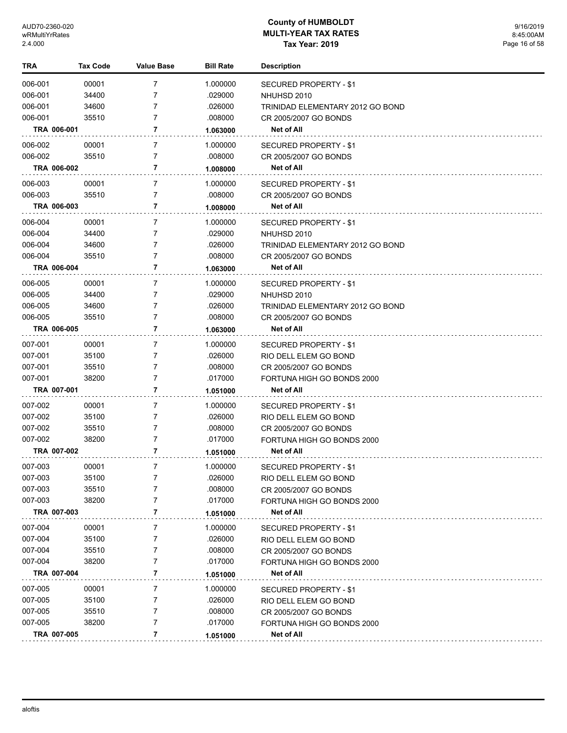| TRA | Tax Code | Value Base | Bill Rate | Description |
|---|---|---|---|---|
| 006-001 | 00001 | 7 | 1.000000 | SECURED PROPERTY - $1 |
| 006-001 | 34400 | 7 | .029000 | NHUHSD 2010 |
| 006-001 | 34600 | 7 | .026000 | TRINIDAD ELEMENTARY 2012 GO BOND |
| 006-001 | 35510 | 7 | .008000 | CR 2005/2007 GO BONDS |
| **TRA 006-001** | | **7** | **1.063000** | **Net of All** |
| 006-002 | 00001 | 7 | 1.000000 | SECURED PROPERTY - $1 |
| 006-002 | 35510 | 7 | .008000 | CR 2005/2007 GO BONDS |
| **TRA 006-002** | | **7** | **1.008000** | **Net of All** |
| 006-003 | 00001 | 7 | 1.000000 | SECURED PROPERTY - $1 |
| 006-003 | 35510 | 7 | .008000 | CR 2005/2007 GO BONDS |
| **TRA 006-003** | | **7** | **1.008000** | **Net of All** |
| 006-004 | 00001 | 7 | 1.000000 | SECURED PROPERTY - $1 |
| 006-004 | 34400 | 7 | .029000 | NHUHSD 2010 |
| 006-004 | 34600 | 7 | .026000 | TRINIDAD ELEMENTARY 2012 GO BOND |
| 006-004 | 35510 | 7 | .008000 | CR 2005/2007 GO BONDS |
| **TRA 006-004** | | **7** | **1.063000** | **Net of All** |
| 006-005 | 00001 | 7 | 1.000000 | SECURED PROPERTY - $1 |
| 006-005 | 34400 | 7 | .029000 | NHUHSD 2010 |
| 006-005 | 34600 | 7 | .026000 | TRINIDAD ELEMENTARY 2012 GO BOND |
| 006-005 | 35510 | 7 | .008000 | CR 2005/2007 GO BONDS |
| **TRA 006-005** | | **7** | **1.063000** | **Net of All** |
| 007-001 | 00001 | 7 | 1.000000 | SECURED PROPERTY - $1 |
| 007-001 | 35100 | 7 | .026000 | RIO DELL ELEM GO BOND |
| 007-001 | 35510 | 7 | .008000 | CR 2005/2007 GO BONDS |
| 007-001 | 38200 | 7 | .017000 | FORTUNA HIGH GO BONDS 2000 |
| **TRA 007-001** | | **7** | **1.051000** | **Net of All** |
| 007-002 | 00001 | 7 | 1.000000 | SECURED PROPERTY - $1 |
| 007-002 | 35100 | 7 | .026000 | RIO DELL ELEM GO BOND |
| 007-002 | 35510 | 7 | .008000 | CR 2005/2007 GO BONDS |
| 007-002 | 38200 | 7 | .017000 | FORTUNA HIGH GO BONDS 2000 |
| **TRA 007-002** | | **7** | **1.051000** | **Net of All** |
| 007-003 | 00001 | 7 | 1.000000 | SECURED PROPERTY - $1 |
| 007-003 | 35100 | 7 | .026000 | RIO DELL ELEM GO BOND |
| 007-003 | 35510 | 7 | .008000 | CR 2005/2007 GO BONDS |
| 007-003 | 38200 | 7 | .017000 | FORTUNA HIGH GO BONDS 2000 |
| **TRA 007-003** | | **7** | **1.051000** | **Net of All** |
| 007-004 | 00001 | 7 | 1.000000 | SECURED PROPERTY - $1 |
| 007-004 | 35100 | 7 | .026000 | RIO DELL ELEM GO BOND |
| 007-004 | 35510 | 7 | .008000 | CR 2005/2007 GO BONDS |
| 007-004 | 38200 | 7 | .017000 | FORTUNA HIGH GO BONDS 2000 |
| **TRA 007-004** | | **7** | **1.051000** | **Net of All** |
| 007-005 | 00001 | 7 | 1.000000 | SECURED PROPERTY - $1 |
| 007-005 | 35100 | 7 | .026000 | RIO DELL ELEM GO BOND |
| 007-005 | 35510 | 7 | .008000 | CR 2005/2007 GO BONDS |
| 007-005 | 38200 | 7 | .017000 | FORTUNA HIGH GO BONDS 2000 |
| **TRA 007-005** | | **7** | **1.051000** | **Net of All** |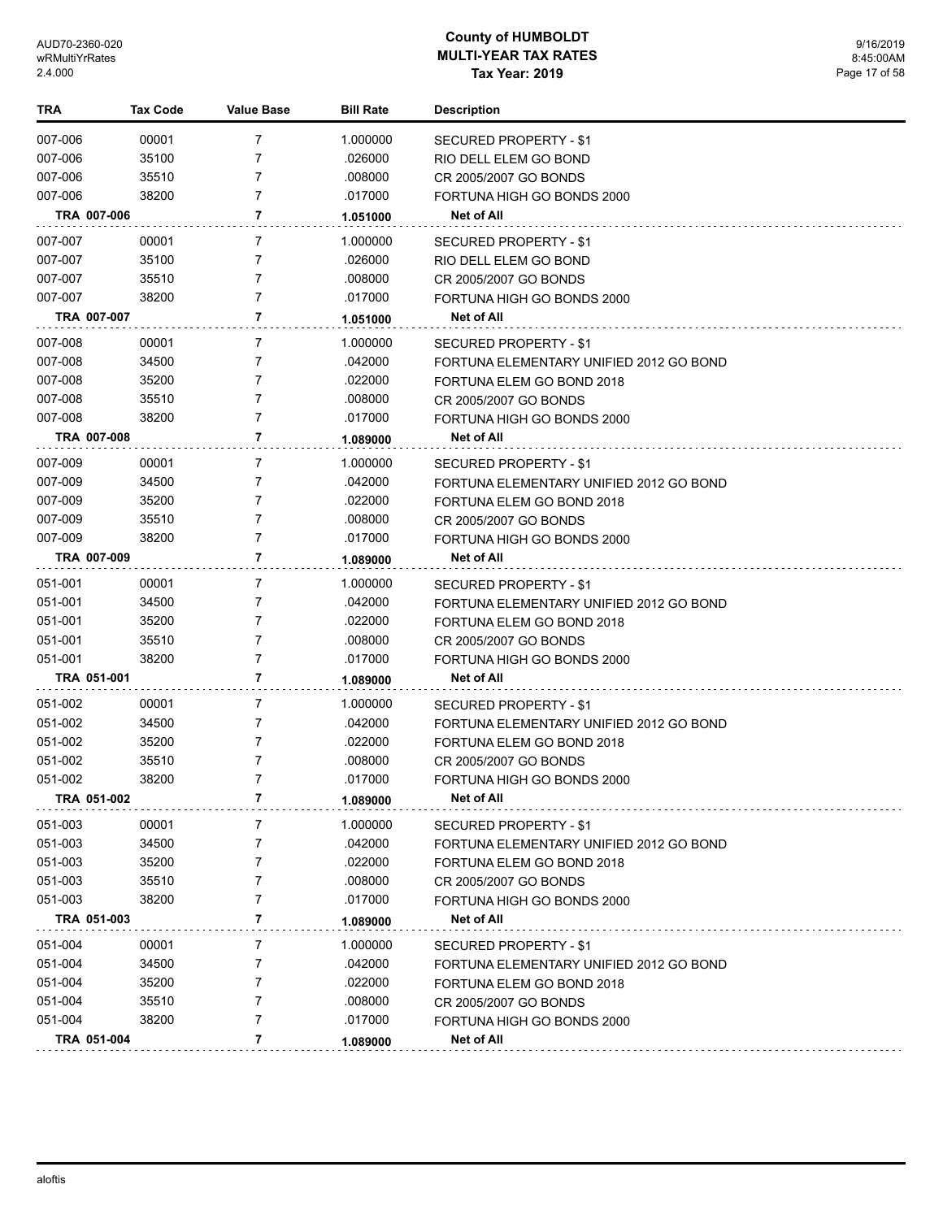# County of HUMBOLDT
## MULTI-YEAR TAX RATES
### Tax Year: 2019

| TRA | Tax Code | Value Base | Bill Rate | Description |
|---|---|---|---|---|
| 007-006 | 00001 | 7 | 1.000000 | SECURED PROPERTY - $1 |
| 007-006 | 35100 | 7 | .026000 | RIO DELL ELEM GO BOND |
| 007-006 | 35510 | 7 | .008000 | CR 2005/2007 GO BONDS |
| 007-006 | 38200 | 7 | .017000 | FORTUNA HIGH GO BONDS 2000 |
| **TRA 007-006** | | **7** | **1.051000** | **Net of All** |
| 007-007 | 00001 | 7 | 1.000000 | SECURED PROPERTY - $1 |
| 007-007 | 35100 | 7 | .026000 | RIO DELL ELEM GO BOND |
| 007-007 | 35510 | 7 | .008000 | CR 2005/2007 GO BONDS |
| 007-007 | 38200 | 7 | .017000 | FORTUNA HIGH GO BONDS 2000 |
| **TRA 007-007** | | **7** | **1.051000** | **Net of All** |
| 007-008 | 00001 | 7 | 1.000000 | SECURED PROPERTY - $1 |
| 007-008 | 34500 | 7 | .042000 | FORTUNA ELEMENTARY UNIFIED 2012 GO BOND |
| 007-008 | 35200 | 7 | .022000 | FORTUNA ELEM GO BOND 2018 |
| 007-008 | 35510 | 7 | .008000 | CR 2005/2007 GO BONDS |
| 007-008 | 38200 | 7 | .017000 | FORTUNA HIGH GO BONDS 2000 |
| **TRA 007-008** | | **7** | **1.089000** | **Net of All** |
| 007-009 | 00001 | 7 | 1.000000 | SECURED PROPERTY - $1 |
| 007-009 | 34500 | 7 | .042000 | FORTUNA ELEMENTARY UNIFIED 2012 GO BOND |
| 007-009 | 35200 | 7 | .022000 | FORTUNA ELEM GO BOND 2018 |
| 007-009 | 35510 | 7 | .008000 | CR 2005/2007 GO BONDS |
| 007-009 | 38200 | 7 | .017000 | FORTUNA HIGH GO BONDS 2000 |
| **TRA 007-009** | | **7** | **1.089000** | **Net of All** |
| 051-001 | 00001 | 7 | 1.000000 | SECURED PROPERTY - $1 |
| 051-001 | 34500 | 7 | .042000 | FORTUNA ELEMENTARY UNIFIED 2012 GO BOND |
| 051-001 | 35200 | 7 | .022000 | FORTUNA ELEM GO BOND 2018 |
| 051-001 | 35510 | 7 | .008000 | CR 2005/2007 GO BONDS |
| 051-001 | 38200 | 7 | .017000 | FORTUNA HIGH GO BONDS 2000 |
| **TRA 051-001** | | **7** | **1.089000** | **Net of All** |
| 051-002 | 00001 | 7 | 1.000000 | SECURED PROPERTY - $1 |
| 051-002 | 34500 | 7 | .042000 | FORTUNA ELEMENTARY UNIFIED 2012 GO BOND |
| 051-002 | 35200 | 7 | .022000 | FORTUNA ELEM GO BOND 2018 |
| 051-002 | 35510 | 7 | .008000 | CR 2005/2007 GO BONDS |
| 051-002 | 38200 | 7 | .017000 | FORTUNA HIGH GO BONDS 2000 |
| **TRA 051-002** | | **7** | **1.089000** | **Net of All** |
| 051-003 | 00001 | 7 | 1.000000 | SECURED PROPERTY - $1 |
| 051-003 | 34500 | 7 | .042000 | FORTUNA ELEMENTARY UNIFIED 2012 GO BOND |
| 051-003 | 35200 | 7 | .022000 | FORTUNA ELEM GO BOND 2018 |
| 051-003 | 35510 | 7 | .008000 | CR 2005/2007 GO BONDS |
| 051-003 | 38200 | 7 | .017000 | FORTUNA HIGH GO BONDS 2000 |
| **TRA 051-003** | | **7** | **1.089000** | **Net of All** |
| 051-004 | 00001 | 7 | 1.000000 | SECURED PROPERTY - $1 |
| 051-004 | 34500 | 7 | .042000 | FORTUNA ELEMENTARY UNIFIED 2012 GO BOND |
| 051-004 | 35200 | 7 | .022000 | FORTUNA ELEM GO BOND 2018 |
| 051-004 | 35510 | 7 | .008000 | CR 2005/2007 GO BONDS |
| 051-004 | 38200 | 7 | .017000 | FORTUNA HIGH GO BONDS 2000 |
| **TRA 051-004** | | **7** | **1.089000** | **Net of All** |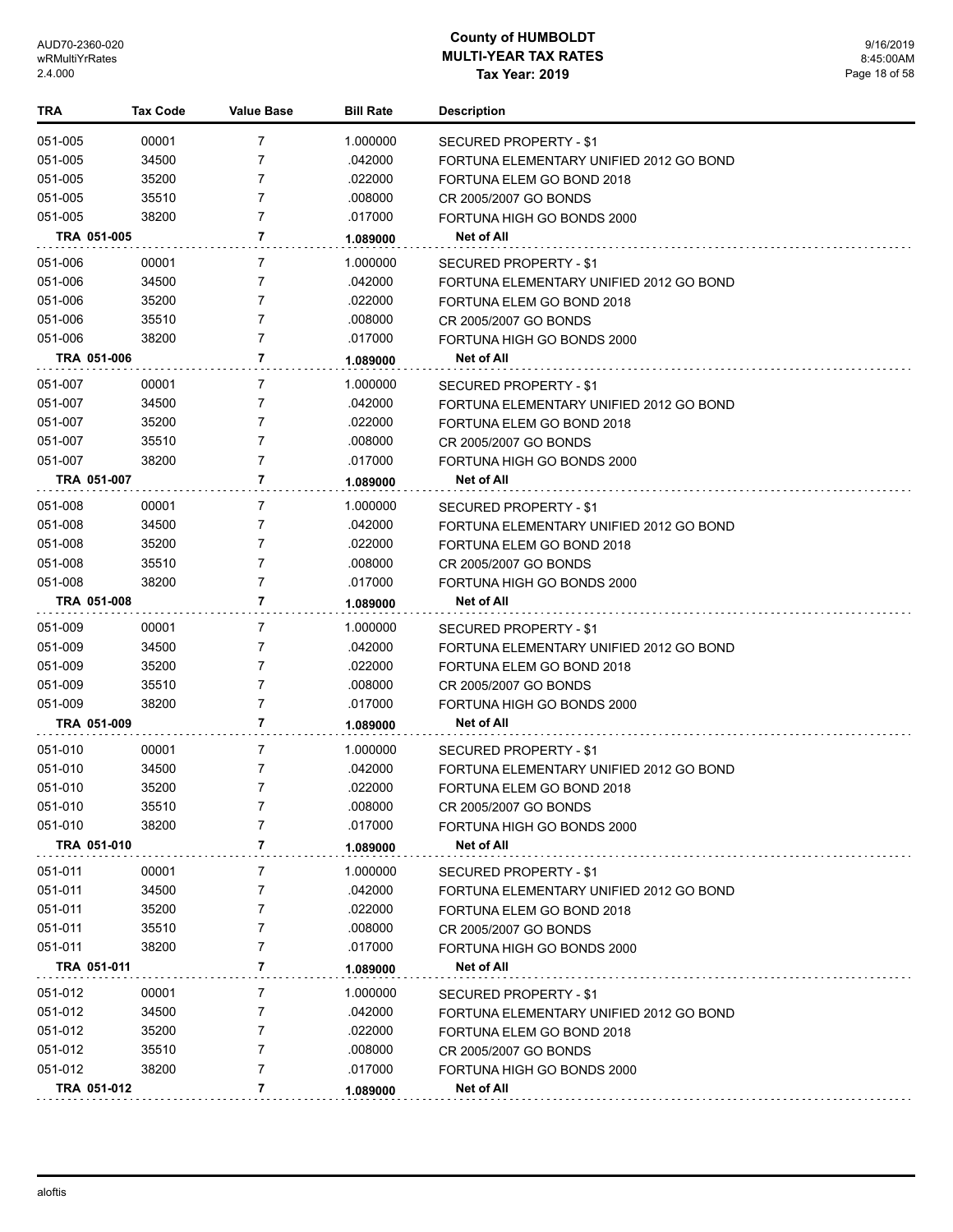| TRA | Tax Code | Value Base | Bill Rate | Description |
|---|---|---|---|---|
| 051-005 | 00001 | 7 | 1.000000 | SECURED PROPERTY - $1 |
| 051-005 | 34500 | 7 | .042000 | FORTUNA ELEMENTARY UNIFIED 2012 GO BOND |
| 051-005 | 35200 | 7 | .022000 | FORTUNA ELEM GO BOND 2018 |
| 051-005 | 35510 | 7 | .008000 | CR 2005/2007 GO BONDS |
| 051-005 | 38200 | 7 | .017000 | FORTUNA HIGH GO BONDS 2000 |
| **TRA 051-005** | | **7** | **1.089000** | **Net of All** |
| 051-006 | 00001 | 7 | 1.000000 | SECURED PROPERTY - $1 |
| 051-006 | 34500 | 7 | .042000 | FORTUNA ELEMENTARY UNIFIED 2012 GO BOND |
| 051-006 | 35200 | 7 | .022000 | FORTUNA ELEM GO BOND 2018 |
| 051-006 | 35510 | 7 | .008000 | CR 2005/2007 GO BONDS |
| 051-006 | 38200 | 7 | .017000 | FORTUNA HIGH GO BONDS 2000 |
| **TRA 051-006** | | **7** | **1.089000** | **Net of All** |
| 051-007 | 00001 | 7 | 1.000000 | SECURED PROPERTY - $1 |
| 051-007 | 34500 | 7 | .042000 | FORTUNA ELEMENTARY UNIFIED 2012 GO BOND |
| 051-007 | 35200 | 7 | .022000 | FORTUNA ELEM GO BOND 2018 |
| 051-007 | 35510 | 7 | .008000 | CR 2005/2007 GO BONDS |
| 051-007 | 38200 | 7 | .017000 | FORTUNA HIGH GO BONDS 2000 |
| **TRA 051-007** | | **7** | **1.089000** | **Net of All** |
| 051-008 | 00001 | 7 | 1.000000 | SECURED PROPERTY - $1 |
| 051-008 | 34500 | 7 | .042000 | FORTUNA ELEMENTARY UNIFIED 2012 GO BOND |
| 051-008 | 35200 | 7 | .022000 | FORTUNA ELEM GO BOND 2018 |
| 051-008 | 35510 | 7 | .008000 | CR 2005/2007 GO BONDS |
| 051-008 | 38200 | 7 | .017000 | FORTUNA HIGH GO BONDS 2000 |
| **TRA 051-008** | | **7** | **1.089000** | **Net of All** |
| 051-009 | 00001 | 7 | 1.000000 | SECURED PROPERTY - $1 |
| 051-009 | 34500 | 7 | .042000 | FORTUNA ELEMENTARY UNIFIED 2012 GO BOND |
| 051-009 | 35200 | 7 | .022000 | FORTUNA ELEM GO BOND 2018 |
| 051-009 | 35510 | 7 | .008000 | CR 2005/2007 GO BONDS |
| 051-009 | 38200 | 7 | .017000 | FORTUNA HIGH GO BONDS 2000 |
| **TRA 051-009** | | **7** | **1.089000** | **Net of All** |
| 051-010 | 00001 | 7 | 1.000000 | SECURED PROPERTY - $1 |
| 051-010 | 34500 | 7 | .042000 | FORTUNA ELEMENTARY UNIFIED 2012 GO BOND |
| 051-010 | 35200 | 7 | .022000 | FORTUNA ELEM GO BOND 2018 |
| 051-010 | 35510 | 7 | .008000 | CR 2005/2007 GO BONDS |
| 051-010 | 38200 | 7 | .017000 | FORTUNA HIGH GO BONDS 2000 |
| **TRA 051-010** | | **7** | **1.089000** | **Net of All** |
| 051-011 | 00001 | 7 | 1.000000 | SECURED PROPERTY - $1 |
| 051-011 | 34500 | 7 | .042000 | FORTUNA ELEMENTARY UNIFIED 2012 GO BOND |
| 051-011 | 35200 | 7 | .022000 | FORTUNA ELEM GO BOND 2018 |
| 051-011 | 35510 | 7 | .008000 | CR 2005/2007 GO BONDS |
| 051-011 | 38200 | 7 | .017000 | FORTUNA HIGH GO BONDS 2000 |
| **TRA 051-011** | | **7** | **1.089000** | **Net of All** |
| 051-012 | 00001 | 7 | 1.000000 | SECURED PROPERTY - $1 |
| 051-012 | 34500 | 7 | .042000 | FORTUNA ELEMENTARY UNIFIED 2012 GO BOND |
| 051-012 | 35200 | 7 | .022000 | FORTUNA ELEM GO BOND 2018 |
| 051-012 | 35510 | 7 | .008000 | CR 2005/2007 GO BONDS |
| 051-012 | 38200 | 7 | .017000 | FORTUNA HIGH GO BONDS 2000 |
| **TRA 051-012** | | **7** | **1.089000** | **Net of All** |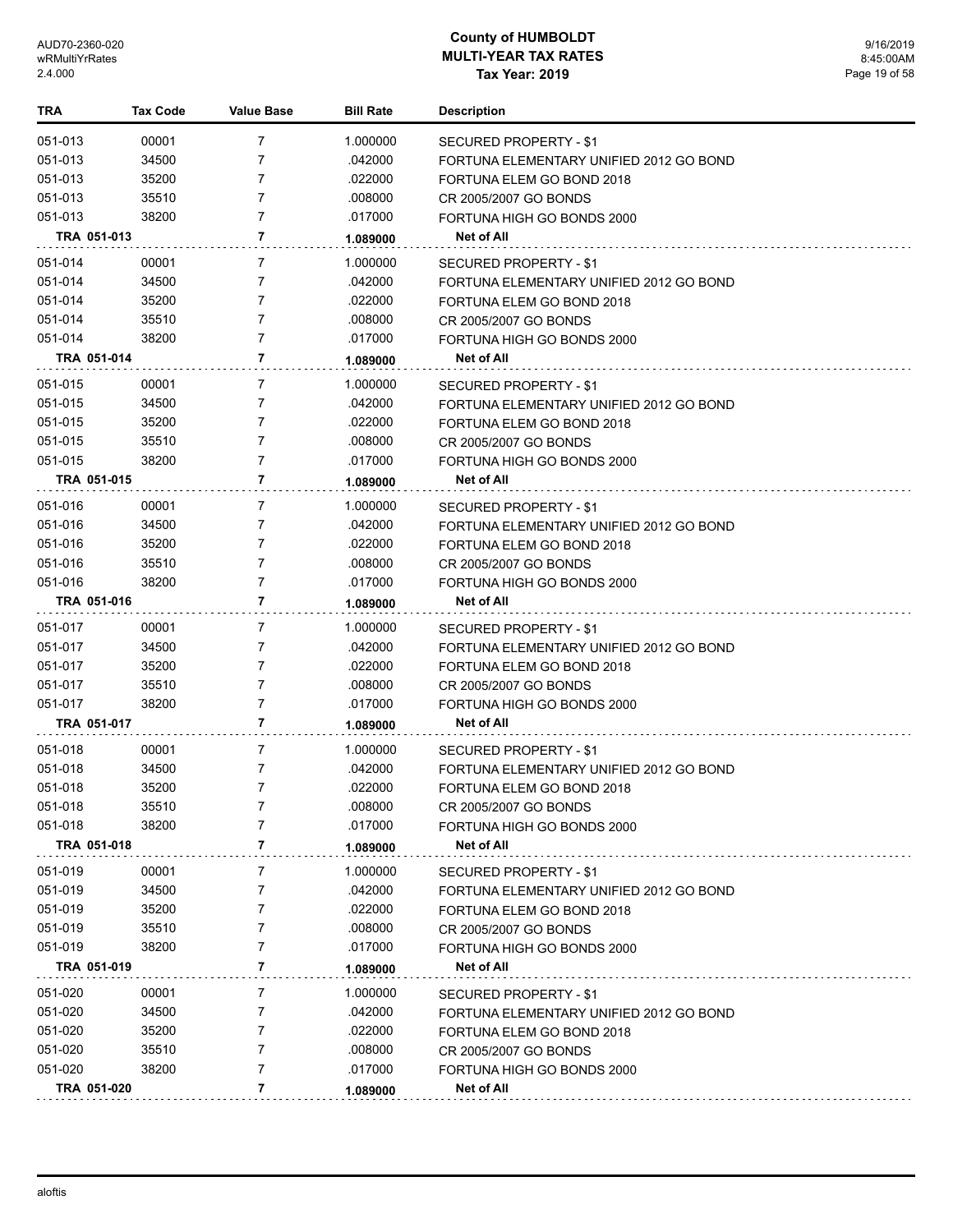# County of HUMBOLDT
## MULTI-YEAR TAX RATES
### Tax Year: 2019

| TRA | Tax Code | Value Base | Bill Rate | Description |
|---|---|---|---|---|
| 051-013 | 00001 | 7 | 1.000000 | SECURED PROPERTY - $1 |
| 051-013 | 34500 | 7 | .042000 | FORTUNA ELEMENTARY UNIFIED 2012 GO BOND |
| 051-013 | 35200 | 7 | .022000 | FORTUNA ELEM GO BOND 2018 |
| 051-013 | 35510 | 7 | .008000 | CR 2005/2007 GO BONDS |
| 051-013 | 38200 | 7 | .017000 | FORTUNA HIGH GO BONDS 2000 |
| **TRA 051-013** | | **7** | **1.089000** | **Net of All** |
| 051-014 | 00001 | 7 | 1.000000 | SECURED PROPERTY - $1 |
| 051-014 | 34500 | 7 | .042000 | FORTUNA ELEMENTARY UNIFIED 2012 GO BOND |
| 051-014 | 35200 | 7 | .022000 | FORTUNA ELEM GO BOND 2018 |
| 051-014 | 35510 | 7 | .008000 | CR 2005/2007 GO BONDS |
| 051-014 | 38200 | 7 | .017000 | FORTUNA HIGH GO BONDS 2000 |
| **TRA 051-014** | | **7** | **1.089000** | **Net of All** |
| 051-015 | 00001 | 7 | 1.000000 | SECURED PROPERTY - $1 |
| 051-015 | 34500 | 7 | .042000 | FORTUNA ELEMENTARY UNIFIED 2012 GO BOND |
| 051-015 | 35200 | 7 | .022000 | FORTUNA ELEM GO BOND 2018 |
| 051-015 | 35510 | 7 | .008000 | CR 2005/2007 GO BONDS |
| 051-015 | 38200 | 7 | .017000 | FORTUNA HIGH GO BONDS 2000 |
| **TRA 051-015** | | **7** | **1.089000** | **Net of All** |
| 051-016 | 00001 | 7 | 1.000000 | SECURED PROPERTY - $1 |
| 051-016 | 34500 | 7 | .042000 | FORTUNA ELEMENTARY UNIFIED 2012 GO BOND |
| 051-016 | 35200 | 7 | .022000 | FORTUNA ELEM GO BOND 2018 |
| 051-016 | 35510 | 7 | .008000 | CR 2005/2007 GO BONDS |
| 051-016 | 38200 | 7 | .017000 | FORTUNA HIGH GO BONDS 2000 |
| **TRA 051-016** | | **7** | **1.089000** | **Net of All** |
| 051-017 | 00001 | 7 | 1.000000 | SECURED PROPERTY - $1 |
| 051-017 | 34500 | 7 | .042000 | FORTUNA ELEMENTARY UNIFIED 2012 GO BOND |
| 051-017 | 35200 | 7 | .022000 | FORTUNA ELEM GO BOND 2018 |
| 051-017 | 35510 | 7 | .008000 | CR 2005/2007 GO BONDS |
| 051-017 | 38200 | 7 | .017000 | FORTUNA HIGH GO BONDS 2000 |
| **TRA 051-017** | | **7** | **1.089000** | **Net of All** |
| 051-018 | 00001 | 7 | 1.000000 | SECURED PROPERTY - $1 |
| 051-018 | 34500 | 7 | .042000 | FORTUNA ELEMENTARY UNIFIED 2012 GO BOND |
| 051-018 | 35200 | 7 | .022000 | FORTUNA ELEM GO BOND 2018 |
| 051-018 | 35510 | 7 | .008000 | CR 2005/2007 GO BONDS |
| 051-018 | 38200 | 7 | .017000 | FORTUNA HIGH GO BONDS 2000 |
| **TRA 051-018** | | **7** | **1.089000** | **Net of All** |
| 051-019 | 00001 | 7 | 1.000000 | SECURED PROPERTY - $1 |
| 051-019 | 34500 | 7 | .042000 | FORTUNA ELEMENTARY UNIFIED 2012 GO BOND |
| 051-019 | 35200 | 7 | .022000 | FORTUNA ELEM GO BOND 2018 |
| 051-019 | 35510 | 7 | .008000 | CR 2005/2007 GO BONDS |
| 051-019 | 38200 | 7 | .017000 | FORTUNA HIGH GO BONDS 2000 |
| **TRA 051-019** | | **7** | **1.089000** | **Net of All** |
| 051-020 | 00001 | 7 | 1.000000 | SECURED PROPERTY - $1 |
| 051-020 | 34500 | 7 | .042000 | FORTUNA ELEMENTARY UNIFIED 2012 GO BOND |
| 051-020 | 35200 | 7 | .022000 | FORTUNA ELEM GO BOND 2018 |
| 051-020 | 35510 | 7 | .008000 | CR 2005/2007 GO BONDS |
| 051-020 | 38200 | 7 | .017000 | FORTUNA HIGH GO BONDS 2000 |
| **TRA 051-020** | | **7** | **1.089000** | **Net of All** |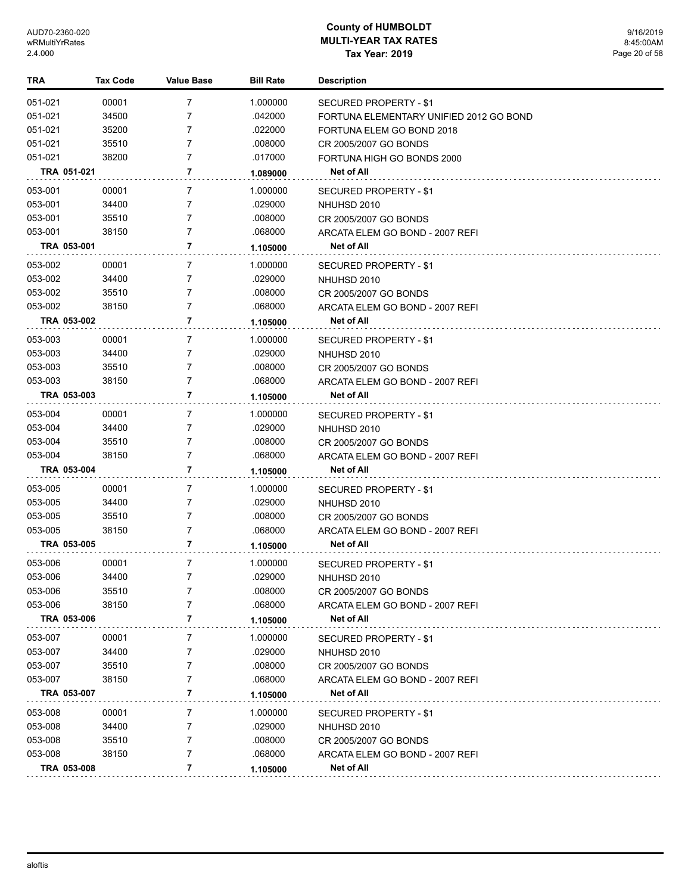# County of HUMBOLDT
## MULTI-YEAR TAX RATES
### Tax Year: 2019

| TRA | Tax Code | Value Base | Bill Rate | Description |
|---|---|---|---|---|
| 051-021 | 00001 | 7 | 1.000000 | SECURED PROPERTY - $1 |
| 051-021 | 34500 | 7 | .042000 | FORTUNA ELEMENTARY UNIFIED 2012 GO BOND |
| 051-021 | 35200 | 7 | .022000 | FORTUNA ELEM GO BOND 2018 |
| 051-021 | 35510 | 7 | .008000 | CR 2005/2007 GO BONDS |
| 051-021 | 38200 | 7 | .017000 | FORTUNA HIGH GO BONDS 2000 |
| **TRA 051-021** | | **7** | **1.089000** | **Net of All** |
| 053-001 | 00001 | 7 | 1.000000 | SECURED PROPERTY - $1 |
| 053-001 | 34400 | 7 | .029000 | NHUHSD 2010 |
| 053-001 | 35510 | 7 | .008000 | CR 2005/2007 GO BONDS |
| 053-001 | 38150 | 7 | .068000 | ARCATA ELEM GO BOND - 2007 REFI |
| **TRA 053-001** | | **7** | **1.105000** | **Net of All** |
| 053-002 | 00001 | 7 | 1.000000 | SECURED PROPERTY - $1 |
| 053-002 | 34400 | 7 | .029000 | NHUHSD 2010 |
| 053-002 | 35510 | 7 | .008000 | CR 2005/2007 GO BONDS |
| 053-002 | 38150 | 7 | .068000 | ARCATA ELEM GO BOND - 2007 REFI |
| **TRA 053-002** | | **7** | **1.105000** | **Net of All** |
| 053-003 | 00001 | 7 | 1.000000 | SECURED PROPERTY - $1 |
| 053-003 | 34400 | 7 | .029000 | NHUHSD 2010 |
| 053-003 | 35510 | 7 | .008000 | CR 2005/2007 GO BONDS |
| 053-003 | 38150 | 7 | .068000 | ARCATA ELEM GO BOND - 2007 REFI |
| **TRA 053-003** | | **7** | **1.105000** | **Net of All** |
| 053-004 | 00001 | 7 | 1.000000 | SECURED PROPERTY - $1 |
| 053-004 | 34400 | 7 | .029000 | NHUHSD 2010 |
| 053-004 | 35510 | 7 | .008000 | CR 2005/2007 GO BONDS |
| 053-004 | 38150 | 7 | .068000 | ARCATA ELEM GO BOND - 2007 REFI |
| **TRA 053-004** | | **7** | **1.105000** | **Net of All** |
| 053-005 | 00001 | 7 | 1.000000 | SECURED PROPERTY - $1 |
| 053-005 | 34400 | 7 | .029000 | NHUHSD 2010 |
| 053-005 | 35510 | 7 | .008000 | CR 2005/2007 GO BONDS |
| 053-005 | 38150 | 7 | .068000 | ARCATA ELEM GO BOND - 2007 REFI |
| **TRA 053-005** | | **7** | **1.105000** | **Net of All** |
| 053-006 | 00001 | 7 | 1.000000 | SECURED PROPERTY - $1 |
| 053-006 | 34400 | 7 | .029000 | NHUHSD 2010 |
| 053-006 | 35510 | 7 | .008000 | CR 2005/2007 GO BONDS |
| 053-006 | 38150 | 7 | .068000 | ARCATA ELEM GO BOND - 2007 REFI |
| **TRA 053-006** | | **7** | **1.105000** | **Net of All** |
| 053-007 | 00001 | 7 | 1.000000 | SECURED PROPERTY - $1 |
| 053-007 | 34400 | 7 | .029000 | NHUHSD 2010 |
| 053-007 | 35510 | 7 | .008000 | CR 2005/2007 GO BONDS |
| 053-007 | 38150 | 7 | .068000 | ARCATA ELEM GO BOND - 2007 REFI |
| **TRA 053-007** | | **7** | **1.105000** | **Net of All** |
| 053-008 | 00001 | 7 | 1.000000 | SECURED PROPERTY - $1 |
| 053-008 | 34400 | 7 | .029000 | NHUHSD 2010 |
| 053-008 | 35510 | 7 | .008000 | CR 2005/2007 GO BONDS |
| 053-008 | 38150 | 7 | .068000 | ARCATA ELEM GO BOND - 2007 REFI |
| **TRA 053-008** | | **7** | **1.105000** | **Net of All** |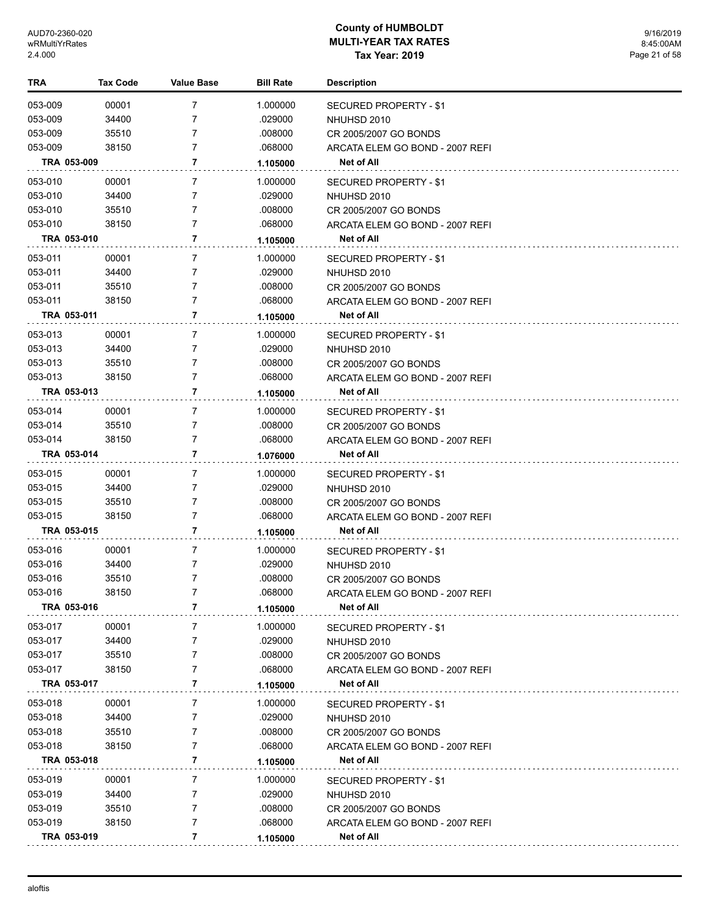# County of HUMBOLDT
## MULTI-YEAR TAX RATES
### Tax Year: 2019

| TRA | Tax Code | Value Base | Bill Rate | Description |
|---|---|---|---|---|
| 053-009 | 00001 | 7 | 1.000000 | SECURED PROPERTY - $1 |
| 053-009 | 34400 | 7 | .029000 | NHUHSD 2010 |
| 053-009 | 35510 | 7 | .008000 | CR 2005/2007 GO BONDS |
| 053-009 | 38150 | 7 | .068000 | ARCATA ELEM GO BOND - 2007 REFI |
| **TRA 053-009** | | **7** | **1.105000** | **Net of All** |
| 053-010 | 00001 | 7 | 1.000000 | SECURED PROPERTY - $1 |
| 053-010 | 34400 | 7 | .029000 | NHUHSD 2010 |
| 053-010 | 35510 | 7 | .008000 | CR 2005/2007 GO BONDS |
| 053-010 | 38150 | 7 | .068000 | ARCATA ELEM GO BOND - 2007 REFI |
| **TRA 053-010** | | **7** | **1.105000** | **Net of All** |
| 053-011 | 00001 | 7 | 1.000000 | SECURED PROPERTY - $1 |
| 053-011 | 34400 | 7 | .029000 | NHUHSD 2010 |
| 053-011 | 35510 | 7 | .008000 | CR 2005/2007 GO BONDS |
| 053-011 | 38150 | 7 | .068000 | ARCATA ELEM GO BOND - 2007 REFI |
| **TRA 053-011** | | **7** | **1.105000** | **Net of All** |
| 053-013 | 00001 | 7 | 1.000000 | SECURED PROPERTY - $1 |
| 053-013 | 34400 | 7 | .029000 | NHUHSD 2010 |
| 053-013 | 35510 | 7 | .008000 | CR 2005/2007 GO BONDS |
| 053-013 | 38150 | 7 | .068000 | ARCATA ELEM GO BOND - 2007 REFI |
| **TRA 053-013** | | **7** | **1.105000** | **Net of All** |
| 053-014 | 00001 | 7 | 1.000000 | SECURED PROPERTY - $1 |
| 053-014 | 35510 | 7 | .008000 | CR 2005/2007 GO BONDS |
| 053-014 | 38150 | 7 | .068000 | ARCATA ELEM GO BOND - 2007 REFI |
| **TRA 053-014** | | **7** | **1.076000** | **Net of All** |
| 053-015 | 00001 | 7 | 1.000000 | SECURED PROPERTY - $1 |
| 053-015 | 34400 | 7 | .029000 | NHUHSD 2010 |
| 053-015 | 35510 | 7 | .008000 | CR 2005/2007 GO BONDS |
| 053-015 | 38150 | 7 | .068000 | ARCATA ELEM GO BOND - 2007 REFI |
| **TRA 053-015** | | **7** | **1.105000** | **Net of All** |
| 053-016 | 00001 | 7 | 1.000000 | SECURED PROPERTY - $1 |
| 053-016 | 34400 | 7 | .029000 | NHUHSD 2010 |
| 053-016 | 35510 | 7 | .008000 | CR 2005/2007 GO BONDS |
| 053-016 | 38150 | 7 | .068000 | ARCATA ELEM GO BOND - 2007 REFI |
| **TRA 053-016** | | **7** | **1.105000** | **Net of All** |
| 053-017 | 00001 | 7 | 1.000000 | SECURED PROPERTY - $1 |
| 053-017 | 34400 | 7 | .029000 | NHUHSD 2010 |
| 053-017 | 35510 | 7 | .008000 | CR 2005/2007 GO BONDS |
| 053-017 | 38150 | 7 | .068000 | ARCATA ELEM GO BOND - 2007 REFI |
| **TRA 053-017** | | **7** | **1.105000** | **Net of All** |
| 053-018 | 00001 | 7 | 1.000000 | SECURED PROPERTY - $1 |
| 053-018 | 34400 | 7 | .029000 | NHUHSD 2010 |
| 053-018 | 35510 | 7 | .008000 | CR 2005/2007 GO BONDS |
| 053-018 | 38150 | 7 | .068000 | ARCATA ELEM GO BOND - 2007 REFI |
| **TRA 053-018** | | **7** | **1.105000** | **Net of All** |
| 053-019 | 00001 | 7 | 1.000000 | SECURED PROPERTY - $1 |
| 053-019 | 34400 | 7 | .029000 | NHUHSD 2010 |
| 053-019 | 35510 | 7 | .008000 | CR 2005/2007 GO BONDS |
| 053-019 | 38150 | 7 | .068000 | ARCATA ELEM GO BOND - 2007 REFI |
| **TRA 053-019** | | **7** | **1.105000** | **Net of All** |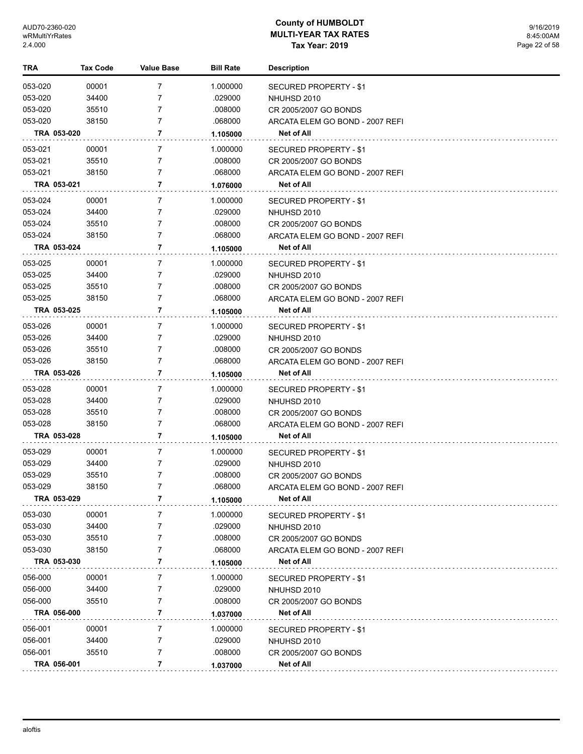| TRA | Tax Code | Value Base | Bill Rate | Description |
|---|---|---|---|---|
| 053-020 | 00001 | 7 | 1.000000 | SECURED PROPERTY - $1 |
| 053-020 | 34400 | 7 | .029000 | NHUHSD 2010 |
| 053-020 | 35510 | 7 | .008000 | CR 2005/2007 GO BONDS |
| 053-020 | 38150 | 7 | .068000 | ARCATA ELEM GO BOND - 2007 REFI |
| **TRA 053-020** | | **7** | **1.105000** | **Net of All** |
| 053-021 | 00001 | 7 | 1.000000 | SECURED PROPERTY - $1 |
| 053-021 | 35510 | 7 | .008000 | CR 2005/2007 GO BONDS |
| 053-021 | 38150 | 7 | .068000 | ARCATA ELEM GO BOND - 2007 REFI |
| **TRA 053-021** | | **7** | **1.076000** | **Net of All** |
| 053-024 | 00001 | 7 | 1.000000 | SECURED PROPERTY - $1 |
| 053-024 | 34400 | 7 | .029000 | NHUHSD 2010 |
| 053-024 | 35510 | 7 | .008000 | CR 2005/2007 GO BONDS |
| 053-024 | 38150 | 7 | .068000 | ARCATA ELEM GO BOND - 2007 REFI |
| **TRA 053-024** | | **7** | **1.105000** | **Net of All** |
| 053-025 | 00001 | 7 | 1.000000 | SECURED PROPERTY - $1 |
| 053-025 | 34400 | 7 | .029000 | NHUHSD 2010 |
| 053-025 | 35510 | 7 | .008000 | CR 2005/2007 GO BONDS |
| 053-025 | 38150 | 7 | .068000 | ARCATA ELEM GO BOND - 2007 REFI |
| **TRA 053-025** | | **7** | **1.105000** | **Net of All** |
| 053-026 | 00001 | 7 | 1.000000 | SECURED PROPERTY - $1 |
| 053-026 | 34400 | 7 | .029000 | NHUHSD 2010 |
| 053-026 | 35510 | 7 | .008000 | CR 2005/2007 GO BONDS |
| 053-026 | 38150 | 7 | .068000 | ARCATA ELEM GO BOND - 2007 REFI |
| **TRA 053-026** | | **7** | **1.105000** | **Net of All** |
| 053-028 | 00001 | 7 | 1.000000 | SECURED PROPERTY - $1 |
| 053-028 | 34400 | 7 | .029000 | NHUHSD 2010 |
| 053-028 | 35510 | 7 | .008000 | CR 2005/2007 GO BONDS |
| 053-028 | 38150 | 7 | .068000 | ARCATA ELEM GO BOND - 2007 REFI |
| **TRA 053-028** | | **7** | **1.105000** | **Net of All** |
| 053-029 | 00001 | 7 | 1.000000 | SECURED PROPERTY - $1 |
| 053-029 | 34400 | 7 | .029000 | NHUHSD 2010 |
| 053-029 | 35510 | 7 | .008000 | CR 2005/2007 GO BONDS |
| 053-029 | 38150 | 7 | .068000 | ARCATA ELEM GO BOND - 2007 REFI |
| **TRA 053-029** | | **7** | **1.105000** | **Net of All** |
| 053-030 | 00001 | 7 | 1.000000 | SECURED PROPERTY - $1 |
| 053-030 | 34400 | 7 | .029000 | NHUHSD 2010 |
| 053-030 | 35510 | 7 | .008000 | CR 2005/2007 GO BONDS |
| 053-030 | 38150 | 7 | .068000 | ARCATA ELEM GO BOND - 2007 REFI |
| **TRA 053-030** | | **7** | **1.105000** | **Net of All** |
| 056-000 | 00001 | 7 | 1.000000 | SECURED PROPERTY - $1 |
| 056-000 | 34400 | 7 | .029000 | NHUHSD 2010 |
| 056-000 | 35510 | 7 | .008000 | CR 2005/2007 GO BONDS |
| **TRA 056-000** | | **7** | **1.037000** | **Net of All** |
| 056-001 | 00001 | 7 | 1.000000 | SECURED PROPERTY - $1 |
| 056-001 | 34400 | 7 | .029000 | NHUHSD 2010 |
| 056-001 | 35510 | 7 | .008000 | CR 2005/2007 GO BONDS |
| **TRA 056-001** | | **7** | **1.037000** | **Net of All** |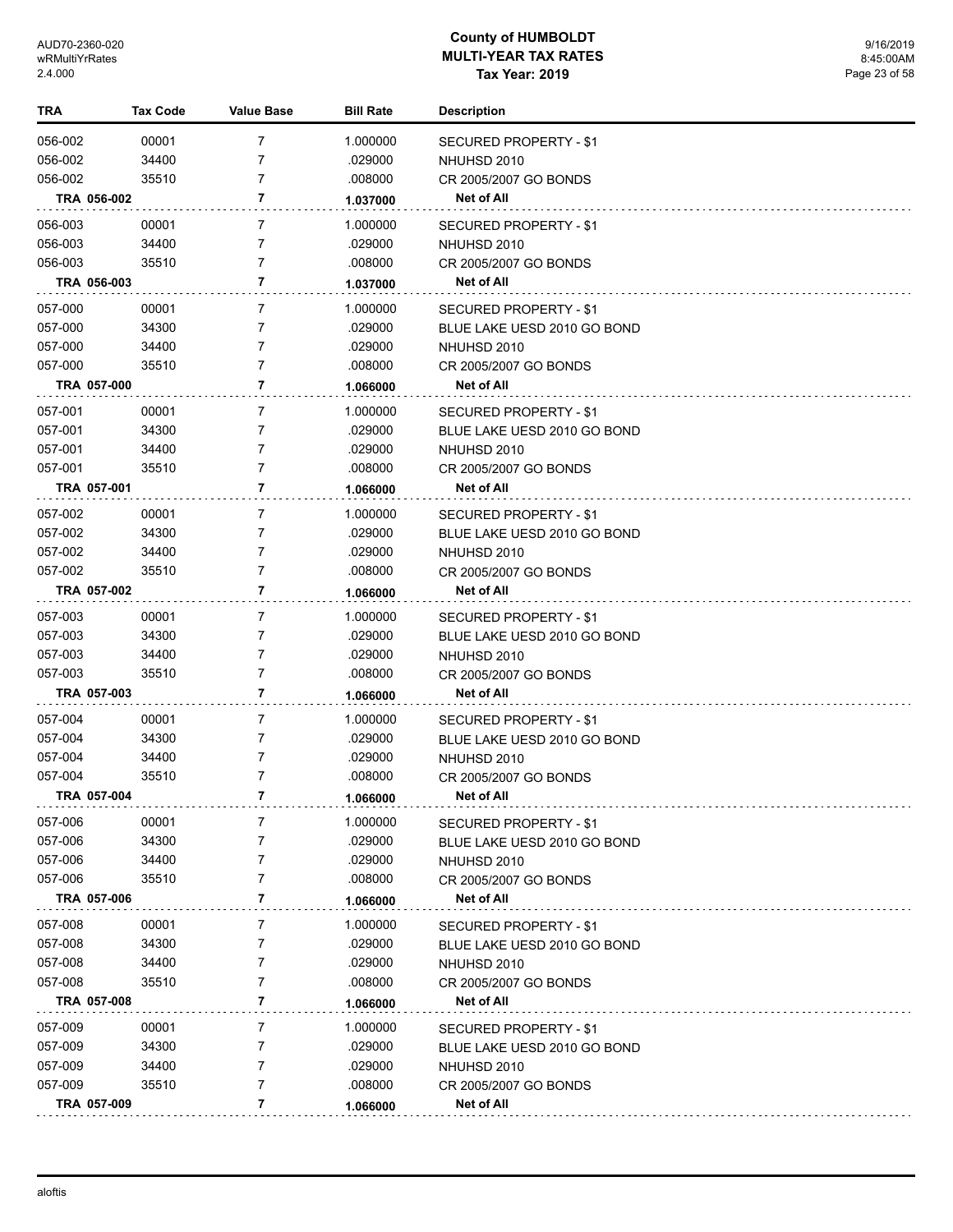# County of HUMBOLDT
## MULTI-YEAR TAX RATES
### Tax Year: 2019

| TRA | Tax Code | Value Base | Bill Rate | Description |
|---|---|---|---|---|
| 056-002 | 00001 | 7 | 1.000000 | SECURED PROPERTY - $1 |
| 056-002 | 34400 | 7 | .029000 | NHUHSD 2010 |
| 056-002 | 35510 | 7 | .008000 | CR 2005/2007 GO BONDS |
| **TRA 056-002** | | **7** | **1.037000** | **Net of All** |
| 056-003 | 00001 | 7 | 1.000000 | SECURED PROPERTY - $1 |
| 056-003 | 34400 | 7 | .029000 | NHUHSD 2010 |
| 056-003 | 35510 | 7 | .008000 | CR 2005/2007 GO BONDS |
| **TRA 056-003** | | **7** | **1.037000** | **Net of All** |
| 057-000 | 00001 | 7 | 1.000000 | SECURED PROPERTY - $1 |
| 057-000 | 34300 | 7 | .029000 | BLUE LAKE UESD 2010 GO BOND |
| 057-000 | 34400 | 7 | .029000 | NHUHSD 2010 |
| 057-000 | 35510 | 7 | .008000 | CR 2005/2007 GO BONDS |
| **TRA 057-000** | | **7** | **1.066000** | **Net of All** |
| 057-001 | 00001 | 7 | 1.000000 | SECURED PROPERTY - $1 |
| 057-001 | 34300 | 7 | .029000 | BLUE LAKE UESD 2010 GO BOND |
| 057-001 | 34400 | 7 | .029000 | NHUHSD 2010 |
| 057-001 | 35510 | 7 | .008000 | CR 2005/2007 GO BONDS |
| **TRA 057-001** | | **7** | **1.066000** | **Net of All** |
| 057-002 | 00001 | 7 | 1.000000 | SECURED PROPERTY - $1 |
| 057-002 | 34300 | 7 | .029000 | BLUE LAKE UESD 2010 GO BOND |
| 057-002 | 34400 | 7 | .029000 | NHUHSD 2010 |
| 057-002 | 35510 | 7 | .008000 | CR 2005/2007 GO BONDS |
| **TRA 057-002** | | **7** | **1.066000** | **Net of All** |
| 057-003 | 00001 | 7 | 1.000000 | SECURED PROPERTY - $1 |
| 057-003 | 34300 | 7 | .029000 | BLUE LAKE UESD 2010 GO BOND |
| 057-003 | 34400 | 7 | .029000 | NHUHSD 2010 |
| 057-003 | 35510 | 7 | .008000 | CR 2005/2007 GO BONDS |
| **TRA 057-003** | | **7** | **1.066000** | **Net of All** |
| 057-004 | 00001 | 7 | 1.000000 | SECURED PROPERTY - $1 |
| 057-004 | 34300 | 7 | .029000 | BLUE LAKE UESD 2010 GO BOND |
| 057-004 | 34400 | 7 | .029000 | NHUHSD 2010 |
| 057-004 | 35510 | 7 | .008000 | CR 2005/2007 GO BONDS |
| **TRA 057-004** | | **7** | **1.066000** | **Net of All** |
| 057-006 | 00001 | 7 | 1.000000 | SECURED PROPERTY - $1 |
| 057-006 | 34300 | 7 | .029000 | BLUE LAKE UESD 2010 GO BOND |
| 057-006 | 34400 | 7 | .029000 | NHUHSD 2010 |
| 057-006 | 35510 | 7 | .008000 | CR 2005/2007 GO BONDS |
| **TRA 057-006** | | **7** | **1.066000** | **Net of All** |
| 057-008 | 00001 | 7 | 1.000000 | SECURED PROPERTY - $1 |
| 057-008 | 34300 | 7 | .029000 | BLUE LAKE UESD 2010 GO BOND |
| 057-008 | 34400 | 7 | .029000 | NHUHSD 2010 |
| 057-008 | 35510 | 7 | .008000 | CR 2005/2007 GO BONDS |
| **TRA 057-008** | | **7** | **1.066000** | **Net of All** |
| 057-009 | 00001 | 7 | 1.000000 | SECURED PROPERTY - $1 |
| 057-009 | 34300 | 7 | .029000 | BLUE LAKE UESD 2010 GO BOND |
| 057-009 | 34400 | 7 | .029000 | NHUHSD 2010 |
| 057-009 | 35510 | 7 | .008000 | CR 2005/2007 GO BONDS |
| **TRA 057-009** | | **7** | **1.066000** | **Net of All** |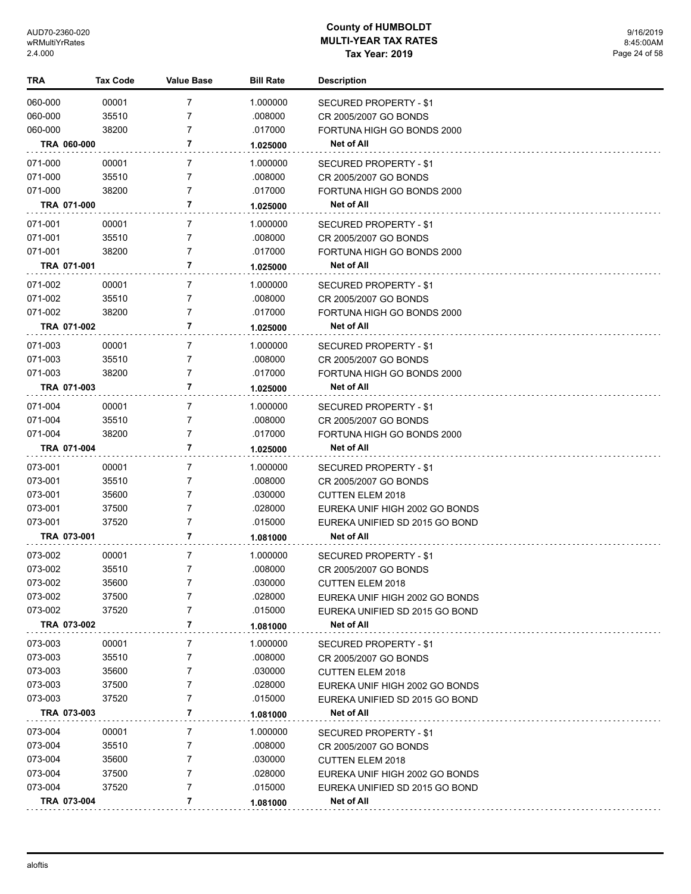| TRA | Tax Code | Value Base | Bill Rate | Description |
|---|---|---|---|---|
| 060-000 | 00001 | 7 | 1.000000 | SECURED PROPERTY - $1 |
| 060-000 | 35510 | 7 | .008000 | CR 2005/2007 GO BONDS |
| 060-000 | 38200 | 7 | .017000 | FORTUNA HIGH GO BONDS 2000 |
| **TRA 060-000** | | **7** | **1.025000** | **Net of All** |
| 071-000 | 00001 | 7 | 1.000000 | SECURED PROPERTY - $1 |
| 071-000 | 35510 | 7 | .008000 | CR 2005/2007 GO BONDS |
| 071-000 | 38200 | 7 | .017000 | FORTUNA HIGH GO BONDS 2000 |
| **TRA 071-000** | | **7** | **1.025000** | **Net of All** |
| 071-001 | 00001 | 7 | 1.000000 | SECURED PROPERTY - $1 |
| 071-001 | 35510 | 7 | .008000 | CR 2005/2007 GO BONDS |
| 071-001 | 38200 | 7 | .017000 | FORTUNA HIGH GO BONDS 2000 |
| **TRA 071-001** | | **7** | **1.025000** | **Net of All** |
| 071-002 | 00001 | 7 | 1.000000 | SECURED PROPERTY - $1 |
| 071-002 | 35510 | 7 | .008000 | CR 2005/2007 GO BONDS |
| 071-002 | 38200 | 7 | .017000 | FORTUNA HIGH GO BONDS 2000 |
| **TRA 071-002** | | **7** | **1.025000** | **Net of All** |
| 071-003 | 00001 | 7 | 1.000000 | SECURED PROPERTY - $1 |
| 071-003 | 35510 | 7 | .008000 | CR 2005/2007 GO BONDS |
| 071-003 | 38200 | 7 | .017000 | FORTUNA HIGH GO BONDS 2000 |
| **TRA 071-003** | | **7** | **1.025000** | **Net of All** |
| 071-004 | 00001 | 7 | 1.000000 | SECURED PROPERTY - $1 |
| 071-004 | 35510 | 7 | .008000 | CR 2005/2007 GO BONDS |
| 071-004 | 38200 | 7 | .017000 | FORTUNA HIGH GO BONDS 2000 |
| **TRA 071-004** | | **7** | **1.025000** | **Net of All** |
| 073-001 | 00001 | 7 | 1.000000 | SECURED PROPERTY - $1 |
| 073-001 | 35510 | 7 | .008000 | CR 2005/2007 GO BONDS |
| 073-001 | 35600 | 7 | .030000 | CUTTEN ELEM 2018 |
| 073-001 | 37500 | 7 | .028000 | EUREKA UNIF HIGH 2002 GO BONDS |
| 073-001 | 37520 | 7 | .015000 | EUREKA UNIFIED SD 2015 GO BOND |
| **TRA 073-001** | | **7** | **1.081000** | **Net of All** |
| 073-002 | 00001 | 7 | 1.000000 | SECURED PROPERTY - $1 |
| 073-002 | 35510 | 7 | .008000 | CR 2005/2007 GO BONDS |
| 073-002 | 35600 | 7 | .030000 | CUTTEN ELEM 2018 |
| 073-002 | 37500 | 7 | .028000 | EUREKA UNIF HIGH 2002 GO BONDS |
| 073-002 | 37520 | 7 | .015000 | EUREKA UNIFIED SD 2015 GO BOND |
| **TRA 073-002** | | **7** | **1.081000** | **Net of All** |
| 073-003 | 00001 | 7 | 1.000000 | SECURED PROPERTY - $1 |
| 073-003 | 35510 | 7 | .008000 | CR 2005/2007 GO BONDS |
| 073-003 | 35600 | 7 | .030000 | CUTTEN ELEM 2018 |
| 073-003 | 37500 | 7 | .028000 | EUREKA UNIF HIGH 2002 GO BONDS |
| 073-003 | 37520 | 7 | .015000 | EUREKA UNIFIED SD 2015 GO BOND |
| **TRA 073-003** | | **7** | **1.081000** | **Net of All** |
| 073-004 | 00001 | 7 | 1.000000 | SECURED PROPERTY - $1 |
| 073-004 | 35510 | 7 | .008000 | CR 2005/2007 GO BONDS |
| 073-004 | 35600 | 7 | .030000 | CUTTEN ELEM 2018 |
| 073-004 | 37500 | 7 | .028000 | EUREKA UNIF HIGH 2002 GO BONDS |
| 073-004 | 37520 | 7 | .015000 | EUREKA UNIFIED SD 2015 GO BOND |
| **TRA 073-004** | | **7** | **1.081000** | **Net of All** |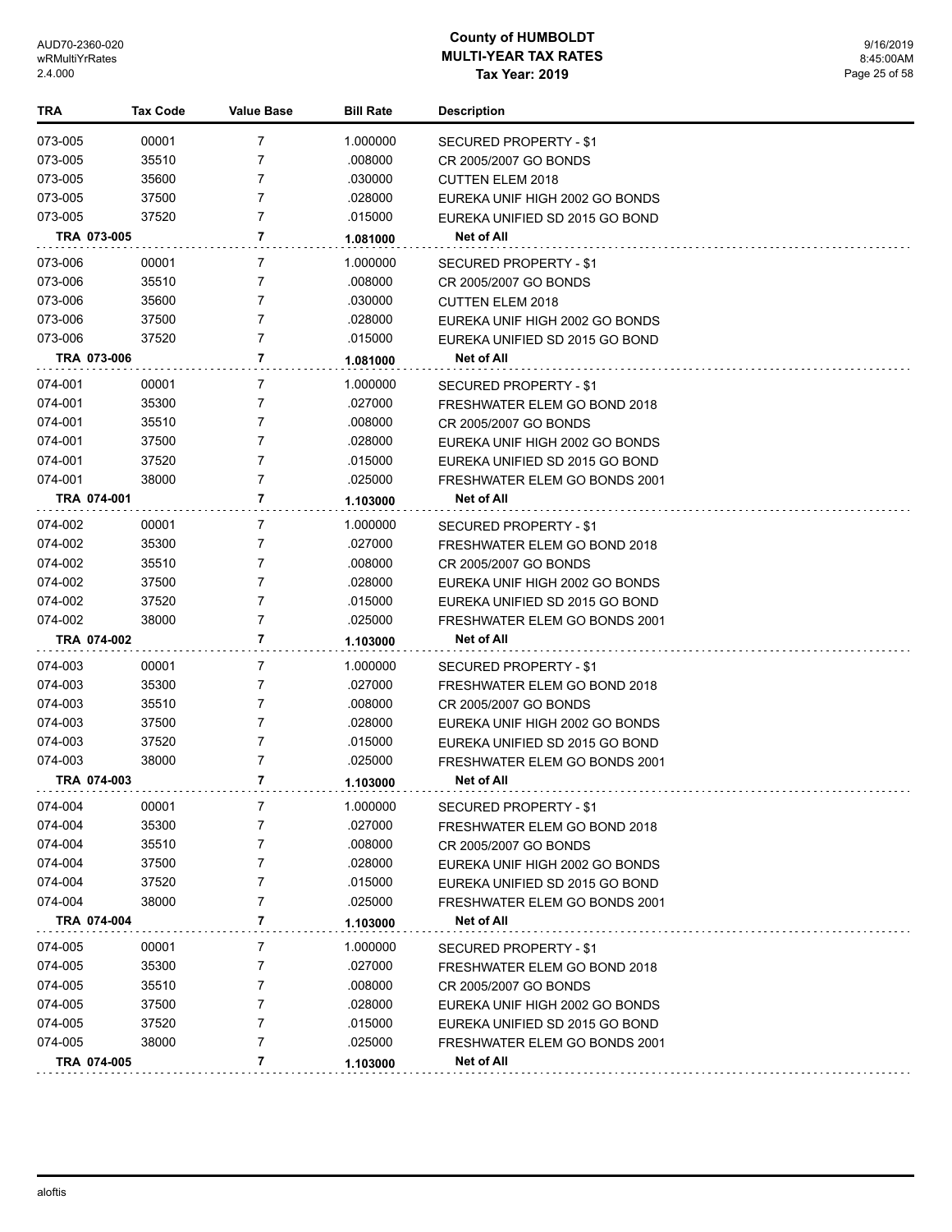# County of HUMBOLDT
## MULTI-YEAR TAX RATES
### Tax Year: 2019

| TRA | Tax Code | Value Base | Bill Rate | Description |
|---|---|---|---|---|
| 073-005 | 00001 | 7 | 1.000000 | SECURED PROPERTY - $1 |
| 073-005 | 35510 | 7 | .008000 | CR 2005/2007 GO BONDS |
| 073-005 | 35600 | 7 | .030000 | CUTTEN ELEM 2018 |
| 073-005 | 37500 | 7 | .028000 | EUREKA UNIF HIGH 2002 GO BONDS |
| 073-005 | 37520 | 7 | .015000 | EUREKA UNIFIED SD 2015 GO BOND |
| **TRA 073-005** | | **7** | **1.081000** | **Net of All** |
| 073-006 | 00001 | 7 | 1.000000 | SECURED PROPERTY - $1 |
| 073-006 | 35510 | 7 | .008000 | CR 2005/2007 GO BONDS |
| 073-006 | 35600 | 7 | .030000 | CUTTEN ELEM 2018 |
| 073-006 | 37500 | 7 | .028000 | EUREKA UNIF HIGH 2002 GO BONDS |
| 073-006 | 37520 | 7 | .015000 | EUREKA UNIFIED SD 2015 GO BOND |
| **TRA 073-006** | | **7** | **1.081000** | **Net of All** |
| 074-001 | 00001 | 7 | 1.000000 | SECURED PROPERTY - $1 |
| 074-001 | 35300 | 7 | .027000 | FRESHWATER ELEM GO BOND 2018 |
| 074-001 | 35510 | 7 | .008000 | CR 2005/2007 GO BONDS |
| 074-001 | 37500 | 7 | .028000 | EUREKA UNIF HIGH 2002 GO BONDS |
| 074-001 | 37520 | 7 | .015000 | EUREKA UNIFIED SD 2015 GO BOND |
| 074-001 | 38000 | 7 | .025000 | FRESHWATER ELEM GO BONDS 2001 |
| **TRA 074-001** | | **7** | **1.103000** | **Net of All** |
| 074-002 | 00001 | 7 | 1.000000 | SECURED PROPERTY - $1 |
| 074-002 | 35300 | 7 | .027000 | FRESHWATER ELEM GO BOND 2018 |
| 074-002 | 35510 | 7 | .008000 | CR 2005/2007 GO BONDS |
| 074-002 | 37500 | 7 | .028000 | EUREKA UNIF HIGH 2002 GO BONDS |
| 074-002 | 37520 | 7 | .015000 | EUREKA UNIFIED SD 2015 GO BOND |
| 074-002 | 38000 | 7 | .025000 | FRESHWATER ELEM GO BONDS 2001 |
| **TRA 074-002** | | **7** | **1.103000** | **Net of All** |
| 074-003 | 00001 | 7 | 1.000000 | SECURED PROPERTY - $1 |
| 074-003 | 35300 | 7 | .027000 | FRESHWATER ELEM GO BOND 2018 |
| 074-003 | 35510 | 7 | .008000 | CR 2005/2007 GO BONDS |
| 074-003 | 37500 | 7 | .028000 | EUREKA UNIF HIGH 2002 GO BONDS |
| 074-003 | 37520 | 7 | .015000 | EUREKA UNIFIED SD 2015 GO BOND |
| 074-003 | 38000 | 7 | .025000 | FRESHWATER ELEM GO BONDS 2001 |
| **TRA 074-003** | | **7** | **1.103000** | **Net of All** |
| 074-004 | 00001 | 7 | 1.000000 | SECURED PROPERTY - $1 |
| 074-004 | 35300 | 7 | .027000 | FRESHWATER ELEM GO BOND 2018 |
| 074-004 | 35510 | 7 | .008000 | CR 2005/2007 GO BONDS |
| 074-004 | 37500 | 7 | .028000 | EUREKA UNIF HIGH 2002 GO BONDS |
| 074-004 | 37520 | 7 | .015000 | EUREKA UNIFIED SD 2015 GO BOND |
| 074-004 | 38000 | 7 | .025000 | FRESHWATER ELEM GO BONDS 2001 |
| **TRA 074-004** | | **7** | **1.103000** | **Net of All** |
| 074-005 | 00001 | 7 | 1.000000 | SECURED PROPERTY - $1 |
| 074-005 | 35300 | 7 | .027000 | FRESHWATER ELEM GO BOND 2018 |
| 074-005 | 35510 | 7 | .008000 | CR 2005/2007 GO BONDS |
| 074-005 | 37500 | 7 | .028000 | EUREKA UNIF HIGH 2002 GO BONDS |
| 074-005 | 37520 | 7 | .015000 | EUREKA UNIFIED SD 2015 GO BOND |
| 074-005 | 38000 | 7 | .025000 | FRESHWATER ELEM GO BONDS 2001 |
| **TRA 074-005** | | **7** | **1.103000** | **Net of All** |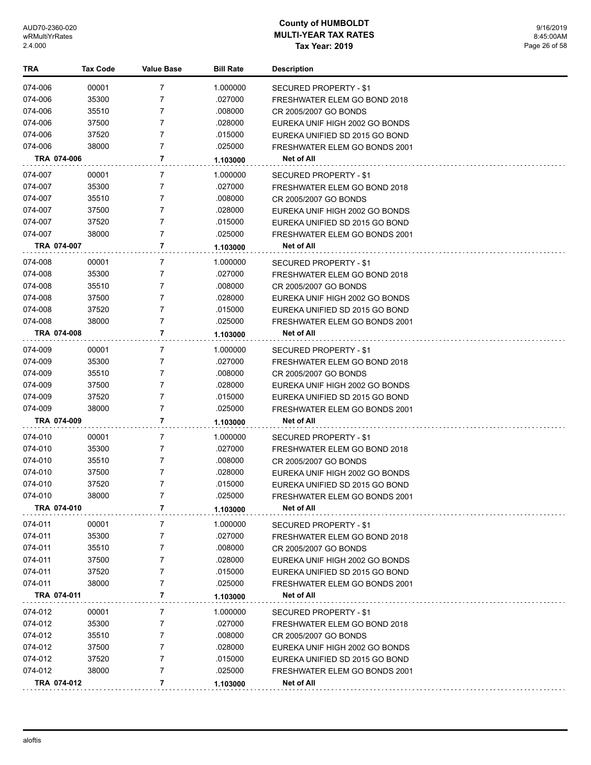# County of HUMBOLDT
## MULTI-YEAR TAX RATES
### Tax Year: 2019

AUD70-2360-020
wRMultiYrRates
2.4.000

9/16/2019
8:45:00AM

| TRA | Tax Code | Value Base | Bill Rate | Description |
|---|---|---|---|---|
| 074-006 | 00001 | 7 | 1.000000 | SECURED PROPERTY - $1 |
| 074-006 | 35300 | 7 | .027000 | FRESHWATER ELEM GO BOND 2018 |
| 074-006 | 35510 | 7 | .008000 | CR 2005/2007 GO BONDS |
| 074-006 | 37500 | 7 | .028000 | EUREKA UNIF HIGH 2002 GO BONDS |
| 074-006 | 37520 | 7 | .015000 | EUREKA UNIFIED SD 2015 GO BOND |
| 074-006 | 38000 | 7 | .025000 | FRESHWATER ELEM GO BONDS 2001 |
| **TRA 074-006** | | **7** | **1.103000** | **Net of All** |
| 074-007 | 00001 | 7 | 1.000000 | SECURED PROPERTY - $1 |
| 074-007 | 35300 | 7 | .027000 | FRESHWATER ELEM GO BOND 2018 |
| 074-007 | 35510 | 7 | .008000 | CR 2005/2007 GO BONDS |
| 074-007 | 37500 | 7 | .028000 | EUREKA UNIF HIGH 2002 GO BONDS |
| 074-007 | 37520 | 7 | .015000 | EUREKA UNIFIED SD 2015 GO BOND |
| 074-007 | 38000 | 7 | .025000 | FRESHWATER ELEM GO BONDS 2001 |
| **TRA 074-007** | | **7** | **1.103000** | **Net of All** |
| 074-008 | 00001 | 7 | 1.000000 | SECURED PROPERTY - $1 |
| 074-008 | 35300 | 7 | .027000 | FRESHWATER ELEM GO BOND 2018 |
| 074-008 | 35510 | 7 | .008000 | CR 2005/2007 GO BONDS |
| 074-008 | 37500 | 7 | .028000 | EUREKA UNIF HIGH 2002 GO BONDS |
| 074-008 | 37520 | 7 | .015000 | EUREKA UNIFIED SD 2015 GO BOND |
| 074-008 | 38000 | 7 | .025000 | FRESHWATER ELEM GO BONDS 2001 |
| **TRA 074-008** | | **7** | **1.103000** | **Net of All** |
| 074-009 | 00001 | 7 | 1.000000 | SECURED PROPERTY - $1 |
| 074-009 | 35300 | 7 | .027000 | FRESHWATER ELEM GO BOND 2018 |
| 074-009 | 35510 | 7 | .008000 | CR 2005/2007 GO BONDS |
| 074-009 | 37500 | 7 | .028000 | EUREKA UNIF HIGH 2002 GO BONDS |
| 074-009 | 37520 | 7 | .015000 | EUREKA UNIFIED SD 2015 GO BOND |
| 074-009 | 38000 | 7 | .025000 | FRESHWATER ELEM GO BONDS 2001 |
| **TRA 074-009** | | **7** | **1.103000** | **Net of All** |
| 074-010 | 00001 | 7 | 1.000000 | SECURED PROPERTY - $1 |
| 074-010 | 35300 | 7 | .027000 | FRESHWATER ELEM GO BOND 2018 |
| 074-010 | 35510 | 7 | .008000 | CR 2005/2007 GO BONDS |
| 074-010 | 37500 | 7 | .028000 | EUREKA UNIF HIGH 2002 GO BONDS |
| 074-010 | 37520 | 7 | .015000 | EUREKA UNIFIED SD 2015 GO BOND |
| 074-010 | 38000 | 7 | .025000 | FRESHWATER ELEM GO BONDS 2001 |
| **TRA 074-010** | | **7** | **1.103000** | **Net of All** |
| 074-011 | 00001 | 7 | 1.000000 | SECURED PROPERTY - $1 |
| 074-011 | 35300 | 7 | .027000 | FRESHWATER ELEM GO BOND 2018 |
| 074-011 | 35510 | 7 | .008000 | CR 2005/2007 GO BONDS |
| 074-011 | 37500 | 7 | .028000 | EUREKA UNIF HIGH 2002 GO BONDS |
| 074-011 | 37520 | 7 | .015000 | EUREKA UNIFIED SD 2015 GO BOND |
| 074-011 | 38000 | 7 | .025000 | FRESHWATER ELEM GO BONDS 2001 |
| **TRA 074-011** | | **7** | **1.103000** | **Net of All** |
| 074-012 | 00001 | 7 | 1.000000 | SECURED PROPERTY - $1 |
| 074-012 | 35300 | 7 | .027000 | FRESHWATER ELEM GO BOND 2018 |
| 074-012 | 35510 | 7 | .008000 | CR 2005/2007 GO BONDS |
| 074-012 | 37500 | 7 | .028000 | EUREKA UNIF HIGH 2002 GO BONDS |
| 074-012 | 37520 | 7 | .015000 | EUREKA UNIFIED SD 2015 GO BOND |
| 074-012 | 38000 | 7 | .025000 | FRESHWATER ELEM GO BONDS 2001 |
| **TRA 074-012** | | **7** | **1.103000** | **Net of All** |

aloftis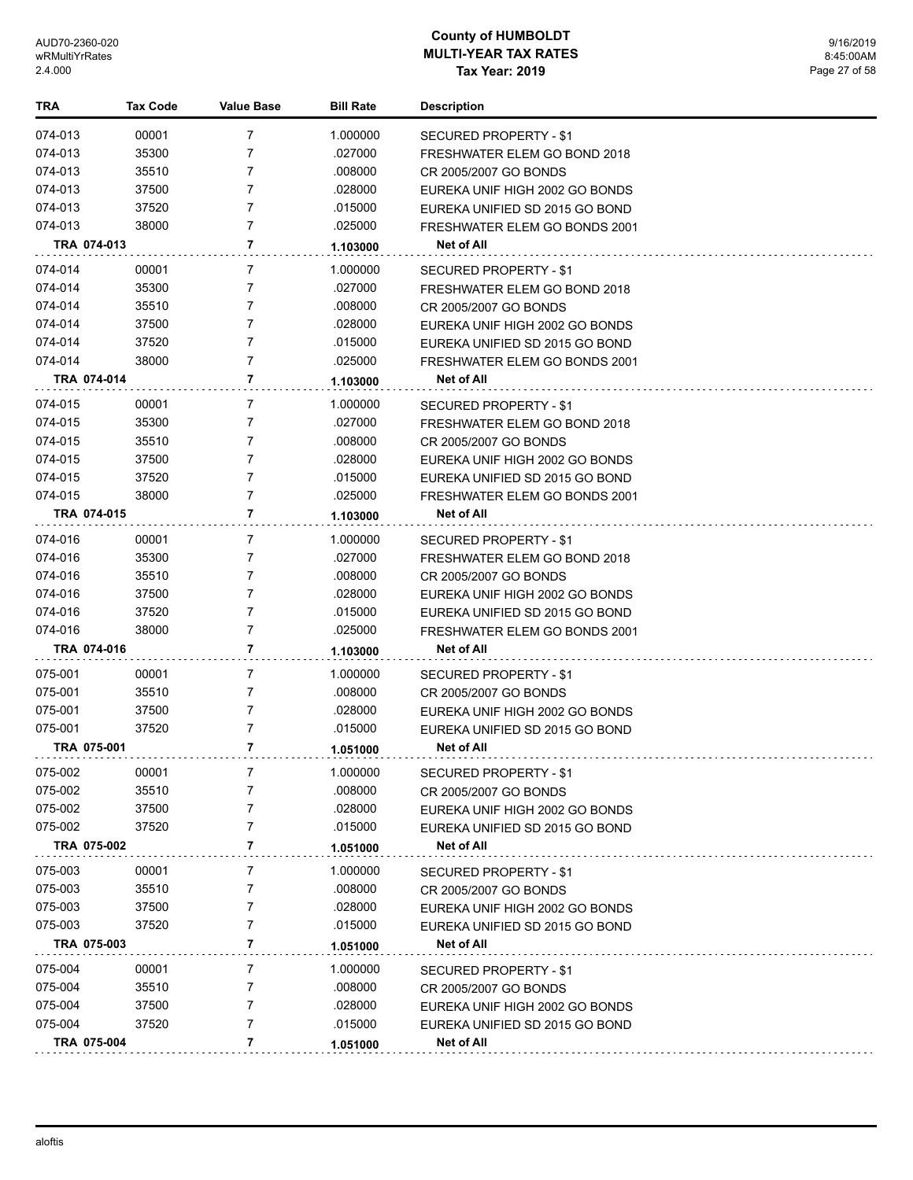# County of HUMBOLDT
## MULTI-YEAR TAX RATES
### Tax Year: 2019

| TRA | Tax Code | Value Base | Bill Rate | Description |
|---|---|---|---|---|
| 074-013 | 00001 | 7 | 1.000000 | SECURED PROPERTY - $1 |
| 074-013 | 35300 | 7 | .027000 | FRESHWATER ELEM GO BOND 2018 |
| 074-013 | 35510 | 7 | .008000 | CR 2005/2007 GO BONDS |
| 074-013 | 37500 | 7 | .028000 | EUREKA UNIF HIGH 2002 GO BONDS |
| 074-013 | 37520 | 7 | .015000 | EUREKA UNIFIED SD 2015 GO BOND |
| 074-013 | 38000 | 7 | .025000 | FRESHWATER ELEM GO BONDS 2001 |
| **TRA 074-013** | | **7** | **1.103000** | **Net of All** |
| 074-014 | 00001 | 7 | 1.000000 | SECURED PROPERTY - $1 |
| 074-014 | 35300 | 7 | .027000 | FRESHWATER ELEM GO BOND 2018 |
| 074-014 | 35510 | 7 | .008000 | CR 2005/2007 GO BONDS |
| 074-014 | 37500 | 7 | .028000 | EUREKA UNIF HIGH 2002 GO BONDS |
| 074-014 | 37520 | 7 | .015000 | EUREKA UNIFIED SD 2015 GO BOND |
| 074-014 | 38000 | 7 | .025000 | FRESHWATER ELEM GO BONDS 2001 |
| **TRA 074-014** | | **7** | **1.103000** | **Net of All** |
| 074-015 | 00001 | 7 | 1.000000 | SECURED PROPERTY - $1 |
| 074-015 | 35300 | 7 | .027000 | FRESHWATER ELEM GO BOND 2018 |
| 074-015 | 35510 | 7 | .008000 | CR 2005/2007 GO BONDS |
| 074-015 | 37500 | 7 | .028000 | EUREKA UNIF HIGH 2002 GO BONDS |
| 074-015 | 37520 | 7 | .015000 | EUREKA UNIFIED SD 2015 GO BOND |
| 074-015 | 38000 | 7 | .025000 | FRESHWATER ELEM GO BONDS 2001 |
| **TRA 074-015** | | **7** | **1.103000** | **Net of All** |
| 074-016 | 00001 | 7 | 1.000000 | SECURED PROPERTY - $1 |
| 074-016 | 35300 | 7 | .027000 | FRESHWATER ELEM GO BOND 2018 |
| 074-016 | 35510 | 7 | .008000 | CR 2005/2007 GO BONDS |
| 074-016 | 37500 | 7 | .028000 | EUREKA UNIF HIGH 2002 GO BONDS |
| 074-016 | 37520 | 7 | .015000 | EUREKA UNIFIED SD 2015 GO BOND |
| 074-016 | 38000 | 7 | .025000 | FRESHWATER ELEM GO BONDS 2001 |
| **TRA 074-016** | | **7** | **1.103000** | **Net of All** |
| 075-001 | 00001 | 7 | 1.000000 | SECURED PROPERTY - $1 |
| 075-001 | 35510 | 7 | .008000 | CR 2005/2007 GO BONDS |
| 075-001 | 37500 | 7 | .028000 | EUREKA UNIF HIGH 2002 GO BONDS |
| 075-001 | 37520 | 7 | .015000 | EUREKA UNIFIED SD 2015 GO BOND |
| **TRA 075-001** | | **7** | **1.051000** | **Net of All** |
| 075-002 | 00001 | 7 | 1.000000 | SECURED PROPERTY - $1 |
| 075-002 | 35510 | 7 | .008000 | CR 2005/2007 GO BONDS |
| 075-002 | 37500 | 7 | .028000 | EUREKA UNIF HIGH 2002 GO BONDS |
| 075-002 | 37520 | 7 | .015000 | EUREKA UNIFIED SD 2015 GO BOND |
| **TRA 075-002** | | **7** | **1.051000** | **Net of All** |
| 075-003 | 00001 | 7 | 1.000000 | SECURED PROPERTY - $1 |
| 075-003 | 35510 | 7 | .008000 | CR 2005/2007 GO BONDS |
| 075-003 | 37500 | 7 | .028000 | EUREKA UNIF HIGH 2002 GO BONDS |
| 075-003 | 37520 | 7 | .015000 | EUREKA UNIFIED SD 2015 GO BOND |
| **TRA 075-003** | | **7** | **1.051000** | **Net of All** |
| 075-004 | 00001 | 7 | 1.000000 | SECURED PROPERTY - $1 |
| 075-004 | 35510 | 7 | .008000 | CR 2005/2007 GO BONDS |
| 075-004 | 37500 | 7 | .028000 | EUREKA UNIF HIGH 2002 GO BONDS |
| 075-004 | 37520 | 7 | .015000 | EUREKA UNIFIED SD 2015 GO BOND |
| **TRA 075-004** | | **7** | **1.051000** | **Net of All** |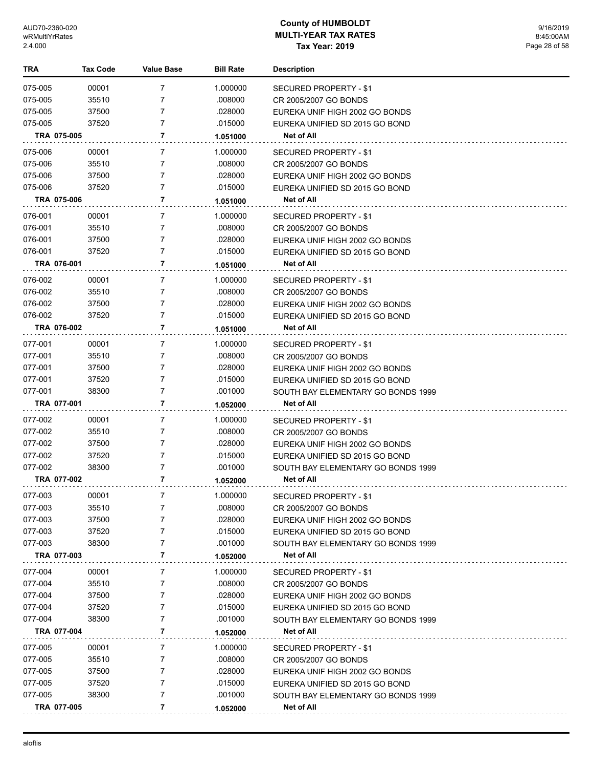| TRA | Tax Code | Value Base | Bill Rate | Description |
|---|---|---|---|---|
| 075-005 | 00001 | 7 | 1.000000 | SECURED PROPERTY - $1 |
| 075-005 | 35510 | 7 | .008000 | CR 2005/2007 GO BONDS |
| 075-005 | 37500 | 7 | .028000 | EUREKA UNIF HIGH 2002 GO BONDS |
| 075-005 | 37520 | 7 | .015000 | EUREKA UNIFIED SD 2015 GO BOND |
| **TRA 075-005** | | **7** | **1.051000** | **Net of All** |
| 075-006 | 00001 | 7 | 1.000000 | SECURED PROPERTY - $1 |
| 075-006 | 35510 | 7 | .008000 | CR 2005/2007 GO BONDS |
| 075-006 | 37500 | 7 | .028000 | EUREKA UNIF HIGH 2002 GO BONDS |
| 075-006 | 37520 | 7 | .015000 | EUREKA UNIFIED SD 2015 GO BOND |
| **TRA 075-006** | | **7** | **1.051000** | **Net of All** |
| 076-001 | 00001 | 7 | 1.000000 | SECURED PROPERTY - $1 |
| 076-001 | 35510 | 7 | .008000 | CR 2005/2007 GO BONDS |
| 076-001 | 37500 | 7 | .028000 | EUREKA UNIF HIGH 2002 GO BONDS |
| 076-001 | 37520 | 7 | .015000 | EUREKA UNIFIED SD 2015 GO BOND |
| **TRA 076-001** | | **7** | **1.051000** | **Net of All** |
| 076-002 | 00001 | 7 | 1.000000 | SECURED PROPERTY - $1 |
| 076-002 | 35510 | 7 | .008000 | CR 2005/2007 GO BONDS |
| 076-002 | 37500 | 7 | .028000 | EUREKA UNIF HIGH 2002 GO BONDS |
| 076-002 | 37520 | 7 | .015000 | EUREKA UNIFIED SD 2015 GO BOND |
| **TRA 076-002** | | **7** | **1.051000** | **Net of All** |
| 077-001 | 00001 | 7 | 1.000000 | SECURED PROPERTY - $1 |
| 077-001 | 35510 | 7 | .008000 | CR 2005/2007 GO BONDS |
| 077-001 | 37500 | 7 | .028000 | EUREKA UNIF HIGH 2002 GO BONDS |
| 077-001 | 37520 | 7 | .015000 | EUREKA UNIFIED SD 2015 GO BOND |
| 077-001 | 38300 | 7 | .001000 | SOUTH BAY ELEMENTARY GO BONDS 1999 |
| **TRA 077-001** | | **7** | **1.052000** | **Net of All** |
| 077-002 | 00001 | 7 | 1.000000 | SECURED PROPERTY - $1 |
| 077-002 | 35510 | 7 | .008000 | CR 2005/2007 GO BONDS |
| 077-002 | 37500 | 7 | .028000 | EUREKA UNIF HIGH 2002 GO BONDS |
| 077-002 | 37520 | 7 | .015000 | EUREKA UNIFIED SD 2015 GO BOND |
| 077-002 | 38300 | 7 | .001000 | SOUTH BAY ELEMENTARY GO BONDS 1999 |
| **TRA 077-002** | | **7** | **1.052000** | **Net of All** |
| 077-003 | 00001 | 7 | 1.000000 | SECURED PROPERTY - $1 |
| 077-003 | 35510 | 7 | .008000 | CR 2005/2007 GO BONDS |
| 077-003 | 37500 | 7 | .028000 | EUREKA UNIF HIGH 2002 GO BONDS |
| 077-003 | 37520 | 7 | .015000 | EUREKA UNIFIED SD 2015 GO BOND |
| 077-003 | 38300 | 7 | .001000 | SOUTH BAY ELEMENTARY GO BONDS 1999 |
| **TRA 077-003** | | **7** | **1.052000** | **Net of All** |
| 077-004 | 00001 | 7 | 1.000000 | SECURED PROPERTY - $1 |
| 077-004 | 35510 | 7 | .008000 | CR 2005/2007 GO BONDS |
| 077-004 | 37500 | 7 | .028000 | EUREKA UNIF HIGH 2002 GO BONDS |
| 077-004 | 37520 | 7 | .015000 | EUREKA UNIFIED SD 2015 GO BOND |
| 077-004 | 38300 | 7 | .001000 | SOUTH BAY ELEMENTARY GO BONDS 1999 |
| **TRA 077-004** | | **7** | **1.052000** | **Net of All** |
| 077-005 | 00001 | 7 | 1.000000 | SECURED PROPERTY - $1 |
| 077-005 | 35510 | 7 | .008000 | CR 2005/2007 GO BONDS |
| 077-005 | 37500 | 7 | .028000 | EUREKA UNIF HIGH 2002 GO BONDS |
| 077-005 | 37520 | 7 | .015000 | EUREKA UNIFIED SD 2015 GO BOND |
| 077-005 | 38300 | 7 | .001000 | SOUTH BAY ELEMENTARY GO BONDS 1999 |
| **TRA 077-005** | | **7** | **1.052000** | **Net of All** |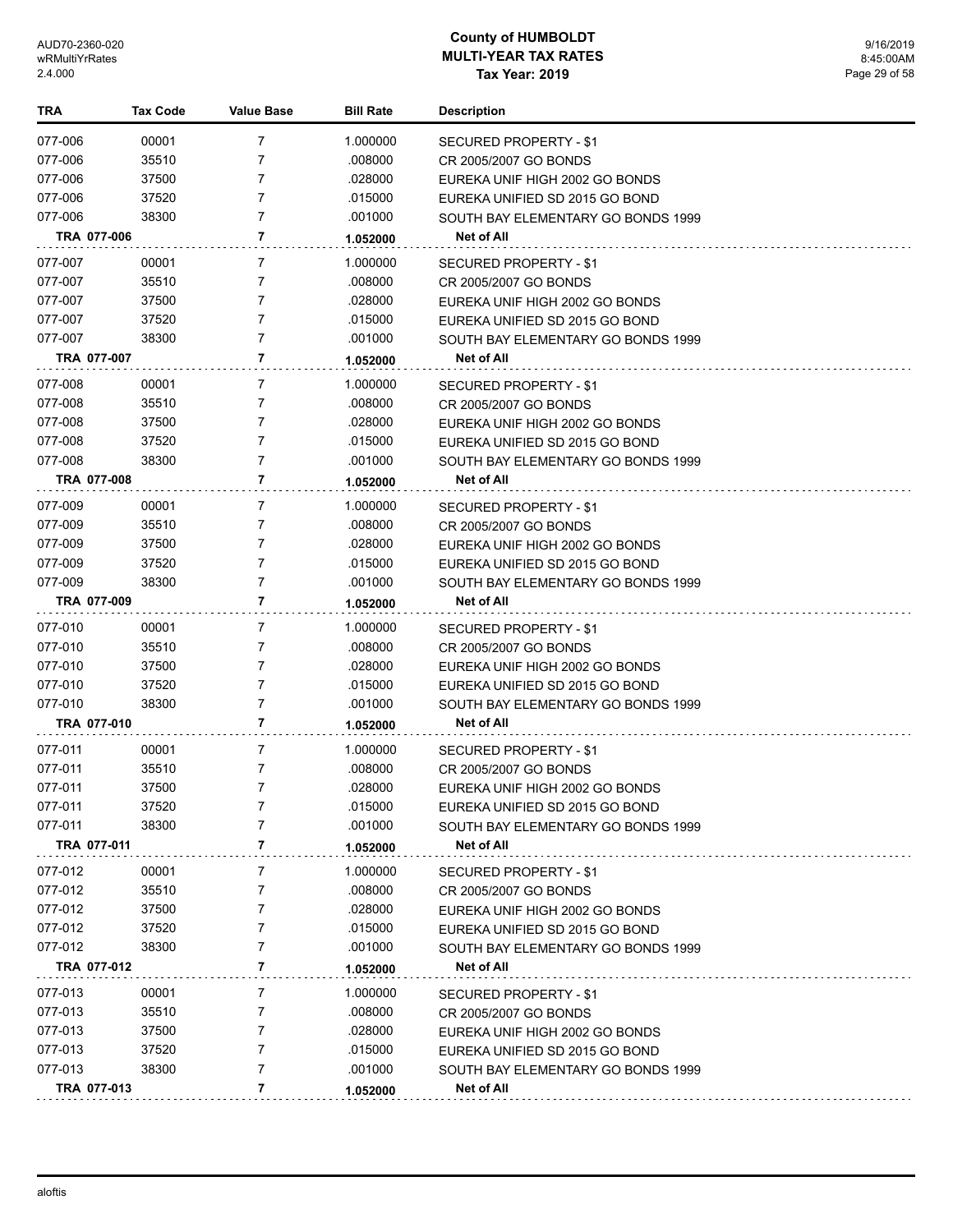# County of HUMBOLDT
## MULTI-YEAR TAX RATES
### Tax Year: 2019

| TRA | Tax Code | Value Base | Bill Rate | Description |
|---|---|---|---|---|
| 077-006 | 00001 | 7 | 1.000000 | SECURED PROPERTY - $1 |
| 077-006 | 35510 | 7 | .008000 | CR 2005/2007 GO BONDS |
| 077-006 | 37500 | 7 | .028000 | EUREKA UNIF HIGH 2002 GO BONDS |
| 077-006 | 37520 | 7 | .015000 | EUREKA UNIFIED SD 2015 GO BOND |
| 077-006 | 38300 | 7 | .001000 | SOUTH BAY ELEMENTARY GO BONDS 1999 |
| **TRA 077-006** | | **7** | **1.052000** | **Net of All** |
| 077-007 | 00001 | 7 | 1.000000 | SECURED PROPERTY - $1 |
| 077-007 | 35510 | 7 | .008000 | CR 2005/2007 GO BONDS |
| 077-007 | 37500 | 7 | .028000 | EUREKA UNIF HIGH 2002 GO BONDS |
| 077-007 | 37520 | 7 | .015000 | EUREKA UNIFIED SD 2015 GO BOND |
| 077-007 | 38300 | 7 | .001000 | SOUTH BAY ELEMENTARY GO BONDS 1999 |
| **TRA 077-007** | | **7** | **1.052000** | **Net of All** |
| 077-008 | 00001 | 7 | 1.000000 | SECURED PROPERTY - $1 |
| 077-008 | 35510 | 7 | .008000 | CR 2005/2007 GO BONDS |
| 077-008 | 37500 | 7 | .028000 | EUREKA UNIF HIGH 2002 GO BONDS |
| 077-008 | 37520 | 7 | .015000 | EUREKA UNIFIED SD 2015 GO BOND |
| 077-008 | 38300 | 7 | .001000 | SOUTH BAY ELEMENTARY GO BONDS 1999 |
| **TRA 077-008** | | **7** | **1.052000** | **Net of All** |
| 077-009 | 00001 | 7 | 1.000000 | SECURED PROPERTY - $1 |
| 077-009 | 35510 | 7 | .008000 | CR 2005/2007 GO BONDS |
| 077-009 | 37500 | 7 | .028000 | EUREKA UNIF HIGH 2002 GO BONDS |
| 077-009 | 37520 | 7 | .015000 | EUREKA UNIFIED SD 2015 GO BOND |
| 077-009 | 38300 | 7 | .001000 | SOUTH BAY ELEMENTARY GO BONDS 1999 |
| **TRA 077-009** | | **7** | **1.052000** | **Net of All** |
| 077-010 | 00001 | 7 | 1.000000 | SECURED PROPERTY - $1 |
| 077-010 | 35510 | 7 | .008000 | CR 2005/2007 GO BONDS |
| 077-010 | 37500 | 7 | .028000 | EUREKA UNIF HIGH 2002 GO BONDS |
| 077-010 | 37520 | 7 | .015000 | EUREKA UNIFIED SD 2015 GO BOND |
| 077-010 | 38300 | 7 | .001000 | SOUTH BAY ELEMENTARY GO BONDS 1999 |
| **TRA 077-010** | | **7** | **1.052000** | **Net of All** |
| 077-011 | 00001 | 7 | 1.000000 | SECURED PROPERTY - $1 |
| 077-011 | 35510 | 7 | .008000 | CR 2005/2007 GO BONDS |
| 077-011 | 37500 | 7 | .028000 | EUREKA UNIF HIGH 2002 GO BONDS |
| 077-011 | 37520 | 7 | .015000 | EUREKA UNIFIED SD 2015 GO BOND |
| 077-011 | 38300 | 7 | .001000 | SOUTH BAY ELEMENTARY GO BONDS 1999 |
| **TRA 077-011** | | **7** | **1.052000** | **Net of All** |
| 077-012 | 00001 | 7 | 1.000000 | SECURED PROPERTY - $1 |
| 077-012 | 35510 | 7 | .008000 | CR 2005/2007 GO BONDS |
| 077-012 | 37500 | 7 | .028000 | EUREKA UNIF HIGH 2002 GO BONDS |
| 077-012 | 37520 | 7 | .015000 | EUREKA UNIFIED SD 2015 GO BOND |
| 077-012 | 38300 | 7 | .001000 | SOUTH BAY ELEMENTARY GO BONDS 1999 |
| **TRA 077-012** | | **7** | **1.052000** | **Net of All** |
| 077-013 | 00001 | 7 | 1.000000 | SECURED PROPERTY - $1 |
| 077-013 | 35510 | 7 | .008000 | CR 2005/2007 GO BONDS |
| 077-013 | 37500 | 7 | .028000 | EUREKA UNIF HIGH 2002 GO BONDS |
| 077-013 | 37520 | 7 | .015000 | EUREKA UNIFIED SD 2015 GO BOND |
| 077-013 | 38300 | 7 | .001000 | SOUTH BAY ELEMENTARY GO BONDS 1999 |
| **TRA 077-013** | | **7** | **1.052000** | **Net of All** |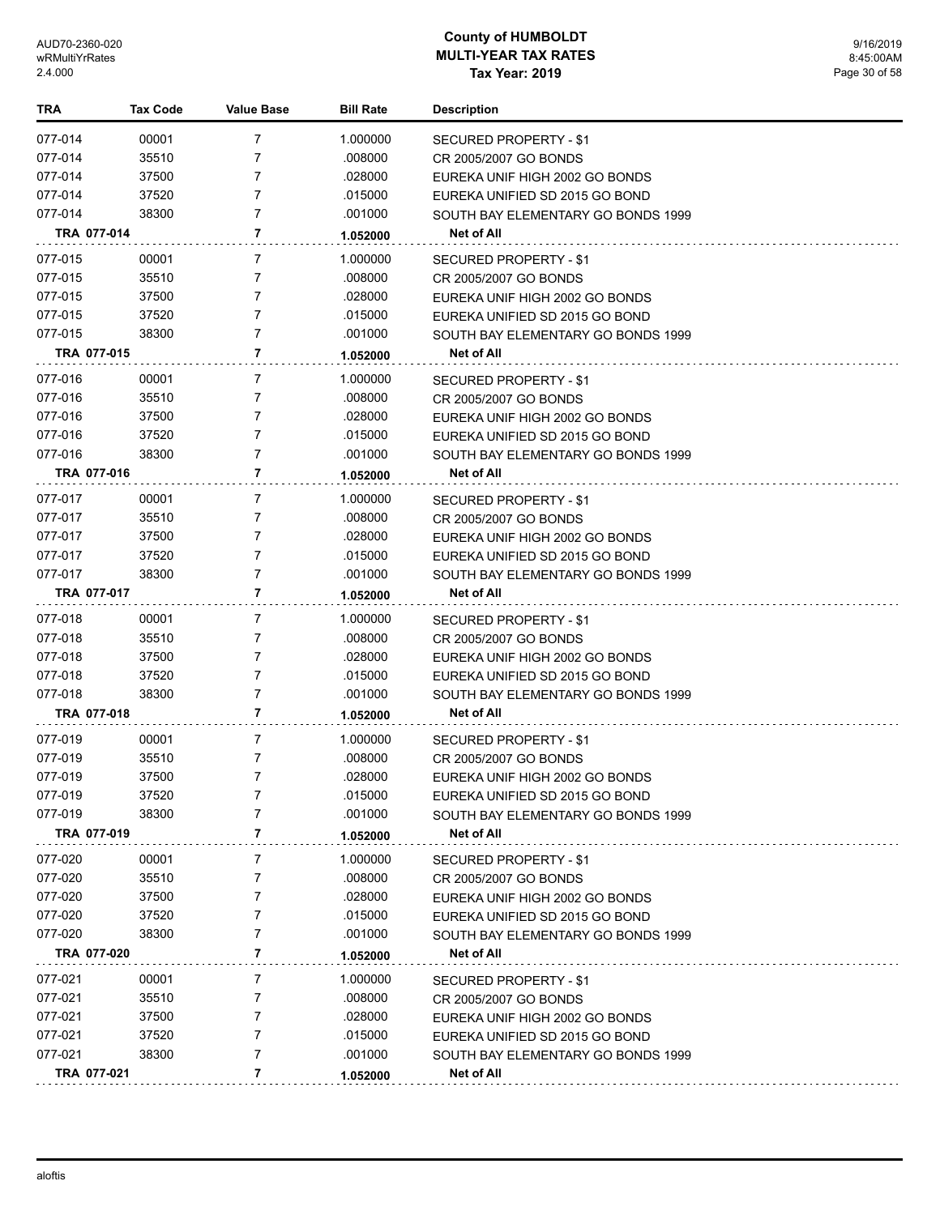# County of HUMBOLDT
## MULTI-YEAR TAX RATES
### Tax Year: 2019

| TRA | Tax Code | Value Base | Bill Rate | Description |
|---|---|---|---|---|
| 077-014 | 00001 | 7 | 1.000000 | SECURED PROPERTY - $1 |
| 077-014 | 35510 | 7 | .008000 | CR 2005/2007 GO BONDS |
| 077-014 | 37500 | 7 | .028000 | EUREKA UNIF HIGH 2002 GO BONDS |
| 077-014 | 37520 | 7 | .015000 | EUREKA UNIFIED SD 2015 GO BOND |
| 077-014 | 38300 | 7 | .001000 | SOUTH BAY ELEMENTARY GO BONDS 1999 |
| **TRA 077-014** | | **7** | **1.052000** | **Net of All** |
| 077-015 | 00001 | 7 | 1.000000 | SECURED PROPERTY - $1 |
| 077-015 | 35510 | 7 | .008000 | CR 2005/2007 GO BONDS |
| 077-015 | 37500 | 7 | .028000 | EUREKA UNIF HIGH 2002 GO BONDS |
| 077-015 | 37520 | 7 | .015000 | EUREKA UNIFIED SD 2015 GO BOND |
| 077-015 | 38300 | 7 | .001000 | SOUTH BAY ELEMENTARY GO BONDS 1999 |
| **TRA 077-015** | | **7** | **1.052000** | **Net of All** |
| 077-016 | 00001 | 7 | 1.000000 | SECURED PROPERTY - $1 |
| 077-016 | 35510 | 7 | .008000 | CR 2005/2007 GO BONDS |
| 077-016 | 37500 | 7 | .028000 | EUREKA UNIF HIGH 2002 GO BONDS |
| 077-016 | 37520 | 7 | .015000 | EUREKA UNIFIED SD 2015 GO BOND |
| 077-016 | 38300 | 7 | .001000 | SOUTH BAY ELEMENTARY GO BONDS 1999 |
| **TRA 077-016** | | **7** | **1.052000** | **Net of All** |
| 077-017 | 00001 | 7 | 1.000000 | SECURED PROPERTY - $1 |
| 077-017 | 35510 | 7 | .008000 | CR 2005/2007 GO BONDS |
| 077-017 | 37500 | 7 | .028000 | EUREKA UNIF HIGH 2002 GO BONDS |
| 077-017 | 37520 | 7 | .015000 | EUREKA UNIFIED SD 2015 GO BOND |
| 077-017 | 38300 | 7 | .001000 | SOUTH BAY ELEMENTARY GO BONDS 1999 |
| **TRA 077-017** | | **7** | **1.052000** | **Net of All** |
| 077-018 | 00001 | 7 | 1.000000 | SECURED PROPERTY - $1 |
| 077-018 | 35510 | 7 | .008000 | CR 2005/2007 GO BONDS |
| 077-018 | 37500 | 7 | .028000 | EUREKA UNIF HIGH 2002 GO BONDS |
| 077-018 | 37520 | 7 | .015000 | EUREKA UNIFIED SD 2015 GO BOND |
| 077-018 | 38300 | 7 | .001000 | SOUTH BAY ELEMENTARY GO BONDS 1999 |
| **TRA 077-018** | | **7** | **1.052000** | **Net of All** |
| 077-019 | 00001 | 7 | 1.000000 | SECURED PROPERTY - $1 |
| 077-019 | 35510 | 7 | .008000 | CR 2005/2007 GO BONDS |
| 077-019 | 37500 | 7 | .028000 | EUREKA UNIF HIGH 2002 GO BONDS |
| 077-019 | 37520 | 7 | .015000 | EUREKA UNIFIED SD 2015 GO BOND |
| 077-019 | 38300 | 7 | .001000 | SOUTH BAY ELEMENTARY GO BONDS 1999 |
| **TRA 077-019** | | **7** | **1.052000** | **Net of All** |
| 077-020 | 00001 | 7 | 1.000000 | SECURED PROPERTY - $1 |
| 077-020 | 35510 | 7 | .008000 | CR 2005/2007 GO BONDS |
| 077-020 | 37500 | 7 | .028000 | EUREKA UNIF HIGH 2002 GO BONDS |
| 077-020 | 37520 | 7 | .015000 | EUREKA UNIFIED SD 2015 GO BOND |
| 077-020 | 38300 | 7 | .001000 | SOUTH BAY ELEMENTARY GO BONDS 1999 |
| **TRA 077-020** | | **7** | **1.052000** | **Net of All** |
| 077-021 | 00001 | 7 | 1.000000 | SECURED PROPERTY - $1 |
| 077-021 | 35510 | 7 | .008000 | CR 2005/2007 GO BONDS |
| 077-021 | 37500 | 7 | .028000 | EUREKA UNIF HIGH 2002 GO BONDS |
| 077-021 | 37520 | 7 | .015000 | EUREKA UNIFIED SD 2015 GO BOND |
| 077-021 | 38300 | 7 | .001000 | SOUTH BAY ELEMENTARY GO BONDS 1999 |
| **TRA 077-021** | | **7** | **1.052000** | **Net of All** |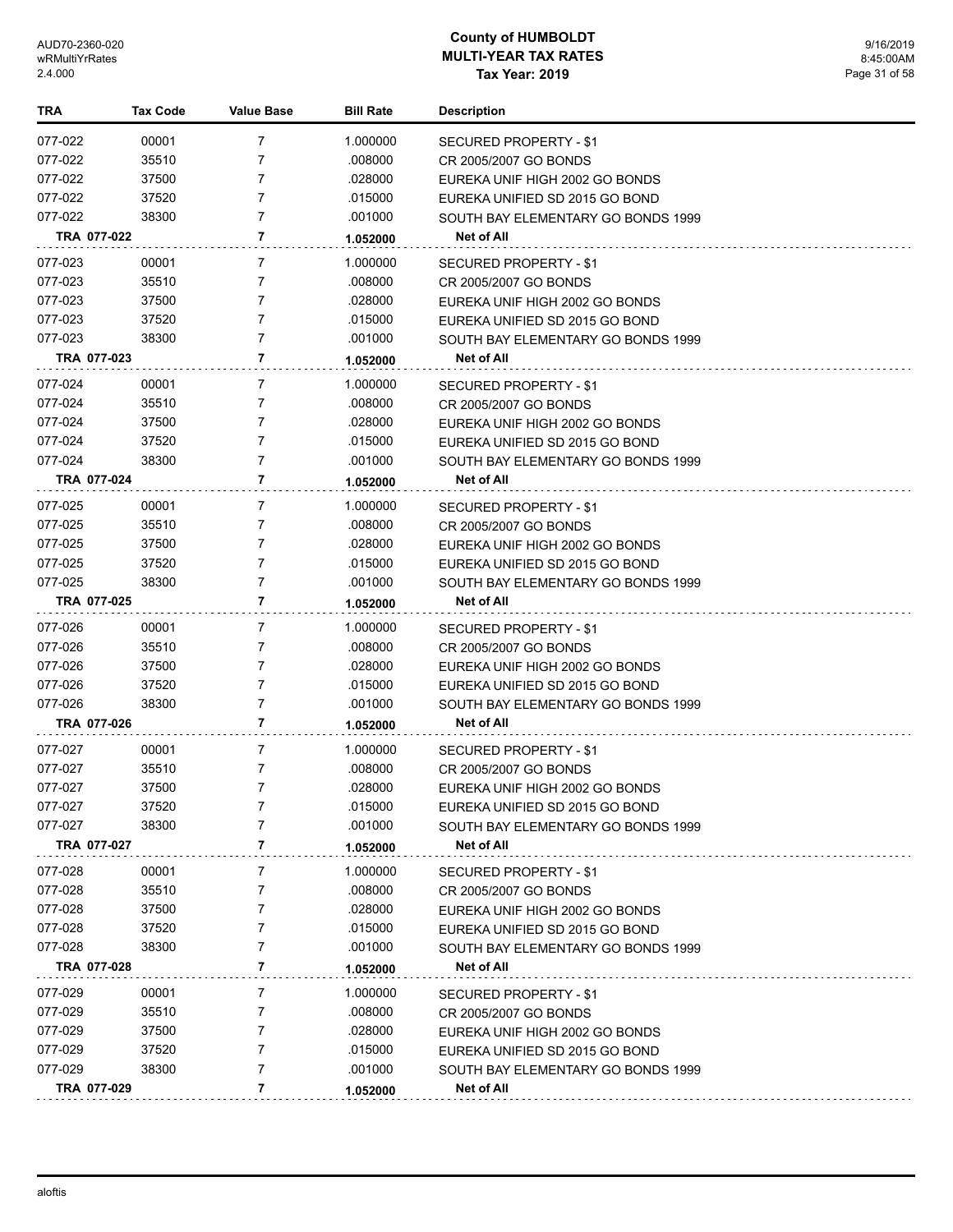# County of HUMBOLDT
## MULTI-YEAR TAX RATES
### Tax Year: 2019

| TRA | Tax Code | Value Base | Bill Rate | Description |
|---|---|---|---|---|
| 077-022 | 00001 | 7 | 1.000000 | SECURED PROPERTY - $1 |
| 077-022 | 35510 | 7 | .008000 | CR 2005/2007 GO BONDS |
| 077-022 | 37500 | 7 | .028000 | EUREKA UNIF HIGH 2002 GO BONDS |
| 077-022 | 37520 | 7 | .015000 | EUREKA UNIFIED SD 2015 GO BOND |
| 077-022 | 38300 | 7 | .001000 | SOUTH BAY ELEMENTARY GO BONDS 1999 |
| **TRA 077-022** | | **7** | **1.052000** | **Net of All** |
| 077-023 | 00001 | 7 | 1.000000 | SECURED PROPERTY - $1 |
| 077-023 | 35510 | 7 | .008000 | CR 2005/2007 GO BONDS |
| 077-023 | 37500 | 7 | .028000 | EUREKA UNIF HIGH 2002 GO BONDS |
| 077-023 | 37520 | 7 | .015000 | EUREKA UNIFIED SD 2015 GO BOND |
| 077-023 | 38300 | 7 | .001000 | SOUTH BAY ELEMENTARY GO BONDS 1999 |
| **TRA 077-023** | | **7** | **1.052000** | **Net of All** |
| 077-024 | 00001 | 7 | 1.000000 | SECURED PROPERTY - $1 |
| 077-024 | 35510 | 7 | .008000 | CR 2005/2007 GO BONDS |
| 077-024 | 37500 | 7 | .028000 | EUREKA UNIF HIGH 2002 GO BONDS |
| 077-024 | 37520 | 7 | .015000 | EUREKA UNIFIED SD 2015 GO BOND |
| 077-024 | 38300 | 7 | .001000 | SOUTH BAY ELEMENTARY GO BONDS 1999 |
| **TRA 077-024** | | **7** | **1.052000** | **Net of All** |
| 077-025 | 00001 | 7 | 1.000000 | SECURED PROPERTY - $1 |
| 077-025 | 35510 | 7 | .008000 | CR 2005/2007 GO BONDS |
| 077-025 | 37500 | 7 | .028000 | EUREKA UNIF HIGH 2002 GO BONDS |
| 077-025 | 37520 | 7 | .015000 | EUREKA UNIFIED SD 2015 GO BOND |
| 077-025 | 38300 | 7 | .001000 | SOUTH BAY ELEMENTARY GO BONDS 1999 |
| **TRA 077-025** | | **7** | **1.052000** | **Net of All** |
| 077-026 | 00001 | 7 | 1.000000 | SECURED PROPERTY - $1 |
| 077-026 | 35510 | 7 | .008000 | CR 2005/2007 GO BONDS |
| 077-026 | 37500 | 7 | .028000 | EUREKA UNIF HIGH 2002 GO BONDS |
| 077-026 | 37520 | 7 | .015000 | EUREKA UNIFIED SD 2015 GO BOND |
| 077-026 | 38300 | 7 | .001000 | SOUTH BAY ELEMENTARY GO BONDS 1999 |
| **TRA 077-026** | | **7** | **1.052000** | **Net of All** |
| 077-027 | 00001 | 7 | 1.000000 | SECURED PROPERTY - $1 |
| 077-027 | 35510 | 7 | .008000 | CR 2005/2007 GO BONDS |
| 077-027 | 37500 | 7 | .028000 | EUREKA UNIF HIGH 2002 GO BONDS |
| 077-027 | 37520 | 7 | .015000 | EUREKA UNIFIED SD 2015 GO BOND |
| 077-027 | 38300 | 7 | .001000 | SOUTH BAY ELEMENTARY GO BONDS 1999 |
| **TRA 077-027** | | **7** | **1.052000** | **Net of All** |
| 077-028 | 00001 | 7 | 1.000000 | SECURED PROPERTY - $1 |
| 077-028 | 35510 | 7 | .008000 | CR 2005/2007 GO BONDS |
| 077-028 | 37500 | 7 | .028000 | EUREKA UNIF HIGH 2002 GO BONDS |
| 077-028 | 37520 | 7 | .015000 | EUREKA UNIFIED SD 2015 GO BOND |
| 077-028 | 38300 | 7 | .001000 | SOUTH BAY ELEMENTARY GO BONDS 1999 |
| **TRA 077-028** | | **7** | **1.052000** | **Net of All** |
| 077-029 | 00001 | 7 | 1.000000 | SECURED PROPERTY - $1 |
| 077-029 | 35510 | 7 | .008000 | CR 2005/2007 GO BONDS |
| 077-029 | 37500 | 7 | .028000 | EUREKA UNIF HIGH 2002 GO BONDS |
| 077-029 | 37520 | 7 | .015000 | EUREKA UNIFIED SD 2015 GO BOND |
| 077-029 | 38300 | 7 | .001000 | SOUTH BAY ELEMENTARY GO BONDS 1999 |
| **TRA 077-029** | | **7** | **1.052000** | **Net of All** |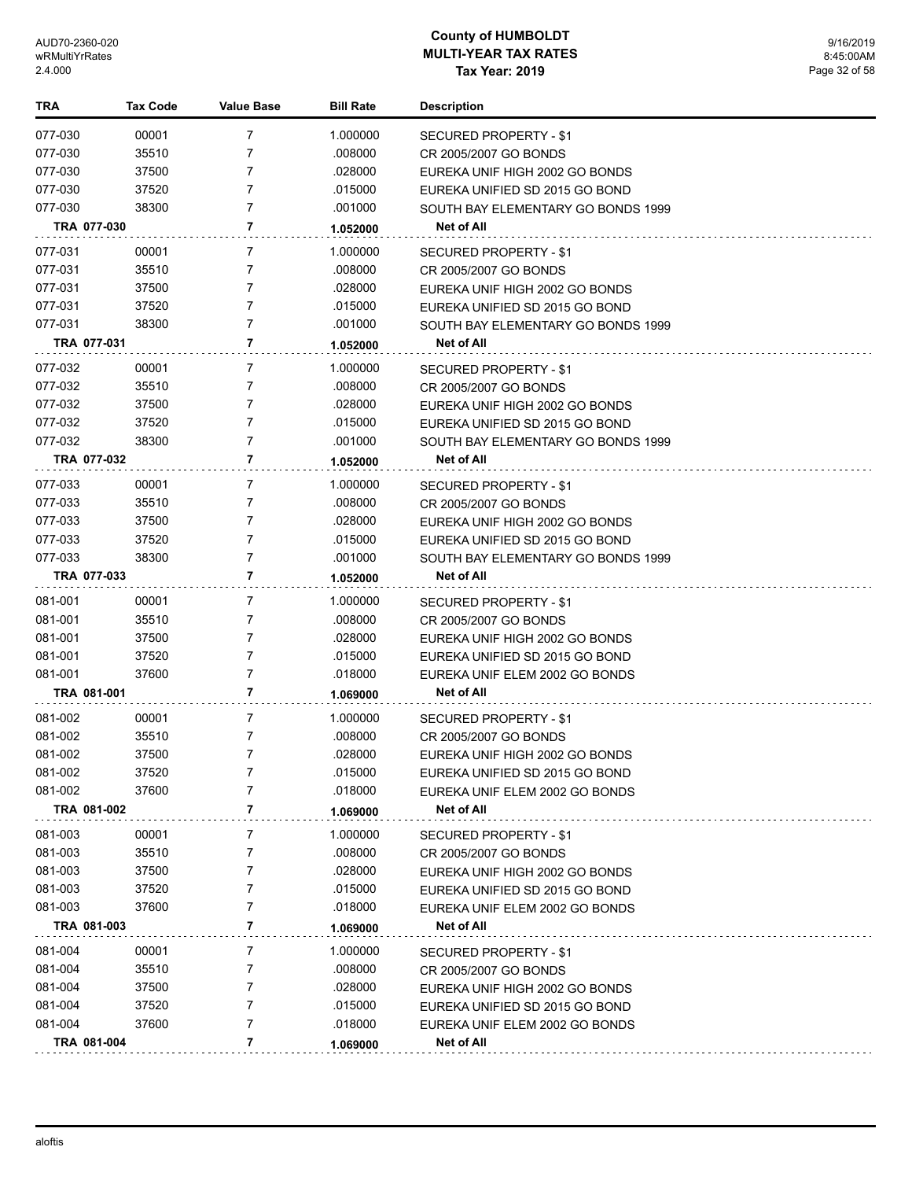# County of HUMBOLDT
## MULTI-YEAR TAX RATES
### Tax Year: 2019

| TRA | Tax Code | Value Base | Bill Rate | Description |
|---|---|---|---|---|
| 077-030 | 00001 | 7 | 1.000000 | SECURED PROPERTY - $1 |
| 077-030 | 35510 | 7 | .008000 | CR 2005/2007 GO BONDS |
| 077-030 | 37500 | 7 | .028000 | EUREKA UNIF HIGH 2002 GO BONDS |
| 077-030 | 37520 | 7 | .015000 | EUREKA UNIFIED SD 2015 GO BOND |
| 077-030 | 38300 | 7 | .001000 | SOUTH BAY ELEMENTARY GO BONDS 1999 |
| **TRA 077-030** | | **7** | **1.052000** | **Net of All** |
| 077-031 | 00001 | 7 | 1.000000 | SECURED PROPERTY - $1 |
| 077-031 | 35510 | 7 | .008000 | CR 2005/2007 GO BONDS |
| 077-031 | 37500 | 7 | .028000 | EUREKA UNIF HIGH 2002 GO BONDS |
| 077-031 | 37520 | 7 | .015000 | EUREKA UNIFIED SD 2015 GO BOND |
| 077-031 | 38300 | 7 | .001000 | SOUTH BAY ELEMENTARY GO BONDS 1999 |
| **TRA 077-031** | | **7** | **1.052000** | **Net of All** |
| 077-032 | 00001 | 7 | 1.000000 | SECURED PROPERTY - $1 |
| 077-032 | 35510 | 7 | .008000 | CR 2005/2007 GO BONDS |
| 077-032 | 37500 | 7 | .028000 | EUREKA UNIF HIGH 2002 GO BONDS |
| 077-032 | 37520 | 7 | .015000 | EUREKA UNIFIED SD 2015 GO BOND |
| 077-032 | 38300 | 7 | .001000 | SOUTH BAY ELEMENTARY GO BONDS 1999 |
| **TRA 077-032** | | **7** | **1.052000** | **Net of All** |
| 077-033 | 00001 | 7 | 1.000000 | SECURED PROPERTY - $1 |
| 077-033 | 35510 | 7 | .008000 | CR 2005/2007 GO BONDS |
| 077-033 | 37500 | 7 | .028000 | EUREKA UNIF HIGH 2002 GO BONDS |
| 077-033 | 37520 | 7 | .015000 | EUREKA UNIFIED SD 2015 GO BOND |
| 077-033 | 38300 | 7 | .001000 | SOUTH BAY ELEMENTARY GO BONDS 1999 |
| **TRA 077-033** | | **7** | **1.052000** | **Net of All** |
| 081-001 | 00001 | 7 | 1.000000 | SECURED PROPERTY - $1 |
| 081-001 | 35510 | 7 | .008000 | CR 2005/2007 GO BONDS |
| 081-001 | 37500 | 7 | .028000 | EUREKA UNIF HIGH 2002 GO BONDS |
| 081-001 | 37520 | 7 | .015000 | EUREKA UNIFIED SD 2015 GO BOND |
| 081-001 | 37600 | 7 | .018000 | EUREKA UNIF ELEM 2002 GO BONDS |
| **TRA 081-001** | | **7** | **1.069000** | **Net of All** |
| 081-002 | 00001 | 7 | 1.000000 | SECURED PROPERTY - $1 |
| 081-002 | 35510 | 7 | .008000 | CR 2005/2007 GO BONDS |
| 081-002 | 37500 | 7 | .028000 | EUREKA UNIF HIGH 2002 GO BONDS |
| 081-002 | 37520 | 7 | .015000 | EUREKA UNIFIED SD 2015 GO BOND |
| 081-002 | 37600 | 7 | .018000 | EUREKA UNIF ELEM 2002 GO BONDS |
| **TRA 081-002** | | **7** | **1.069000** | **Net of All** |
| 081-003 | 00001 | 7 | 1.000000 | SECURED PROPERTY - $1 |
| 081-003 | 35510 | 7 | .008000 | CR 2005/2007 GO BONDS |
| 081-003 | 37500 | 7 | .028000 | EUREKA UNIF HIGH 2002 GO BONDS |
| 081-003 | 37520 | 7 | .015000 | EUREKA UNIFIED SD 2015 GO BOND |
| 081-003 | 37600 | 7 | .018000 | EUREKA UNIF ELEM 2002 GO BONDS |
| **TRA 081-003** | | **7** | **1.069000** | **Net of All** |
| 081-004 | 00001 | 7 | 1.000000 | SECURED PROPERTY - $1 |
| 081-004 | 35510 | 7 | .008000 | CR 2005/2007 GO BONDS |
| 081-004 | 37500 | 7 | .028000 | EUREKA UNIF HIGH 2002 GO BONDS |
| 081-004 | 37520 | 7 | .015000 | EUREKA UNIFIED SD 2015 GO BOND |
| 081-004 | 37600 | 7 | .018000 | EUREKA UNIF ELEM 2002 GO BONDS |
| **TRA 081-004** | | **7** | **1.069000** | **Net of All** |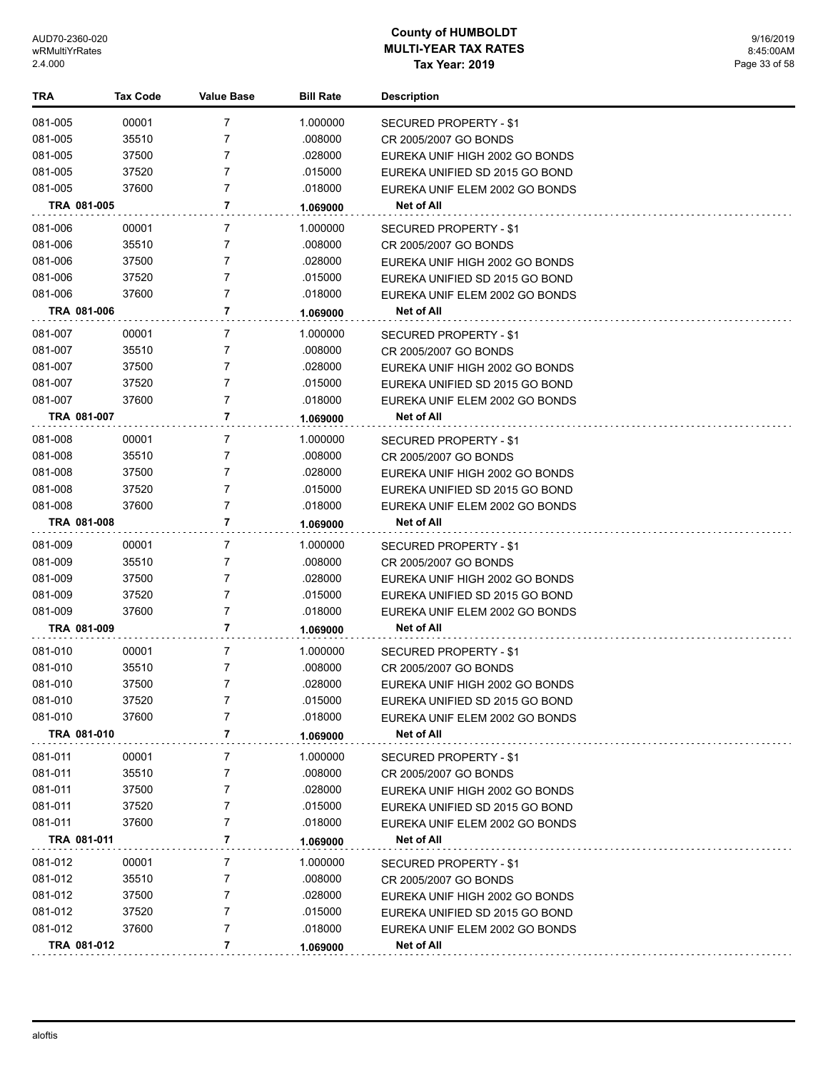| TRA | Tax Code | Value Base | Bill Rate | Description |
|---|---|---|---|---|
| 081-005 | 00001 | 7 | 1.000000 | SECURED PROPERTY - $1 |
| 081-005 | 35510 | 7 | .008000 | CR 2005/2007 GO BONDS |
| 081-005 | 37500 | 7 | .028000 | EUREKA UNIF HIGH 2002 GO BONDS |
| 081-005 | 37520 | 7 | .015000 | EUREKA UNIFIED SD 2015 GO BOND |
| 081-005 | 37600 | 7 | .018000 | EUREKA UNIF ELEM 2002 GO BONDS |
| **TRA 081-005** | | **7** | **1.069000** | **Net of All** |
| 081-006 | 00001 | 7 | 1.000000 | SECURED PROPERTY - $1 |
| 081-006 | 35510 | 7 | .008000 | CR 2005/2007 GO BONDS |
| 081-006 | 37500 | 7 | .028000 | EUREKA UNIF HIGH 2002 GO BONDS |
| 081-006 | 37520 | 7 | .015000 | EUREKA UNIFIED SD 2015 GO BOND |
| 081-006 | 37600 | 7 | .018000 | EUREKA UNIF ELEM 2002 GO BONDS |
| **TRA 081-006** | | **7** | **1.069000** | **Net of All** |
| 081-007 | 00001 | 7 | 1.000000 | SECURED PROPERTY - $1 |
| 081-007 | 35510 | 7 | .008000 | CR 2005/2007 GO BONDS |
| 081-007 | 37500 | 7 | .028000 | EUREKA UNIF HIGH 2002 GO BONDS |
| 081-007 | 37520 | 7 | .015000 | EUREKA UNIFIED SD 2015 GO BOND |
| 081-007 | 37600 | 7 | .018000 | EUREKA UNIF ELEM 2002 GO BONDS |
| **TRA 081-007** | | **7** | **1.069000** | **Net of All** |
| 081-008 | 00001 | 7 | 1.000000 | SECURED PROPERTY - $1 |
| 081-008 | 35510 | 7 | .008000 | CR 2005/2007 GO BONDS |
| 081-008 | 37500 | 7 | .028000 | EUREKA UNIF HIGH 2002 GO BONDS |
| 081-008 | 37520 | 7 | .015000 | EUREKA UNIFIED SD 2015 GO BOND |
| 081-008 | 37600 | 7 | .018000 | EUREKA UNIF ELEM 2002 GO BONDS |
| **TRA 081-008** | | **7** | **1.069000** | **Net of All** |
| 081-009 | 00001 | 7 | 1.000000 | SECURED PROPERTY - $1 |
| 081-009 | 35510 | 7 | .008000 | CR 2005/2007 GO BONDS |
| 081-009 | 37500 | 7 | .028000 | EUREKA UNIF HIGH 2002 GO BONDS |
| 081-009 | 37520 | 7 | .015000 | EUREKA UNIFIED SD 2015 GO BOND |
| 081-009 | 37600 | 7 | .018000 | EUREKA UNIF ELEM 2002 GO BONDS |
| **TRA 081-009** | | **7** | **1.069000** | **Net of All** |
| 081-010 | 00001 | 7 | 1.000000 | SECURED PROPERTY - $1 |
| 081-010 | 35510 | 7 | .008000 | CR 2005/2007 GO BONDS |
| 081-010 | 37500 | 7 | .028000 | EUREKA UNIF HIGH 2002 GO BONDS |
| 081-010 | 37520 | 7 | .015000 | EUREKA UNIFIED SD 2015 GO BOND |
| 081-010 | 37600 | 7 | .018000 | EUREKA UNIF ELEM 2002 GO BONDS |
| **TRA 081-010** | | **7** | **1.069000** | **Net of All** |
| 081-011 | 00001 | 7 | 1.000000 | SECURED PROPERTY - $1 |
| 081-011 | 35510 | 7 | .008000 | CR 2005/2007 GO BONDS |
| 081-011 | 37500 | 7 | .028000 | EUREKA UNIF HIGH 2002 GO BONDS |
| 081-011 | 37520 | 7 | .015000 | EUREKA UNIFIED SD 2015 GO BOND |
| 081-011 | 37600 | 7 | .018000 | EUREKA UNIF ELEM 2002 GO BONDS |
| **TRA 081-011** | | **7** | **1.069000** | **Net of All** |
| 081-012 | 00001 | 7 | 1.000000 | SECURED PROPERTY - $1 |
| 081-012 | 35510 | 7 | .008000 | CR 2005/2007 GO BONDS |
| 081-012 | 37500 | 7 | .028000 | EUREKA UNIF HIGH 2002 GO BONDS |
| 081-012 | 37520 | 7 | .015000 | EUREKA UNIFIED SD 2015 GO BOND |
| 081-012 | 37600 | 7 | .018000 | EUREKA UNIF ELEM 2002 GO BONDS |
| **TRA 081-012** | | **7** | **1.069000** | **Net of All** |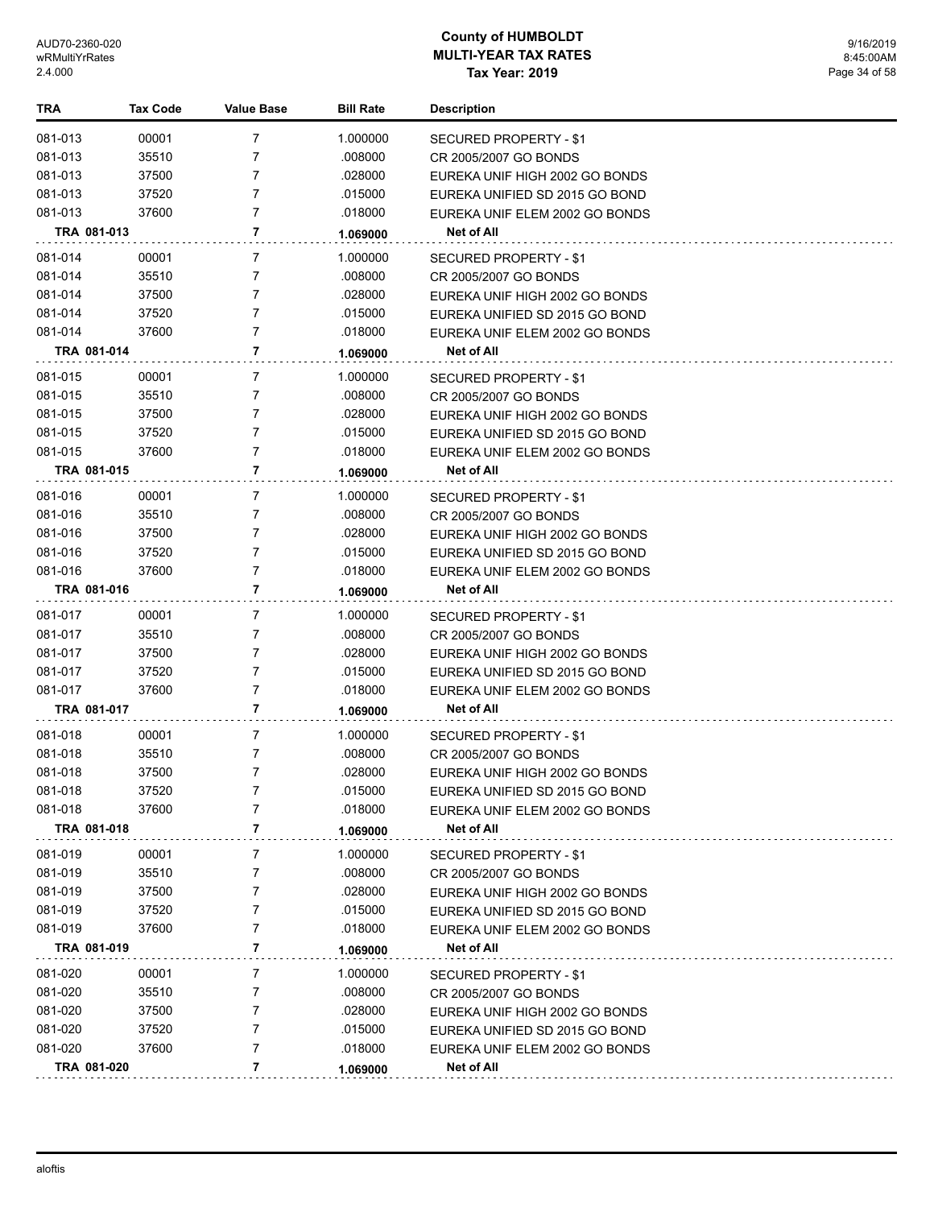| TRA | Tax Code | Value Base | Bill Rate | Description |
|---|---|---|---|---|
| 081-013 | 00001 | 7 | 1.000000 | SECURED PROPERTY - $1 |
| 081-013 | 35510 | 7 | .008000 | CR 2005/2007 GO BONDS |
| 081-013 | 37500 | 7 | .028000 | EUREKA UNIF HIGH 2002 GO BONDS |
| 081-013 | 37520 | 7 | .015000 | EUREKA UNIFIED SD 2015 GO BOND |
| 081-013 | 37600 | 7 | .018000 | EUREKA UNIF ELEM 2002 GO BONDS |
| **TRA 081-013** | | **7** | **1.069000** | **Net of All** |
| 081-014 | 00001 | 7 | 1.000000 | SECURED PROPERTY - $1 |
| 081-014 | 35510 | 7 | .008000 | CR 2005/2007 GO BONDS |
| 081-014 | 37500 | 7 | .028000 | EUREKA UNIF HIGH 2002 GO BONDS |
| 081-014 | 37520 | 7 | .015000 | EUREKA UNIFIED SD 2015 GO BOND |
| 081-014 | 37600 | 7 | .018000 | EUREKA UNIF ELEM 2002 GO BONDS |
| **TRA 081-014** | | **7** | **1.069000** | **Net of All** |
| 081-015 | 00001 | 7 | 1.000000 | SECURED PROPERTY - $1 |
| 081-015 | 35510 | 7 | .008000 | CR 2005/2007 GO BONDS |
| 081-015 | 37500 | 7 | .028000 | EUREKA UNIF HIGH 2002 GO BONDS |
| 081-015 | 37520 | 7 | .015000 | EUREKA UNIFIED SD 2015 GO BOND |
| 081-015 | 37600 | 7 | .018000 | EUREKA UNIF ELEM 2002 GO BONDS |
| **TRA 081-015** | | **7** | **1.069000** | **Net of All** |
| 081-016 | 00001 | 7 | 1.000000 | SECURED PROPERTY - $1 |
| 081-016 | 35510 | 7 | .008000 | CR 2005/2007 GO BONDS |
| 081-016 | 37500 | 7 | .028000 | EUREKA UNIF HIGH 2002 GO BONDS |
| 081-016 | 37520 | 7 | .015000 | EUREKA UNIFIED SD 2015 GO BOND |
| 081-016 | 37600 | 7 | .018000 | EUREKA UNIF ELEM 2002 GO BONDS |
| **TRA 081-016** | | **7** | **1.069000** | **Net of All** |
| 081-017 | 00001 | 7 | 1.000000 | SECURED PROPERTY - $1 |
| 081-017 | 35510 | 7 | .008000 | CR 2005/2007 GO BONDS |
| 081-017 | 37500 | 7 | .028000 | EUREKA UNIF HIGH 2002 GO BONDS |
| 081-017 | 37520 | 7 | .015000 | EUREKA UNIFIED SD 2015 GO BOND |
| 081-017 | 37600 | 7 | .018000 | EUREKA UNIF ELEM 2002 GO BONDS |
| **TRA 081-017** | | **7** | **1.069000** | **Net of All** |
| 081-018 | 00001 | 7 | 1.000000 | SECURED PROPERTY - $1 |
| 081-018 | 35510 | 7 | .008000 | CR 2005/2007 GO BONDS |
| 081-018 | 37500 | 7 | .028000 | EUREKA UNIF HIGH 2002 GO BONDS |
| 081-018 | 37520 | 7 | .015000 | EUREKA UNIFIED SD 2015 GO BOND |
| 081-018 | 37600 | 7 | .018000 | EUREKA UNIF ELEM 2002 GO BONDS |
| **TRA 081-018** | | **7** | **1.069000** | **Net of All** |
| 081-019 | 00001 | 7 | 1.000000 | SECURED PROPERTY - $1 |
| 081-019 | 35510 | 7 | .008000 | CR 2005/2007 GO BONDS |
| 081-019 | 37500 | 7 | .028000 | EUREKA UNIF HIGH 2002 GO BONDS |
| 081-019 | 37520 | 7 | .015000 | EUREKA UNIFIED SD 2015 GO BOND |
| 081-019 | 37600 | 7 | .018000 | EUREKA UNIF ELEM 2002 GO BONDS |
| **TRA 081-019** | | **7** | **1.069000** | **Net of All** |
| 081-020 | 00001 | 7 | 1.000000 | SECURED PROPERTY - $1 |
| 081-020 | 35510 | 7 | .008000 | CR 2005/2007 GO BONDS |
| 081-020 | 37500 | 7 | .028000 | EUREKA UNIF HIGH 2002 GO BONDS |
| 081-020 | 37520 | 7 | .015000 | EUREKA UNIFIED SD 2015 GO BOND |
| 081-020 | 37600 | 7 | .018000 | EUREKA UNIF ELEM 2002 GO BONDS |
| **TRA 081-020** | | **7** | **1.069000** | **Net of All** |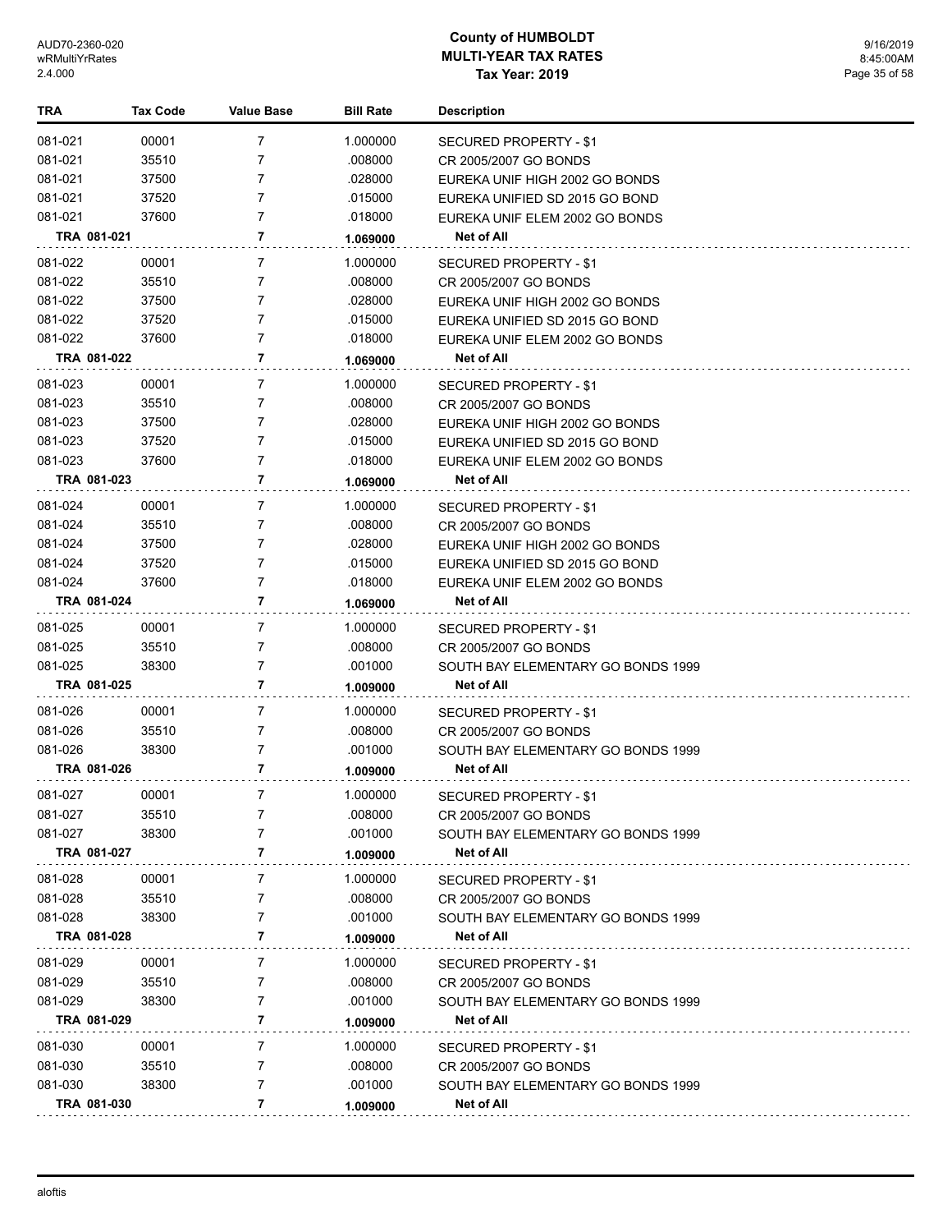# County of HUMBOLDT
## MULTI-YEAR TAX RATES
### Tax Year: 2019

| TRA | Tax Code | Value Base | Bill Rate | Description |
|---|---|---|---|---|
| 081-021 | 00001 | 7 | 1.000000 | SECURED PROPERTY - $1 |
| 081-021 | 35510 | 7 | .008000 | CR 2005/2007 GO BONDS |
| 081-021 | 37500 | 7 | .028000 | EUREKA UNIF HIGH 2002 GO BONDS |
| 081-021 | 37520 | 7 | .015000 | EUREKA UNIFIED SD 2015 GO BOND |
| 081-021 | 37600 | 7 | .018000 | EUREKA UNIF ELEM 2002 GO BONDS |
| **TRA 081-021** | | **7** | **1.069000** | **Net of All** |
| 081-022 | 00001 | 7 | 1.000000 | SECURED PROPERTY - $1 |
| 081-022 | 35510 | 7 | .008000 | CR 2005/2007 GO BONDS |
| 081-022 | 37500 | 7 | .028000 | EUREKA UNIF HIGH 2002 GO BONDS |
| 081-022 | 37520 | 7 | .015000 | EUREKA UNIFIED SD 2015 GO BOND |
| 081-022 | 37600 | 7 | .018000 | EUREKA UNIF ELEM 2002 GO BONDS |
| **TRA 081-022** | | **7** | **1.069000** | **Net of All** |
| 081-023 | 00001 | 7 | 1.000000 | SECURED PROPERTY - $1 |
| 081-023 | 35510 | 7 | .008000 | CR 2005/2007 GO BONDS |
| 081-023 | 37500 | 7 | .028000 | EUREKA UNIF HIGH 2002 GO BONDS |
| 081-023 | 37520 | 7 | .015000 | EUREKA UNIFIED SD 2015 GO BOND |
| 081-023 | 37600 | 7 | .018000 | EUREKA UNIF ELEM 2002 GO BONDS |
| **TRA 081-023** | | **7** | **1.069000** | **Net of All** |
| 081-024 | 00001 | 7 | 1.000000 | SECURED PROPERTY - $1 |
| 081-024 | 35510 | 7 | .008000 | CR 2005/2007 GO BONDS |
| 081-024 | 37500 | 7 | .028000 | EUREKA UNIF HIGH 2002 GO BONDS |
| 081-024 | 37520 | 7 | .015000 | EUREKA UNIFIED SD 2015 GO BOND |
| 081-024 | 37600 | 7 | .018000 | EUREKA UNIF ELEM 2002 GO BONDS |
| **TRA 081-024** | | **7** | **1.069000** | **Net of All** |
| 081-025 | 00001 | 7 | 1.000000 | SECURED PROPERTY - $1 |
| 081-025 | 35510 | 7 | .008000 | CR 2005/2007 GO BONDS |
| 081-025 | 38300 | 7 | .001000 | SOUTH BAY ELEMENTARY GO BONDS 1999 |
| **TRA 081-025** | | **7** | **1.009000** | **Net of All** |
| 081-026 | 00001 | 7 | 1.000000 | SECURED PROPERTY - $1 |
| 081-026 | 35510 | 7 | .008000 | CR 2005/2007 GO BONDS |
| 081-026 | 38300 | 7 | .001000 | SOUTH BAY ELEMENTARY GO BONDS 1999 |
| **TRA 081-026** | | **7** | **1.009000** | **Net of All** |
| 081-027 | 00001 | 7 | 1.000000 | SECURED PROPERTY - $1 |
| 081-027 | 35510 | 7 | .008000 | CR 2005/2007 GO BONDS |
| 081-027 | 38300 | 7 | .001000 | SOUTH BAY ELEMENTARY GO BONDS 1999 |
| **TRA 081-027** | | **7** | **1.009000** | **Net of All** |
| 081-028 | 00001 | 7 | 1.000000 | SECURED PROPERTY - $1 |
| 081-028 | 35510 | 7 | .008000 | CR 2005/2007 GO BONDS |
| 081-028 | 38300 | 7 | .001000 | SOUTH BAY ELEMENTARY GO BONDS 1999 |
| **TRA 081-028** | | **7** | **1.009000** | **Net of All** |
| 081-029 | 00001 | 7 | 1.000000 | SECURED PROPERTY - $1 |
| 081-029 | 35510 | 7 | .008000 | CR 2005/2007 GO BONDS |
| 081-029 | 38300 | 7 | .001000 | SOUTH BAY ELEMENTARY GO BONDS 1999 |
| **TRA 081-029** | | **7** | **1.009000** | **Net of All** |
| 081-030 | 00001 | 7 | 1.000000 | SECURED PROPERTY - $1 |
| 081-030 | 35510 | 7 | .008000 | CR 2005/2007 GO BONDS |
| 081-030 | 38300 | 7 | .001000 | SOUTH BAY ELEMENTARY GO BONDS 1999 |
| **TRA 081-030** | | **7** | **1.009000** | **Net of All** |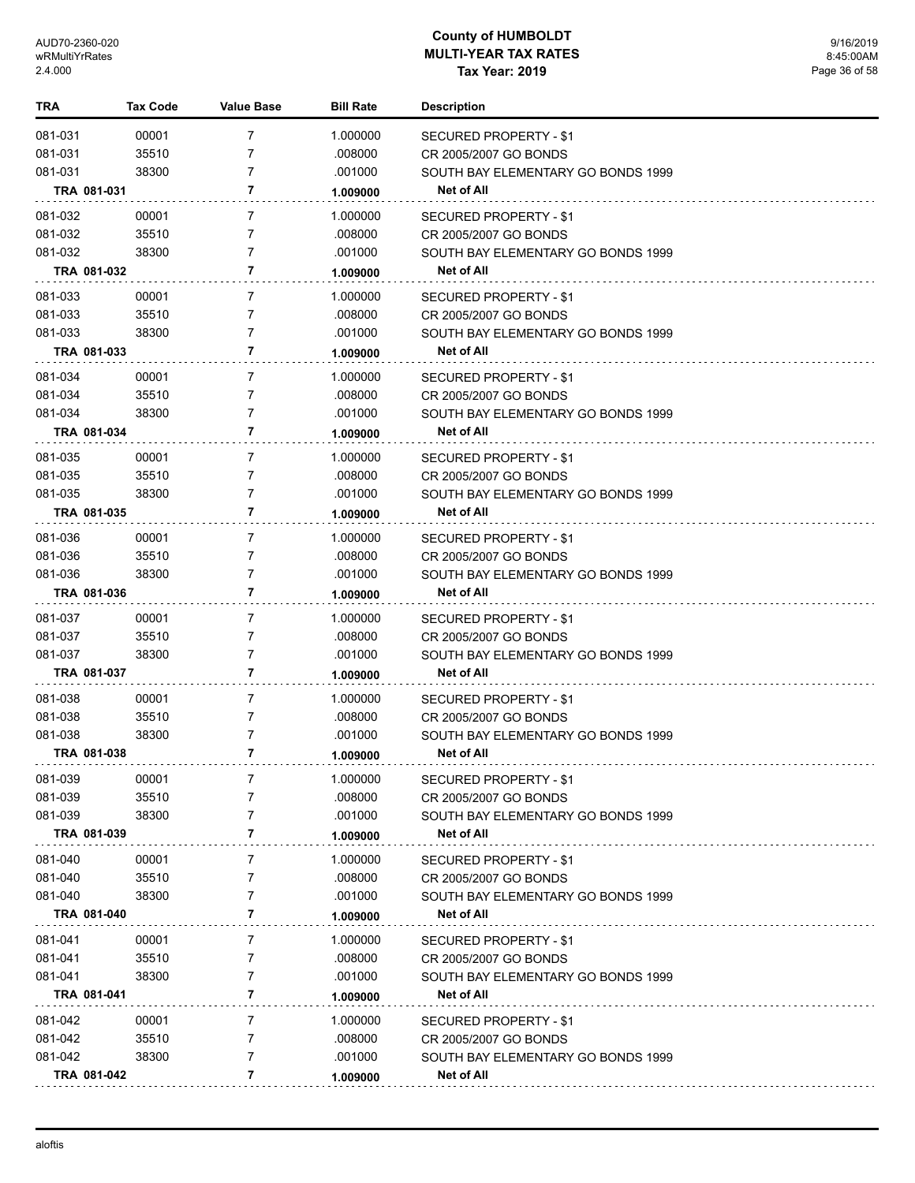# County of HUMBOLDT
## MULTI-YEAR TAX RATES
### Tax Year: 2019

AUD70-2360-020
wRMultiYrRates
2.4.000

9/16/2019
8:45:00AM

| TRA | Tax Code | Value Base | Bill Rate | Description |
|---|---|---|---|---|
| 081-031 | 00001 | 7 | 1.000000 | SECURED PROPERTY - $1 |
| 081-031 | 35510 | 7 | .008000 | CR 2005/2007 GO BONDS |
| 081-031 | 38300 | 7 | .001000 | SOUTH BAY ELEMENTARY GO BONDS 1999 |
| **TRA 081-031** | | **7** | **1.009000** | **Net of All** |
| 081-032 | 00001 | 7 | 1.000000 | SECURED PROPERTY - $1 |
| 081-032 | 35510 | 7 | .008000 | CR 2005/2007 GO BONDS |
| 081-032 | 38300 | 7 | .001000 | SOUTH BAY ELEMENTARY GO BONDS 1999 |
| **TRA 081-032** | | **7** | **1.009000** | **Net of All** |
| 081-033 | 00001 | 7 | 1.000000 | SECURED PROPERTY - $1 |
| 081-033 | 35510 | 7 | .008000 | CR 2005/2007 GO BONDS |
| 081-033 | 38300 | 7 | .001000 | SOUTH BAY ELEMENTARY GO BONDS 1999 |
| **TRA 081-033** | | **7** | **1.009000** | **Net of All** |
| 081-034 | 00001 | 7 | 1.000000 | SECURED PROPERTY - $1 |
| 081-034 | 35510 | 7 | .008000 | CR 2005/2007 GO BONDS |
| 081-034 | 38300 | 7 | .001000 | SOUTH BAY ELEMENTARY GO BONDS 1999 |
| **TRA 081-034** | | **7** | **1.009000** | **Net of All** |
| 081-035 | 00001 | 7 | 1.000000 | SECURED PROPERTY - $1 |
| 081-035 | 35510 | 7 | .008000 | CR 2005/2007 GO BONDS |
| 081-035 | 38300 | 7 | .001000 | SOUTH BAY ELEMENTARY GO BONDS 1999 |
| **TRA 081-035** | | **7** | **1.009000** | **Net of All** |
| 081-036 | 00001 | 7 | 1.000000 | SECURED PROPERTY - $1 |
| 081-036 | 35510 | 7 | .008000 | CR 2005/2007 GO BONDS |
| 081-036 | 38300 | 7 | .001000 | SOUTH BAY ELEMENTARY GO BONDS 1999 |
| **TRA 081-036** | | **7** | **1.009000** | **Net of All** |
| 081-037 | 00001 | 7 | 1.000000 | SECURED PROPERTY - $1 |
| 081-037 | 35510 | 7 | .008000 | CR 2005/2007 GO BONDS |
| 081-037 | 38300 | 7 | .001000 | SOUTH BAY ELEMENTARY GO BONDS 1999 |
| **TRA 081-037** | | **7** | **1.009000** | **Net of All** |
| 081-038 | 00001 | 7 | 1.000000 | SECURED PROPERTY - $1 |
| 081-038 | 35510 | 7 | .008000 | CR 2005/2007 GO BONDS |
| 081-038 | 38300 | 7 | .001000 | SOUTH BAY ELEMENTARY GO BONDS 1999 |
| **TRA 081-038** | | **7** | **1.009000** | **Net of All** |
| 081-039 | 00001 | 7 | 1.000000 | SECURED PROPERTY - $1 |
| 081-039 | 35510 | 7 | .008000 | CR 2005/2007 GO BONDS |
| 081-039 | 38300 | 7 | .001000 | SOUTH BAY ELEMENTARY GO BONDS 1999 |
| **TRA 081-039** | | **7** | **1.009000** | **Net of All** |
| 081-040 | 00001 | 7 | 1.000000 | SECURED PROPERTY - $1 |
| 081-040 | 35510 | 7 | .008000 | CR 2005/2007 GO BONDS |
| 081-040 | 38300 | 7 | .001000 | SOUTH BAY ELEMENTARY GO BONDS 1999 |
| **TRA 081-040** | | **7** | **1.009000** | **Net of All** |
| 081-041 | 00001 | 7 | 1.000000 | SECURED PROPERTY - $1 |
| 081-041 | 35510 | 7 | .008000 | CR 2005/2007 GO BONDS |
| 081-041 | 38300 | 7 | .001000 | SOUTH BAY ELEMENTARY GO BONDS 1999 |
| **TRA 081-041** | | **7** | **1.009000** | **Net of All** |
| 081-042 | 00001 | 7 | 1.000000 | SECURED PROPERTY - $1 |
| 081-042 | 35510 | 7 | .008000 | CR 2005/2007 GO BONDS |
| 081-042 | 38300 | 7 | .001000 | SOUTH BAY ELEMENTARY GO BONDS 1999 |
| **TRA 081-042** | | **7** | **1.009000** | **Net of All** |

aloftis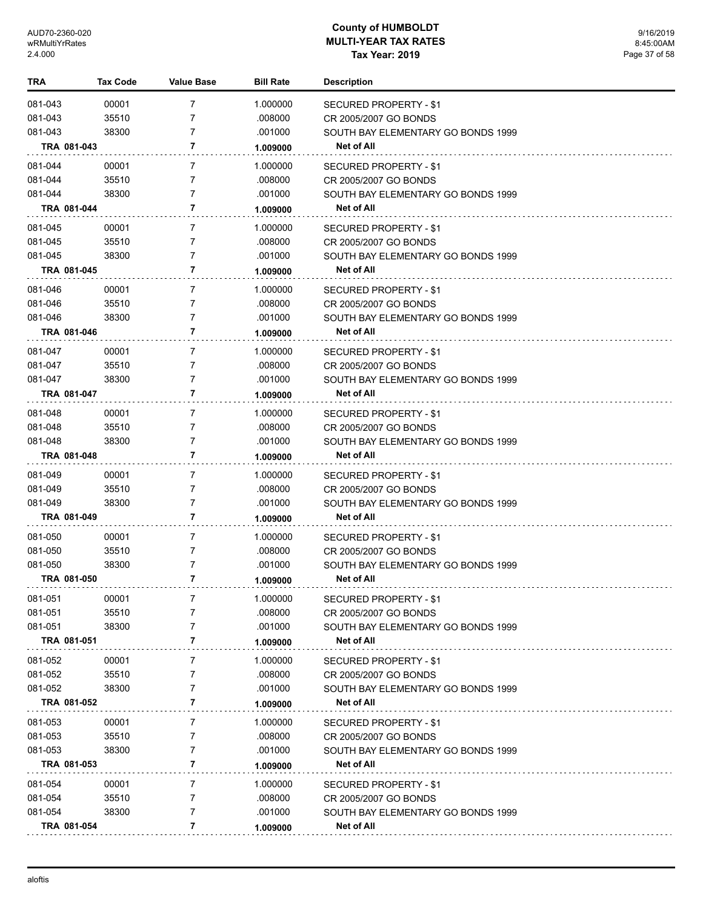| TRA | Tax Code | Value Base | Bill Rate | Description |
|---|---|---|---|---|
| 081-043 | 00001 | 7 | 1.000000 | SECURED PROPERTY - $1 |
| 081-043 | 35510 | 7 | .008000 | CR 2005/2007 GO BONDS |
| 081-043 | 38300 | 7 | .001000 | SOUTH BAY ELEMENTARY GO BONDS 1999 |
| **TRA 081-043** | | **7** | **1.009000** | **Net of All** |
| 081-044 | 00001 | 7 | 1.000000 | SECURED PROPERTY - $1 |
| 081-044 | 35510 | 7 | .008000 | CR 2005/2007 GO BONDS |
| 081-044 | 38300 | 7 | .001000 | SOUTH BAY ELEMENTARY GO BONDS 1999 |
| **TRA 081-044** | | **7** | **1.009000** | **Net of All** |
| 081-045 | 00001 | 7 | 1.000000 | SECURED PROPERTY - $1 |
| 081-045 | 35510 | 7 | .008000 | CR 2005/2007 GO BONDS |
| 081-045 | 38300 | 7 | .001000 | SOUTH BAY ELEMENTARY GO BONDS 1999 |
| **TRA 081-045** | | **7** | **1.009000** | **Net of All** |
| 081-046 | 00001 | 7 | 1.000000 | SECURED PROPERTY - $1 |
| 081-046 | 35510 | 7 | .008000 | CR 2005/2007 GO BONDS |
| 081-046 | 38300 | 7 | .001000 | SOUTH BAY ELEMENTARY GO BONDS 1999 |
| **TRA 081-046** | | **7** | **1.009000** | **Net of All** |
| 081-047 | 00001 | 7 | 1.000000 | SECURED PROPERTY - $1 |
| 081-047 | 35510 | 7 | .008000 | CR 2005/2007 GO BONDS |
| 081-047 | 38300 | 7 | .001000 | SOUTH BAY ELEMENTARY GO BONDS 1999 |
| **TRA 081-047** | | **7** | **1.009000** | **Net of All** |
| 081-048 | 00001 | 7 | 1.000000 | SECURED PROPERTY - $1 |
| 081-048 | 35510 | 7 | .008000 | CR 2005/2007 GO BONDS |
| 081-048 | 38300 | 7 | .001000 | SOUTH BAY ELEMENTARY GO BONDS 1999 |
| **TRA 081-048** | | **7** | **1.009000** | **Net of All** |
| 081-049 | 00001 | 7 | 1.000000 | SECURED PROPERTY - $1 |
| 081-049 | 35510 | 7 | .008000 | CR 2005/2007 GO BONDS |
| 081-049 | 38300 | 7 | .001000 | SOUTH BAY ELEMENTARY GO BONDS 1999 |
| **TRA 081-049** | | **7** | **1.009000** | **Net of All** |
| 081-050 | 00001 | 7 | 1.000000 | SECURED PROPERTY - $1 |
| 081-050 | 35510 | 7 | .008000 | CR 2005/2007 GO BONDS |
| 081-050 | 38300 | 7 | .001000 | SOUTH BAY ELEMENTARY GO BONDS 1999 |
| **TRA 081-050** | | **7** | **1.009000** | **Net of All** |
| 081-051 | 00001 | 7 | 1.000000 | SECURED PROPERTY - $1 |
| 081-051 | 35510 | 7 | .008000 | CR 2005/2007 GO BONDS |
| 081-051 | 38300 | 7 | .001000 | SOUTH BAY ELEMENTARY GO BONDS 1999 |
| **TRA 081-051** | | **7** | **1.009000** | **Net of All** |
| 081-052 | 00001 | 7 | 1.000000 | SECURED PROPERTY - $1 |
| 081-052 | 35510 | 7 | .008000 | CR 2005/2007 GO BONDS |
| 081-052 | 38300 | 7 | .001000 | SOUTH BAY ELEMENTARY GO BONDS 1999 |
| **TRA 081-052** | | **7** | **1.009000** | **Net of All** |
| 081-053 | 00001 | 7 | 1.000000 | SECURED PROPERTY - $1 |
| 081-053 | 35510 | 7 | .008000 | CR 2005/2007 GO BONDS |
| 081-053 | 38300 | 7 | .001000 | SOUTH BAY ELEMENTARY GO BONDS 1999 |
| **TRA 081-053** | | **7** | **1.009000** | **Net of All** |
| 081-054 | 00001 | 7 | 1.000000 | SECURED PROPERTY - $1 |
| 081-054 | 35510 | 7 | .008000 | CR 2005/2007 GO BONDS |
| 081-054 | 38300 | 7 | .001000 | SOUTH BAY ELEMENTARY GO BONDS 1999 |
| **TRA 081-054** | | **7** | **1.009000** | **Net of All** |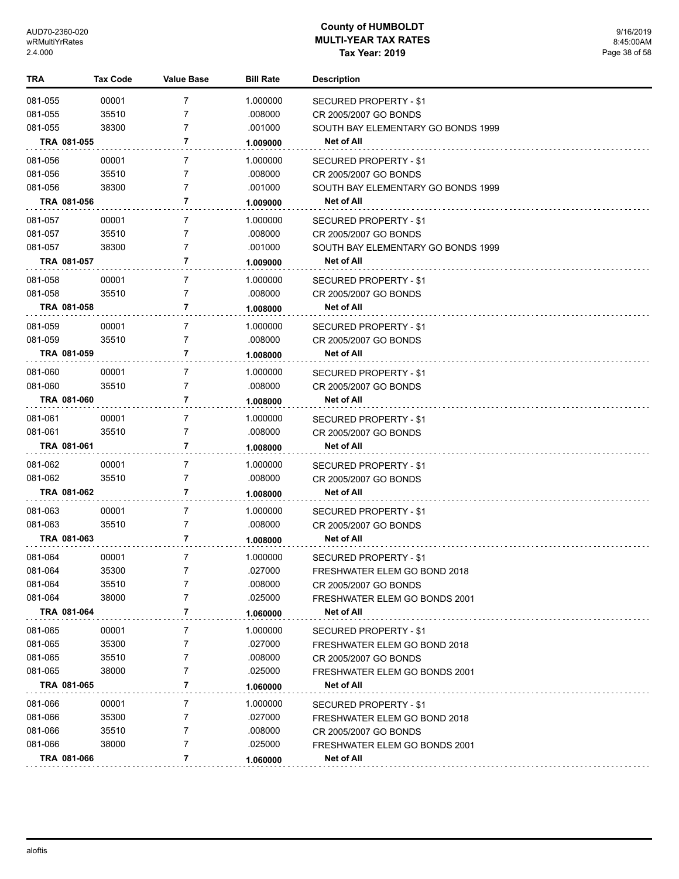# County of HUMBOLDT
## MULTI-YEAR TAX RATES
### Tax Year: 2019

| TRA | Tax Code | Value Base | Bill Rate | Description |
|---|---|---|---|---|
| 081-055 | 00001 | 7 | 1.000000 | SECURED PROPERTY - $1 |
| 081-055 | 35510 | 7 | .008000 | CR 2005/2007 GO BONDS |
| 081-055 | 38300 | 7 | .001000 | SOUTH BAY ELEMENTARY GO BONDS 1999 |
| **TRA 081-055** | | **7** | **1.009000** | **Net of All** |
| 081-056 | 00001 | 7 | 1.000000 | SECURED PROPERTY - $1 |
| 081-056 | 35510 | 7 | .008000 | CR 2005/2007 GO BONDS |
| 081-056 | 38300 | 7 | .001000 | SOUTH BAY ELEMENTARY GO BONDS 1999 |
| **TRA 081-056** | | **7** | **1.009000** | **Net of All** |
| 081-057 | 00001 | 7 | 1.000000 | SECURED PROPERTY - $1 |
| 081-057 | 35510 | 7 | .008000 | CR 2005/2007 GO BONDS |
| 081-057 | 38300 | 7 | .001000 | SOUTH BAY ELEMENTARY GO BONDS 1999 |
| **TRA 081-057** | | **7** | **1.009000** | **Net of All** |
| 081-058 | 00001 | 7 | 1.000000 | SECURED PROPERTY - $1 |
| 081-058 | 35510 | 7 | .008000 | CR 2005/2007 GO BONDS |
| **TRA 081-058** | | **7** | **1.008000** | **Net of All** |
| 081-059 | 00001 | 7 | 1.000000 | SECURED PROPERTY - $1 |
| 081-059 | 35510 | 7 | .008000 | CR 2005/2007 GO BONDS |
| **TRA 081-059** | | **7** | **1.008000** | **Net of All** |
| 081-060 | 00001 | 7 | 1.000000 | SECURED PROPERTY - $1 |
| 081-060 | 35510 | 7 | .008000 | CR 2005/2007 GO BONDS |
| **TRA 081-060** | | **7** | **1.008000** | **Net of All** |
| 081-061 | 00001 | 7 | 1.000000 | SECURED PROPERTY - $1 |
| 081-061 | 35510 | 7 | .008000 | CR 2005/2007 GO BONDS |
| **TRA 081-061** | | **7** | **1.008000** | **Net of All** |
| 081-062 | 00001 | 7 | 1.000000 | SECURED PROPERTY - $1 |
| 081-062 | 35510 | 7 | .008000 | CR 2005/2007 GO BONDS |
| **TRA 081-062** | | **7** | **1.008000** | **Net of All** |
| 081-063 | 00001 | 7 | 1.000000 | SECURED PROPERTY - $1 |
| 081-063 | 35510 | 7 | .008000 | CR 2005/2007 GO BONDS |
| **TRA 081-063** | | **7** | **1.008000** | **Net of All** |
| 081-064 | 00001 | 7 | 1.000000 | SECURED PROPERTY - $1 |
| 081-064 | 35300 | 7 | .027000 | FRESHWATER ELEM GO BOND 2018 |
| 081-064 | 35510 | 7 | .008000 | CR 2005/2007 GO BONDS |
| 081-064 | 38000 | 7 | .025000 | FRESHWATER ELEM GO BONDS 2001 |
| **TRA 081-064** | | **7** | **1.060000** | **Net of All** |
| 081-065 | 00001 | 7 | 1.000000 | SECURED PROPERTY - $1 |
| 081-065 | 35300 | 7 | .027000 | FRESHWATER ELEM GO BOND 2018 |
| 081-065 | 35510 | 7 | .008000 | CR 2005/2007 GO BONDS |
| 081-065 | 38000 | 7 | .025000 | FRESHWATER ELEM GO BONDS 2001 |
| **TRA 081-065** | | **7** | **1.060000** | **Net of All** |
| 081-066 | 00001 | 7 | 1.000000 | SECURED PROPERTY - $1 |
| 081-066 | 35300 | 7 | .027000 | FRESHWATER ELEM GO BOND 2018 |
| 081-066 | 35510 | 7 | .008000 | CR 2005/2007 GO BONDS |
| 081-066 | 38000 | 7 | .025000 | FRESHWATER ELEM GO BONDS 2001 |
| **TRA 081-066** | | **7** | **1.060000** | **Net of All** |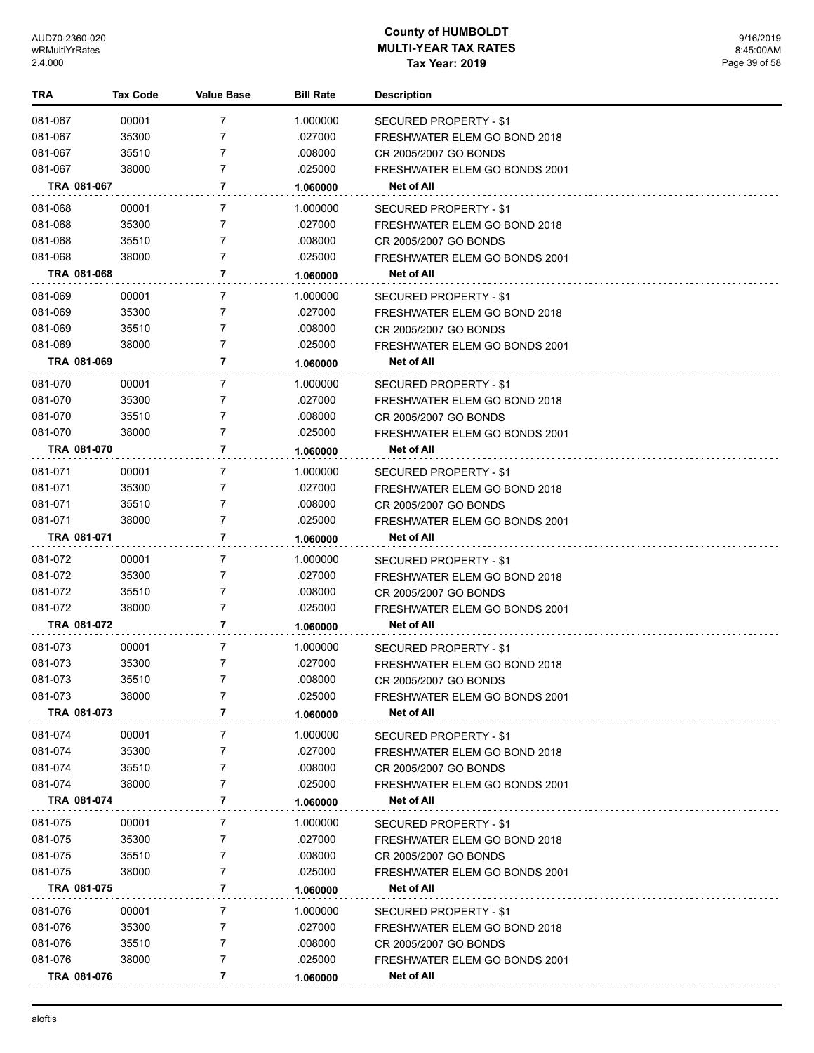| TRA | Tax Code | Value Base | Bill Rate | Description |
|---|---|---|---|---|
| 081-067 | 00001 | 7 | 1.000000 | SECURED PROPERTY - $1 |
| 081-067 | 35300 | 7 | .027000 | FRESHWATER ELEM GO BOND 2018 |
| 081-067 | 35510 | 7 | .008000 | CR 2005/2007 GO BONDS |
| 081-067 | 38000 | 7 | .025000 | FRESHWATER ELEM GO BONDS 2001 |
| **TRA 081-067** | | **7** | **1.060000** | **Net of All** |
| 081-068 | 00001 | 7 | 1.000000 | SECURED PROPERTY - $1 |
| 081-068 | 35300 | 7 | .027000 | FRESHWATER ELEM GO BOND 2018 |
| 081-068 | 35510 | 7 | .008000 | CR 2005/2007 GO BONDS |
| 081-068 | 38000 | 7 | .025000 | FRESHWATER ELEM GO BONDS 2001 |
| **TRA 081-068** | | **7** | **1.060000** | **Net of All** |
| 081-069 | 00001 | 7 | 1.000000 | SECURED PROPERTY - $1 |
| 081-069 | 35300 | 7 | .027000 | FRESHWATER ELEM GO BOND 2018 |
| 081-069 | 35510 | 7 | .008000 | CR 2005/2007 GO BONDS |
| 081-069 | 38000 | 7 | .025000 | FRESHWATER ELEM GO BONDS 2001 |
| **TRA 081-069** | | **7** | **1.060000** | **Net of All** |
| 081-070 | 00001 | 7 | 1.000000 | SECURED PROPERTY - $1 |
| 081-070 | 35300 | 7 | .027000 | FRESHWATER ELEM GO BOND 2018 |
| 081-070 | 35510 | 7 | .008000 | CR 2005/2007 GO BONDS |
| 081-070 | 38000 | 7 | .025000 | FRESHWATER ELEM GO BONDS 2001 |
| **TRA 081-070** | | **7** | **1.060000** | **Net of All** |
| 081-071 | 00001 | 7 | 1.000000 | SECURED PROPERTY - $1 |
| 081-071 | 35300 | 7 | .027000 | FRESHWATER ELEM GO BOND 2018 |
| 081-071 | 35510 | 7 | .008000 | CR 2005/2007 GO BONDS |
| 081-071 | 38000 | 7 | .025000 | FRESHWATER ELEM GO BONDS 2001 |
| **TRA 081-071** | | **7** | **1.060000** | **Net of All** |
| 081-072 | 00001 | 7 | 1.000000 | SECURED PROPERTY - $1 |
| 081-072 | 35300 | 7 | .027000 | FRESHWATER ELEM GO BOND 2018 |
| 081-072 | 35510 | 7 | .008000 | CR 2005/2007 GO BONDS |
| 081-072 | 38000 | 7 | .025000 | FRESHWATER ELEM GO BONDS 2001 |
| **TRA 081-072** | | **7** | **1.060000** | **Net of All** |
| 081-073 | 00001 | 7 | 1.000000 | SECURED PROPERTY - $1 |
| 081-073 | 35300 | 7 | .027000 | FRESHWATER ELEM GO BOND 2018 |
| 081-073 | 35510 | 7 | .008000 | CR 2005/2007 GO BONDS |
| 081-073 | 38000 | 7 | .025000 | FRESHWATER ELEM GO BONDS 2001 |
| **TRA 081-073** | | **7** | **1.060000** | **Net of All** |
| 081-074 | 00001 | 7 | 1.000000 | SECURED PROPERTY - $1 |
| 081-074 | 35300 | 7 | .027000 | FRESHWATER ELEM GO BOND 2018 |
| 081-074 | 35510 | 7 | .008000 | CR 2005/2007 GO BONDS |
| 081-074 | 38000 | 7 | .025000 | FRESHWATER ELEM GO BONDS 2001 |
| **TRA 081-074** | | **7** | **1.060000** | **Net of All** |
| 081-075 | 00001 | 7 | 1.000000 | SECURED PROPERTY - $1 |
| 081-075 | 35300 | 7 | .027000 | FRESHWATER ELEM GO BOND 2018 |
| 081-075 | 35510 | 7 | .008000 | CR 2005/2007 GO BONDS |
| 081-075 | 38000 | 7 | .025000 | FRESHWATER ELEM GO BONDS 2001 |
| **TRA 081-075** | | **7** | **1.060000** | **Net of All** |
| 081-076 | 00001 | 7 | 1.000000 | SECURED PROPERTY - $1 |
| 081-076 | 35300 | 7 | .027000 | FRESHWATER ELEM GO BOND 2018 |
| 081-076 | 35510 | 7 | .008000 | CR 2005/2007 GO BONDS |
| 081-076 | 38000 | 7 | .025000 | FRESHWATER ELEM GO BONDS 2001 |
| **TRA 081-076** | | **7** | **1.060000** | **Net of All** |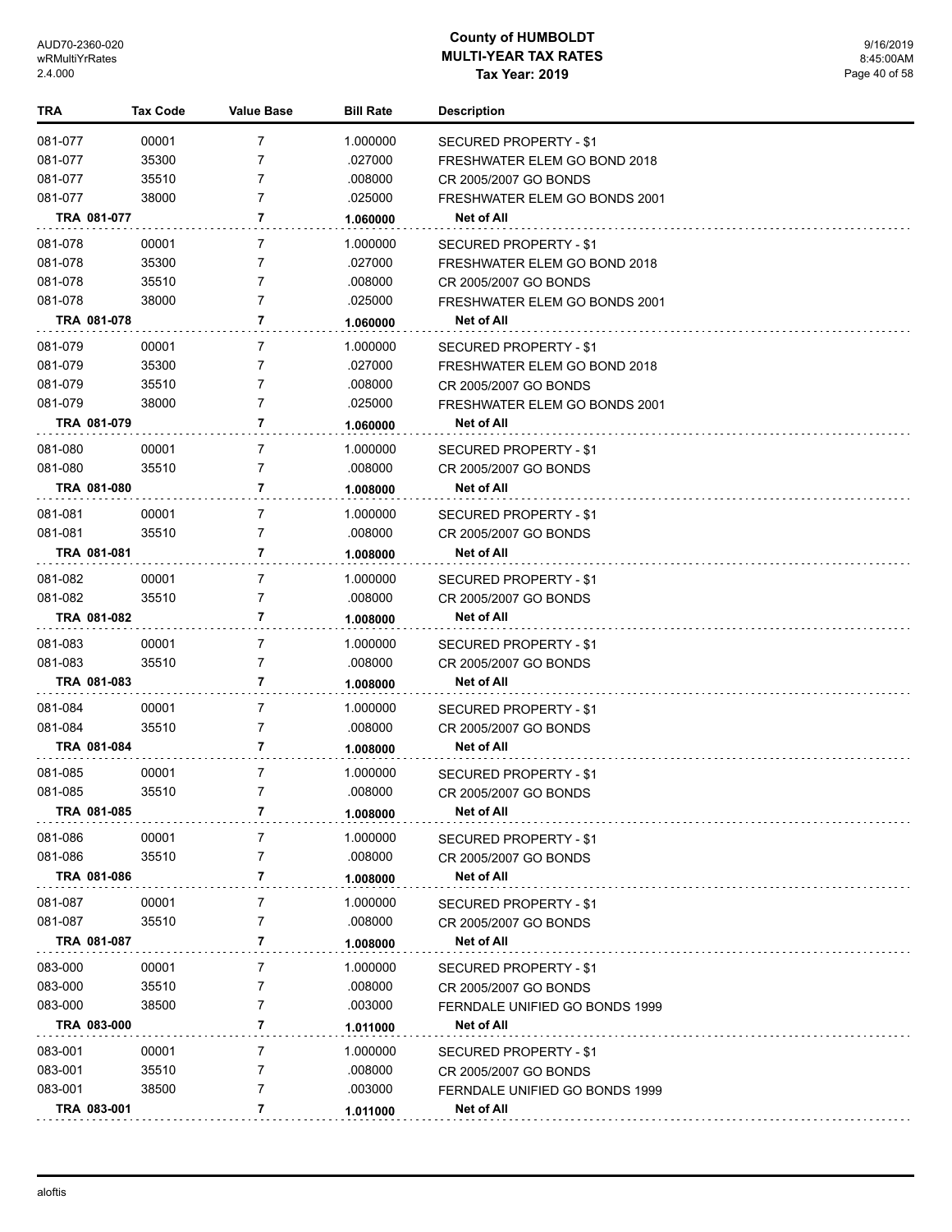# County of HUMBOLDT
# MULTI-YEAR TAX RATES
## Tax Year: 2019

| TRA | Tax Code | Value Base | Bill Rate | Description |
|---|---|---|---|---|
| 081-077 | 00001 | 7 | 1.000000 | SECURED PROPERTY - $1 |
| 081-077 | 35300 | 7 | .027000 | FRESHWATER ELEM GO BOND 2018 |
| 081-077 | 35510 | 7 | .008000 | CR 2005/2007 GO BONDS |
| 081-077 | 38000 | 7 | .025000 | FRESHWATER ELEM GO BONDS 2001 |
| **TRA 081-077** | | **7** | **1.060000** | **Net of All** |
| 081-078 | 00001 | 7 | 1.000000 | SECURED PROPERTY - $1 |
| 081-078 | 35300 | 7 | .027000 | FRESHWATER ELEM GO BOND 2018 |
| 081-078 | 35510 | 7 | .008000 | CR 2005/2007 GO BONDS |
| 081-078 | 38000 | 7 | .025000 | FRESHWATER ELEM GO BONDS 2001 |
| **TRA 081-078** | | **7** | **1.060000** | **Net of All** |
| 081-079 | 00001 | 7 | 1.000000 | SECURED PROPERTY - $1 |
| 081-079 | 35300 | 7 | .027000 | FRESHWATER ELEM GO BOND 2018 |
| 081-079 | 35510 | 7 | .008000 | CR 2005/2007 GO BONDS |
| 081-079 | 38000 | 7 | .025000 | FRESHWATER ELEM GO BONDS 2001 |
| **TRA 081-079** | | **7** | **1.060000** | **Net of All** |
| 081-080 | 00001 | 7 | 1.000000 | SECURED PROPERTY - $1 |
| 081-080 | 35510 | 7 | .008000 | CR 2005/2007 GO BONDS |
| **TRA 081-080** | | **7** | **1.008000** | **Net of All** |
| 081-081 | 00001 | 7 | 1.000000 | SECURED PROPERTY - $1 |
| 081-081 | 35510 | 7 | .008000 | CR 2005/2007 GO BONDS |
| **TRA 081-081** | | **7** | **1.008000** | **Net of All** |
| 081-082 | 00001 | 7 | 1.000000 | SECURED PROPERTY - $1 |
| 081-082 | 35510 | 7 | .008000 | CR 2005/2007 GO BONDS |
| **TRA 081-082** | | **7** | **1.008000** | **Net of All** |
| 081-083 | 00001 | 7 | 1.000000 | SECURED PROPERTY - $1 |
| 081-083 | 35510 | 7 | .008000 | CR 2005/2007 GO BONDS |
| **TRA 081-083** | | **7** | **1.008000** | **Net of All** |
| 081-084 | 00001 | 7 | 1.000000 | SECURED PROPERTY - $1 |
| 081-084 | 35510 | 7 | .008000 | CR 2005/2007 GO BONDS |
| **TRA 081-084** | | **7** | **1.008000** | **Net of All** |
| 081-085 | 00001 | 7 | 1.000000 | SECURED PROPERTY - $1 |
| 081-085 | 35510 | 7 | .008000 | CR 2005/2007 GO BONDS |
| **TRA 081-085** | | **7** | **1.008000** | **Net of All** |
| 081-086 | 00001 | 7 | 1.000000 | SECURED PROPERTY - $1 |
| 081-086 | 35510 | 7 | .008000 | CR 2005/2007 GO BONDS |
| **TRA 081-086** | | **7** | **1.008000** | **Net of All** |
| 081-087 | 00001 | 7 | 1.000000 | SECURED PROPERTY - $1 |
| 081-087 | 35510 | 7 | .008000 | CR 2005/2007 GO BONDS |
| **TRA 081-087** | | **7** | **1.008000** | **Net of All** |
| 083-000 | 00001 | 7 | 1.000000 | SECURED PROPERTY - $1 |
| 083-000 | 35510 | 7 | .008000 | CR 2005/2007 GO BONDS |
| 083-000 | 38500 | 7 | .003000 | FERNDALE UNIFIED GO BONDS 1999 |
| **TRA 083-000** | | **7** | **1.011000** | **Net of All** |
| 083-001 | 00001 | 7 | 1.000000 | SECURED PROPERTY - $1 |
| 083-001 | 35510 | 7 | .008000 | CR 2005/2007 GO BONDS |
| 083-001 | 38500 | 7 | .003000 | FERNDALE UNIFIED GO BONDS 1999 |
| **TRA 083-001** | | **7** | **1.011000** | **Net of All** |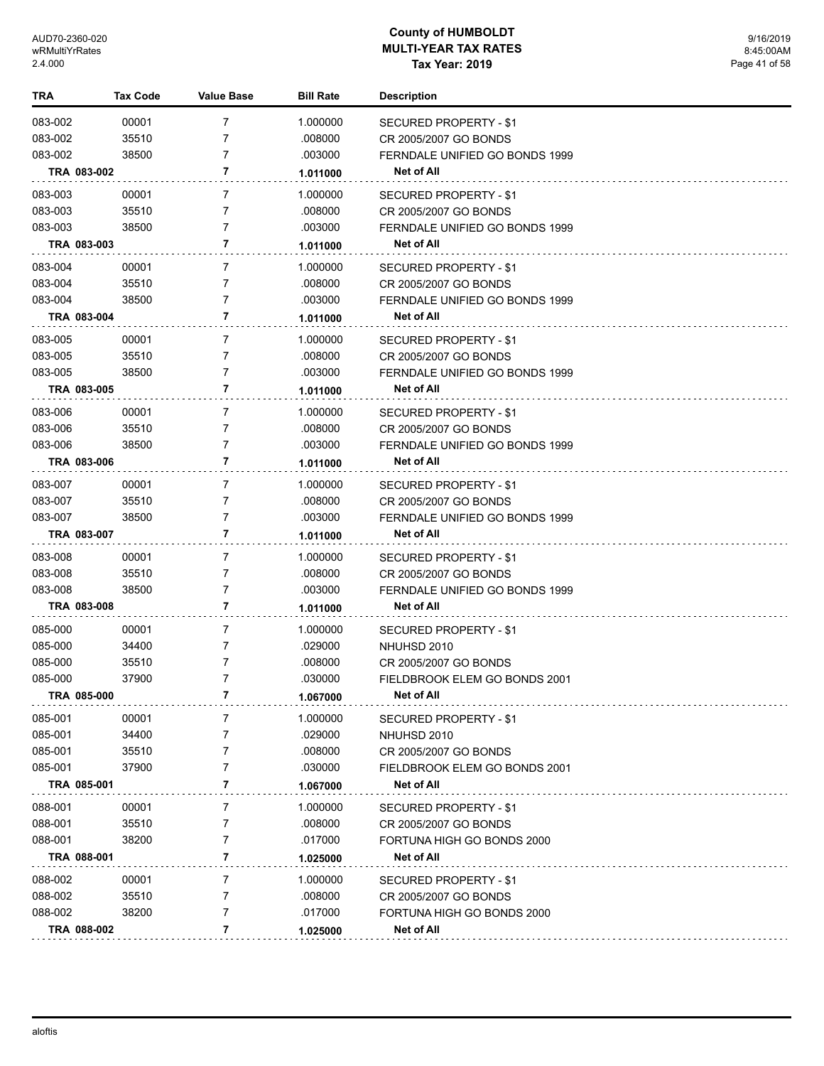# County of HUMBOLDT
## MULTI-YEAR TAX RATES
### Tax Year: 2019

| TRA | Tax Code | Value Base | Bill Rate | Description |
|---|---|---|---|---|
| 083-002 | 00001 | 7 | 1.000000 | SECURED PROPERTY - $1 |
| 083-002 | 35510 | 7 | .008000 | CR 2005/2007 GO BONDS |
| 083-002 | 38500 | 7 | .003000 | FERNDALE UNIFIED GO BONDS 1999 |
| **TRA 083-002** | | **7** | **1.011000** | **Net of All** |
| 083-003 | 00001 | 7 | 1.000000 | SECURED PROPERTY - $1 |
| 083-003 | 35510 | 7 | .008000 | CR 2005/2007 GO BONDS |
| 083-003 | 38500 | 7 | .003000 | FERNDALE UNIFIED GO BONDS 1999 |
| **TRA 083-003** | | **7** | **1.011000** | **Net of All** |
| 083-004 | 00001 | 7 | 1.000000 | SECURED PROPERTY - $1 |
| 083-004 | 35510 | 7 | .008000 | CR 2005/2007 GO BONDS |
| 083-004 | 38500 | 7 | .003000 | FERNDALE UNIFIED GO BONDS 1999 |
| **TRA 083-004** | | **7** | **1.011000** | **Net of All** |
| 083-005 | 00001 | 7 | 1.000000 | SECURED PROPERTY - $1 |
| 083-005 | 35510 | 7 | .008000 | CR 2005/2007 GO BONDS |
| 083-005 | 38500 | 7 | .003000 | FERNDALE UNIFIED GO BONDS 1999 |
| **TRA 083-005** | | **7** | **1.011000** | **Net of All** |
| 083-006 | 00001 | 7 | 1.000000 | SECURED PROPERTY - $1 |
| 083-006 | 35510 | 7 | .008000 | CR 2005/2007 GO BONDS |
| 083-006 | 38500 | 7 | .003000 | FERNDALE UNIFIED GO BONDS 1999 |
| **TRA 083-006** | | **7** | **1.011000** | **Net of All** |
| 083-007 | 00001 | 7 | 1.000000 | SECURED PROPERTY - $1 |
| 083-007 | 35510 | 7 | .008000 | CR 2005/2007 GO BONDS |
| 083-007 | 38500 | 7 | .003000 | FERNDALE UNIFIED GO BONDS 1999 |
| **TRA 083-007** | | **7** | **1.011000** | **Net of All** |
| 083-008 | 00001 | 7 | 1.000000 | SECURED PROPERTY - $1 |
| 083-008 | 35510 | 7 | .008000 | CR 2005/2007 GO BONDS |
| 083-008 | 38500 | 7 | .003000 | FERNDALE UNIFIED GO BONDS 1999 |
| **TRA 083-008** | | **7** | **1.011000** | **Net of All** |
| 085-000 | 00001 | 7 | 1.000000 | SECURED PROPERTY - $1 |
| 085-000 | 34400 | 7 | .029000 | NHUHSD 2010 |
| 085-000 | 35510 | 7 | .008000 | CR 2005/2007 GO BONDS |
| 085-000 | 37900 | 7 | .030000 | FIELDBROOK ELEM GO BONDS 2001 |
| **TRA 085-000** | | **7** | **1.067000** | **Net of All** |
| 085-001 | 00001 | 7 | 1.000000 | SECURED PROPERTY - $1 |
| 085-001 | 34400 | 7 | .029000 | NHUHSD 2010 |
| 085-001 | 35510 | 7 | .008000 | CR 2005/2007 GO BONDS |
| 085-001 | 37900 | 7 | .030000 | FIELDBROOK ELEM GO BONDS 2001 |
| **TRA 085-001** | | **7** | **1.067000** | **Net of All** |
| 088-001 | 00001 | 7 | 1.000000 | SECURED PROPERTY - $1 |
| 088-001 | 35510 | 7 | .008000 | CR 2005/2007 GO BONDS |
| 088-001 | 38200 | 7 | .017000 | FORTUNA HIGH GO BONDS 2000 |
| **TRA 088-001** | | **7** | **1.025000** | **Net of All** |
| 088-002 | 00001 | 7 | 1.000000 | SECURED PROPERTY - $1 |
| 088-002 | 35510 | 7 | .008000 | CR 2005/2007 GO BONDS |
| 088-002 | 38200 | 7 | .017000 | FORTUNA HIGH GO BONDS 2000 |
| **TRA 088-002** | | **7** | **1.025000** | **Net of All** |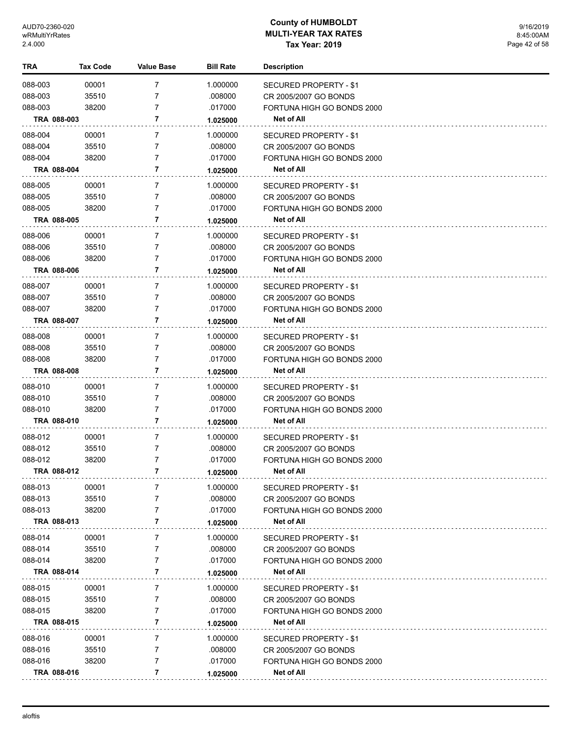**County of HUMBOLDT**
**MULTI-YEAR TAX RATES**
**Tax Year: 2019**

| TRA | Tax Code | Value Base | Bill Rate | Description |
|---|---|---|---|---|
| 088-003 | 00001 | 7 | 1.000000 | SECURED PROPERTY - $1 |
| 088-003 | 35510 | 7 | .008000 | CR 2005/2007 GO BONDS |
| 088-003 | 38200 | 7 | .017000 | FORTUNA HIGH GO BONDS 2000 |
| **TRA 088-003** | | **7** | **1.025000** | **Net of All** |
| 088-004 | 00001 | 7 | 1.000000 | SECURED PROPERTY - $1 |
| 088-004 | 35510 | 7 | .008000 | CR 2005/2007 GO BONDS |
| 088-004 | 38200 | 7 | .017000 | FORTUNA HIGH GO BONDS 2000 |
| **TRA 088-004** | | **7** | **1.025000** | **Net of All** |
| 088-005 | 00001 | 7 | 1.000000 | SECURED PROPERTY - $1 |
| 088-005 | 35510 | 7 | .008000 | CR 2005/2007 GO BONDS |
| 088-005 | 38200 | 7 | .017000 | FORTUNA HIGH GO BONDS 2000 |
| **TRA 088-005** | | **7** | **1.025000** | **Net of All** |
| 088-006 | 00001 | 7 | 1.000000 | SECURED PROPERTY - $1 |
| 088-006 | 35510 | 7 | .008000 | CR 2005/2007 GO BONDS |
| 088-006 | 38200 | 7 | .017000 | FORTUNA HIGH GO BONDS 2000 |
| **TRA 088-006** | | **7** | **1.025000** | **Net of All** |
| 088-007 | 00001 | 7 | 1.000000 | SECURED PROPERTY - $1 |
| 088-007 | 35510 | 7 | .008000 | CR 2005/2007 GO BONDS |
| 088-007 | 38200 | 7 | .017000 | FORTUNA HIGH GO BONDS 2000 |
| **TRA 088-007** | | **7** | **1.025000** | **Net of All** |
| 088-008 | 00001 | 7 | 1.000000 | SECURED PROPERTY - $1 |
| 088-008 | 35510 | 7 | .008000 | CR 2005/2007 GO BONDS |
| 088-008 | 38200 | 7 | .017000 | FORTUNA HIGH GO BONDS 2000 |
| **TRA 088-008** | | **7** | **1.025000** | **Net of All** |
| 088-010 | 00001 | 7 | 1.000000 | SECURED PROPERTY - $1 |
| 088-010 | 35510 | 7 | .008000 | CR 2005/2007 GO BONDS |
| 088-010 | 38200 | 7 | .017000 | FORTUNA HIGH GO BONDS 2000 |
| **TRA 088-010** | | **7** | **1.025000** | **Net of All** |
| 088-012 | 00001 | 7 | 1.000000 | SECURED PROPERTY - $1 |
| 088-012 | 35510 | 7 | .008000 | CR 2005/2007 GO BONDS |
| 088-012 | 38200 | 7 | .017000 | FORTUNA HIGH GO BONDS 2000 |
| **TRA 088-012** | | **7** | **1.025000** | **Net of All** |
| 088-013 | 00001 | 7 | 1.000000 | SECURED PROPERTY - $1 |
| 088-013 | 35510 | 7 | .008000 | CR 2005/2007 GO BONDS |
| 088-013 | 38200 | 7 | .017000 | FORTUNA HIGH GO BONDS 2000 |
| **TRA 088-013** | | **7** | **1.025000** | **Net of All** |
| 088-014 | 00001 | 7 | 1.000000 | SECURED PROPERTY - $1 |
| 088-014 | 35510 | 7 | .008000 | CR 2005/2007 GO BONDS |
| 088-014 | 38200 | 7 | .017000 | FORTUNA HIGH GO BONDS 2000 |
| **TRA 088-014** | | **7** | **1.025000** | **Net of All** |
| 088-015 | 00001 | 7 | 1.000000 | SECURED PROPERTY - $1 |
| 088-015 | 35510 | 7 | .008000 | CR 2005/2007 GO BONDS |
| 088-015 | 38200 | 7 | .017000 | FORTUNA HIGH GO BONDS 2000 |
| **TRA 088-015** | | **7** | **1.025000** | **Net of All** |
| 088-016 | 00001 | 7 | 1.000000 | SECURED PROPERTY - $1 |
| 088-016 | 35510 | 7 | .008000 | CR 2005/2007 GO BONDS |
| 088-016 | 38200 | 7 | .017000 | FORTUNA HIGH GO BONDS 2000 |
| **TRA 088-016** | | **7** | **1.025000** | **Net of All** |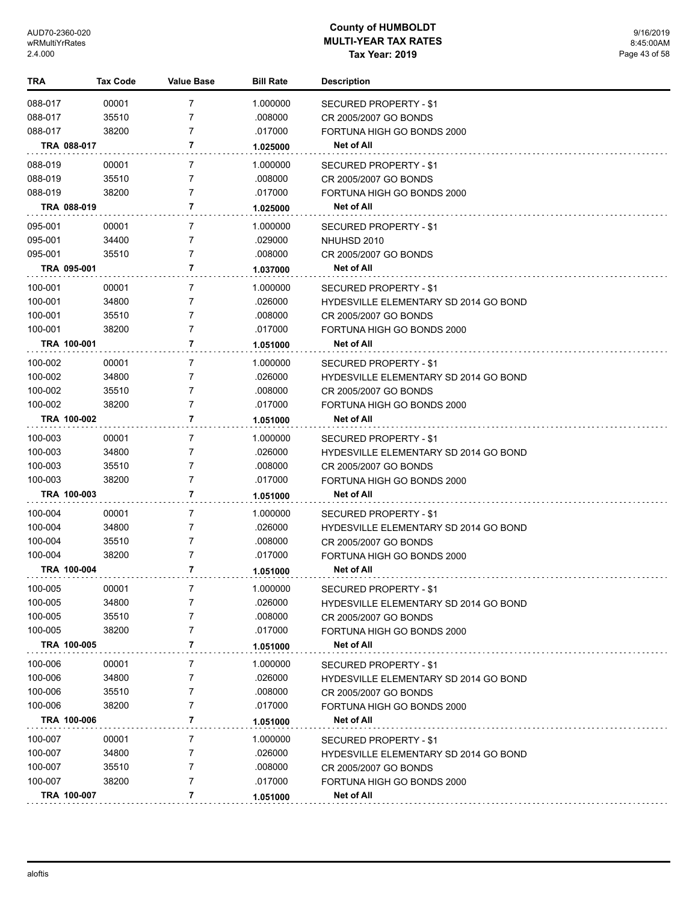# County of HUMBOLDT
## MULTI-YEAR TAX RATES
### Tax Year: 2019

| TRA | Tax Code | Value Base | Bill Rate | Description |
|---|---|---|---|---|
| 088-017 | 00001 | 7 | 1.000000 | SECURED PROPERTY - $1 |
| 088-017 | 35510 | 7 | .008000 | CR 2005/2007 GO BONDS |
| 088-017 | 38200 | 7 | .017000 | FORTUNA HIGH GO BONDS 2000 |
| **TRA 088-017** | | **7** | **1.025000** | **Net of All** |
| 088-019 | 00001 | 7 | 1.000000 | SECURED PROPERTY - $1 |
| 088-019 | 35510 | 7 | .008000 | CR 2005/2007 GO BONDS |
| 088-019 | 38200 | 7 | .017000 | FORTUNA HIGH GO BONDS 2000 |
| **TRA 088-019** | | **7** | **1.025000** | **Net of All** |
| 095-001 | 00001 | 7 | 1.000000 | SECURED PROPERTY - $1 |
| 095-001 | 34400 | 7 | .029000 | NHUHSD 2010 |
| 095-001 | 35510 | 7 | .008000 | CR 2005/2007 GO BONDS |
| **TRA 095-001** | | **7** | **1.037000** | **Net of All** |
| 100-001 | 00001 | 7 | 1.000000 | SECURED PROPERTY - $1 |
| 100-001 | 34800 | 7 | .026000 | HYDESVILLE ELEMENTARY SD 2014 GO BOND |
| 100-001 | 35510 | 7 | .008000 | CR 2005/2007 GO BONDS |
| 100-001 | 38200 | 7 | .017000 | FORTUNA HIGH GO BONDS 2000 |
| **TRA 100-001** | | **7** | **1.051000** | **Net of All** |
| 100-002 | 00001 | 7 | 1.000000 | SECURED PROPERTY - $1 |
| 100-002 | 34800 | 7 | .026000 | HYDESVILLE ELEMENTARY SD 2014 GO BOND |
| 100-002 | 35510 | 7 | .008000 | CR 2005/2007 GO BONDS |
| 100-002 | 38200 | 7 | .017000 | FORTUNA HIGH GO BONDS 2000 |
| **TRA 100-002** | | **7** | **1.051000** | **Net of All** |
| 100-003 | 00001 | 7 | 1.000000 | SECURED PROPERTY - $1 |
| 100-003 | 34800 | 7 | .026000 | HYDESVILLE ELEMENTARY SD 2014 GO BOND |
| 100-003 | 35510 | 7 | .008000 | CR 2005/2007 GO BONDS |
| 100-003 | 38200 | 7 | .017000 | FORTUNA HIGH GO BONDS 2000 |
| **TRA 100-003** | | **7** | **1.051000** | **Net of All** |
| 100-004 | 00001 | 7 | 1.000000 | SECURED PROPERTY - $1 |
| 100-004 | 34800 | 7 | .026000 | HYDESVILLE ELEMENTARY SD 2014 GO BOND |
| 100-004 | 35510 | 7 | .008000 | CR 2005/2007 GO BONDS |
| 100-004 | 38200 | 7 | .017000 | FORTUNA HIGH GO BONDS 2000 |
| **TRA 100-004** | | **7** | **1.051000** | **Net of All** |
| 100-005 | 00001 | 7 | 1.000000 | SECURED PROPERTY - $1 |
| 100-005 | 34800 | 7 | .026000 | HYDESVILLE ELEMENTARY SD 2014 GO BOND |
| 100-005 | 35510 | 7 | .008000 | CR 2005/2007 GO BONDS |
| 100-005 | 38200 | 7 | .017000 | FORTUNA HIGH GO BONDS 2000 |
| **TRA 100-005** | | **7** | **1.051000** | **Net of All** |
| 100-006 | 00001 | 7 | 1.000000 | SECURED PROPERTY - $1 |
| 100-006 | 34800 | 7 | .026000 | HYDESVILLE ELEMENTARY SD 2014 GO BOND |
| 100-006 | 35510 | 7 | .008000 | CR 2005/2007 GO BONDS |
| 100-006 | 38200 | 7 | .017000 | FORTUNA HIGH GO BONDS 2000 |
| **TRA 100-006** | | **7** | **1.051000** | **Net of All** |
| 100-007 | 00001 | 7 | 1.000000 | SECURED PROPERTY - $1 |
| 100-007 | 34800 | 7 | .026000 | HYDESVILLE ELEMENTARY SD 2014 GO BOND |
| 100-007 | 35510 | 7 | .008000 | CR 2005/2007 GO BONDS |
| 100-007 | 38200 | 7 | .017000 | FORTUNA HIGH GO BONDS 2000 |
| **TRA 100-007** | | **7** | **1.051000** | **Net of All** |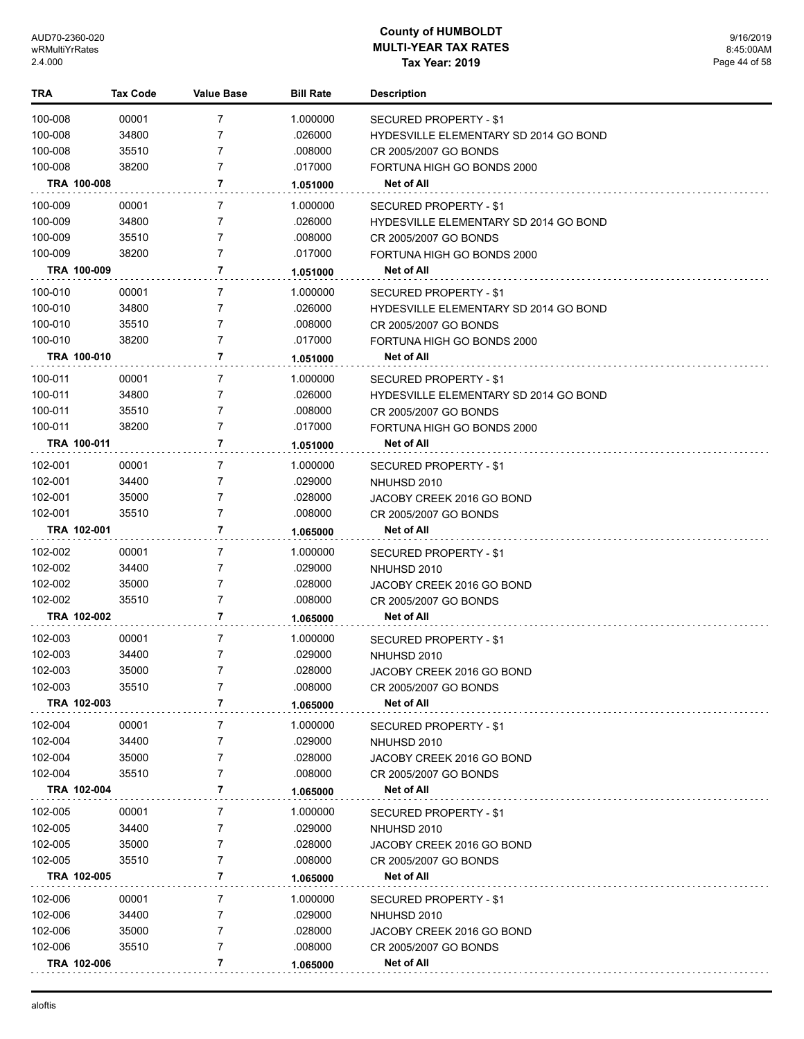# County of HUMBOLDT
## MULTI-YEAR TAX RATES
### Tax Year: 2019

| TRA | Tax Code | Value Base | Bill Rate | Description |
|---|---|---|---|---|
| 100-008 | 00001 | 7 | 1.000000 | SECURED PROPERTY - $1 |
| 100-008 | 34800 | 7 | .026000 | HYDESVILLE ELEMENTARY SD 2014 GO BOND |
| 100-008 | 35510 | 7 | .008000 | CR 2005/2007 GO BONDS |
| 100-008 | 38200 | 7 | .017000 | FORTUNA HIGH GO BONDS 2000 |
| **TRA 100-008** | | **7** | **1.051000** | **Net of All** |
| 100-009 | 00001 | 7 | 1.000000 | SECURED PROPERTY - $1 |
| 100-009 | 34800 | 7 | .026000 | HYDESVILLE ELEMENTARY SD 2014 GO BOND |
| 100-009 | 35510 | 7 | .008000 | CR 2005/2007 GO BONDS |
| 100-009 | 38200 | 7 | .017000 | FORTUNA HIGH GO BONDS 2000 |
| **TRA 100-009** | | **7** | **1.051000** | **Net of All** |
| 100-010 | 00001 | 7 | 1.000000 | SECURED PROPERTY - $1 |
| 100-010 | 34800 | 7 | .026000 | HYDESVILLE ELEMENTARY SD 2014 GO BOND |
| 100-010 | 35510 | 7 | .008000 | CR 2005/2007 GO BONDS |
| 100-010 | 38200 | 7 | .017000 | FORTUNA HIGH GO BONDS 2000 |
| **TRA 100-010** | | **7** | **1.051000** | **Net of All** |
| 100-011 | 00001 | 7 | 1.000000 | SECURED PROPERTY - $1 |
| 100-011 | 34800 | 7 | .026000 | HYDESVILLE ELEMENTARY SD 2014 GO BOND |
| 100-011 | 35510 | 7 | .008000 | CR 2005/2007 GO BONDS |
| 100-011 | 38200 | 7 | .017000 | FORTUNA HIGH GO BONDS 2000 |
| **TRA 100-011** | | **7** | **1.051000** | **Net of All** |
| 102-001 | 00001 | 7 | 1.000000 | SECURED PROPERTY - $1 |
| 102-001 | 34400 | 7 | .029000 | NHUHSD 2010 |
| 102-001 | 35000 | 7 | .028000 | JACOBY CREEK 2016 GO BOND |
| 102-001 | 35510 | 7 | .008000 | CR 2005/2007 GO BONDS |
| **TRA 102-001** | | **7** | **1.065000** | **Net of All** |
| 102-002 | 00001 | 7 | 1.000000 | SECURED PROPERTY - $1 |
| 102-002 | 34400 | 7 | .029000 | NHUHSD 2010 |
| 102-002 | 35000 | 7 | .028000 | JACOBY CREEK 2016 GO BOND |
| 102-002 | 35510 | 7 | .008000 | CR 2005/2007 GO BONDS |
| **TRA 102-002** | | **7** | **1.065000** | **Net of All** |
| 102-003 | 00001 | 7 | 1.000000 | SECURED PROPERTY - $1 |
| 102-003 | 34400 | 7 | .029000 | NHUHSD 2010 |
| 102-003 | 35000 | 7 | .028000 | JACOBY CREEK 2016 GO BOND |
| 102-003 | 35510 | 7 | .008000 | CR 2005/2007 GO BONDS |
| **TRA 102-003** | | **7** | **1.065000** | **Net of All** |
| 102-004 | 00001 | 7 | 1.000000 | SECURED PROPERTY - $1 |
| 102-004 | 34400 | 7 | .029000 | NHUHSD 2010 |
| 102-004 | 35000 | 7 | .028000 | JACOBY CREEK 2016 GO BOND |
| 102-004 | 35510 | 7 | .008000 | CR 2005/2007 GO BONDS |
| **TRA 102-004** | | **7** | **1.065000** | **Net of All** |
| 102-005 | 00001 | 7 | 1.000000 | SECURED PROPERTY - $1 |
| 102-005 | 34400 | 7 | .029000 | NHUHSD 2010 |
| 102-005 | 35000 | 7 | .028000 | JACOBY CREEK 2016 GO BOND |
| 102-005 | 35510 | 7 | .008000 | CR 2005/2007 GO BONDS |
| **TRA 102-005** | | **7** | **1.065000** | **Net of All** |
| 102-006 | 00001 | 7 | 1.000000 | SECURED PROPERTY - $1 |
| 102-006 | 34400 | 7 | .029000 | NHUHSD 2010 |
| 102-006 | 35000 | 7 | .028000 | JACOBY CREEK 2016 GO BOND |
| 102-006 | 35510 | 7 | .008000 | CR 2005/2007 GO BONDS |
| **TRA 102-006** | | **7** | **1.065000** | **Net of All** |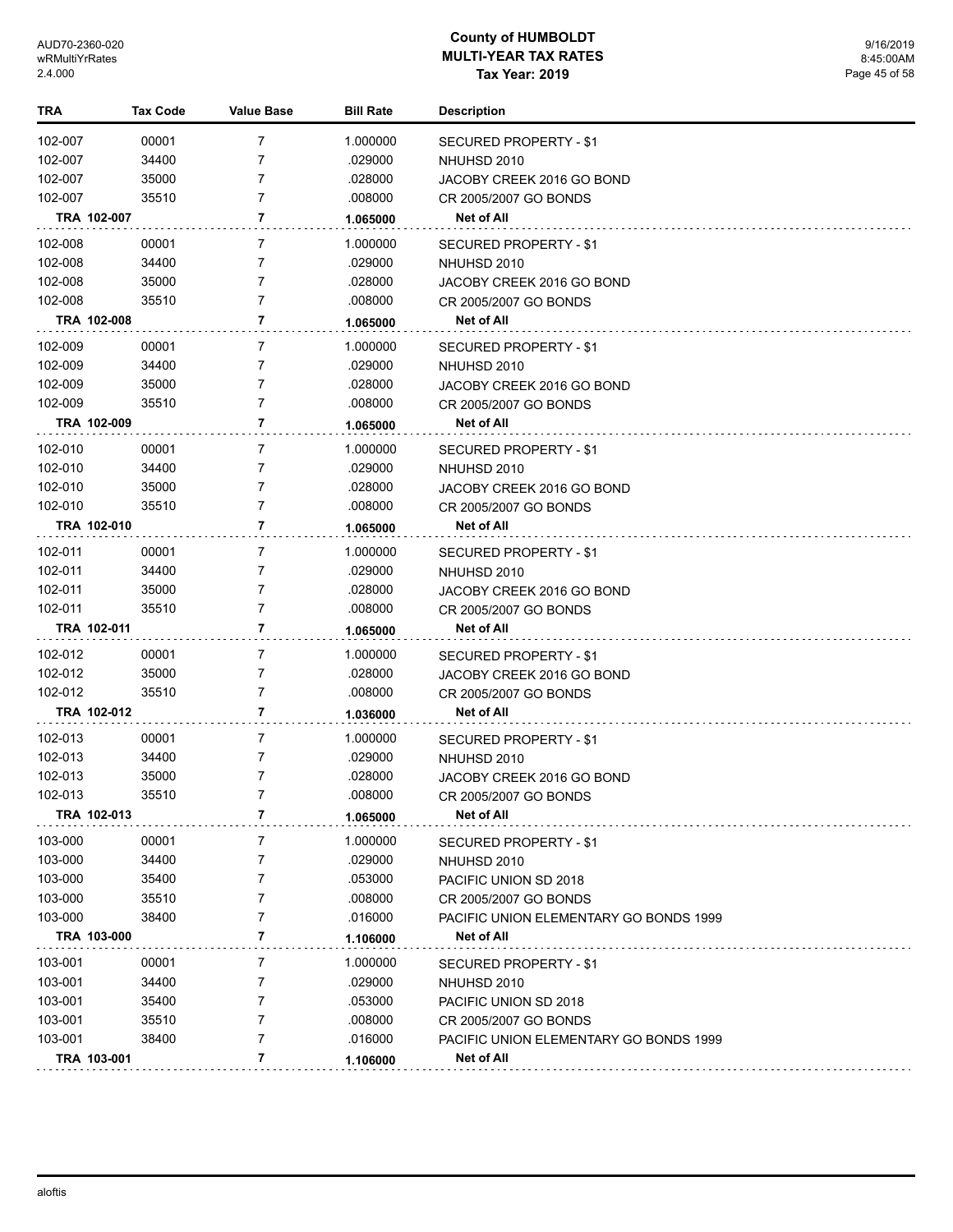# County of HUMBOLDT
## MULTI-YEAR TAX RATES
### Tax Year: 2019

| TRA | Tax Code | Value Base | Bill Rate | Description |
|---|---|---|---|---|
| 102-007 | 00001 | 7 | 1.000000 | SECURED PROPERTY - $1 |
| 102-007 | 34400 | 7 | .029000 | NHUHSD 2010 |
| 102-007 | 35000 | 7 | .028000 | JACOBY CREEK 2016 GO BOND |
| 102-007 | 35510 | 7 | .008000 | CR 2005/2007 GO BONDS |
| **TRA 102-007** | | **7** | **1.065000** | **Net of All** |
| 102-008 | 00001 | 7 | 1.000000 | SECURED PROPERTY - $1 |
| 102-008 | 34400 | 7 | .029000 | NHUHSD 2010 |
| 102-008 | 35000 | 7 | .028000 | JACOBY CREEK 2016 GO BOND |
| 102-008 | 35510 | 7 | .008000 | CR 2005/2007 GO BONDS |
| **TRA 102-008** | | **7** | **1.065000** | **Net of All** |
| 102-009 | 00001 | 7 | 1.000000 | SECURED PROPERTY - $1 |
| 102-009 | 34400 | 7 | .029000 | NHUHSD 2010 |
| 102-009 | 35000 | 7 | .028000 | JACOBY CREEK 2016 GO BOND |
| 102-009 | 35510 | 7 | .008000 | CR 2005/2007 GO BONDS |
| **TRA 102-009** | | **7** | **1.065000** | **Net of All** |
| 102-010 | 00001 | 7 | 1.000000 | SECURED PROPERTY - $1 |
| 102-010 | 34400 | 7 | .029000 | NHUHSD 2010 |
| 102-010 | 35000 | 7 | .028000 | JACOBY CREEK 2016 GO BOND |
| 102-010 | 35510 | 7 | .008000 | CR 2005/2007 GO BONDS |
| **TRA 102-010** | | **7** | **1.065000** | **Net of All** |
| 102-011 | 00001 | 7 | 1.000000 | SECURED PROPERTY - $1 |
| 102-011 | 34400 | 7 | .029000 | NHUHSD 2010 |
| 102-011 | 35000 | 7 | .028000 | JACOBY CREEK 2016 GO BOND |
| 102-011 | 35510 | 7 | .008000 | CR 2005/2007 GO BONDS |
| **TRA 102-011** | | **7** | **1.065000** | **Net of All** |
| 102-012 | 00001 | 7 | 1.000000 | SECURED PROPERTY - $1 |
| 102-012 | 35000 | 7 | .028000 | JACOBY CREEK 2016 GO BOND |
| 102-012 | 35510 | 7 | .008000 | CR 2005/2007 GO BONDS |
| **TRA 102-012** | | **7** | **1.036000** | **Net of All** |
| 102-013 | 00001 | 7 | 1.000000 | SECURED PROPERTY - $1 |
| 102-013 | 34400 | 7 | .029000 | NHUHSD 2010 |
| 102-013 | 35000 | 7 | .028000 | JACOBY CREEK 2016 GO BOND |
| 102-013 | 35510 | 7 | .008000 | CR 2005/2007 GO BONDS |
| **TRA 102-013** | | **7** | **1.065000** | **Net of All** |
| 103-000 | 00001 | 7 | 1.000000 | SECURED PROPERTY - $1 |
| 103-000 | 34400 | 7 | .029000 | NHUHSD 2010 |
| 103-000 | 35400 | 7 | .053000 | PACIFIC UNION SD 2018 |
| 103-000 | 35510 | 7 | .008000 | CR 2005/2007 GO BONDS |
| 103-000 | 38400 | 7 | .016000 | PACIFIC UNION ELEMENTARY GO BONDS 1999 |
| **TRA 103-000** | | **7** | **1.106000** | **Net of All** |
| 103-001 | 00001 | 7 | 1.000000 | SECURED PROPERTY - $1 |
| 103-001 | 34400 | 7 | .029000 | NHUHSD 2010 |
| 103-001 | 35400 | 7 | .053000 | PACIFIC UNION SD 2018 |
| 103-001 | 35510 | 7 | .008000 | CR 2005/2007 GO BONDS |
| 103-001 | 38400 | 7 | .016000 | PACIFIC UNION ELEMENTARY GO BONDS 1999 |
| **TRA 103-001** | | **7** | **1.106000** | **Net of All** |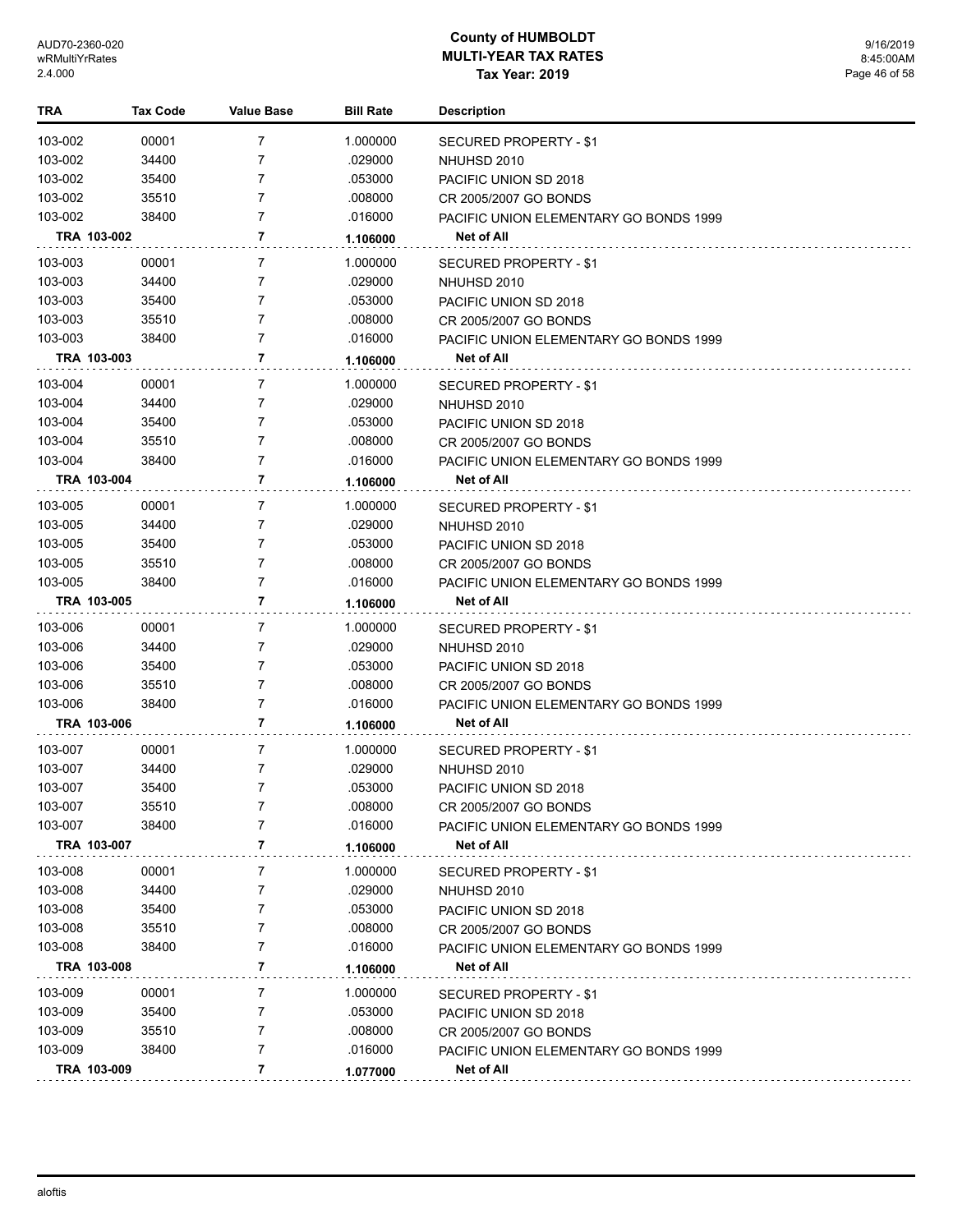| TRA | Tax Code | Value Base | Bill Rate | Description |
|---|---|---|---|---|
| 103-002 | 00001 | 7 | 1.000000 | SECURED PROPERTY - $1 |
| 103-002 | 34400 | 7 | .029000 | NHUHSD 2010 |
| 103-002 | 35400 | 7 | .053000 | PACIFIC UNION SD 2018 |
| 103-002 | 35510 | 7 | .008000 | CR 2005/2007 GO BONDS |
| 103-002 | 38400 | 7 | .016000 | PACIFIC UNION ELEMENTARY GO BONDS 1999 |
| **TRA 103-002** | | **7** | **1.106000** | **Net of All** |
| 103-003 | 00001 | 7 | 1.000000 | SECURED PROPERTY - $1 |
| 103-003 | 34400 | 7 | .029000 | NHUHSD 2010 |
| 103-003 | 35400 | 7 | .053000 | PACIFIC UNION SD 2018 |
| 103-003 | 35510 | 7 | .008000 | CR 2005/2007 GO BONDS |
| 103-003 | 38400 | 7 | .016000 | PACIFIC UNION ELEMENTARY GO BONDS 1999 |
| **TRA 103-003** | | **7** | **1.106000** | **Net of All** |
| 103-004 | 00001 | 7 | 1.000000 | SECURED PROPERTY - $1 |
| 103-004 | 34400 | 7 | .029000 | NHUHSD 2010 |
| 103-004 | 35400 | 7 | .053000 | PACIFIC UNION SD 2018 |
| 103-004 | 35510 | 7 | .008000 | CR 2005/2007 GO BONDS |
| 103-004 | 38400 | 7 | .016000 | PACIFIC UNION ELEMENTARY GO BONDS 1999 |
| **TRA 103-004** | | **7** | **1.106000** | **Net of All** |
| 103-005 | 00001 | 7 | 1.000000 | SECURED PROPERTY - $1 |
| 103-005 | 34400 | 7 | .029000 | NHUHSD 2010 |
| 103-005 | 35400 | 7 | .053000 | PACIFIC UNION SD 2018 |
| 103-005 | 35510 | 7 | .008000 | CR 2005/2007 GO BONDS |
| 103-005 | 38400 | 7 | .016000 | PACIFIC UNION ELEMENTARY GO BONDS 1999 |
| **TRA 103-005** | | **7** | **1.106000** | **Net of All** |
| 103-006 | 00001 | 7 | 1.000000 | SECURED PROPERTY - $1 |
| 103-006 | 34400 | 7 | .029000 | NHUHSD 2010 |
| 103-006 | 35400 | 7 | .053000 | PACIFIC UNION SD 2018 |
| 103-006 | 35510 | 7 | .008000 | CR 2005/2007 GO BONDS |
| 103-006 | 38400 | 7 | .016000 | PACIFIC UNION ELEMENTARY GO BONDS 1999 |
| **TRA 103-006** | | **7** | **1.106000** | **Net of All** |
| 103-007 | 00001 | 7 | 1.000000 | SECURED PROPERTY - $1 |
| 103-007 | 34400 | 7 | .029000 | NHUHSD 2010 |
| 103-007 | 35400 | 7 | .053000 | PACIFIC UNION SD 2018 |
| 103-007 | 35510 | 7 | .008000 | CR 2005/2007 GO BONDS |
| 103-007 | 38400 | 7 | .016000 | PACIFIC UNION ELEMENTARY GO BONDS 1999 |
| **TRA 103-007** | | **7** | **1.106000** | **Net of All** |
| 103-008 | 00001 | 7 | 1.000000 | SECURED PROPERTY - $1 |
| 103-008 | 34400 | 7 | .029000 | NHUHSD 2010 |
| 103-008 | 35400 | 7 | .053000 | PACIFIC UNION SD 2018 |
| 103-008 | 35510 | 7 | .008000 | CR 2005/2007 GO BONDS |
| 103-008 | 38400 | 7 | .016000 | PACIFIC UNION ELEMENTARY GO BONDS 1999 |
| **TRA 103-008** | | **7** | **1.106000** | **Net of All** |
| 103-009 | 00001 | 7 | 1.000000 | SECURED PROPERTY - $1 |
| 103-009 | 35400 | 7 | .053000 | PACIFIC UNION SD 2018 |
| 103-009 | 35510 | 7 | .008000 | CR 2005/2007 GO BONDS |
| 103-009 | 38400 | 7 | .016000 | PACIFIC UNION ELEMENTARY GO BONDS 1999 |
| **TRA 103-009** | | **7** | **1.077000** | **Net of All** |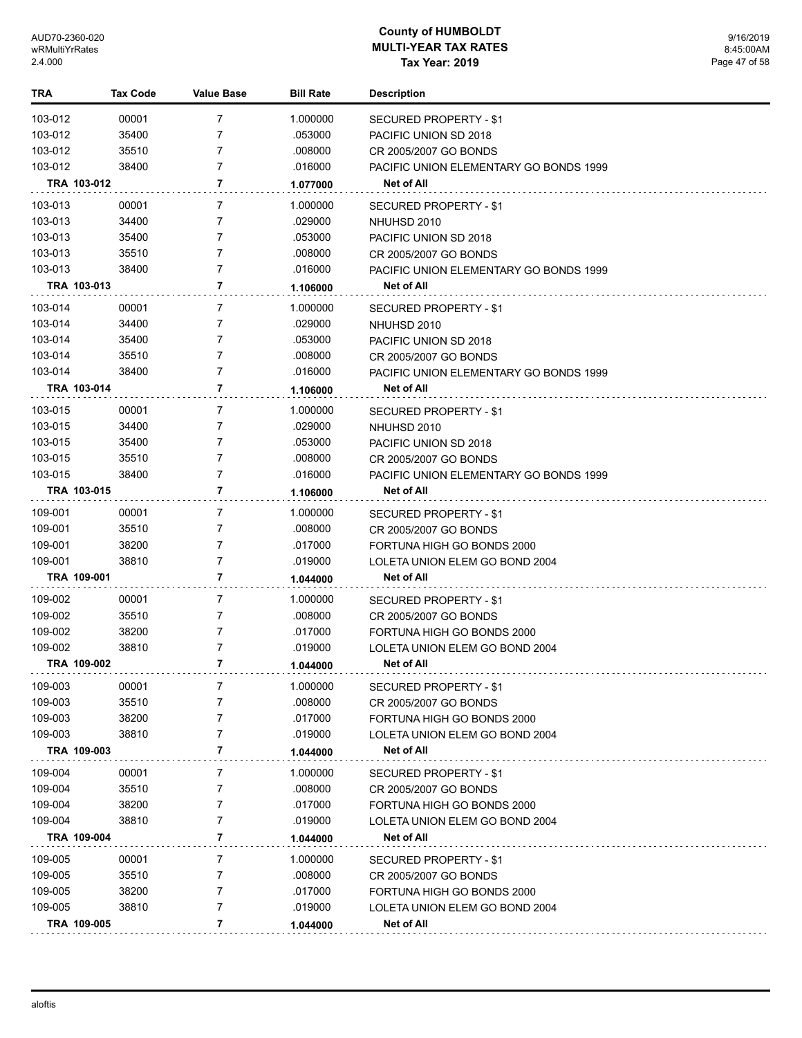# County of HUMBOLDT
## MULTI-YEAR TAX RATES
### Tax Year: 2019

| TRA | Tax Code | Value Base | Bill Rate | Description |
|---|---|---|---|---|
| 103-012 | 00001 | 7 | 1.000000 | SECURED PROPERTY - $1 |
| 103-012 | 35400 | 7 | .053000 | PACIFIC UNION SD 2018 |
| 103-012 | 35510 | 7 | .008000 | CR 2005/2007 GO BONDS |
| 103-012 | 38400 | 7 | .016000 | PACIFIC UNION ELEMENTARY GO BONDS 1999 |
| **TRA 103-012** | | **7** | **1.077000** | **Net of All** |
| 103-013 | 00001 | 7 | 1.000000 | SECURED PROPERTY - $1 |
| 103-013 | 34400 | 7 | .029000 | NHUHSD 2010 |
| 103-013 | 35400 | 7 | .053000 | PACIFIC UNION SD 2018 |
| 103-013 | 35510 | 7 | .008000 | CR 2005/2007 GO BONDS |
| 103-013 | 38400 | 7 | .016000 | PACIFIC UNION ELEMENTARY GO BONDS 1999 |
| **TRA 103-013** | | **7** | **1.106000** | **Net of All** |
| 103-014 | 00001 | 7 | 1.000000 | SECURED PROPERTY - $1 |
| 103-014 | 34400 | 7 | .029000 | NHUHSD 2010 |
| 103-014 | 35400 | 7 | .053000 | PACIFIC UNION SD 2018 |
| 103-014 | 35510 | 7 | .008000 | CR 2005/2007 GO BONDS |
| 103-014 | 38400 | 7 | .016000 | PACIFIC UNION ELEMENTARY GO BONDS 1999 |
| **TRA 103-014** | | **7** | **1.106000** | **Net of All** |
| 103-015 | 00001 | 7 | 1.000000 | SECURED PROPERTY - $1 |
| 103-015 | 34400 | 7 | .029000 | NHUHSD 2010 |
| 103-015 | 35400 | 7 | .053000 | PACIFIC UNION SD 2018 |
| 103-015 | 35510 | 7 | .008000 | CR 2005/2007 GO BONDS |
| 103-015 | 38400 | 7 | .016000 | PACIFIC UNION ELEMENTARY GO BONDS 1999 |
| **TRA 103-015** | | **7** | **1.106000** | **Net of All** |
| 109-001 | 00001 | 7 | 1.000000 | SECURED PROPERTY - $1 |
| 109-001 | 35510 | 7 | .008000 | CR 2005/2007 GO BONDS |
| 109-001 | 38200 | 7 | .017000 | FORTUNA HIGH GO BONDS 2000 |
| 109-001 | 38810 | 7 | .019000 | LOLETA UNION ELEM GO BOND 2004 |
| **TRA 109-001** | | **7** | **1.044000** | **Net of All** |
| 109-002 | 00001 | 7 | 1.000000 | SECURED PROPERTY - $1 |
| 109-002 | 35510 | 7 | .008000 | CR 2005/2007 GO BONDS |
| 109-002 | 38200 | 7 | .017000 | FORTUNA HIGH GO BONDS 2000 |
| 109-002 | 38810 | 7 | .019000 | LOLETA UNION ELEM GO BOND 2004 |
| **TRA 109-002** | | **7** | **1.044000** | **Net of All** |
| 109-003 | 00001 | 7 | 1.000000 | SECURED PROPERTY - $1 |
| 109-003 | 35510 | 7 | .008000 | CR 2005/2007 GO BONDS |
| 109-003 | 38200 | 7 | .017000 | FORTUNA HIGH GO BONDS 2000 |
| 109-003 | 38810 | 7 | .019000 | LOLETA UNION ELEM GO BOND 2004 |
| **TRA 109-003** | | **7** | **1.044000** | **Net of All** |
| 109-004 | 00001 | 7 | 1.000000 | SECURED PROPERTY - $1 |
| 109-004 | 35510 | 7 | .008000 | CR 2005/2007 GO BONDS |
| 109-004 | 38200 | 7 | .017000 | FORTUNA HIGH GO BONDS 2000 |
| 109-004 | 38810 | 7 | .019000 | LOLETA UNION ELEM GO BOND 2004 |
| **TRA 109-004** | | **7** | **1.044000** | **Net of All** |
| 109-005 | 00001 | 7 | 1.000000 | SECURED PROPERTY - $1 |
| 109-005 | 35510 | 7 | .008000 | CR 2005/2007 GO BONDS |
| 109-005 | 38200 | 7 | .017000 | FORTUNA HIGH GO BONDS 2000 |
| 109-005 | 38810 | 7 | .019000 | LOLETA UNION ELEM GO BOND 2004 |
| **TRA 109-005** | | **7** | **1.044000** | **Net of All** |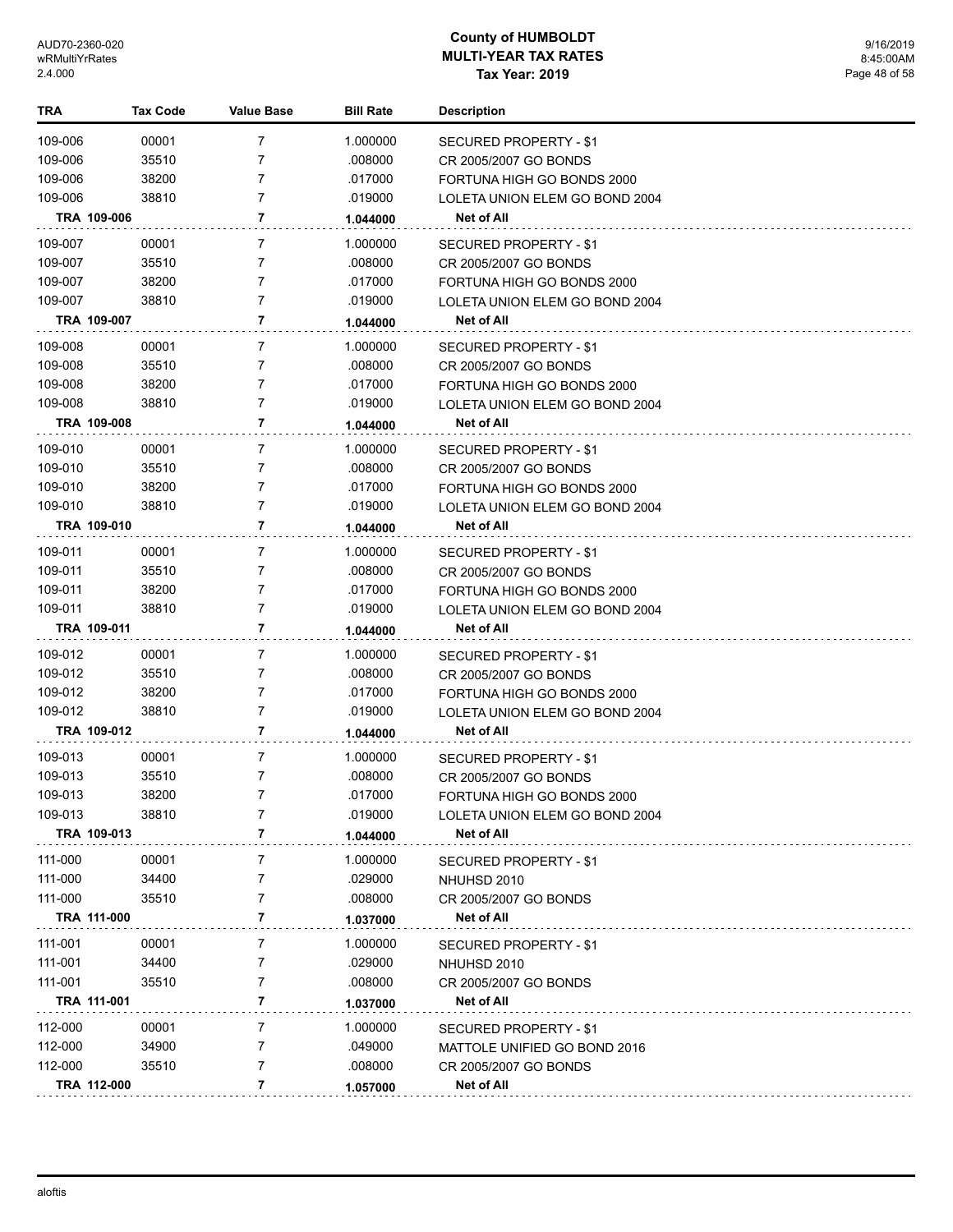# County of HUMBOLDT
## MULTI-YEAR TAX RATES
### Tax Year: 2019

| TRA | Tax Code | Value Base | Bill Rate | Description |
|---|---|---|---|---|
| 109-006 | 00001 | 7 | 1.000000 | SECURED PROPERTY - $1 |
| 109-006 | 35510 | 7 | .008000 | CR 2005/2007 GO BONDS |
| 109-006 | 38200 | 7 | .017000 | FORTUNA HIGH GO BONDS 2000 |
| 109-006 | 38810 | 7 | .019000 | LOLETA UNION ELEM GO BOND 2004 |
| **TRA 109-006** | | **7** | **1.044000** | **Net of All** |
| 109-007 | 00001 | 7 | 1.000000 | SECURED PROPERTY - $1 |
| 109-007 | 35510 | 7 | .008000 | CR 2005/2007 GO BONDS |
| 109-007 | 38200 | 7 | .017000 | FORTUNA HIGH GO BONDS 2000 |
| 109-007 | 38810 | 7 | .019000 | LOLETA UNION ELEM GO BOND 2004 |
| **TRA 109-007** | | **7** | **1.044000** | **Net of All** |
| 109-008 | 00001 | 7 | 1.000000 | SECURED PROPERTY - $1 |
| 109-008 | 35510 | 7 | .008000 | CR 2005/2007 GO BONDS |
| 109-008 | 38200 | 7 | .017000 | FORTUNA HIGH GO BONDS 2000 |
| 109-008 | 38810 | 7 | .019000 | LOLETA UNION ELEM GO BOND 2004 |
| **TRA 109-008** | | **7** | **1.044000** | **Net of All** |
| 109-010 | 00001 | 7 | 1.000000 | SECURED PROPERTY - $1 |
| 109-010 | 35510 | 7 | .008000 | CR 2005/2007 GO BONDS |
| 109-010 | 38200 | 7 | .017000 | FORTUNA HIGH GO BONDS 2000 |
| 109-010 | 38810 | 7 | .019000 | LOLETA UNION ELEM GO BOND 2004 |
| **TRA 109-010** | | **7** | **1.044000** | **Net of All** |
| 109-011 | 00001 | 7 | 1.000000 | SECURED PROPERTY - $1 |
| 109-011 | 35510 | 7 | .008000 | CR 2005/2007 GO BONDS |
| 109-011 | 38200 | 7 | .017000 | FORTUNA HIGH GO BONDS 2000 |
| 109-011 | 38810 | 7 | .019000 | LOLETA UNION ELEM GO BOND 2004 |
| **TRA 109-011** | | **7** | **1.044000** | **Net of All** |
| 109-012 | 00001 | 7 | 1.000000 | SECURED PROPERTY - $1 |
| 109-012 | 35510 | 7 | .008000 | CR 2005/2007 GO BONDS |
| 109-012 | 38200 | 7 | .017000 | FORTUNA HIGH GO BONDS 2000 |
| 109-012 | 38810 | 7 | .019000 | LOLETA UNION ELEM GO BOND 2004 |
| **TRA 109-012** | | **7** | **1.044000** | **Net of All** |
| 109-013 | 00001 | 7 | 1.000000 | SECURED PROPERTY - $1 |
| 109-013 | 35510 | 7 | .008000 | CR 2005/2007 GO BONDS |
| 109-013 | 38200 | 7 | .017000 | FORTUNA HIGH GO BONDS 2000 |
| 109-013 | 38810 | 7 | .019000 | LOLETA UNION ELEM GO BOND 2004 |
| **TRA 109-013** | | **7** | **1.044000** | **Net of All** |
| 111-000 | 00001 | 7 | 1.000000 | SECURED PROPERTY - $1 |
| 111-000 | 34400 | 7 | .029000 | NHUHSD 2010 |
| 111-000 | 35510 | 7 | .008000 | CR 2005/2007 GO BONDS |
| **TRA 111-000** | | **7** | **1.037000** | **Net of All** |
| 111-001 | 00001 | 7 | 1.000000 | SECURED PROPERTY - $1 |
| 111-001 | 34400 | 7 | .029000 | NHUHSD 2010 |
| 111-001 | 35510 | 7 | .008000 | CR 2005/2007 GO BONDS |
| **TRA 111-001** | | **7** | **1.037000** | **Net of All** |
| 112-000 | 00001 | 7 | 1.000000 | SECURED PROPERTY - $1 |
| 112-000 | 34900 | 7 | .049000 | MATTOLE UNIFIED GO BOND 2016 |
| 112-000 | 35510 | 7 | .008000 | CR 2005/2007 GO BONDS |
| **TRA 112-000** | | **7** | **1.057000** | **Net of All** |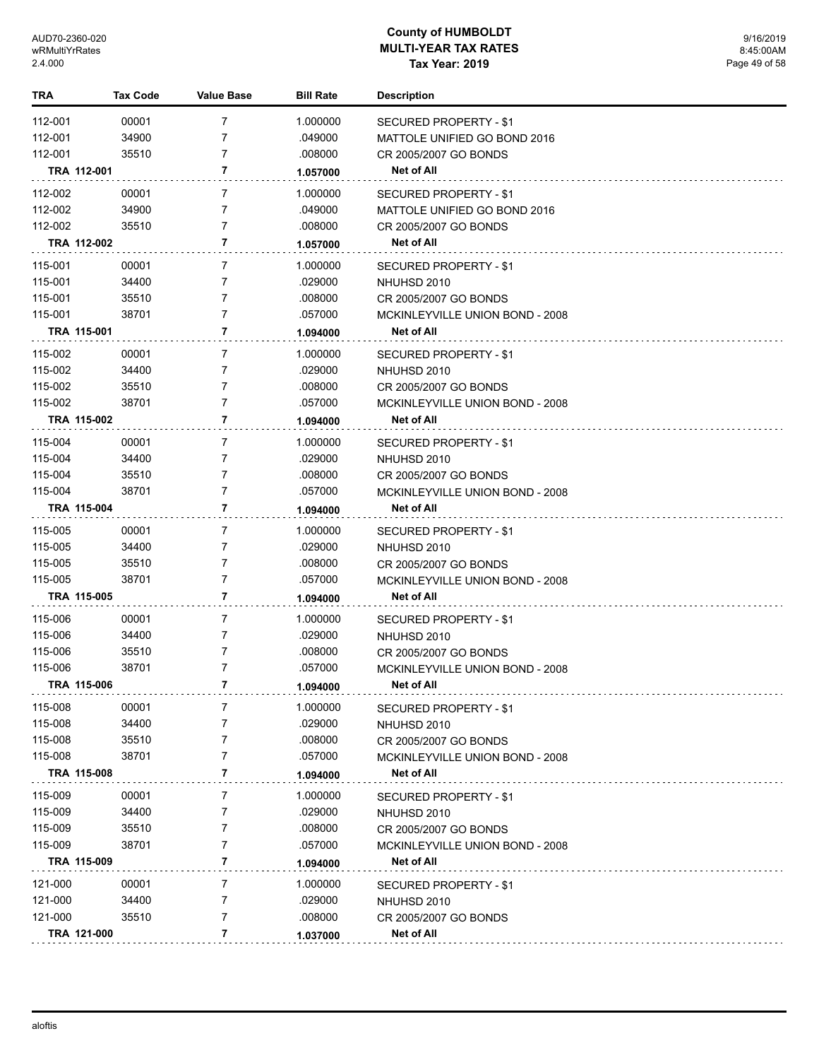# County of HUMBOLDT
## MULTI-YEAR TAX RATES
### Tax Year: 2019

| TRA | Tax Code | Value Base | Bill Rate | Description |
|---|---|---|---|---|
| 112-001 | 00001 | 7 | 1.000000 | SECURED PROPERTY - $1 |
| 112-001 | 34900 | 7 | .049000 | MATTOLE UNIFIED GO BOND 2016 |
| 112-001 | 35510 | 7 | .008000 | CR 2005/2007 GO BONDS |
| **TRA 112-001** | | **7** | **1.057000** | **Net of All** |
| 112-002 | 00001 | 7 | 1.000000 | SECURED PROPERTY - $1 |
| 112-002 | 34900 | 7 | .049000 | MATTOLE UNIFIED GO BOND 2016 |
| 112-002 | 35510 | 7 | .008000 | CR 2005/2007 GO BONDS |
| **TRA 112-002** | | **7** | **1.057000** | **Net of All** |
| 115-001 | 00001 | 7 | 1.000000 | SECURED PROPERTY - $1 |
| 115-001 | 34400 | 7 | .029000 | NHUHSD 2010 |
| 115-001 | 35510 | 7 | .008000 | CR 2005/2007 GO BONDS |
| 115-001 | 38701 | 7 | .057000 | MCKINLEYVILLE UNION BOND - 2008 |
| **TRA 115-001** | | **7** | **1.094000** | **Net of All** |
| 115-002 | 00001 | 7 | 1.000000 | SECURED PROPERTY - $1 |
| 115-002 | 34400 | 7 | .029000 | NHUHSD 2010 |
| 115-002 | 35510 | 7 | .008000 | CR 2005/2007 GO BONDS |
| 115-002 | 38701 | 7 | .057000 | MCKINLEYVILLE UNION BOND - 2008 |
| **TRA 115-002** | | **7** | **1.094000** | **Net of All** |
| 115-004 | 00001 | 7 | 1.000000 | SECURED PROPERTY - $1 |
| 115-004 | 34400 | 7 | .029000 | NHUHSD 2010 |
| 115-004 | 35510 | 7 | .008000 | CR 2005/2007 GO BONDS |
| 115-004 | 38701 | 7 | .057000 | MCKINLEYVILLE UNION BOND - 2008 |
| **TRA 115-004** | | **7** | **1.094000** | **Net of All** |
| 115-005 | 00001 | 7 | 1.000000 | SECURED PROPERTY - $1 |
| 115-005 | 34400 | 7 | .029000 | NHUHSD 2010 |
| 115-005 | 35510 | 7 | .008000 | CR 2005/2007 GO BONDS |
| 115-005 | 38701 | 7 | .057000 | MCKINLEYVILLE UNION BOND - 2008 |
| **TRA 115-005** | | **7** | **1.094000** | **Net of All** |
| 115-006 | 00001 | 7 | 1.000000 | SECURED PROPERTY - $1 |
| 115-006 | 34400 | 7 | .029000 | NHUHSD 2010 |
| 115-006 | 35510 | 7 | .008000 | CR 2005/2007 GO BONDS |
| 115-006 | 38701 | 7 | .057000 | MCKINLEYVILLE UNION BOND - 2008 |
| **TRA 115-006** | | **7** | **1.094000** | **Net of All** |
| 115-008 | 00001 | 7 | 1.000000 | SECURED PROPERTY - $1 |
| 115-008 | 34400 | 7 | .029000 | NHUHSD 2010 |
| 115-008 | 35510 | 7 | .008000 | CR 2005/2007 GO BONDS |
| 115-008 | 38701 | 7 | .057000 | MCKINLEYVILLE UNION BOND - 2008 |
| **TRA 115-008** | | **7** | **1.094000** | **Net of All** |
| 115-009 | 00001 | 7 | 1.000000 | SECURED PROPERTY - $1 |
| 115-009 | 34400 | 7 | .029000 | NHUHSD 2010 |
| 115-009 | 35510 | 7 | .008000 | CR 2005/2007 GO BONDS |
| 115-009 | 38701 | 7 | .057000 | MCKINLEYVILLE UNION BOND - 2008 |
| **TRA 115-009** | | **7** | **1.094000** | **Net of All** |
| 121-000 | 00001 | 7 | 1.000000 | SECURED PROPERTY - $1 |
| 121-000 | 34400 | 7 | .029000 | NHUHSD 2010 |
| 121-000 | 35510 | 7 | .008000 | CR 2005/2007 GO BONDS |
| **TRA 121-000** | | **7** | **1.037000** | **Net of All** |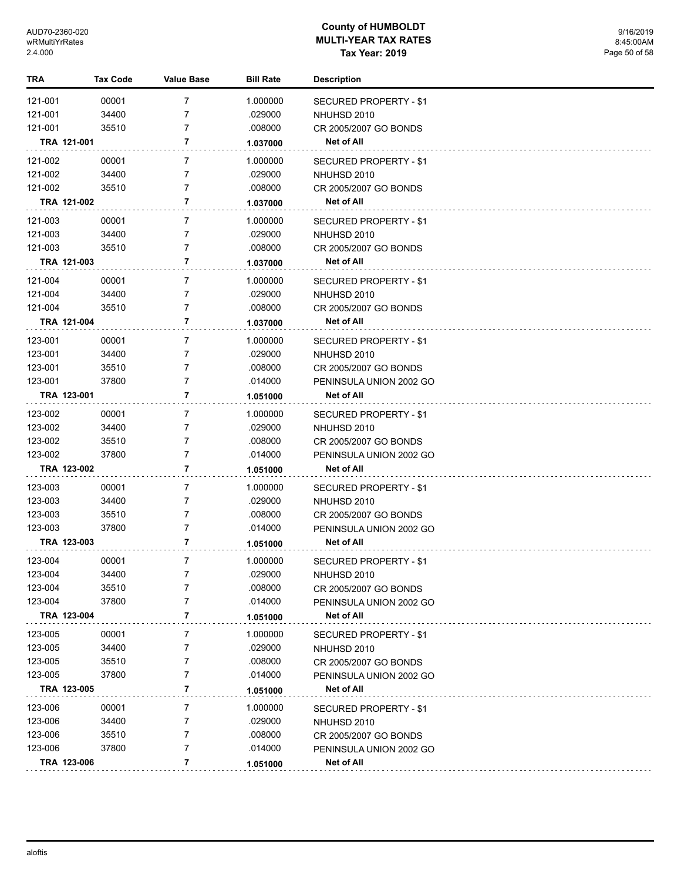# County of HUMBOLDT
## MULTI-YEAR TAX RATES
### Tax Year: 2019

| TRA | Tax Code | Value Base | Bill Rate | Description |
|---|---|---|---|---|
| 121-001 | 00001 | 7 | 1.000000 | SECURED PROPERTY - $1 |
| 121-001 | 34400 | 7 | .029000 | NHUHSD 2010 |
| 121-001 | 35510 | 7 | .008000 | CR 2005/2007 GO BONDS |
| **TRA 121-001** | | **7** | **1.037000** | **Net of All** |
| 121-002 | 00001 | 7 | 1.000000 | SECURED PROPERTY - $1 |
| 121-002 | 34400 | 7 | .029000 | NHUHSD 2010 |
| 121-002 | 35510 | 7 | .008000 | CR 2005/2007 GO BONDS |
| **TRA 121-002** | | **7** | **1.037000** | **Net of All** |
| 121-003 | 00001 | 7 | 1.000000 | SECURED PROPERTY - $1 |
| 121-003 | 34400 | 7 | .029000 | NHUHSD 2010 |
| 121-003 | 35510 | 7 | .008000 | CR 2005/2007 GO BONDS |
| **TRA 121-003** | | **7** | **1.037000** | **Net of All** |
| 121-004 | 00001 | 7 | 1.000000 | SECURED PROPERTY - $1 |
| 121-004 | 34400 | 7 | .029000 | NHUHSD 2010 |
| 121-004 | 35510 | 7 | .008000 | CR 2005/2007 GO BONDS |
| **TRA 121-004** | | **7** | **1.037000** | **Net of All** |
| 123-001 | 00001 | 7 | 1.000000 | SECURED PROPERTY - $1 |
| 123-001 | 34400 | 7 | .029000 | NHUHSD 2010 |
| 123-001 | 35510 | 7 | .008000 | CR 2005/2007 GO BONDS |
| 123-001 | 37800 | 7 | .014000 | PENINSULA UNION 2002 GO |
| **TRA 123-001** | | **7** | **1.051000** | **Net of All** |
| 123-002 | 00001 | 7 | 1.000000 | SECURED PROPERTY - $1 |
| 123-002 | 34400 | 7 | .029000 | NHUHSD 2010 |
| 123-002 | 35510 | 7 | .008000 | CR 2005/2007 GO BONDS |
| 123-002 | 37800 | 7 | .014000 | PENINSULA UNION 2002 GO |
| **TRA 123-002** | | **7** | **1.051000** | **Net of All** |
| 123-003 | 00001 | 7 | 1.000000 | SECURED PROPERTY - $1 |
| 123-003 | 34400 | 7 | .029000 | NHUHSD 2010 |
| 123-003 | 35510 | 7 | .008000 | CR 2005/2007 GO BONDS |
| 123-003 | 37800 | 7 | .014000 | PENINSULA UNION 2002 GO |
| **TRA 123-003** | | **7** | **1.051000** | **Net of All** |
| 123-004 | 00001 | 7 | 1.000000 | SECURED PROPERTY - $1 |
| 123-004 | 34400 | 7 | .029000 | NHUHSD 2010 |
| 123-004 | 35510 | 7 | .008000 | CR 2005/2007 GO BONDS |
| 123-004 | 37800 | 7 | .014000 | PENINSULA UNION 2002 GO |
| **TRA 123-004** | | **7** | **1.051000** | **Net of All** |
| 123-005 | 00001 | 7 | 1.000000 | SECURED PROPERTY - $1 |
| 123-005 | 34400 | 7 | .029000 | NHUHSD 2010 |
| 123-005 | 35510 | 7 | .008000 | CR 2005/2007 GO BONDS |
| 123-005 | 37800 | 7 | .014000 | PENINSULA UNION 2002 GO |
| **TRA 123-005** | | **7** | **1.051000** | **Net of All** |
| 123-006 | 00001 | 7 | 1.000000 | SECURED PROPERTY - $1 |
| 123-006 | 34400 | 7 | .029000 | NHUHSD 2010 |
| 123-006 | 35510 | 7 | .008000 | CR 2005/2007 GO BONDS |
| 123-006 | 37800 | 7 | .014000 | PENINSULA UNION 2002 GO |
| **TRA 123-006** | | **7** | **1.051000** | **Net of All** |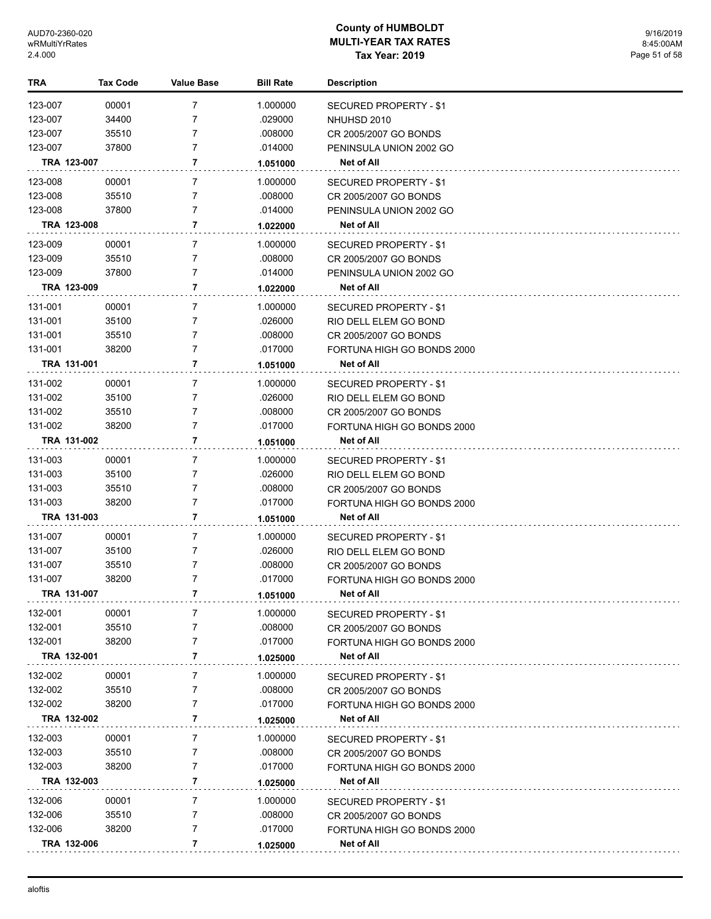# County of HUMBOLDT
## MULTI-YEAR TAX RATES
### Tax Year: 2019

| TRA | Tax Code | Value Base | Bill Rate | Description |
|---|---|---|---|---|
| 123-007 | 00001 | 7 | 1.000000 | SECURED PROPERTY - $1 |
| 123-007 | 34400 | 7 | .029000 | NHUHSD 2010 |
| 123-007 | 35510 | 7 | .008000 | CR 2005/2007 GO BONDS |
| 123-007 | 37800 | 7 | .014000 | PENINSULA UNION 2002 GO |
| **TRA 123-007** | | **7** | **1.051000** | **Net of All** |
| 123-008 | 00001 | 7 | 1.000000 | SECURED PROPERTY - $1 |
| 123-008 | 35510 | 7 | .008000 | CR 2005/2007 GO BONDS |
| 123-008 | 37800 | 7 | .014000 | PENINSULA UNION 2002 GO |
| **TRA 123-008** | | **7** | **1.022000** | **Net of All** |
| 123-009 | 00001 | 7 | 1.000000 | SECURED PROPERTY - $1 |
| 123-009 | 35510 | 7 | .008000 | CR 2005/2007 GO BONDS |
| 123-009 | 37800 | 7 | .014000 | PENINSULA UNION 2002 GO |
| **TRA 123-009** | | **7** | **1.022000** | **Net of All** |
| 131-001 | 00001 | 7 | 1.000000 | SECURED PROPERTY - $1 |
| 131-001 | 35100 | 7 | .026000 | RIO DELL ELEM GO BOND |
| 131-001 | 35510 | 7 | .008000 | CR 2005/2007 GO BONDS |
| 131-001 | 38200 | 7 | .017000 | FORTUNA HIGH GO BONDS 2000 |
| **TRA 131-001** | | **7** | **1.051000** | **Net of All** |
| 131-002 | 00001 | 7 | 1.000000 | SECURED PROPERTY - $1 |
| 131-002 | 35100 | 7 | .026000 | RIO DELL ELEM GO BOND |
| 131-002 | 35510 | 7 | .008000 | CR 2005/2007 GO BONDS |
| 131-002 | 38200 | 7 | .017000 | FORTUNA HIGH GO BONDS 2000 |
| **TRA 131-002** | | **7** | **1.051000** | **Net of All** |
| 131-003 | 00001 | 7 | 1.000000 | SECURED PROPERTY - $1 |
| 131-003 | 35100 | 7 | .026000 | RIO DELL ELEM GO BOND |
| 131-003 | 35510 | 7 | .008000 | CR 2005/2007 GO BONDS |
| 131-003 | 38200 | 7 | .017000 | FORTUNA HIGH GO BONDS 2000 |
| **TRA 131-003** | | **7** | **1.051000** | **Net of All** |
| 131-007 | 00001 | 7 | 1.000000 | SECURED PROPERTY - $1 |
| 131-007 | 35100 | 7 | .026000 | RIO DELL ELEM GO BOND |
| 131-007 | 35510 | 7 | .008000 | CR 2005/2007 GO BONDS |
| 131-007 | 38200 | 7 | .017000 | FORTUNA HIGH GO BONDS 2000 |
| **TRA 131-007** | | **7** | **1.051000** | **Net of All** |
| 132-001 | 00001 | 7 | 1.000000 | SECURED PROPERTY - $1 |
| 132-001 | 35510 | 7 | .008000 | CR 2005/2007 GO BONDS |
| 132-001 | 38200 | 7 | .017000 | FORTUNA HIGH GO BONDS 2000 |
| **TRA 132-001** | | **7** | **1.025000** | **Net of All** |
| 132-002 | 00001 | 7 | 1.000000 | SECURED PROPERTY - $1 |
| 132-002 | 35510 | 7 | .008000 | CR 2005/2007 GO BONDS |
| 132-002 | 38200 | 7 | .017000 | FORTUNA HIGH GO BONDS 2000 |
| **TRA 132-002** | | **7** | **1.025000** | **Net of All** |
| 132-003 | 00001 | 7 | 1.000000 | SECURED PROPERTY - $1 |
| 132-003 | 35510 | 7 | .008000 | CR 2005/2007 GO BONDS |
| 132-003 | 38200 | 7 | .017000 | FORTUNA HIGH GO BONDS 2000 |
| **TRA 132-003** | | **7** | **1.025000** | **Net of All** |
| 132-006 | 00001 | 7 | 1.000000 | SECURED PROPERTY - $1 |
| 132-006 | 35510 | 7 | .008000 | CR 2005/2007 GO BONDS |
| 132-006 | 38200 | 7 | .017000 | FORTUNA HIGH GO BONDS 2000 |
| **TRA 132-006** | | **7** | **1.025000** | **Net of All** |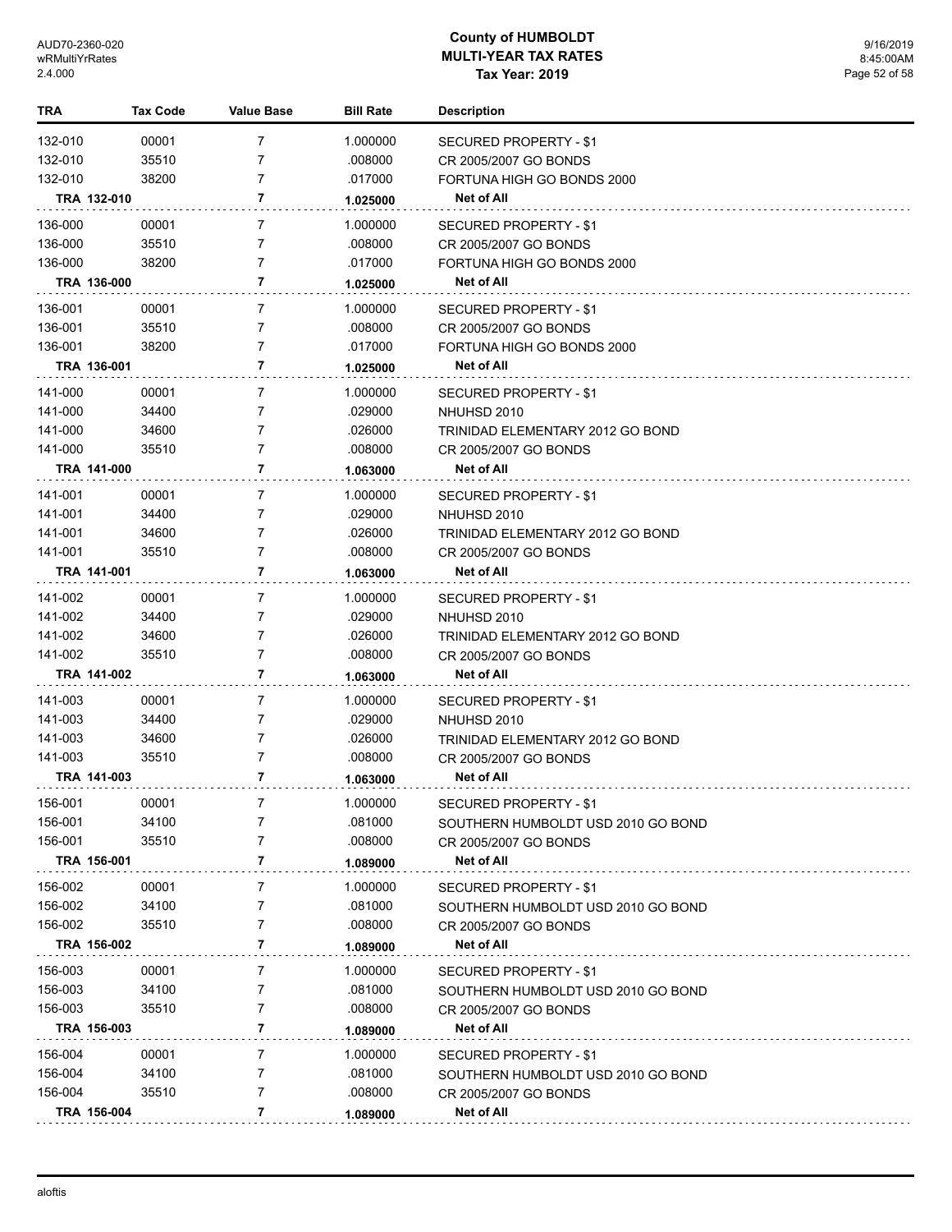| TRA | Tax Code | Value Base | Bill Rate | Description |
|---|---|---|---|---|
| 132-010 | 00001 | 7 | 1.000000 | SECURED PROPERTY - $1 |
| 132-010 | 35510 | 7 | .008000 | CR 2005/2007 GO BONDS |
| 132-010 | 38200 | 7 | .017000 | FORTUNA HIGH GO BONDS 2000 |
| **TRA 132-010** | | **7** | **1.025000** | **Net of All** |
| 136-000 | 00001 | 7 | 1.000000 | SECURED PROPERTY - $1 |
| 136-000 | 35510 | 7 | .008000 | CR 2005/2007 GO BONDS |
| 136-000 | 38200 | 7 | .017000 | FORTUNA HIGH GO BONDS 2000 |
| **TRA 136-000** | | **7** | **1.025000** | **Net of All** |
| 136-001 | 00001 | 7 | 1.000000 | SECURED PROPERTY - $1 |
| 136-001 | 35510 | 7 | .008000 | CR 2005/2007 GO BONDS |
| 136-001 | 38200 | 7 | .017000 | FORTUNA HIGH GO BONDS 2000 |
| **TRA 136-001** | | **7** | **1.025000** | **Net of All** |
| 141-000 | 00001 | 7 | 1.000000 | SECURED PROPERTY - $1 |
| 141-000 | 34400 | 7 | .029000 | NHUHSD 2010 |
| 141-000 | 34600 | 7 | .026000 | TRINIDAD ELEMENTARY 2012 GO BOND |
| 141-000 | 35510 | 7 | .008000 | CR 2005/2007 GO BONDS |
| **TRA 141-000** | | **7** | **1.063000** | **Net of All** |
| 141-001 | 00001 | 7 | 1.000000 | SECURED PROPERTY - $1 |
| 141-001 | 34400 | 7 | .029000 | NHUHSD 2010 |
| 141-001 | 34600 | 7 | .026000 | TRINIDAD ELEMENTARY 2012 GO BOND |
| 141-001 | 35510 | 7 | .008000 | CR 2005/2007 GO BONDS |
| **TRA 141-001** | | **7** | **1.063000** | **Net of All** |
| 141-002 | 00001 | 7 | 1.000000 | SECURED PROPERTY - $1 |
| 141-002 | 34400 | 7 | .029000 | NHUHSD 2010 |
| 141-002 | 34600 | 7 | .026000 | TRINIDAD ELEMENTARY 2012 GO BOND |
| 141-002 | 35510 | 7 | .008000 | CR 2005/2007 GO BONDS |
| **TRA 141-002** | | **7** | **1.063000** | **Net of All** |
| 141-003 | 00001 | 7 | 1.000000 | SECURED PROPERTY - $1 |
| 141-003 | 34400 | 7 | .029000 | NHUHSD 2010 |
| 141-003 | 34600 | 7 | .026000 | TRINIDAD ELEMENTARY 2012 GO BOND |
| 141-003 | 35510 | 7 | .008000 | CR 2005/2007 GO BONDS |
| **TRA 141-003** | | **7** | **1.063000** | **Net of All** |
| 156-001 | 00001 | 7 | 1.000000 | SECURED PROPERTY - $1 |
| 156-001 | 34100 | 7 | .081000 | SOUTHERN HUMBOLDT USD 2010 GO BOND |
| 156-001 | 35510 | 7 | .008000 | CR 2005/2007 GO BONDS |
| **TRA 156-001** | | **7** | **1.089000** | **Net of All** |
| 156-002 | 00001 | 7 | 1.000000 | SECURED PROPERTY - $1 |
| 156-002 | 34100 | 7 | .081000 | SOUTHERN HUMBOLDT USD 2010 GO BOND |
| 156-002 | 35510 | 7 | .008000 | CR 2005/2007 GO BONDS |
| **TRA 156-002** | | **7** | **1.089000** | **Net of All** |
| 156-003 | 00001 | 7 | 1.000000 | SECURED PROPERTY - $1 |
| 156-003 | 34100 | 7 | .081000 | SOUTHERN HUMBOLDT USD 2010 GO BOND |
| 156-003 | 35510 | 7 | .008000 | CR 2005/2007 GO BONDS |
| **TRA 156-003** | | **7** | **1.089000** | **Net of All** |
| 156-004 | 00001 | 7 | 1.000000 | SECURED PROPERTY - $1 |
| 156-004 | 34100 | 7 | .081000 | SOUTHERN HUMBOLDT USD 2010 GO BOND |
| 156-004 | 35510 | 7 | .008000 | CR 2005/2007 GO BONDS |
| **TRA 156-004** | | **7** | **1.089000** | **Net of All** |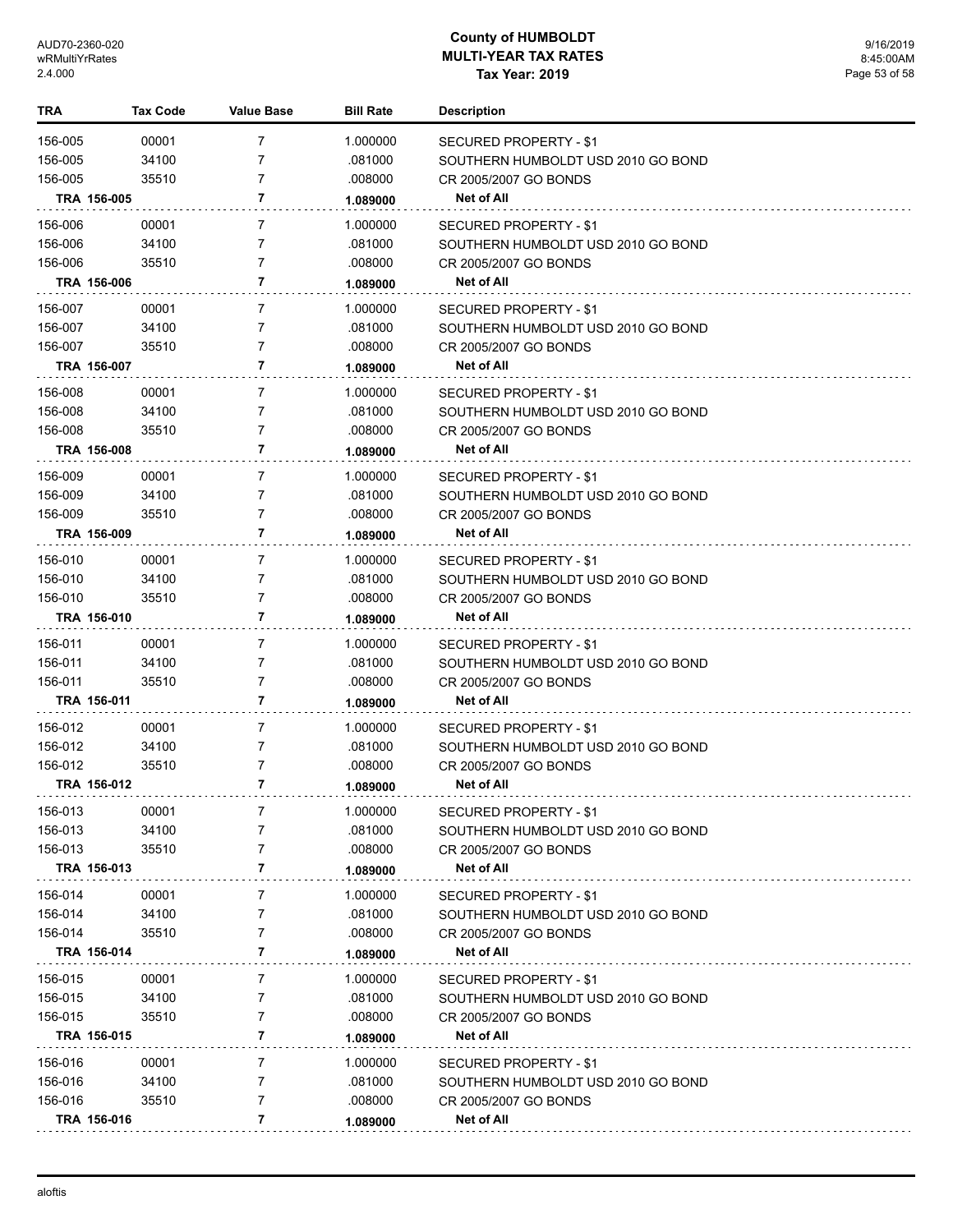| TRA | Tax Code | Value Base | Bill Rate | Description |
|---|---|---|---|---|
| 156-005 | 00001 | 7 | 1.000000 | SECURED PROPERTY - $1 |
| 156-005 | 34100 | 7 | .081000 | SOUTHERN HUMBOLDT USD 2010 GO BOND |
| 156-005 | 35510 | 7 | .008000 | CR 2005/2007 GO BONDS |
| **TRA 156-005** | | **7** | **1.089000** | **Net of All** |
| 156-006 | 00001 | 7 | 1.000000 | SECURED PROPERTY - $1 |
| 156-006 | 34100 | 7 | .081000 | SOUTHERN HUMBOLDT USD 2010 GO BOND |
| 156-006 | 35510 | 7 | .008000 | CR 2005/2007 GO BONDS |
| **TRA 156-006** | | **7** | **1.089000** | **Net of All** |
| 156-007 | 00001 | 7 | 1.000000 | SECURED PROPERTY - $1 |
| 156-007 | 34100 | 7 | .081000 | SOUTHERN HUMBOLDT USD 2010 GO BOND |
| 156-007 | 35510 | 7 | .008000 | CR 2005/2007 GO BONDS |
| **TRA 156-007** | | **7** | **1.089000** | **Net of All** |
| 156-008 | 00001 | 7 | 1.000000 | SECURED PROPERTY - $1 |
| 156-008 | 34100 | 7 | .081000 | SOUTHERN HUMBOLDT USD 2010 GO BOND |
| 156-008 | 35510 | 7 | .008000 | CR 2005/2007 GO BONDS |
| **TRA 156-008** | | **7** | **1.089000** | **Net of All** |
| 156-009 | 00001 | 7 | 1.000000 | SECURED PROPERTY - $1 |
| 156-009 | 34100 | 7 | .081000 | SOUTHERN HUMBOLDT USD 2010 GO BOND |
| 156-009 | 35510 | 7 | .008000 | CR 2005/2007 GO BONDS |
| **TRA 156-009** | | **7** | **1.089000** | **Net of All** |
| 156-010 | 00001 | 7 | 1.000000 | SECURED PROPERTY - $1 |
| 156-010 | 34100 | 7 | .081000 | SOUTHERN HUMBOLDT USD 2010 GO BOND |
| 156-010 | 35510 | 7 | .008000 | CR 2005/2007 GO BONDS |
| **TRA 156-010** | | **7** | **1.089000** | **Net of All** |
| 156-011 | 00001 | 7 | 1.000000 | SECURED PROPERTY - $1 |
| 156-011 | 34100 | 7 | .081000 | SOUTHERN HUMBOLDT USD 2010 GO BOND |
| 156-011 | 35510 | 7 | .008000 | CR 2005/2007 GO BONDS |
| **TRA 156-011** | | **7** | **1.089000** | **Net of All** |
| 156-012 | 00001 | 7 | 1.000000 | SECURED PROPERTY - $1 |
| 156-012 | 34100 | 7 | .081000 | SOUTHERN HUMBOLDT USD 2010 GO BOND |
| 156-012 | 35510 | 7 | .008000 | CR 2005/2007 GO BONDS |
| **TRA 156-012** | | **7** | **1.089000** | **Net of All** |
| 156-013 | 00001 | 7 | 1.000000 | SECURED PROPERTY - $1 |
| 156-013 | 34100 | 7 | .081000 | SOUTHERN HUMBOLDT USD 2010 GO BOND |
| 156-013 | 35510 | 7 | .008000 | CR 2005/2007 GO BONDS |
| **TRA 156-013** | | **7** | **1.089000** | **Net of All** |
| 156-014 | 00001 | 7 | 1.000000 | SECURED PROPERTY - $1 |
| 156-014 | 34100 | 7 | .081000 | SOUTHERN HUMBOLDT USD 2010 GO BOND |
| 156-014 | 35510 | 7 | .008000 | CR 2005/2007 GO BONDS |
| **TRA 156-014** | | **7** | **1.089000** | **Net of All** |
| 156-015 | 00001 | 7 | 1.000000 | SECURED PROPERTY - $1 |
| 156-015 | 34100 | 7 | .081000 | SOUTHERN HUMBOLDT USD 2010 GO BOND |
| 156-015 | 35510 | 7 | .008000 | CR 2005/2007 GO BONDS |
| **TRA 156-015** | | **7** | **1.089000** | **Net of All** |
| 156-016 | 00001 | 7 | 1.000000 | SECURED PROPERTY - $1 |
| 156-016 | 34100 | 7 | .081000 | SOUTHERN HUMBOLDT USD 2010 GO BOND |
| 156-016 | 35510 | 7 | .008000 | CR 2005/2007 GO BONDS |
| **TRA 156-016** | | **7** | **1.089000** | **Net of All** |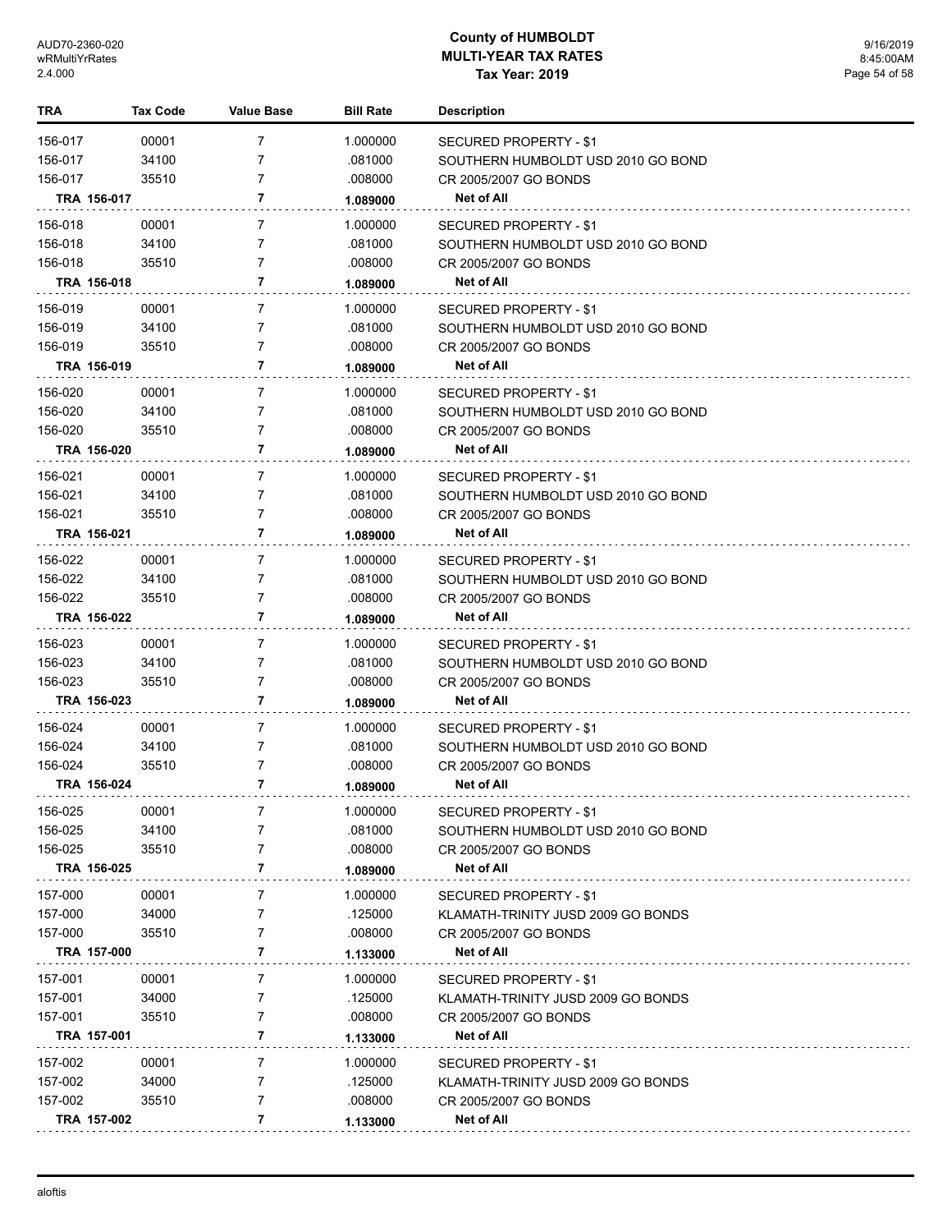| TRA | Tax Code | Value Base | Bill Rate | Description |
|---|---|---|---|---|
| 156-017 | 00001 | 7 | 1.000000 | SECURED PROPERTY - $1 |
| 156-017 | 34100 | 7 | .081000 | SOUTHERN HUMBOLDT USD 2010 GO BOND |
| 156-017 | 35510 | 7 | .008000 | CR 2005/2007 GO BONDS |
| **TRA 156-017** | | **7** | **1.089000** | **Net of All** |
| 156-018 | 00001 | 7 | 1.000000 | SECURED PROPERTY - $1 |
| 156-018 | 34100 | 7 | .081000 | SOUTHERN HUMBOLDT USD 2010 GO BOND |
| 156-018 | 35510 | 7 | .008000 | CR 2005/2007 GO BONDS |
| **TRA 156-018** | | **7** | **1.089000** | **Net of All** |
| 156-019 | 00001 | 7 | 1.000000 | SECURED PROPERTY - $1 |
| 156-019 | 34100 | 7 | .081000 | SOUTHERN HUMBOLDT USD 2010 GO BOND |
| 156-019 | 35510 | 7 | .008000 | CR 2005/2007 GO BONDS |
| **TRA 156-019** | | **7** | **1.089000** | **Net of All** |
| 156-020 | 00001 | 7 | 1.000000 | SECURED PROPERTY - $1 |
| 156-020 | 34100 | 7 | .081000 | SOUTHERN HUMBOLDT USD 2010 GO BOND |
| 156-020 | 35510 | 7 | .008000 | CR 2005/2007 GO BONDS |
| **TRA 156-020** | | **7** | **1.089000** | **Net of All** |
| 156-021 | 00001 | 7 | 1.000000 | SECURED PROPERTY - $1 |
| 156-021 | 34100 | 7 | .081000 | SOUTHERN HUMBOLDT USD 2010 GO BOND |
| 156-021 | 35510 | 7 | .008000 | CR 2005/2007 GO BONDS |
| **TRA 156-021** | | **7** | **1.089000** | **Net of All** |
| 156-022 | 00001 | 7 | 1.000000 | SECURED PROPERTY - $1 |
| 156-022 | 34100 | 7 | .081000 | SOUTHERN HUMBOLDT USD 2010 GO BOND |
| 156-022 | 35510 | 7 | .008000 | CR 2005/2007 GO BONDS |
| **TRA 156-022** | | **7** | **1.089000** | **Net of All** |
| 156-023 | 00001 | 7 | 1.000000 | SECURED PROPERTY - $1 |
| 156-023 | 34100 | 7 | .081000 | SOUTHERN HUMBOLDT USD 2010 GO BOND |
| 156-023 | 35510 | 7 | .008000 | CR 2005/2007 GO BONDS |
| **TRA 156-023** | | **7** | **1.089000** | **Net of All** |
| 156-024 | 00001 | 7 | 1.000000 | SECURED PROPERTY - $1 |
| 156-024 | 34100 | 7 | .081000 | SOUTHERN HUMBOLDT USD 2010 GO BOND |
| 156-024 | 35510 | 7 | .008000 | CR 2005/2007 GO BONDS |
| **TRA 156-024** | | **7** | **1.089000** | **Net of All** |
| 156-025 | 00001 | 7 | 1.000000 | SECURED PROPERTY - $1 |
| 156-025 | 34100 | 7 | .081000 | SOUTHERN HUMBOLDT USD 2010 GO BOND |
| 156-025 | 35510 | 7 | .008000 | CR 2005/2007 GO BONDS |
| **TRA 156-025** | | **7** | **1.089000** | **Net of All** |
| 157-000 | 00001 | 7 | 1.000000 | SECURED PROPERTY - $1 |
| 157-000 | 34000 | 7 | .125000 | KLAMATH-TRINITY JUSD 2009 GO BONDS |
| 157-000 | 35510 | 7 | .008000 | CR 2005/2007 GO BONDS |
| **TRA 157-000** | | **7** | **1.133000** | **Net of All** |
| 157-001 | 00001 | 7 | 1.000000 | SECURED PROPERTY - $1 |
| 157-001 | 34000 | 7 | .125000 | KLAMATH-TRINITY JUSD 2009 GO BONDS |
| 157-001 | 35510 | 7 | .008000 | CR 2005/2007 GO BONDS |
| **TRA 157-001** | | **7** | **1.133000** | **Net of All** |
| 157-002 | 00001 | 7 | 1.000000 | SECURED PROPERTY - $1 |
| 157-002 | 34000 | 7 | .125000 | KLAMATH-TRINITY JUSD 2009 GO BONDS |
| 157-002 | 35510 | 7 | .008000 | CR 2005/2007 GO BONDS |
| **TRA 157-002** | | **7** | **1.133000** | **Net of All** |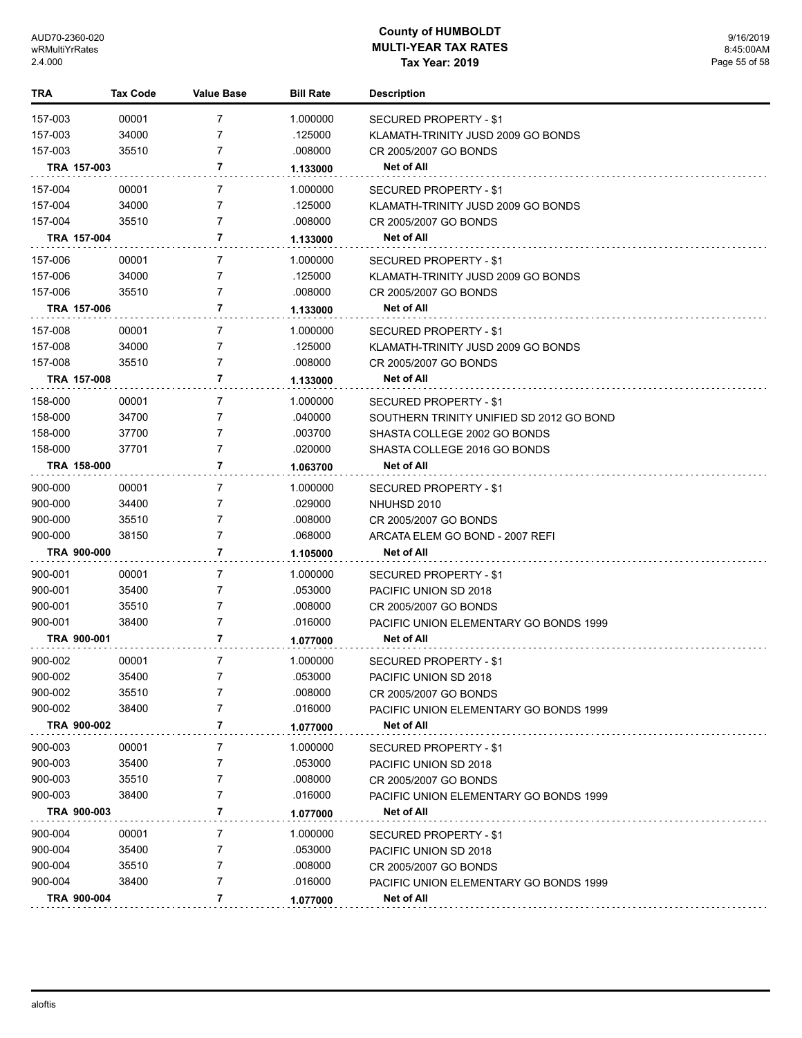# County of HUMBOLDT
## MULTI-YEAR TAX RATES
### Tax Year: 2019

| TRA | Tax Code | Value Base | Bill Rate | Description |
|---|---|---|---|---|
| 157-003 | 00001 | 7 | 1.000000 | SECURED PROPERTY - $1 |
| 157-003 | 34000 | 7 | .125000 | KLAMATH-TRINITY JUSD 2009 GO BONDS |
| 157-003 | 35510 | 7 | .008000 | CR 2005/2007 GO BONDS |
| **TRA 157-003** | | **7** | **1.133000** | **Net of All** |
| 157-004 | 00001 | 7 | 1.000000 | SECURED PROPERTY - $1 |
| 157-004 | 34000 | 7 | .125000 | KLAMATH-TRINITY JUSD 2009 GO BONDS |
| 157-004 | 35510 | 7 | .008000 | CR 2005/2007 GO BONDS |
| **TRA 157-004** | | **7** | **1.133000** | **Net of All** |
| 157-006 | 00001 | 7 | 1.000000 | SECURED PROPERTY - $1 |
| 157-006 | 34000 | 7 | .125000 | KLAMATH-TRINITY JUSD 2009 GO BONDS |
| 157-006 | 35510 | 7 | .008000 | CR 2005/2007 GO BONDS |
| **TRA 157-006** | | **7** | **1.133000** | **Net of All** |
| 157-008 | 00001 | 7 | 1.000000 | SECURED PROPERTY - $1 |
| 157-008 | 34000 | 7 | .125000 | KLAMATH-TRINITY JUSD 2009 GO BONDS |
| 157-008 | 35510 | 7 | .008000 | CR 2005/2007 GO BONDS |
| **TRA 157-008** | | **7** | **1.133000** | **Net of All** |
| 158-000 | 00001 | 7 | 1.000000 | SECURED PROPERTY - $1 |
| 158-000 | 34700 | 7 | .040000 | SOUTHERN TRINITY UNIFIED SD 2012 GO BOND |
| 158-000 | 37700 | 7 | .003700 | SHASTA COLLEGE 2002 GO BONDS |
| 158-000 | 37701 | 7 | .020000 | SHASTA COLLEGE 2016 GO BONDS |
| **TRA 158-000** | | **7** | **1.063700** | **Net of All** |
| 900-000 | 00001 | 7 | 1.000000 | SECURED PROPERTY - $1 |
| 900-000 | 34400 | 7 | .029000 | NHUHSD 2010 |
| 900-000 | 35510 | 7 | .008000 | CR 2005/2007 GO BONDS |
| 900-000 | 38150 | 7 | .068000 | ARCATA ELEM GO BOND - 2007 REFI |
| **TRA 900-000** | | **7** | **1.105000** | **Net of All** |
| 900-001 | 00001 | 7 | 1.000000 | SECURED PROPERTY - $1 |
| 900-001 | 35400 | 7 | .053000 | PACIFIC UNION SD 2018 |
| 900-001 | 35510 | 7 | .008000 | CR 2005/2007 GO BONDS |
| 900-001 | 38400 | 7 | .016000 | PACIFIC UNION ELEMENTARY GO BONDS 1999 |
| **TRA 900-001** | | **7** | **1.077000** | **Net of All** |
| 900-002 | 00001 | 7 | 1.000000 | SECURED PROPERTY - $1 |
| 900-002 | 35400 | 7 | .053000 | PACIFIC UNION SD 2018 |
| 900-002 | 35510 | 7 | .008000 | CR 2005/2007 GO BONDS |
| 900-002 | 38400 | 7 | .016000 | PACIFIC UNION ELEMENTARY GO BONDS 1999 |
| **TRA 900-002** | | **7** | **1.077000** | **Net of All** |
| 900-003 | 00001 | 7 | 1.000000 | SECURED PROPERTY - $1 |
| 900-003 | 35400 | 7 | .053000 | PACIFIC UNION SD 2018 |
| 900-003 | 35510 | 7 | .008000 | CR 2005/2007 GO BONDS |
| 900-003 | 38400 | 7 | .016000 | PACIFIC UNION ELEMENTARY GO BONDS 1999 |
| **TRA 900-003** | | **7** | **1.077000** | **Net of All** |
| 900-004 | 00001 | 7 | 1.000000 | SECURED PROPERTY - $1 |
| 900-004 | 35400 | 7 | .053000 | PACIFIC UNION SD 2018 |
| 900-004 | 35510 | 7 | .008000 | CR 2005/2007 GO BONDS |
| 900-004 | 38400 | 7 | .016000 | PACIFIC UNION ELEMENTARY GO BONDS 1999 |
| **TRA 900-004** | | **7** | **1.077000** | **Net of All** |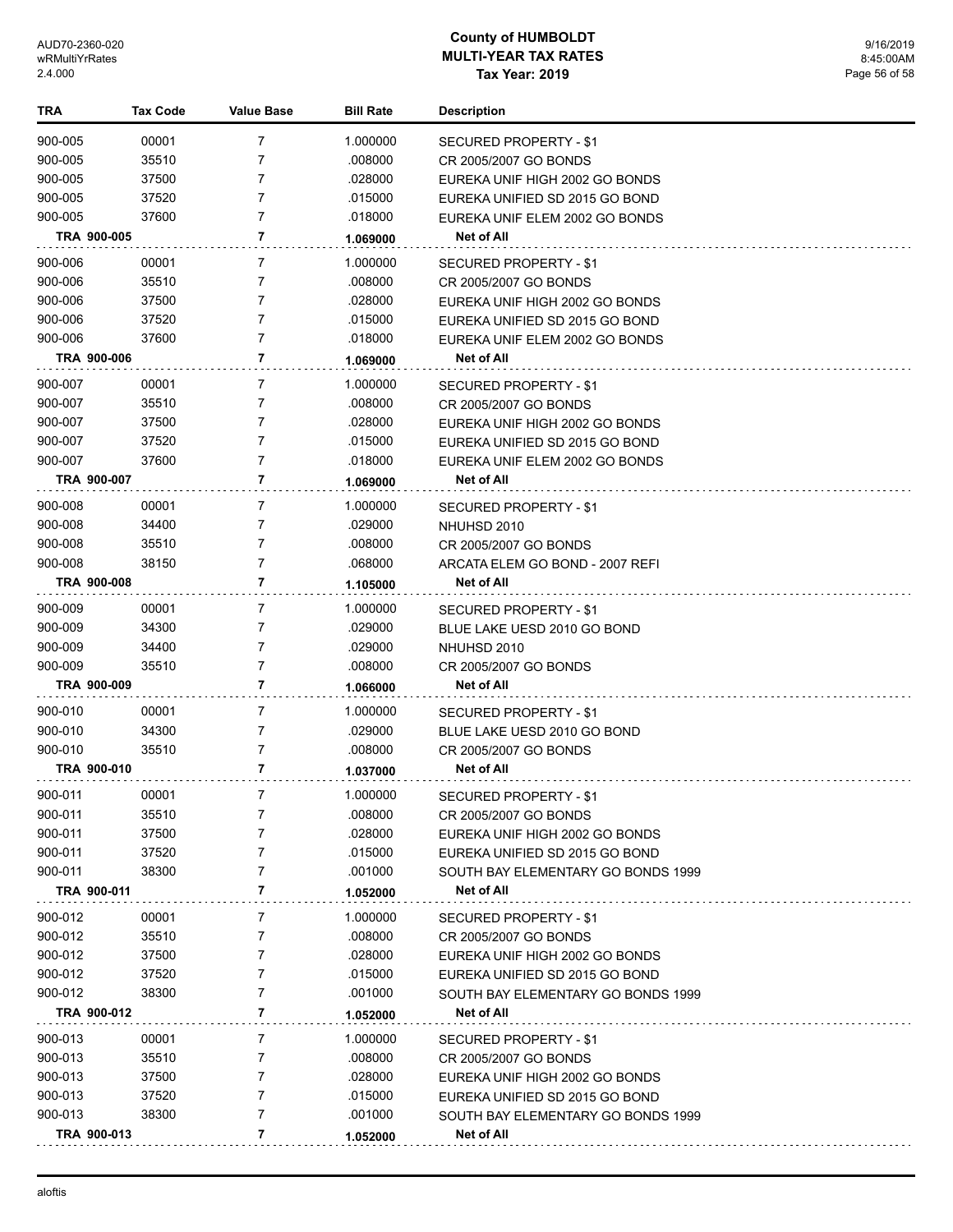# County of HUMBOLDT
## MULTI-YEAR TAX RATES
### Tax Year: 2019

| TRA | Tax Code | Value Base | Bill Rate | Description |
|---|---|---|---|---|
| 900-005 | 00001 | 7 | 1.000000 | SECURED PROPERTY - $1 |
| 900-005 | 35510 | 7 | .008000 | CR 2005/2007 GO BONDS |
| 900-005 | 37500 | 7 | .028000 | EUREKA UNIF HIGH 2002 GO BONDS |
| 900-005 | 37520 | 7 | .015000 | EUREKA UNIFIED SD 2015 GO BOND |
| 900-005 | 37600 | 7 | .018000 | EUREKA UNIF ELEM 2002 GO BONDS |
| **TRA 900-005** | | **7** | **1.069000** | **Net of All** |
| 900-006 | 00001 | 7 | 1.000000 | SECURED PROPERTY - $1 |
| 900-006 | 35510 | 7 | .008000 | CR 2005/2007 GO BONDS |
| 900-006 | 37500 | 7 | .028000 | EUREKA UNIF HIGH 2002 GO BONDS |
| 900-006 | 37520 | 7 | .015000 | EUREKA UNIFIED SD 2015 GO BOND |
| 900-006 | 37600 | 7 | .018000 | EUREKA UNIF ELEM 2002 GO BONDS |
| **TRA 900-006** | | **7** | **1.069000** | **Net of All** |
| 900-007 | 00001 | 7 | 1.000000 | SECURED PROPERTY - $1 |
| 900-007 | 35510 | 7 | .008000 | CR 2005/2007 GO BONDS |
| 900-007 | 37500 | 7 | .028000 | EUREKA UNIF HIGH 2002 GO BONDS |
| 900-007 | 37520 | 7 | .015000 | EUREKA UNIFIED SD 2015 GO BOND |
| 900-007 | 37600 | 7 | .018000 | EUREKA UNIF ELEM 2002 GO BONDS |
| **TRA 900-007** | | **7** | **1.069000** | **Net of All** |
| 900-008 | 00001 | 7 | 1.000000 | SECURED PROPERTY - $1 |
| 900-008 | 34400 | 7 | .029000 | NHUHSD 2010 |
| 900-008 | 35510 | 7 | .008000 | CR 2005/2007 GO BONDS |
| 900-008 | 38150 | 7 | .068000 | ARCATA ELEM GO BOND - 2007 REFI |
| **TRA 900-008** | | **7** | **1.105000** | **Net of All** |
| 900-009 | 00001 | 7 | 1.000000 | SECURED PROPERTY - $1 |
| 900-009 | 34300 | 7 | .029000 | BLUE LAKE UESD 2010 GO BOND |
| 900-009 | 34400 | 7 | .029000 | NHUHSD 2010 |
| 900-009 | 35510 | 7 | .008000 | CR 2005/2007 GO BONDS |
| **TRA 900-009** | | **7** | **1.066000** | **Net of All** |
| 900-010 | 00001 | 7 | 1.000000 | SECURED PROPERTY - $1 |
| 900-010 | 34300 | 7 | .029000 | BLUE LAKE UESD 2010 GO BOND |
| 900-010 | 35510 | 7 | .008000 | CR 2005/2007 GO BONDS |
| **TRA 900-010** | | **7** | **1.037000** | **Net of All** |
| 900-011 | 00001 | 7 | 1.000000 | SECURED PROPERTY - $1 |
| 900-011 | 35510 | 7 | .008000 | CR 2005/2007 GO BONDS |
| 900-011 | 37500 | 7 | .028000 | EUREKA UNIF HIGH 2002 GO BONDS |
| 900-011 | 37520 | 7 | .015000 | EUREKA UNIFIED SD 2015 GO BOND |
| 900-011 | 38300 | 7 | .001000 | SOUTH BAY ELEMENTARY GO BONDS 1999 |
| **TRA 900-011** | | **7** | **1.052000** | **Net of All** |
| 900-012 | 00001 | 7 | 1.000000 | SECURED PROPERTY - $1 |
| 900-012 | 35510 | 7 | .008000 | CR 2005/2007 GO BONDS |
| 900-012 | 37500 | 7 | .028000 | EUREKA UNIF HIGH 2002 GO BONDS |
| 900-012 | 37520 | 7 | .015000 | EUREKA UNIFIED SD 2015 GO BOND |
| 900-012 | 38300 | 7 | .001000 | SOUTH BAY ELEMENTARY GO BONDS 1999 |
| **TRA 900-012** | | **7** | **1.052000** | **Net of All** |
| 900-013 | 00001 | 7 | 1.000000 | SECURED PROPERTY - $1 |
| 900-013 | 35510 | 7 | .008000 | CR 2005/2007 GO BONDS |
| 900-013 | 37500 | 7 | .028000 | EUREKA UNIF HIGH 2002 GO BONDS |
| 900-013 | 37520 | 7 | .015000 | EUREKA UNIFIED SD 2015 GO BOND |
| 900-013 | 38300 | 7 | .001000 | SOUTH BAY ELEMENTARY GO BONDS 1999 |
| **TRA 900-013** | | **7** | **1.052000** | **Net of All** |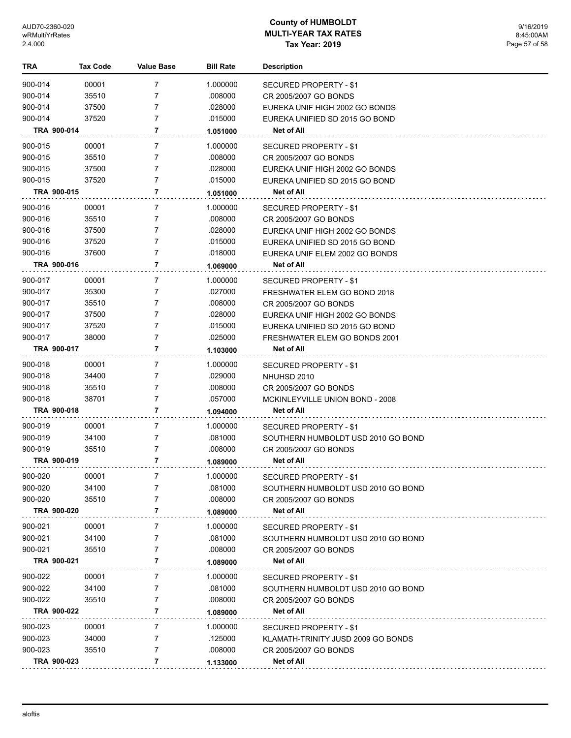# County of HUMBOLDT
## MULTI-YEAR TAX RATES
### Tax Year: 2019

| TRA | Tax Code | Value Base | Bill Rate | Description |
|---|---|---|---|---|
| 900-014 | 00001 | 7 | 1.000000 | SECURED PROPERTY - $1 |
| 900-014 | 35510 | 7 | .008000 | CR 2005/2007 GO BONDS |
| 900-014 | 37500 | 7 | .028000 | EUREKA UNIF HIGH 2002 GO BONDS |
| 900-014 | 37520 | 7 | .015000 | EUREKA UNIFIED SD 2015 GO BOND |
| **TRA 900-014** | | **7** | **1.051000** | **Net of All** |
| 900-015 | 00001 | 7 | 1.000000 | SECURED PROPERTY - $1 |
| 900-015 | 35510 | 7 | .008000 | CR 2005/2007 GO BONDS |
| 900-015 | 37500 | 7 | .028000 | EUREKA UNIF HIGH 2002 GO BONDS |
| 900-015 | 37520 | 7 | .015000 | EUREKA UNIFIED SD 2015 GO BOND |
| **TRA 900-015** | | **7** | **1.051000** | **Net of All** |
| 900-016 | 00001 | 7 | 1.000000 | SECURED PROPERTY - $1 |
| 900-016 | 35510 | 7 | .008000 | CR 2005/2007 GO BONDS |
| 900-016 | 37500 | 7 | .028000 | EUREKA UNIF HIGH 2002 GO BONDS |
| 900-016 | 37520 | 7 | .015000 | EUREKA UNIFIED SD 2015 GO BOND |
| 900-016 | 37600 | 7 | .018000 | EUREKA UNIF ELEM 2002 GO BONDS |
| **TRA 900-016** | | **7** | **1.069000** | **Net of All** |
| 900-017 | 00001 | 7 | 1.000000 | SECURED PROPERTY - $1 |
| 900-017 | 35300 | 7 | .027000 | FRESHWATER ELEM GO BOND 2018 |
| 900-017 | 35510 | 7 | .008000 | CR 2005/2007 GO BONDS |
| 900-017 | 37500 | 7 | .028000 | EUREKA UNIF HIGH 2002 GO BONDS |
| 900-017 | 37520 | 7 | .015000 | EUREKA UNIFIED SD 2015 GO BOND |
| 900-017 | 38000 | 7 | .025000 | FRESHWATER ELEM GO BONDS 2001 |
| **TRA 900-017** | | **7** | **1.103000** | **Net of All** |
| 900-018 | 00001 | 7 | 1.000000 | SECURED PROPERTY - $1 |
| 900-018 | 34400 | 7 | .029000 | NHUHSD 2010 |
| 900-018 | 35510 | 7 | .008000 | CR 2005/2007 GO BONDS |
| 900-018 | 38701 | 7 | .057000 | MCKINLEYVILLE UNION BOND - 2008 |
| **TRA 900-018** | | **7** | **1.094000** | **Net of All** |
| 900-019 | 00001 | 7 | 1.000000 | SECURED PROPERTY - $1 |
| 900-019 | 34100 | 7 | .081000 | SOUTHERN HUMBOLDT USD 2010 GO BOND |
| 900-019 | 35510 | 7 | .008000 | CR 2005/2007 GO BONDS |
| **TRA 900-019** | | **7** | **1.089000** | **Net of All** |
| 900-020 | 00001 | 7 | 1.000000 | SECURED PROPERTY - $1 |
| 900-020 | 34100 | 7 | .081000 | SOUTHERN HUMBOLDT USD 2010 GO BOND |
| 900-020 | 35510 | 7 | .008000 | CR 2005/2007 GO BONDS |
| **TRA 900-020** | | **7** | **1.089000** | **Net of All** |
| 900-021 | 00001 | 7 | 1.000000 | SECURED PROPERTY - $1 |
| 900-021 | 34100 | 7 | .081000 | SOUTHERN HUMBOLDT USD 2010 GO BOND |
| 900-021 | 35510 | 7 | .008000 | CR 2005/2007 GO BONDS |
| **TRA 900-021** | | **7** | **1.089000** | **Net of All** |
| 900-022 | 00001 | 7 | 1.000000 | SECURED PROPERTY - $1 |
| 900-022 | 34100 | 7 | .081000 | SOUTHERN HUMBOLDT USD 2010 GO BOND |
| 900-022 | 35510 | 7 | .008000 | CR 2005/2007 GO BONDS |
| **TRA 900-022** | | **7** | **1.089000** | **Net of All** |
| 900-023 | 00001 | 7 | 1.000000 | SECURED PROPERTY - $1 |
| 900-023 | 34000 | 7 | .125000 | KLAMATH-TRINITY JUSD 2009 GO BONDS |
| 900-023 | 35510 | 7 | .008000 | CR 2005/2007 GO BONDS |
| **TRA 900-023** | | **7** | **1.133000** | **Net of All** |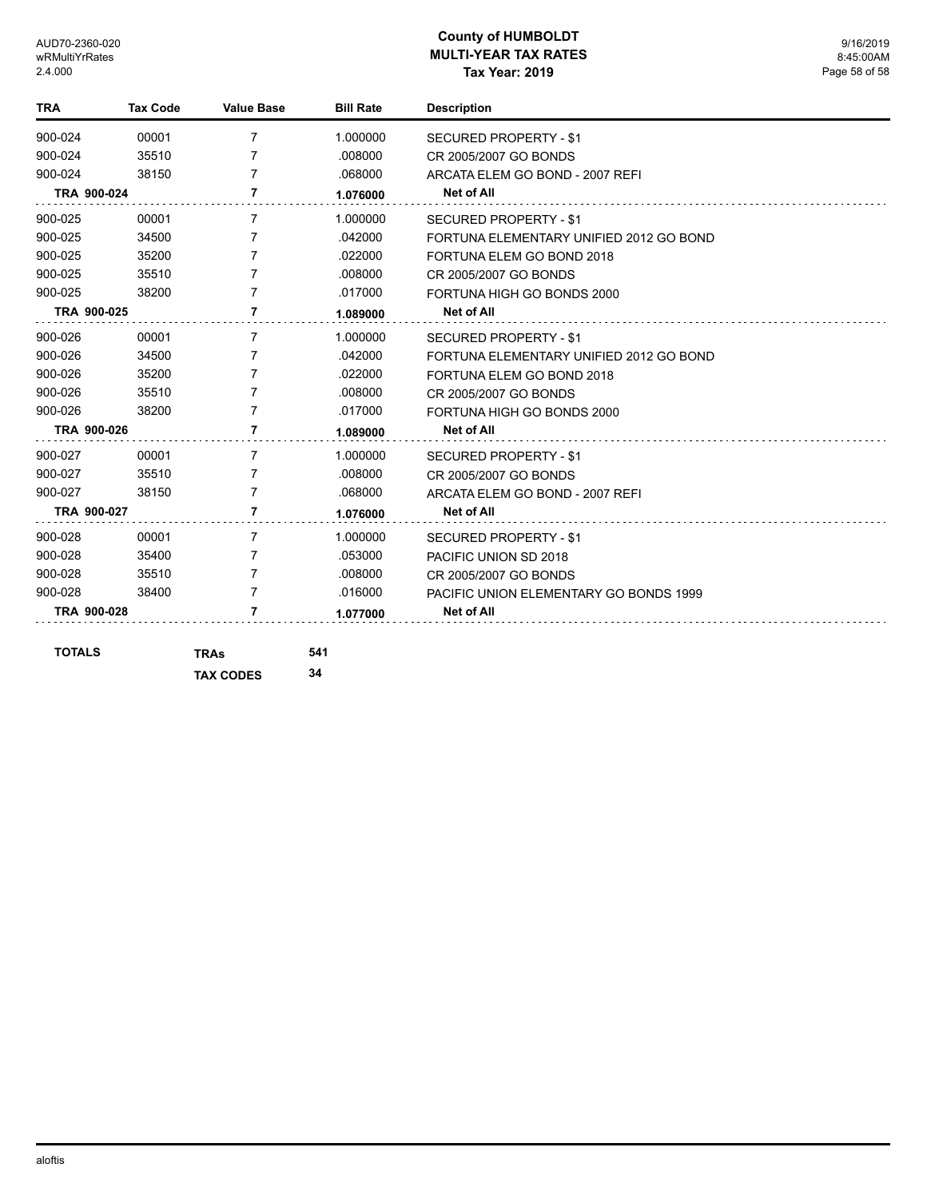| TRA | Tax Code | Value Base | Bill Rate | Description |
|---|---|---|---|---|
| 900-024 | 00001 | 7 | 1.000000 | SECURED PROPERTY - $1 |
| 900-024 | 35510 | 7 | .008000 | CR 2005/2007 GO BONDS |
| 900-024 | 38150 | 7 | .068000 | ARCATA ELEM GO BOND - 2007 REFI |
| **TRA 900-024** | | **7** | **1.076000** | **Net of All** |
| 900-025 | 00001 | 7 | 1.000000 | SECURED PROPERTY - $1 |
| 900-025 | 34500 | 7 | .042000 | FORTUNA ELEMENTARY UNIFIED 2012 GO BOND |
| 900-025 | 35200 | 7 | .022000 | FORTUNA ELEM GO BOND 2018 |
| 900-025 | 35510 | 7 | .008000 | CR 2005/2007 GO BONDS |
| 900-025 | 38200 | 7 | .017000 | FORTUNA HIGH GO BONDS 2000 |
| **TRA 900-025** | | **7** | **1.089000** | **Net of All** |
| 900-026 | 00001 | 7 | 1.000000 | SECURED PROPERTY - $1 |
| 900-026 | 34500 | 7 | .042000 | FORTUNA ELEMENTARY UNIFIED 2012 GO BOND |
| 900-026 | 35200 | 7 | .022000 | FORTUNA ELEM GO BOND 2018 |
| 900-026 | 35510 | 7 | .008000 | CR 2005/2007 GO BONDS |
| 900-026 | 38200 | 7 | .017000 | FORTUNA HIGH GO BONDS 2000 |
| **TRA 900-026** | | **7** | **1.089000** | **Net of All** |
| 900-027 | 00001 | 7 | 1.000000 | SECURED PROPERTY - $1 |
| 900-027 | 35510 | 7 | .008000 | CR 2005/2007 GO BONDS |
| 900-027 | 38150 | 7 | .068000 | ARCATA ELEM GO BOND - 2007 REFI |
| **TRA 900-027** | | **7** | **1.076000** | **Net of All** |
| 900-028 | 00001 | 7 | 1.000000 | SECURED PROPERTY - $1 |
| 900-028 | 35400 | 7 | .053000 | PACIFIC UNION SD 2018 |
| 900-028 | 35510 | 7 | .008000 | CR 2005/2007 GO BONDS |
| 900-028 | 38400 | 7 | .016000 | PACIFIC UNION ELEMENTARY GO BONDS 1999 |
| **TRA 900-028** | | **7** | **1.077000** | **Net of All** |

| | | |
|---|---|---|
| **TOTALS** | **TRAs** | **541** |
| | **TAX CODES** | **34** |